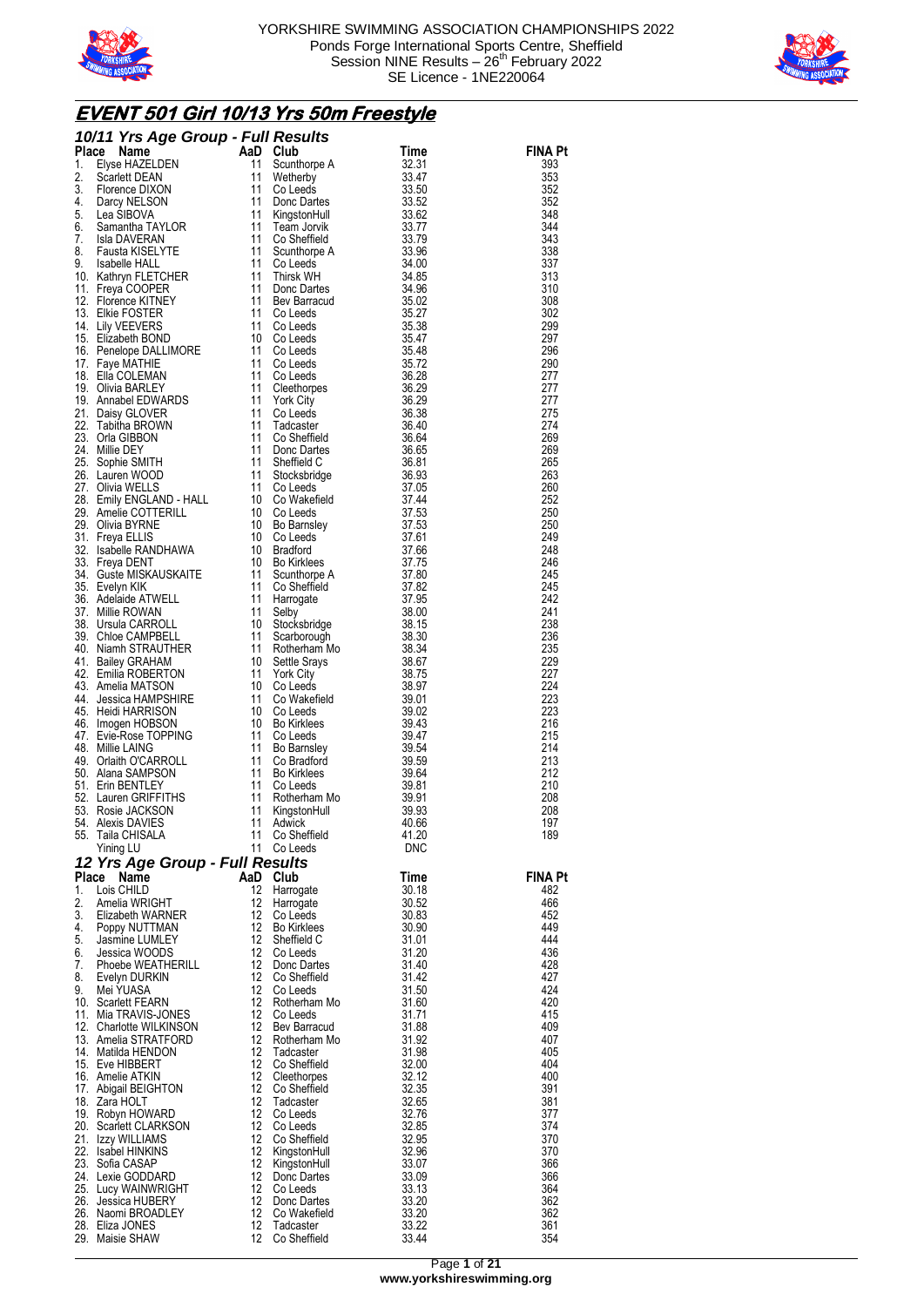# YORKSHIRE SWIMMING ASSOCIATION CHAMPIONSHIPS 2022

Ponds Forge International Sports Centre, Sheffield
Session NINE Results – 26th February 2022
SE Licence - 1NE220064

## EVENT 501 Girl 10/13 Yrs 50m Freestyle

### 10/11 Yrs Age Group - Full Results

| Place | Name | AaD | Club | Time | FINA Pt |
|---|---|---|---|---|---|
| 1. | Elyse HAZELDEN | 11 | Scunthorpe A | 32.31 | 393 |
| 2. | Scarlett DEAN | 11 | Wetherby | 33.47 | 353 |
| 3. | Florence DIXON | 11 | Co Leeds | 33.50 | 352 |
| 4. | Darcy NELSON | 11 | Donc Dartes | 33.52 | 352 |
| 5. | Lea SIBOVA | 11 | KingstonHull | 33.62 | 348 |
| 6. | Samantha TAYLOR | 11 | Team Jorvik | 33.77 | 344 |
| 7. | Isla DAVERAN | 11 | Co Sheffield | 33.79 | 343 |
| 8. | Fausta KISELYTE | 11 | Scunthorpe A | 33.96 | 338 |
| 9. | Isabelle HALL | 11 | Co Leeds | 34.00 | 337 |
| 10. | Kathryn FLETCHER | 11 | Thirsk WH | 34.85 | 313 |
| 11. | Freya COOPER | 11 | Donc Dartes | 34.96 | 310 |
| 12. | Florence KITNEY | 11 | Bev Barracud | 35.02 | 308 |
| 13. | Elkie FOSTER | 11 | Co Leeds | 35.27 | 302 |
| 14. | Lily VEEVERS | 11 | Co Leeds | 35.38 | 299 |
| 15. | Elizabeth BOND | 10 | Co Leeds | 35.47 | 297 |
| 16. | Penelope DALLIMORE | 11 | Co Leeds | 35.48 | 296 |
| 17. | Faye MATHIE | 11 | Co Leeds | 35.72 | 290 |
| 18. | Ella COLEMAN | 11 | Co Leeds | 36.28 | 277 |
| 19. | Olivia BARLEY | 11 | Cleethorpes | 36.29 | 277 |
| 19. | Annabel EDWARDS | 11 | York City | 36.29 | 277 |
| 21. | Daisy GLOVER | 11 | Co Leeds | 36.38 | 275 |
| 22. | Tabitha BROWN | 11 | Tadcaster | 36.40 | 274 |
| 23. | Orla GIBBON | 11 | Co Sheffield | 36.64 | 269 |
| 24. | Millie DEY | 11 | Donc Dartes | 36.65 | 269 |
| 25. | Sophie SMITH | 11 | Sheffield C | 36.81 | 265 |
| 26. | Lauren WOOD | 11 | Stocksbridge | 36.93 | 263 |
| 27. | Olivia WELLS | 11 | Co Leeds | 37.05 | 260 |
| 28. | Emily ENGLAND - HALL | 10 | Co Wakefield | 37.44 | 252 |
| 29. | Amelie COTTERILL | 10 | Co Leeds | 37.53 | 250 |
| 29. | Olivia BYRNE | 10 | Bo Barnsley | 37.53 | 250 |
| 31. | Freya ELLIS | 10 | Co Leeds | 37.61 | 249 |
| 32. | Isabelle RANDHAWA | 10 | Bradford | 37.66 | 248 |
| 33. | Freya DENT | 10 | Bo Kirklees | 37.75 | 246 |
| 34. | Guste MISKAUSKAITE | 11 | Scunthorpe A | 37.80 | 245 |
| 35. | Evelyn KIK | 11 | Co Sheffield | 37.82 | 245 |
| 36. | Adelaide ATWELL | 11 | Harrogate | 37.95 | 242 |
| 37. | Millie ROWAN | 11 | Selby | 38.00 | 241 |
| 38. | Ursula CARROLL | 10 | Stocksbridge | 38.15 | 238 |
| 39. | Chloe CAMPBELL | 11 | Scarborough | 38.30 | 236 |
| 40. | Niamh STRAUTHER | 11 | Rotherham Mo | 38.34 | 235 |
| 41. | Bailey GRAHAM | 10 | Settle Srays | 38.67 | 229 |
| 42. | Emilia ROBERTON | 11 | York City | 38.75 | 227 |
| 43. | Amelia MATSON | 10 | Co Leeds | 38.97 | 224 |
| 44. | Jessica HAMPSHIRE | 11 | Co Wakefield | 39.01 | 223 |
| 45. | Heidi HARRISON | 10 | Co Leeds | 39.02 | 223 |
| 46. | Imogen HOBSON | 10 | Bo Kirklees | 39.43 | 216 |
| 47. | Evie-Rose TOPPING | 11 | Co Leeds | 39.47 | 215 |
| 48. | Millie LAING | 11 | Bo Barnsley | 39.54 | 214 |
| 49. | Orlaith O'CARROLL | 11 | Co Bradford | 39.59 | 213 |
| 50. | Alana SAMPSON | 11 | Bo Kirklees | 39.64 | 212 |
| 51. | Erin BENTLEY | 11 | Co Leeds | 39.81 | 210 |
| 52. | Lauren GRIFFITHS | 11 | Rotherham Mo | 39.91 | 208 |
| 53. | Rosie JACKSON | 11 | KingstonHull | 39.93 | 208 |
| 54. | Alexis DAVIES | 11 | Adwick | 40.66 | 197 |
| 55. | Taila CHISALA | 11 | Co Sheffield | 41.20 | 189 |
| | Yining LU | 11 | Co Leeds | DNC | |

### 12 Yrs Age Group - Full Results

| Place | Name | AaD | Club | Time | FINA Pt |
|---|---|---|---|---|---|
| 1. | Lois CHILD | 12 | Harrogate | 30.18 | 482 |
| 2. | Amelia WRIGHT | 12 | Harrogate | 30.52 | 466 |
| 3. | Elizabeth WARNER | 12 | Co Leeds | 30.83 | 452 |
| 4. | Poppy NUTTMAN | 12 | Bo Kirklees | 30.90 | 449 |
| 5. | Jasmine LUMLEY | 12 | Sheffield C | 31.01 | 444 |
| 6. | Jessica WOODS | 12 | Co Leeds | 31.20 | 436 |
| 7. | Phoebe WEATHERILL | 12 | Donc Dartes | 31.40 | 428 |
| 8. | Evelyn DURKIN | 12 | Co Sheffield | 31.42 | 427 |
| 9. | Mei YUASA | 12 | Co Leeds | 31.50 | 424 |
| 10. | Scarlett FEARN | 12 | Rotherham Mo | 31.60 | 420 |
| 11. | Mia TRAVIS-JONES | 12 | Co Leeds | 31.71 | 415 |
| 12. | Charlotte WILKINSON | 12 | Bev Barracud | 31.88 | 409 |
| 13. | Amelia STRATFORD | 12 | Rotherham Mo | 31.92 | 407 |
| 14. | Matilda HENDON | 12 | Tadcaster | 31.98 | 405 |
| 15. | Eve HIBBERT | 12 | Co Sheffield | 32.00 | 404 |
| 16. | Amelie ATKIN | 12 | Cleethorpes | 32.12 | 400 |
| 17. | Abigail BEIGHTON | 12 | Co Sheffield | 32.35 | 391 |
| 18. | Zara HOLT | 12 | Tadcaster | 32.65 | 381 |
| 19. | Robyn HOWARD | 12 | Co Leeds | 32.76 | 377 |
| 20. | Scarlett CLARKSON | 12 | Co Leeds | 32.85 | 374 |
| 21. | Izzy WILLIAMS | 12 | Co Sheffield | 32.95 | 370 |
| 22. | Isabel HINKINS | 12 | KingstonHull | 32.96 | 370 |
| 23. | Sofia CASAP | 12 | KingstonHull | 33.07 | 366 |
| 24. | Lexie GODDARD | 12 | Donc Dartes | 33.09 | 366 |
| 25. | Lucy WAINWRIGHT | 12 | Co Leeds | 33.13 | 364 |
| 26. | Jessica HUBERY | 12 | Donc Dartes | 33.20 | 362 |
| 26. | Naomi BROADLEY | 12 | Co Wakefield | 33.20 | 362 |
| 28. | Eliza JONES | 12 | Tadcaster | 33.22 | 361 |
| 29. | Maisie SHAW | 12 | Co Sheffield | 33.44 | 354 |

www.yorkshireswimming.org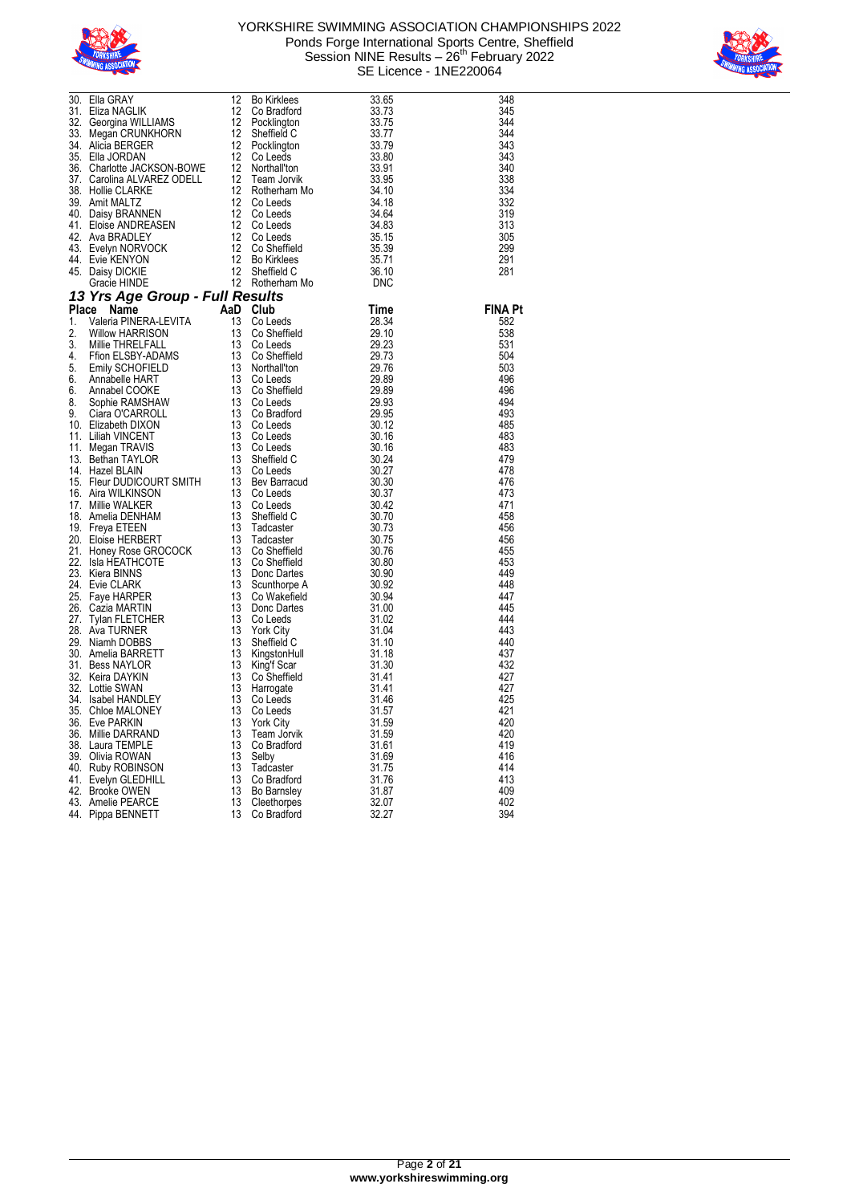| | | | | | |
|---|---|---|---|---|---|
| 30. | Ella GRAY | 12 | Bo Kirklees | 33.65 | 348 |
| 31. | Eliza NAGLIK | 12 | Co Bradford | 33.73 | 345 |
| 32. | Georgina WILLIAMS | 12 | Pocklington | 33.75 | 344 |
| 33. | Megan CRUNKHORN | 12 | Sheffield C | 33.77 | 344 |
| 34. | Alicia BERGER | 12 | Pocklington | 33.79 | 343 |
| 35. | Ella JORDAN | 12 | Co Leeds | 33.80 | 343 |
| 36. | Charlotte JACKSON-BOWE | 12 | Northall'ton | 33.91 | 340 |
| 37. | Carolina ALVAREZ ODELL | 12 | Team Jorvik | 33.95 | 338 |
| 38. | Hollie CLARKE | 12 | Rotherham Mo | 34.10 | 334 |
| 39. | Amit MALTZ | 12 | Co Leeds | 34.18 | 332 |
| 40. | Daisy BRANNEN | 12 | Co Leeds | 34.64 | 319 |
| 41. | Eloise ANDREASEN | 12 | Co Leeds | 34.83 | 313 |
| 42. | Ava BRADLEY | 12 | Co Leeds | 35.15 | 305 |
| 43. | Evelyn NORVOCK | 12 | Co Sheffield | 35.39 | 299 |
| 44. | Evie KENYON | 12 | Bo Kirklees | 35.71 | 291 |
| 45. | Daisy DICKIE | 12 | Sheffield C | 36.10 | 281 |
| | Gracie HINDE | 12 | Rotherham Mo | DNC | |

### 13 Yrs Age Group - Full Results

| Place | Name | AaD | Club | Time | FINA Pt |
|---|---|---|---|---|---|
| 1. | Valeria PINERA-LEVITA | 13 | Co Leeds | 28.34 | 582 |
| 2. | Willow HARRISON | 13 | Co Sheffield | 29.10 | 538 |
| 3. | Millie THRELFALL | 13 | Co Leeds | 29.23 | 531 |
| 4. | Ffion ELSBY-ADAMS | 13 | Co Sheffield | 29.73 | 504 |
| 5. | Emily SCHOFIELD | 13 | Northall'ton | 29.76 | 503 |
| 6. | Annabelle HART | 13 | Co Leeds | 29.89 | 496 |
| 6. | Annabel COOKE | 13 | Co Sheffield | 29.89 | 496 |
| 8. | Sophie RAMSHAW | 13 | Co Leeds | 29.93 | 494 |
| 9. | Ciara O'CARROLL | 13 | Co Bradford | 29.95 | 493 |
| 10. | Elizabeth DIXON | 13 | Co Leeds | 30.12 | 485 |
| 11. | Liliah VINCENT | 13 | Co Leeds | 30.16 | 483 |
| 11. | Megan TRAVIS | 13 | Co Leeds | 30.16 | 483 |
| 13. | Bethan TAYLOR | 13 | Sheffield C | 30.24 | 479 |
| 14. | Hazel BLAIN | 13 | Co Leeds | 30.27 | 478 |
| 15. | Fleur DUDICOURT SMITH | 13 | Bev Barracud | 30.30 | 476 |
| 16. | Aira WILKINSON | 13 | Co Leeds | 30.37 | 473 |
| 17. | Millie WALKER | 13 | Co Leeds | 30.42 | 471 |
| 18. | Amelia DENHAM | 13 | Sheffield C | 30.70 | 458 |
| 19. | Freya ETEEN | 13 | Tadcaster | 30.73 | 456 |
| 20. | Eloise HERBERT | 13 | Tadcaster | 30.75 | 456 |
| 21. | Honey Rose GROCOCK | 13 | Co Sheffield | 30.76 | 455 |
| 22. | Isla HEATHCOTE | 13 | Co Sheffield | 30.80 | 453 |
| 23. | Kiera BINNS | 13 | Donc Dartes | 30.90 | 449 |
| 24. | Evie CLARK | 13 | Scunthorpe A | 30.92 | 448 |
| 25. | Faye HARPER | 13 | Co Wakefield | 30.94 | 447 |
| 26. | Cazia MARTIN | 13 | Donc Dartes | 31.00 | 445 |
| 27. | Tylan FLETCHER | 13 | Co Leeds | 31.02 | 444 |
| 28. | Ava TURNER | 13 | York City | 31.04 | 443 |
| 29. | Niamh DOBBS | 13 | Sheffield C | 31.10 | 440 |
| 30. | Amelia BARRETT | 13 | KingstonHull | 31.18 | 437 |
| 31. | Bess NAYLOR | 13 | King'f Scar | 31.30 | 432 |
| 32. | Keira DAYKIN | 13 | Co Sheffield | 31.41 | 427 |
| 32. | Lottie SWAN | 13 | Harrogate | 31.41 | 427 |
| 34. | Isabel HANDLEY | 13 | Co Leeds | 31.46 | 425 |
| 35. | Chloe MALONEY | 13 | Co Leeds | 31.57 | 421 |
| 36. | Eve PARKIN | 13 | York City | 31.59 | 420 |
| 36. | Millie DARRAND | 13 | Team Jorvik | 31.59 | 420 |
| 38. | Laura TEMPLE | 13 | Co Bradford | 31.61 | 419 |
| 39. | Olivia ROWAN | 13 | Selby | 31.69 | 416 |
| 40. | Ruby ROBINSON | 13 | Tadcaster | 31.75 | 414 |
| 41. | Evelyn GLEDHILL | 13 | Co Bradford | 31.76 | 413 |
| 42. | Brooke OWEN | 13 | Bo Barnsley | 31.87 | 409 |
| 43. | Amelie PEARCE | 13 | Cleethorpes | 32.07 | 402 |
| 44. | Pippa BENNETT | 13 | Co Bradford | 32.27 | 394 |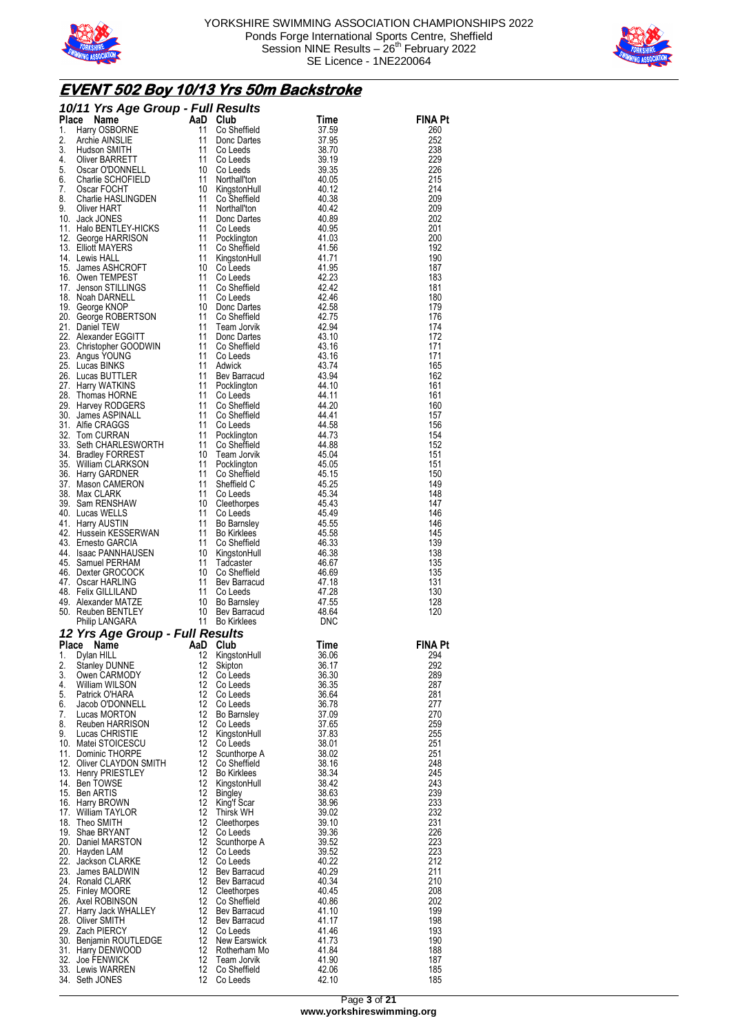YORKSHIRE SWIMMING ASSOCIATION CHAMPIONSHIPS 2022
Ponds Forge International Sports Centre, Sheffield
Session NINE Results – 26th February 2022
SE Licence - 1NE220064

# EVENT 502 Boy 10/13 Yrs 50m Backstroke

## 10/11 Yrs Age Group - Full Results

| Place | Name | AaD | Club | Time | FINA Pt |
|---|---|---|---|---|---|
| 1. | Harry OSBORNE | 11 | Co Sheffield | 37.59 | 260 |
| 2. | Archie AINSLIE | 11 | Donc Dartes | 37.95 | 252 |
| 3. | Hudson SMITH | 11 | Co Leeds | 38.70 | 238 |
| 4. | Oliver BARRETT | 11 | Co Leeds | 39.19 | 229 |
| 5. | Oscar O'DONNELL | 10 | Co Leeds | 39.35 | 226 |
| 6. | Charlie SCHOFIELD | 11 | Northall'ton | 40.05 | 215 |
| 7. | Oscar FOCHT | 10 | KingstonHull | 40.12 | 214 |
| 8. | Charlie HASLINGDEN | 11 | Co Sheffield | 40.38 | 209 |
| 9. | Oliver HART | 11 | Northall'ton | 40.42 | 209 |
| 10. | Jack JONES | 11 | Donc Dartes | 40.89 | 202 |
| 11. | Halo BENTLEY-HICKS | 11 | Co Leeds | 40.95 | 201 |
| 12. | George HARRISON | 11 | Pocklington | 41.03 | 200 |
| 13. | Elliott MAYERS | 11 | Co Sheffield | 41.56 | 192 |
| 14. | Lewis HALL | 11 | KingstonHull | 41.71 | 190 |
| 15. | James ASHCROFT | 10 | Co Leeds | 41.95 | 187 |
| 16. | Owen TEMPEST | 11 | Co Leeds | 42.23 | 183 |
| 17. | Jenson STILLINGS | 11 | Co Sheffield | 42.42 | 181 |
| 18. | Noah DARNELL | 11 | Co Leeds | 42.46 | 180 |
| 19. | George KNOP | 10 | Donc Dartes | 42.58 | 179 |
| 20. | George ROBERTSON | 11 | Co Sheffield | 42.75 | 176 |
| 21. | Daniel TEW | 11 | Team Jorvik | 42.94 | 174 |
| 22. | Alexander EGGITT | 11 | Donc Dartes | 43.10 | 172 |
| 23. | Christopher GOODWIN | 11 | Co Sheffield | 43.16 | 171 |
| 23. | Angus YOUNG | 11 | Co Leeds | 43.16 | 171 |
| 25. | Lucas BINKS | 11 | Adwick | 43.74 | 165 |
| 26. | Lucas BUTTLER | 11 | Bev Barracud | 43.94 | 162 |
| 27. | Harry WATKINS | 11 | Pocklington | 44.10 | 161 |
| 28. | Thomas HORNE | 11 | Co Leeds | 44.11 | 161 |
| 29. | Harvey RODGERS | 11 | Co Sheffield | 44.20 | 160 |
| 30. | James ASPINALL | 11 | Co Sheffield | 44.41 | 157 |
| 31. | Alfie CRAGGS | 11 | Co Leeds | 44.58 | 156 |
| 32. | Tom CURRAN | 11 | Pocklington | 44.73 | 154 |
| 33. | Seth CHARLESWORTH | 11 | Co Sheffield | 44.88 | 152 |
| 34. | Bradley FORREST | 10 | Team Jorvik | 45.04 | 151 |
| 35. | William CLARKSON | 11 | Pocklington | 45.05 | 151 |
| 36. | Harry GARDNER | 11 | Co Sheffield | 45.15 | 150 |
| 37. | Mason CAMERON | 11 | Sheffield C | 45.25 | 149 |
| 38. | Max CLARK | 11 | Co Leeds | 45.34 | 148 |
| 39. | Sam RENSHAW | 10 | Cleethorpes | 45.43 | 147 |
| 40. | Lucas WELLS | 11 | Co Leeds | 45.49 | 146 |
| 41. | Harry AUSTIN | 11 | Bo Barnsley | 45.55 | 146 |
| 42. | Hussein KESSERWAN | 11 | Bo Kirklees | 45.58 | 145 |
| 43. | Ernesto GARCIA | 11 | Co Sheffield | 46.33 | 139 |
| 44. | Isaac PANNHAUSEN | 10 | KingstonHull | 46.38 | 138 |
| 45. | Samuel PERHAM | 11 | Tadcaster | 46.67 | 135 |
| 46. | Dexter GROCOCK | 10 | Co Sheffield | 46.69 | 135 |
| 47. | Oscar HARLING | 11 | Bev Barracud | 47.18 | 131 |
| 48. | Felix GILLILAND | 11 | Co Leeds | 47.28 | 130 |
| 49. | Alexander MATZE | 10 | Bo Barnsley | 47.55 | 128 |
| 50. | Reuben BENTLEY | 10 | Bev Barracud | 48.64 | 120 |
| | Philip LANGARA | 11 | Bo Kirklees | DNC | |

## 12 Yrs Age Group - Full Results

| Place | Name | AaD | Club | Time | FINA Pt |
|---|---|---|---|---|---|
| 1. | Dylan HILL | 12 | KingstonHull | 36.06 | 294 |
| 2. | Stanley DUNNE | 12 | Skipton | 36.17 | 292 |
| 3. | Owen CARMODY | 12 | Co Leeds | 36.30 | 289 |
| 4. | William WILSON | 12 | Co Leeds | 36.35 | 287 |
| 5. | Patrick O'HARA | 12 | Co Leeds | 36.64 | 281 |
| 6. | Jacob O'DONNELL | 12 | Co Leeds | 36.78 | 277 |
| 7. | Lucas MORTON | 12 | Bo Barnsley | 37.09 | 270 |
| 8. | Reuben HARRISON | 12 | Co Leeds | 37.65 | 259 |
| 9. | Lucas CHRISTIE | 12 | KingstonHull | 37.83 | 255 |
| 10. | Matei STOICESCU | 12 | Co Leeds | 38.01 | 251 |
| 11. | Dominic THORPE | 12 | Scunthorpe A | 38.02 | 251 |
| 12. | Oliver CLAYDON SMITH | 12 | Co Sheffield | 38.16 | 248 |
| 13. | Henry PRIESTLEY | 12 | Bo Kirklees | 38.34 | 245 |
| 14. | Ben TOWSE | 12 | KingstonHull | 38.42 | 243 |
| 15. | Ben ARTIS | 12 | Bingley | 38.63 | 239 |
| 16. | Harry BROWN | 12 | King'f Scar | 38.96 | 233 |
| 17. | William TAYLOR | 12 | Thirsk WH | 39.02 | 232 |
| 18. | Theo SMITH | 12 | Cleethorpes | 39.10 | 231 |
| 19. | Shae BRYANT | 12 | Co Leeds | 39.36 | 226 |
| 20. | Daniel MARSTON | 12 | Scunthorpe A | 39.52 | 223 |
| 20. | Hayden LAM | 12 | Co Leeds | 39.52 | 223 |
| 22. | Jackson CLARKE | 12 | Co Leeds | 40.22 | 212 |
| 23. | James BALDWIN | 12 | Bev Barracud | 40.29 | 211 |
| 24. | Ronald CLARK | 12 | Bev Barracud | 40.34 | 210 |
| 25. | Finley MOORE | 12 | Cleethorpes | 40.45 | 208 |
| 26. | Axel ROBINSON | 12 | Co Sheffield | 40.86 | 202 |
| 27. | Harry Jack WHALLEY | 12 | Bev Barracud | 41.10 | 199 |
| 28. | Oliver SMITH | 12 | Bev Barracud | 41.17 | 198 |
| 29. | Zach PIERCY | 12 | Co Leeds | 41.46 | 193 |
| 30. | Benjamin ROUTLEDGE | 12 | New Earswick | 41.73 | 190 |
| 31. | Harry DENWOOD | 12 | Rotherham Mo | 41.84 | 188 |
| 32. | Joe FENWICK | 12 | Team Jorvik | 41.90 | 187 |
| 33. | Lewis WARREN | 12 | Co Sheffield | 42.06 | 185 |
| 34. | Seth JONES | 12 | Co Leeds | 42.10 | 185 |

www.yorkshireswimming.org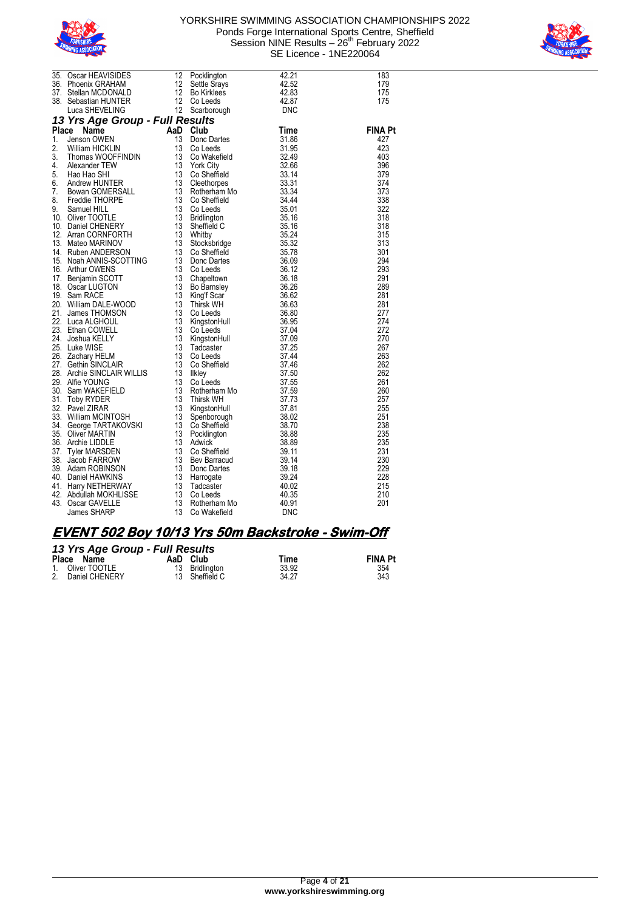| Place | Name | AaD | Club | Time | FINA Pt |
|---|---|---|---|---|---|
| 35. | Oscar HEAVISIDES | 12 | Pocklington | 42.21 | 183 |
| 36. | Phoenix GRAHAM | 12 | Settle Srays | 42.52 | 179 |
| 37. | Stellan MCDONALD | 12 | Bo Kirklees | 42.83 | 175 |
| 38. | Sebastian HUNTER | 12 | Co Leeds | 42.87 | 175 |
| | Luca SHEVELING | 12 | Scarborough | DNC | |

### 13 Yrs Age Group - Full Results

| Place | Name | AaD | Club | Time | FINA Pt |
|---|---|---|---|---|---|
| 1. | Jenson OWEN | 13 | Donc Dartes | 31.86 | 427 |
| 2. | William HICKLIN | 13 | Co Leeds | 31.95 | 423 |
| 3. | Thomas WOOFFINDIN | 13 | Co Wakefield | 32.49 | 403 |
| 4. | Alexander TEW | 13 | York City | 32.66 | 396 |
| 5. | Hao Hao SHI | 13 | Co Sheffield | 33.14 | 379 |
| 6. | Andrew HUNTER | 13 | Cleethorpes | 33.31 | 374 |
| 7. | Bowan GOMERSALL | 13 | Rotherham Mo | 33.34 | 373 |
| 8. | Freddie THORPE | 13 | Co Sheffield | 34.44 | 338 |
| 9. | Samuel HILL | 13 | Co Leeds | 35.01 | 322 |
| 10. | Oliver TOOTLE | 13 | Bridlington | 35.16 | 318 |
| 10. | Daniel CHENERY | 13 | Sheffield C | 35.16 | 318 |
| 12. | Arran CORNFORTH | 13 | Whitby | 35.24 | 315 |
| 13. | Mateo MARINOV | 13 | Stocksbridge | 35.32 | 313 |
| 14. | Ruben ANDERSON | 13 | Co Sheffield | 35.78 | 301 |
| 15. | Noah ANNIS-SCOTTING | 13 | Donc Dartes | 36.09 | 294 |
| 16. | Arthur OWENS | 13 | Co Leeds | 36.12 | 293 |
| 17. | Benjamin SCOTT | 13 | Chapeltown | 36.18 | 291 |
| 18. | Oscar LUGTON | 13 | Bo Barnsley | 36.26 | 289 |
| 19. | Sam RACE | 13 | King'f Scar | 36.62 | 281 |
| 20. | William DALE-WOOD | 13 | Thirsk WH | 36.63 | 281 |
| 21. | James THOMSON | 13 | Co Leeds | 36.80 | 277 |
| 22. | Luca ALGHOUL | 13 | KingstonHull | 36.95 | 274 |
| 23. | Ethan COWELL | 13 | Co Leeds | 37.04 | 272 |
| 24. | Joshua KELLY | 13 | KingstonHull | 37.09 | 270 |
| 25. | Luke WISE | 13 | Tadcaster | 37.25 | 267 |
| 26. | Zachary HELM | 13 | Co Leeds | 37.44 | 263 |
| 27. | Gethin SINCLAIR | 13 | Co Sheffield | 37.46 | 262 |
| 28. | Archie SINCLAIR WILLIS | 13 | Ilkley | 37.50 | 262 |
| 29. | Alfie YOUNG | 13 | Co Leeds | 37.55 | 261 |
| 30. | Sam WAKEFIELD | 13 | Rotherham Mo | 37.59 | 260 |
| 31. | Toby RYDER | 13 | Thirsk WH | 37.73 | 257 |
| 32. | Pavel ZIRAR | 13 | KingstonHull | 37.81 | 255 |
| 33. | William MCINTOSH | 13 | Spenborough | 38.02 | 251 |
| 34. | George TARTAKOVSKI | 13 | Co Sheffield | 38.70 | 238 |
| 35. | Oliver MARTIN | 13 | Pocklington | 38.88 | 235 |
| 36. | Archie LIDDLE | 13 | Adwick | 38.89 | 235 |
| 37. | Tyler MARSDEN | 13 | Co Sheffield | 39.11 | 231 |
| 38. | Jacob FARROW | 13 | Bev Barracud | 39.14 | 230 |
| 39. | Adam ROBINSON | 13 | Donc Dartes | 39.18 | 229 |
| 40. | Daniel HAWKINS | 13 | Harrogate | 39.24 | 228 |
| 41. | Harry NETHERWAY | 13 | Tadcaster | 40.02 | 215 |
| 42. | Abdullah MOKHLISSE | 13 | Co Leeds | 40.35 | 210 |
| 43. | Oscar GAVELLE | 13 | Rotherham Mo | 40.91 | 201 |
| | James SHARP | 13 | Co Wakefield | DNC | |

## EVENT 502 Boy 10/13 Yrs 50m Backstroke - Swim-Off

### 13 Yrs Age Group - Full Results

| Place | Name | AaD | Club | Time | FINA Pt |
|---|---|---|---|---|---|
| 1. | Oliver TOOTLE | 13 | Bridlington | 33.92 | 354 |
| 2. | Daniel CHENERY | 13 | Sheffield C | 34.27 | 343 |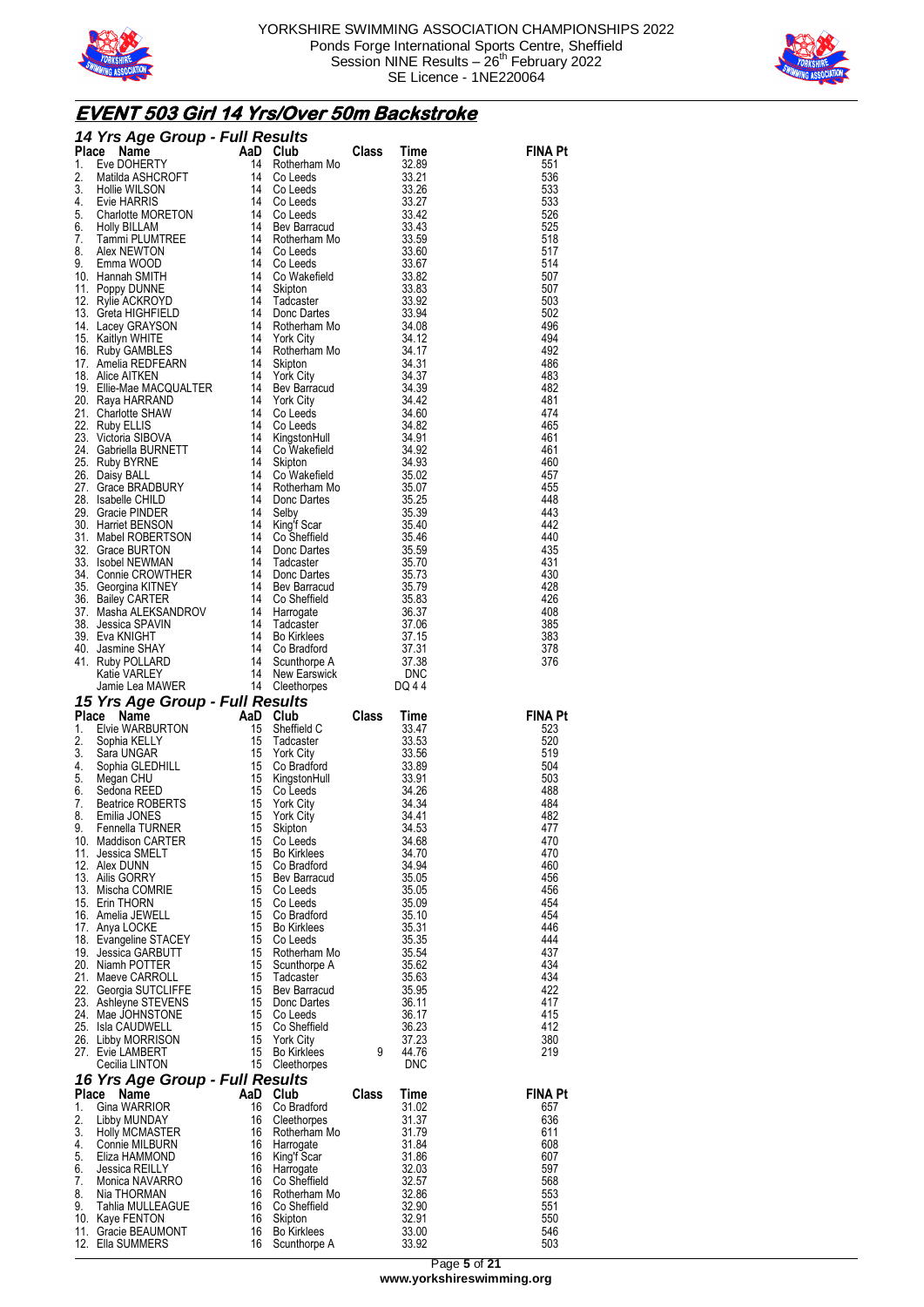YORKSHIRE SWIMMING ASSOCIATION CHAMPIONSHIPS 2022
Ponds Forge International Sports Centre, Sheffield
Session NINE Results – 26th February 2022
SE Licence - 1NE220064

# EVENT 503 Girl 14 Yrs/Over 50m Backstroke

## 14 Yrs Age Group - Full Results

| Place | Name | AaD | Club | Class | Time | FINA Pt |
|---|---|---|---|---|---|---|
| 1. | Eve DOHERTY | 14 | Rotherham Mo | | 32.89 | 551 |
| 2. | Matilda ASHCROFT | 14 | Co Leeds | | 33.21 | 536 |
| 3. | Hollie WILSON | 14 | Co Leeds | | 33.26 | 533 |
| 4. | Evie HARRIS | 14 | Co Leeds | | 33.27 | 533 |
| 5. | Charlotte MORETON | 14 | Co Leeds | | 33.42 | 526 |
| 6. | Holly BILLAM | 14 | Bev Barracud | | 33.43 | 525 |
| 7. | Tammi PLUMTREE | 14 | Rotherham Mo | | 33.59 | 518 |
| 8. | Alex NEWTON | 14 | Co Leeds | | 33.60 | 517 |
| 9. | Emma WOOD | 14 | Co Leeds | | 33.67 | 514 |
| 10. | Hannah SMITH | 14 | Co Wakefield | | 33.82 | 507 |
| 11. | Poppy DUNNE | 14 | Skipton | | 33.83 | 507 |
| 12. | Rylie ACKROYD | 14 | Tadcaster | | 33.92 | 503 |
| 13. | Greta HIGHFIELD | 14 | Donc Dartes | | 33.94 | 502 |
| 14. | Lacey GRAYSON | 14 | Rotherham Mo | | 34.08 | 496 |
| 15. | Kaitlyn WHITE | 14 | York City | | 34.12 | 494 |
| 16. | Ruby GAMBLES | 14 | Rotherham Mo | | 34.17 | 492 |
| 17. | Amelia REDFEARN | 14 | Skipton | | 34.31 | 486 |
| 18. | Alice AITKEN | 14 | York City | | 34.37 | 483 |
| 19. | Ellie-Mae MACQUALTER | 14 | Bev Barracud | | 34.39 | 482 |
| 20. | Raya HARRAND | 14 | York City | | 34.42 | 481 |
| 21. | Charlotte SHAW | 14 | Co Leeds | | 34.60 | 474 |
| 22. | Ruby ELLIS | 14 | Co Leeds | | 34.82 | 465 |
| 23. | Victoria SIBOVA | 14 | KingstonHull | | 34.91 | 461 |
| 24. | Gabriella BURNETT | 14 | Co Wakefield | | 34.92 | 461 |
| 25. | Ruby BYRNE | 14 | Skipton | | 34.93 | 460 |
| 26. | Daisy BALL | 14 | Co Wakefield | | 35.02 | 457 |
| 27. | Grace BRADBURY | 14 | Rotherham Mo | | 35.07 | 455 |
| 28. | Isabelle CHILD | 14 | Donc Dartes | | 35.25 | 448 |
| 29. | Gracie PINDER | 14 | Selby | | 35.39 | 443 |
| 30. | Harriet BENSON | 14 | King'f Scar | | 35.40 | 442 |
| 31. | Mabel ROBERTSON | 14 | Co Sheffield | | 35.46 | 440 |
| 32. | Grace BURTON | 14 | Donc Dartes | | 35.59 | 435 |
| 33. | Isobel NEWMAN | 14 | Tadcaster | | 35.70 | 431 |
| 34. | Connie CROWTHER | 14 | Donc Dartes | | 35.73 | 430 |
| 35. | Georgina KITNEY | 14 | Bev Barracud | | 35.79 | 428 |
| 36. | Bailey CARTER | 14 | Co Sheffield | | 35.83 | 426 |
| 37. | Masha ALEKSANDROV | 14 | Harrogate | | 36.37 | 408 |
| 38. | Jessica SPAVIN | 14 | Tadcaster | | 37.06 | 385 |
| 39. | Eva KNIGHT | 14 | Bo Kirklees | | 37.15 | 383 |
| 40. | Jasmine SHAY | 14 | Co Bradford | | 37.31 | 378 |
| 41. | Ruby POLLARD | 14 | Scunthorpe A | | 37.38 | 376 |
| | Katie VARLEY | 14 | New Earswick | | DNC | |
| | Jamie Lea MAWER | 14 | Cleethorpes | | DQ 4 4 | |

## 15 Yrs Age Group - Full Results

| Place | Name | AaD | Club | Class | Time | FINA Pt |
|---|---|---|---|---|---|---|
| 1. | Elvie WARBURTON | 15 | Sheffield C | | 33.47 | 523 |
| 2. | Sophia KELLY | 15 | Tadcaster | | 33.53 | 520 |
| 3. | Sara UNGAR | 15 | York City | | 33.56 | 519 |
| 4. | Sophia GLEDHILL | 15 | Co Bradford | | 33.89 | 504 |
| 5. | Megan CHU | 15 | KingstonHull | | 33.91 | 503 |
| 6. | Sedona REED | 15 | Co Leeds | | 34.26 | 488 |
| 7. | Beatrice ROBERTS | 15 | York City | | 34.34 | 484 |
| 8. | Emilia JONES | 15 | York City | | 34.41 | 482 |
| 9. | Fennella TURNER | 15 | Skipton | | 34.53 | 477 |
| 10. | Maddison CARTER | 15 | Co Leeds | | 34.68 | 470 |
| 11. | Jessica SMELT | 15 | Bo Kirklees | | 34.70 | 470 |
| 12. | Alex DUNN | 15 | Co Bradford | | 34.94 | 460 |
| 13. | Ailis GORRY | 15 | Bev Barracud | | 35.05 | 456 |
| 13. | Mischa COMRIE | 15 | Co Leeds | | 35.05 | 456 |
| 15. | Erin THORN | 15 | Co Leeds | | 35.09 | 454 |
| 16. | Amelia JEWELL | 15 | Co Bradford | | 35.10 | 454 |
| 17. | Anya LOCKE | 15 | Bo Kirklees | | 35.31 | 446 |
| 18. | Evangeline STACEY | 15 | Co Leeds | | 35.35 | 444 |
| 19. | Jessica GARBUTT | 15 | Rotherham Mo | | 35.54 | 437 |
| 20. | Niamh POTTER | 15 | Scunthorpe A | | 35.62 | 434 |
| 21. | Maeve CARROLL | 15 | Tadcaster | | 35.63 | 434 |
| 22. | Georgia SUTCLIFFE | 15 | Bev Barracud | | 35.95 | 422 |
| 23. | Ashleyne STEVENS | 15 | Donc Dartes | | 36.11 | 417 |
| 24. | Mae JOHNSTONE | 15 | Co Leeds | | 36.17 | 415 |
| 25. | Isla CAUDWELL | 15 | Co Sheffield | | 36.23 | 412 |
| 26. | Libby MORRISON | 15 | York City | | 37.23 | 380 |
| 27. | Evie LAMBERT | 15 | Bo Kirklees | 9 | 44.76 | 219 |
| | Cecilia LINTON | 15 | Cleethorpes | | DNC | |

## 16 Yrs Age Group - Full Results

| Place | Name | AaD | Club | Class | Time | FINA Pt |
|---|---|---|---|---|---|---|
| 1. | Gina WARRIOR | 16 | Co Bradford | | 31.02 | 657 |
| 2. | Libby MUNDAY | 16 | Cleethorpes | | 31.37 | 636 |
| 3. | Holly MCMASTER | 16 | Rotherham Mo | | 31.79 | 611 |
| 4. | Connie MILBURN | 16 | Harrogate | | 31.84 | 608 |
| 5. | Eliza HAMMOND | 16 | King'f Scar | | 31.86 | 607 |
| 6. | Jessica REILLY | 16 | Harrogate | | 32.03 | 597 |
| 7. | Monica NAVARRO | 16 | Co Sheffield | | 32.57 | 568 |
| 8. | Nia THORMAN | 16 | Rotherham Mo | | 32.86 | 553 |
| 9. | Tahlia MULLEAGUE | 16 | Co Sheffield | | 32.90 | 551 |
| 10. | Kaye FENTON | 16 | Skipton | | 32.91 | 550 |
| 11. | Gracie BEAUMONT | 16 | Bo Kirklees | | 33.00 | 546 |
| 12. | Ella SUMMERS | 16 | Scunthorpe A | | 33.92 | 503 |

www.yorkshireswimming.org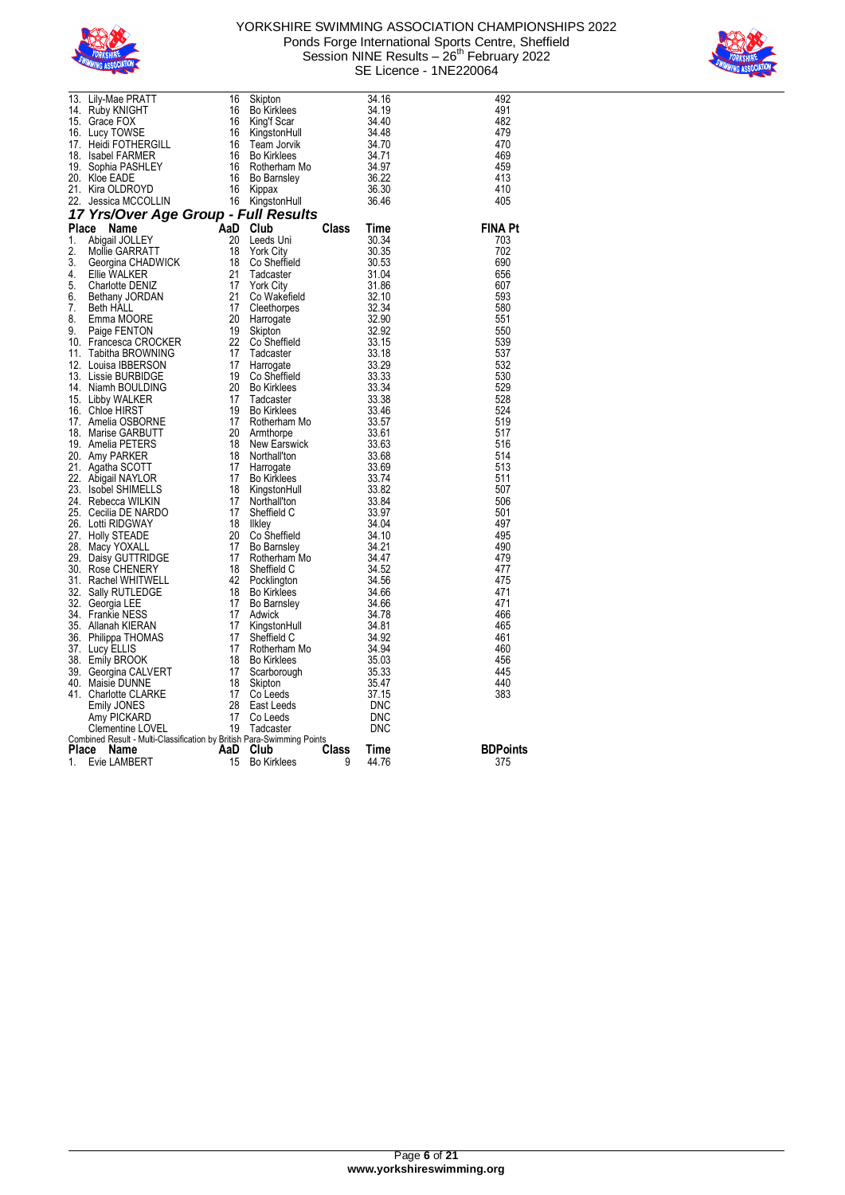| Place | Name | AaD | Club | Class | Time | FINA Pt |
|---|---|---|---|---|---|---|
| 13. | Lily-Mae PRATT | 16 | Skipton | | 34.16 | 492 |
| 14. | Ruby KNIGHT | 16 | Bo Kirklees | | 34.19 | 491 |
| 15. | Grace FOX | 16 | King'f Scar | | 34.40 | 482 |
| 16. | Lucy TOWSE | 16 | KingstonHull | | 34.48 | 479 |
| 17. | Heidi FOTHERGILL | 16 | Team Jorvik | | 34.70 | 470 |
| 18. | Isabel FARMER | 16 | Bo Kirklees | | 34.71 | 469 |
| 19. | Sophia PASHLEY | 16 | Rotherham Mo | | 34.97 | 459 |
| 20. | Kloe EADE | 16 | Bo Barnsley | | 36.22 | 413 |
| 21. | Kira OLDROYD | 16 | Kippax | | 36.30 | 410 |
| 22. | Jessica MCCOLLIN | 16 | KingstonHull | | 36.46 | 405 |

## 17 Yrs/Over Age Group - Full Results

| Place | Name | AaD | Club | Class | Time | FINA Pt |
|---|---|---|---|---|---|---|
| 1. | Abigail JOLLEY | 20 | Leeds Uni | | 30.34 | 703 |
| 2. | Mollie GARRATT | 18 | York City | | 30.35 | 702 |
| 3. | Georgina CHADWICK | 18 | Co Sheffield | | 30.53 | 690 |
| 4. | Ellie WALKER | 21 | Tadcaster | | 31.04 | 656 |
| 5. | Charlotte DENIZ | 17 | York City | | 31.86 | 607 |
| 6. | Bethany JORDAN | 21 | Co Wakefield | | 32.10 | 593 |
| 7. | Beth HALL | 17 | Cleethorpes | | 32.34 | 580 |
| 8. | Emma MOORE | 20 | Harrogate | | 32.90 | 551 |
| 9. | Paige FENTON | 19 | Skipton | | 32.92 | 550 |
| 10. | Francesca CROCKER | 22 | Co Sheffield | | 33.15 | 539 |
| 11. | Tabitha BROWNING | 17 | Tadcaster | | 33.18 | 537 |
| 12. | Louisa IBBERSON | 17 | Harrogate | | 33.29 | 532 |
| 13. | Lissie BURBIDGE | 19 | Co Sheffield | | 33.33 | 530 |
| 14. | Niamh BOULDING | 20 | Bo Kirklees | | 33.34 | 529 |
| 15. | Libby WALKER | 17 | Tadcaster | | 33.38 | 528 |
| 16. | Chloe HIRST | 19 | Bo Kirklees | | 33.46 | 524 |
| 17. | Amelia OSBORNE | 17 | Rotherham Mo | | 33.57 | 519 |
| 18. | Marise GARBUTT | 20 | Armthorpe | | 33.61 | 517 |
| 19. | Amelia PETERS | 18 | New Earswick | | 33.63 | 516 |
| 20. | Amy PARKER | 18 | Northall'ton | | 33.68 | 514 |
| 21. | Agatha SCOTT | 17 | Harrogate | | 33.69 | 513 |
| 22. | Abigail NAYLOR | 17 | Bo Kirklees | | 33.74 | 511 |
| 23. | Isobel SHIMELLS | 18 | KingstonHull | | 33.82 | 507 |
| 24. | Rebecca WILKIN | 17 | Northall'ton | | 33.84 | 506 |
| 25. | Cecilia DE NARDO | 17 | Sheffield C | | 33.97 | 501 |
| 26. | Lotti RIDGWAY | 18 | Ilkley | | 34.04 | 497 |
| 27. | Holly STEADE | 20 | Co Sheffield | | 34.10 | 495 |
| 28. | Macy YOXALL | 17 | Bo Barnsley | | 34.21 | 490 |
| 29. | Daisy GUTTRIDGE | 17 | Rotherham Mo | | 34.47 | 479 |
| 30. | Rose CHENERY | 18 | Sheffield C | | 34.52 | 477 |
| 31. | Rachel WHITWELL | 42 | Pocklington | | 34.56 | 475 |
| 32. | Sally RUTLEDGE | 18 | Bo Kirklees | | 34.66 | 471 |
| 32. | Georgia LEE | 17 | Bo Barnsley | | 34.66 | 471 |
| 34. | Frankie NESS | 17 | Adwick | | 34.78 | 466 |
| 35. | Allanah KIERAN | 17 | KingstonHull | | 34.81 | 465 |
| 36. | Philippa THOMAS | 17 | Sheffield C | | 34.92 | 461 |
| 37. | Lucy ELLIS | 17 | Rotherham Mo | | 34.94 | 460 |
| 38. | Emily BROOK | 18 | Bo Kirklees | | 35.03 | 456 |
| 39. | Georgina CALVERT | 17 | Scarborough | | 35.33 | 445 |
| 40. | Maisie DUNNE | 18 | Skipton | | 35.47 | 440 |
| 41. | Charlotte CLARKE | 17 | Co Leeds | | 37.15 | 383 |
| | Emily JONES | 28 | East Leeds | | DNC | |
| | Amy PICKARD | 17 | Co Leeds | | DNC | |
| | Clementine LOVEL | 19 | Tadcaster | | DNC | |

Combined Result - Multi-Classification by British Para-Swimming Points

| Place | Name | AaD | Club | Class | Time | BDPoints |
|---|---|---|---|---|---|---|
| 1. | Evie LAMBERT | 15 | Bo Kirklees | 9 | 44.76 | 375 |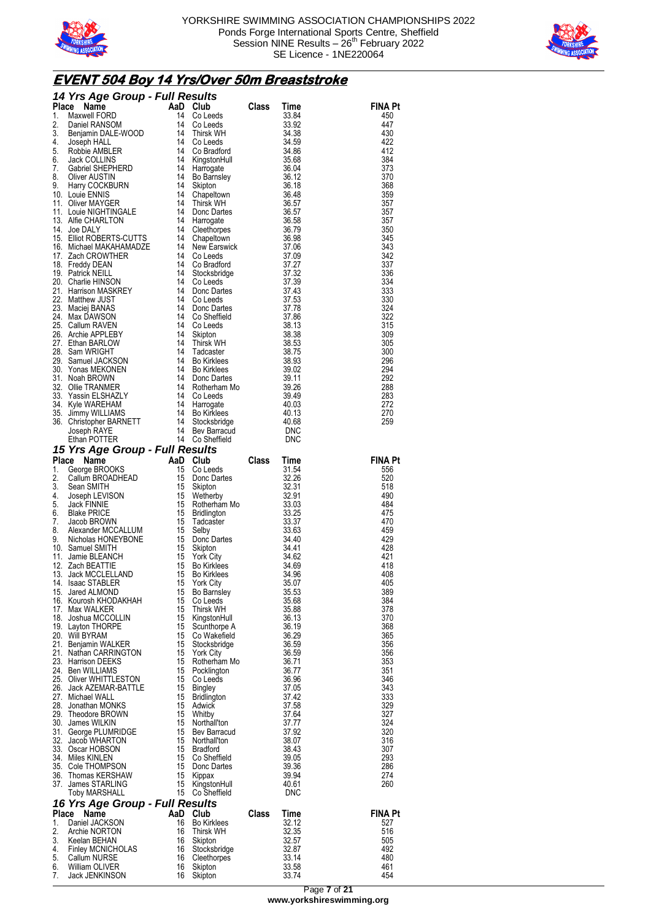# EVENT 504 Boy 14 Yrs/Over 50m Breaststroke

## 14 Yrs Age Group - Full Results

| Place | Name | AaD | Club | Class | Time | FINA Pt |
|---|---|---|---|---|---|---|
| 1. | Maxwell FORD | 14 | Co Leeds | | 33.84 | 450 |
| 2. | Daniel RANSOM | 14 | Co Leeds | | 33.92 | 447 |
| 3. | Benjamin DALE-WOOD | 14 | Thirsk WH | | 34.38 | 430 |
| 4. | Joseph HALL | 14 | Co Leeds | | 34.59 | 422 |
| 5. | Robbie AMBLER | 14 | Co Bradford | | 34.86 | 412 |
| 6. | Jack COLLINS | 14 | KingstonHull | | 35.68 | 384 |
| 7. | Gabriel SHEPHERD | 14 | Harrogate | | 36.04 | 373 |
| 8. | Oliver AUSTIN | 14 | Bo Barnsley | | 36.12 | 370 |
| 9. | Harry COCKBURN | 14 | Skipton | | 36.18 | 368 |
| 10. | Louie ENNIS | 14 | Chapeltown | | 36.48 | 359 |
| 11. | Oliver MAYGER | 14 | Thirsk WH | | 36.57 | 357 |
| 11. | Louie NIGHTINGALE | 14 | Donc Dartes | | 36.57 | 357 |
| 13. | Alfie CHARLTON | 14 | Harrogate | | 36.58 | 357 |
| 14. | Joe DALY | 14 | Cleethorpes | | 36.79 | 350 |
| 15. | Elliot ROBERTS-CUTTS | 14 | Chapeltown | | 36.98 | 345 |
| 16. | Michael MAKAHAMADZE | 14 | New Earswick | | 37.06 | 343 |
| 17. | Zach CROWTHER | 14 | Co Leeds | | 37.09 | 342 |
| 18. | Freddy DEAN | 14 | Co Bradford | | 37.27 | 337 |
| 19. | Patrick NEILL | 14 | Stocksbridge | | 37.32 | 336 |
| 20. | Charlie HINSON | 14 | Co Leeds | | 37.39 | 334 |
| 21. | Harrison MASKREY | 14 | Donc Dartes | | 37.43 | 333 |
| 22. | Matthew JUST | 14 | Co Leeds | | 37.53 | 330 |
| 23. | Maciej BANAS | 14 | Donc Dartes | | 37.78 | 324 |
| 24. | Max DAWSON | 14 | Co Sheffield | | 37.86 | 322 |
| 25. | Callum RAVEN | 14 | Co Leeds | | 38.13 | 315 |
| 26. | Archie APPLEBY | 14 | Skipton | | 38.38 | 309 |
| 27. | Ethan BARLOW | 14 | Thirsk WH | | 38.53 | 305 |
| 28. | Sam WRIGHT | 14 | Tadcaster | | 38.75 | 300 |
| 29. | Samuel JACKSON | 14 | Bo Kirklees | | 38.93 | 296 |
| 30. | Yonas MEKONEN | 14 | Bo Kirklees | | 39.02 | 294 |
| 31. | Noah BROWN | 14 | Donc Dartes | | 39.11 | 292 |
| 32. | Ollie TRANMER | 14 | Rotherham Mo | | 39.26 | 288 |
| 33. | Yassin ELSHAZLY | 14 | Co Leeds | | 39.49 | 283 |
| 34. | Kyle WAREHAM | 14 | Harrogate | | 40.03 | 272 |
| 35. | Jimmy WILLIAMS | 14 | Bo Kirklees | | 40.13 | 270 |
| 36. | Christopher BARNETT | 14 | Stocksbridge | | 40.68 | 259 |
| | Joseph RAYE | 14 | Bev Barracud | | DNC | |
| | Ethan POTTER | 14 | Co Sheffield | | DNC | |

## 15 Yrs Age Group - Full Results

| Place | Name | AaD | Club | Class | Time | FINA Pt |
|---|---|---|---|---|---|---|
| 1. | George BROOKS | 15 | Co Leeds | | 31.54 | 556 |
| 2. | Callum BROADHEAD | 15 | Donc Dartes | | 32.26 | 520 |
| 3. | Sean SMITH | 15 | Skipton | | 32.31 | 518 |
| 4. | Joseph LEVISON | 15 | Wetherby | | 32.91 | 490 |
| 5. | Jack FINNIE | 15 | Rotherham Mo | | 33.03 | 484 |
| 6. | Blake PRICE | 15 | Bridlington | | 33.25 | 475 |
| 7. | Jacob BROWN | 15 | Tadcaster | | 33.37 | 470 |
| 8. | Alexander MCCALLUM | 15 | Selby | | 33.63 | 459 |
| 9. | Nicholas HONEYBONE | 15 | Donc Dartes | | 34.40 | 429 |
| 10. | Samuel SMITH | 15 | Skipton | | 34.41 | 428 |
| 11. | Jamie BLEANCH | 15 | York City | | 34.62 | 421 |
| 12. | Zach BEATTIE | 15 | Bo Kirklees | | 34.69 | 418 |
| 13. | Jack MCCLELLAND | 15 | Bo Kirklees | | 34.96 | 408 |
| 14. | Isaac STABLER | 15 | York City | | 35.07 | 405 |
| 15. | Jared ALMOND | 15 | Bo Barnsley | | 35.53 | 389 |
| 16. | Kourosh KHODAKHAH | 15 | Co Leeds | | 35.68 | 384 |
| 17. | Max WALKER | 15 | Thirsk WH | | 35.88 | 378 |
| 18. | Joshua MCCOLLIN | 15 | KingstonHull | | 36.13 | 370 |
| 19. | Layton THORPE | 15 | Scunthorpe A | | 36.19 | 368 |
| 20. | Will BYRAM | 15 | Co Wakefield | | 36.29 | 365 |
| 21. | Benjamin WALKER | 15 | Stocksbridge | | 36.59 | 356 |
| 21. | Nathan CARRINGTON | 15 | York City | | 36.59 | 356 |
| 23. | Harrison DEEKS | 15 | Rotherham Mo | | 36.71 | 353 |
| 24. | Ben WILLIAMS | 15 | Pocklington | | 36.77 | 351 |
| 25. | Oliver WHITTLESTON | 15 | Co Leeds | | 36.96 | 346 |
| 26. | Jack AZEMAR-BATTLE | 15 | Bingley | | 37.05 | 343 |
| 27. | Michael WALL | 15 | Bridlington | | 37.42 | 333 |
| 28. | Jonathan MONKS | 15 | Adwick | | 37.58 | 329 |
| 29. | Theodore BROWN | 15 | Whitby | | 37.64 | 327 |
| 30. | James WILKIN | 15 | Northall'ton | | 37.77 | 324 |
| 31. | George PLUMRIDGE | 15 | Bev Barracud | | 37.92 | 320 |
| 32. | Jacob WHARTON | 15 | Northall'ton | | 38.07 | 316 |
| 33. | Oscar HOBSON | 15 | Bradford | | 38.43 | 307 |
| 34. | Miles KINLEN | 15 | Co Sheffield | | 39.05 | 293 |
| 35. | Cole THOMPSON | 15 | Donc Dartes | | 39.36 | 286 |
| 36. | Thomas KERSHAW | 15 | Kippax | | 39.94 | 274 |
| 37. | James STARLING | 15 | KingstonHull | | 40.61 | 260 |
| | Toby MARSHALL | 15 | Co Sheffield | | DNC | |

## 16 Yrs Age Group - Full Results

| Place | Name | AaD | Club | Class | Time | FINA Pt |
|---|---|---|---|---|---|---|
| 1. | Daniel JACKSON | 16 | Bo Kirklees | | 32.12 | 527 |
| 2. | Archie NORTON | 16 | Thirsk WH | | 32.35 | 516 |
| 3. | Keelan BEHAN | 16 | Skipton | | 32.57 | 505 |
| 4. | Finley MCNICHOLAS | 16 | Stocksbridge | | 32.87 | 492 |
| 5. | Callum NURSE | 16 | Cleethorpes | | 33.14 | 480 |
| 6. | William OLIVER | 16 | Skipton | | 33.58 | 461 |
| 7. | Jack JENKINSON | 16 | Skipton | | 33.74 | 454 |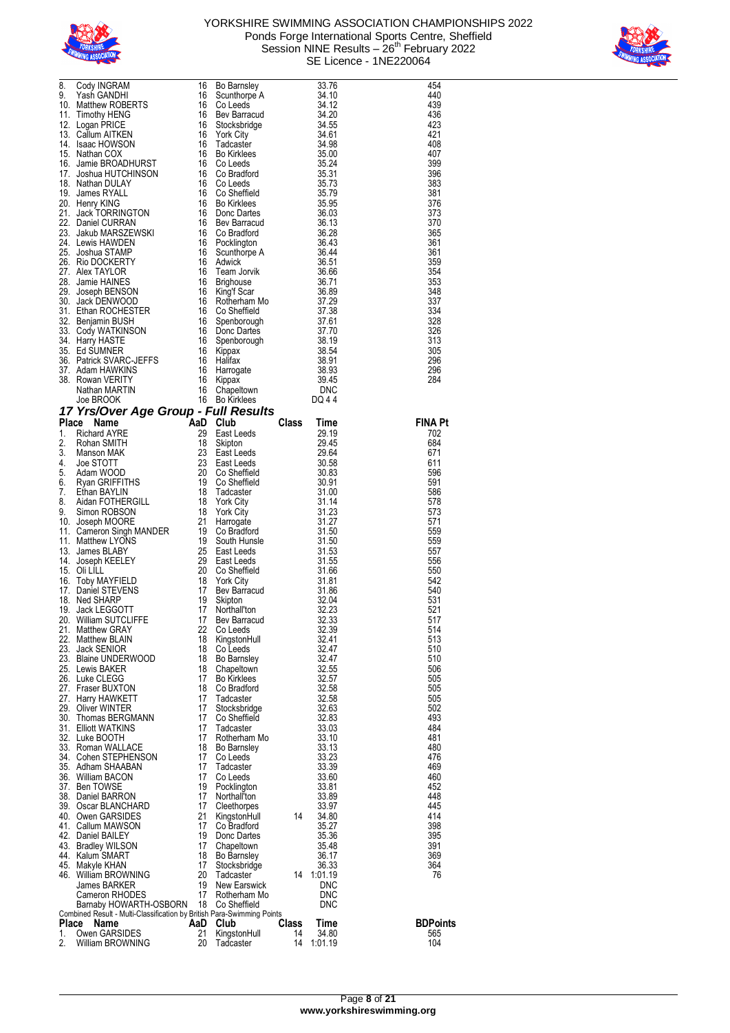| | | | | | | |
|---|---|---|---|---|---|---|
| 8. | Cody INGRAM | 16 | Bo Barnsley | | 33.76 | 454 |
| 9. | Yash GANDHI | 16 | Scunthorpe A | | 34.10 | 440 |
| 10. | Matthew ROBERTS | 16 | Co Leeds | | 34.12 | 439 |
| 11. | Timothy HENG | 16 | Bev Barracud | | 34.20 | 436 |
| 12. | Logan PRICE | 16 | Stocksbridge | | 34.55 | 423 |
| 13. | Callum AITKEN | 16 | York City | | 34.61 | 421 |
| 14. | Isaac HOWSON | 16 | Tadcaster | | 34.98 | 408 |
| 15. | Nathan COX | 16 | Bo Kirklees | | 35.00 | 407 |
| 16. | Jamie BROADHURST | 16 | Co Leeds | | 35.24 | 399 |
| 17. | Joshua HUTCHINSON | 16 | Co Bradford | | 35.31 | 396 |
| 18. | Nathan DULAY | 16 | Co Leeds | | 35.73 | 383 |
| 19. | James RYALL | 16 | Co Sheffield | | 35.79 | 381 |
| 20. | Henry KING | 16 | Bo Kirklees | | 35.95 | 376 |
| 21. | Jack TORRINGTON | 16 | Donc Dartes | | 36.03 | 373 |
| 22. | Daniel CURRAN | 16 | Bev Barracud | | 36.13 | 370 |
| 23. | Jakub MARSZEWSKI | 16 | Co Bradford | | 36.28 | 365 |
| 24. | Lewis HAWDEN | 16 | Pocklington | | 36.43 | 361 |
| 25. | Joshua STAMP | 16 | Scunthorpe A | | 36.44 | 361 |
| 26. | Rio DOCKERTY | 16 | Adwick | | 36.51 | 359 |
| 27. | Alex TAYLOR | 16 | Team Jorvik | | 36.66 | 354 |
| 28. | Jamie HAINES | 16 | Brighouse | | 36.71 | 353 |
| 29. | Joseph BENSON | 16 | King'f Scar | | 36.89 | 348 |
| 30. | Jack DENWOOD | 16 | Rotherham Mo | | 37.29 | 337 |
| 31. | Ethan ROCHESTER | 16 | Co Sheffield | | 37.38 | 334 |
| 32. | Benjamin BUSH | 16 | Spenborough | | 37.61 | 328 |
| 33. | Cody WATKINSON | 16 | Donc Dartes | | 37.70 | 326 |
| 34. | Harry HASTE | 16 | Spenborough | | 38.19 | 313 |
| 35. | Ed SUMNER | 16 | Kippax | | 38.54 | 305 |
| 36. | Patrick SVARC-JEFFS | 16 | Halifax | | 38.91 | 296 |
| 37. | Adam HAWKINS | 16 | Harrogate | | 38.93 | 296 |
| 38. | Rowan VERITY | 16 | Kippax | | 39.45 | 284 |
| | Nathan MARTIN | 16 | Chapeltown | | DNC | |
| | Joe BROOK | 16 | Bo Kirklees | | DQ 4 4 | |

### *17 Yrs/Over Age Group - Full Results*

| Place | Name | AaD | Club | Class | Time | FINA Pt |
|---|---|---|---|---|---|---|
| 1. | Richard AYRE | 29 | East Leeds | | 29.19 | 702 |
| 2. | Rohan SMITH | 18 | Skipton | | 29.45 | 684 |
| 3. | Manson MAK | 23 | East Leeds | | 29.64 | 671 |
| 4. | Joe STOTT | 23 | East Leeds | | 30.58 | 611 |
| 5. | Adam WOOD | 20 | Co Sheffield | | 30.83 | 596 |
| 6. | Ryan GRIFFITHS | 19 | Co Sheffield | | 30.91 | 591 |
| 7. | Ethan BAYLIN | 18 | Tadcaster | | 31.00 | 586 |
| 8. | Aidan FOTHERGILL | 18 | York City | | 31.14 | 578 |
| 9. | Simon ROBSON | 18 | York City | | 31.23 | 573 |
| 10. | Joseph MOORE | 21 | Harrogate | | 31.27 | 571 |
| 11. | Cameron Singh MANDER | 19 | Co Bradford | | 31.50 | 559 |
| 11. | Matthew LYONS | 19 | South Hunsle | | 31.50 | 559 |
| 13. | James BLABY | 25 | East Leeds | | 31.53 | 557 |
| 14. | Joseph KEELEY | 29 | East Leeds | | 31.55 | 556 |
| 15. | Oli LILL | 20 | Co Sheffield | | 31.66 | 550 |
| 16. | Toby MAYFIELD | 18 | York City | | 31.81 | 542 |
| 17. | Daniel STEVENS | 17 | Bev Barracud | | 31.86 | 540 |
| 18. | Ned SHARP | 19 | Skipton | | 32.04 | 531 |
| 19. | Jack LEGGOTT | 17 | Northall'ton | | 32.23 | 521 |
| 20. | William SUTCLIFFE | 17 | Bev Barracud | | 32.33 | 517 |
| 21. | Matthew GRAY | 22 | Co Leeds | | 32.39 | 514 |
| 22. | Matthew BLAIN | 18 | KingstonHull | | 32.41 | 513 |
| 23. | Jack SENIOR | 18 | Co Leeds | | 32.47 | 510 |
| 23. | Blaine UNDERWOOD | 18 | Bo Barnsley | | 32.47 | 510 |
| 25. | Lewis BAKER | 18 | Chapeltown | | 32.55 | 506 |
| 26. | Luke CLEGG | 17 | Bo Kirklees | | 32.57 | 505 |
| 27. | Fraser BUXTON | 18 | Co Bradford | | 32.58 | 505 |
| 27. | Harry HAWKETT | 17 | Tadcaster | | 32.58 | 505 |
| 29. | Oliver WINTER | 17 | Stocksbridge | | 32.63 | 502 |
| 30. | Thomas BERGMANN | 17 | Co Sheffield | | 32.83 | 493 |
| 31. | Elliott WATKINS | 17 | Tadcaster | | 33.03 | 484 |
| 32. | Luke BOOTH | 17 | Rotherham Mo | | 33.10 | 481 |
| 33. | Roman WALLACE | 18 | Bo Barnsley | | 33.13 | 480 |
| 34. | Cohen STEPHENSON | 17 | Co Leeds | | 33.23 | 476 |
| 35. | Adham SHAABAN | 17 | Tadcaster | | 33.39 | 469 |
| 36. | William BACON | 17 | Co Leeds | | 33.60 | 460 |
| 37. | Ben TOWSE | 19 | Pocklington | | 33.81 | 452 |
| 38. | Daniel BARRON | 17 | Northall'ton | | 33.89 | 448 |
| 39. | Oscar BLANCHARD | 17 | Cleethorpes | | 33.97 | 445 |
| 40. | Owen GARSIDES | 21 | KingstonHull | 14 | 34.80 | 414 |
| 41. | Callum MAWSON | 17 | Co Bradford | | 35.27 | 398 |
| 42. | Daniel BAILEY | 19 | Donc Dartes | | 35.36 | 395 |
| 43. | Bradley WILSON | 17 | Chapeltown | | 35.48 | 391 |
| 44. | Kalum SMART | 18 | Bo Barnsley | | 36.17 | 369 |
| 45. | Makyle KHAN | 17 | Stocksbridge | | 36.33 | 364 |
| 46. | William BROWNING | 20 | Tadcaster | 14 | 1:01.19 | 76 |
| | James BARKER | 19 | New Earswick | | DNC | |
| | Cameron RHODES | 17 | Rotherham Mo | | DNC | |
| | Barnaby HOWARTH-OSBORN | 18 | Co Sheffield | | DNC | |

Combined Result - Multi-Classification by British Para-Swimming Points

| Place | Name | AaD | Club | Class | Time | BDPoints |
|---|---|---|---|---|---|---|
| 1. | Owen GARSIDES | 21 | KingstonHull | 14 | 34.80 | 565 |
| 2. | William BROWNING | 20 | Tadcaster | 14 | 1:01.19 | 104 |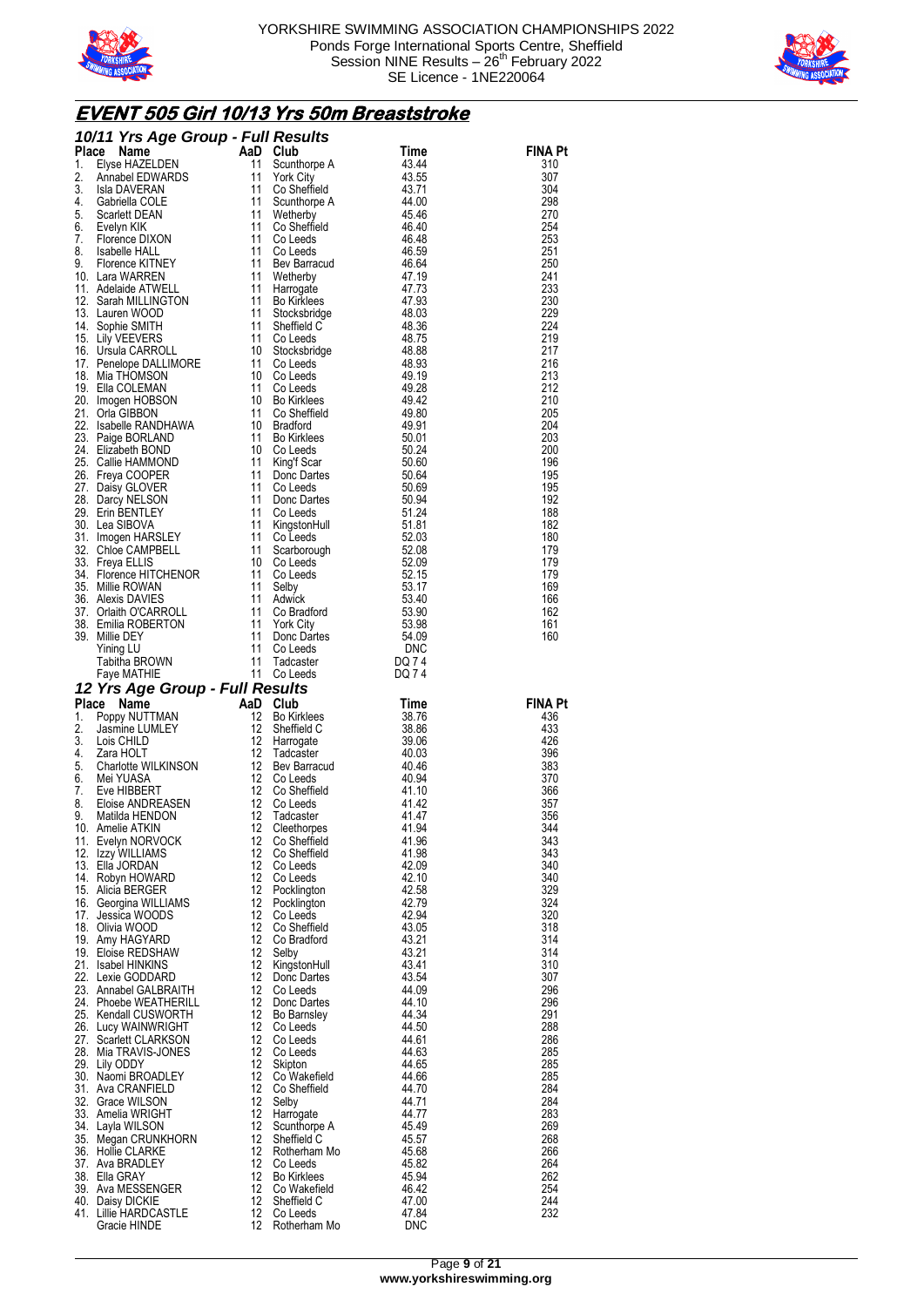# EVENT 505 Girl 10/13 Yrs 50m Breaststroke

## 10/11 Yrs Age Group - Full Results

| Place | Name | AaD | Club | Time | FINA Pt |
|---|---|---|---|---|---|
| 1. | Elyse HAZELDEN | 11 | Scunthorpe A | 43.44 | 310 |
| 2. | Annabel EDWARDS | 11 | York City | 43.55 | 307 |
| 3. | Isla DAVERAN | 11 | Co Sheffield | 43.71 | 304 |
| 4. | Gabriella COLE | 11 | Scunthorpe A | 44.00 | 298 |
| 5. | Scarlett DEAN | 11 | Wetherby | 45.46 | 270 |
| 6. | Evelyn KIK | 11 | Co Sheffield | 46.40 | 254 |
| 7. | Florence DIXON | 11 | Co Leeds | 46.48 | 253 |
| 8. | Isabelle HALL | 11 | Co Leeds | 46.59 | 251 |
| 9. | Florence KITNEY | 11 | Bev Barracud | 46.64 | 250 |
| 10. | Lara WARREN | 11 | Wetherby | 47.19 | 241 |
| 11. | Adelaide ATWELL | 11 | Harrogate | 47.73 | 233 |
| 12. | Sarah MILLINGTON | 11 | Bo Kirklees | 47.93 | 230 |
| 13. | Lauren WOOD | 11 | Stocksbridge | 48.03 | 229 |
| 14. | Sophie SMITH | 11 | Sheffield C | 48.36 | 224 |
| 15. | Lily VEEVERS | 11 | Co Leeds | 48.75 | 219 |
| 16. | Ursula CARROLL | 10 | Stocksbridge | 48.88 | 217 |
| 17. | Penelope DALLIMORE | 11 | Co Leeds | 48.93 | 216 |
| 18. | Mia THOMSON | 10 | Co Leeds | 49.19 | 213 |
| 19. | Ella COLEMAN | 11 | Co Leeds | 49.28 | 212 |
| 20. | Imogen HOBSON | 10 | Bo Kirklees | 49.42 | 210 |
| 21. | Orla GIBBON | 11 | Co Sheffield | 49.80 | 205 |
| 22. | Isabelle RANDHAWA | 10 | Bradford | 49.91 | 204 |
| 23. | Paige BORLAND | 11 | Bo Kirklees | 50.01 | 203 |
| 24. | Elizabeth BOND | 10 | Co Leeds | 50.24 | 200 |
| 25. | Callie HAMMOND | 11 | King'f Scar | 50.60 | 196 |
| 26. | Freya COOPER | 11 | Donc Dartes | 50.64 | 195 |
| 27. | Daisy GLOVER | 11 | Co Leeds | 50.69 | 195 |
| 28. | Darcy NELSON | 11 | Donc Dartes | 50.94 | 192 |
| 29. | Erin BENTLEY | 11 | Co Leeds | 51.24 | 188 |
| 30. | Lea SIBOVA | 11 | KingstonHull | 51.81 | 182 |
| 31. | Imogen HARSLEY | 11 | Co Leeds | 52.03 | 180 |
| 32. | Chloe CAMPBELL | 11 | Scarborough | 52.08 | 179 |
| 33. | Freya ELLIS | 10 | Co Leeds | 52.09 | 179 |
| 34. | Florence HITCHENOR | 11 | Co Leeds | 52.15 | 179 |
| 35. | Millie ROWAN | 11 | Selby | 53.17 | 169 |
| 36. | Alexis DAVIES | 11 | Adwick | 53.40 | 166 |
| 37. | Orlaith O'CARROLL | 11 | Co Bradford | 53.90 | 162 |
| 38. | Emilia ROBERTON | 11 | York City | 53.98 | 161 |
| 39. | Millie DEY | 11 | Donc Dartes | 54.09 | 160 |
| | Yining LU | 11 | Co Leeds | DNC | |
| | Tabitha BROWN | 11 | Tadcaster | DQ 7 4 | |
| | Faye MATHIE | 11 | Co Leeds | DQ 7 4 | |

## 12 Yrs Age Group - Full Results

| Place | Name | AaD | Club | Time | FINA Pt |
|---|---|---|---|---|---|
| 1. | Poppy NUTTMAN | 12 | Bo Kirklees | 38.76 | 436 |
| 2. | Jasmine LUMLEY | 12 | Sheffield C | 38.86 | 433 |
| 3. | Lois CHILD | 12 | Harrogate | 39.06 | 426 |
| 4. | Zara HOLT | 12 | Tadcaster | 40.03 | 396 |
| 5. | Charlotte WILKINSON | 12 | Bev Barracud | 40.46 | 383 |
| 6. | Mei YUASA | 12 | Co Leeds | 40.94 | 370 |
| 7. | Eve HIBBERT | 12 | Co Sheffield | 41.10 | 366 |
| 8. | Eloise ANDREASEN | 12 | Co Leeds | 41.42 | 357 |
| 9. | Matilda HENDON | 12 | Tadcaster | 41.47 | 356 |
| 10. | Amelie ATKIN | 12 | Cleethorpes | 41.94 | 344 |
| 11. | Evelyn NORVOCK | 12 | Co Sheffield | 41.96 | 343 |
| 12. | Izzy WILLIAMS | 12 | Co Sheffield | 41.98 | 343 |
| 13. | Ella JORDAN | 12 | Co Leeds | 42.09 | 340 |
| 14. | Robyn HOWARD | 12 | Co Leeds | 42.10 | 340 |
| 15. | Alicia BERGER | 12 | Pocklington | 42.58 | 329 |
| 16. | Georgina WILLIAMS | 12 | Pocklington | 42.79 | 324 |
| 17. | Jessica WOODS | 12 | Co Leeds | 42.94 | 320 |
| 18. | Olivia WOOD | 12 | Co Sheffield | 43.05 | 318 |
| 19. | Amy HAGYARD | 12 | Co Bradford | 43.21 | 314 |
| 19. | Eloise REDSHAW | 12 | Selby | 43.21 | 314 |
| 21. | Isabel HINKINS | 12 | KingstonHull | 43.41 | 310 |
| 22. | Lexie GODDARD | 12 | Donc Dartes | 43.54 | 307 |
| 23. | Annabel GALBRAITH | 12 | Co Leeds | 44.09 | 296 |
| 24. | Phoebe WEATHERILL | 12 | Donc Dartes | 44.10 | 296 |
| 25. | Kendall CUSWORTH | 12 | Bo Barnsley | 44.34 | 291 |
| 26. | Lucy WAINWRIGHT | 12 | Co Leeds | 44.50 | 288 |
| 27. | Scarlett CLARKSON | 12 | Co Leeds | 44.61 | 286 |
| 28. | Mia TRAVIS-JONES | 12 | Co Leeds | 44.63 | 285 |
| 29. | Lily ODDY | 12 | Skipton | 44.65 | 285 |
| 30. | Naomi BROADLEY | 12 | Co Wakefield | 44.66 | 285 |
| 31. | Ava CRANFIELD | 12 | Co Sheffield | 44.70 | 284 |
| 32. | Grace WILSON | 12 | Selby | 44.71 | 284 |
| 33. | Amelia WRIGHT | 12 | Harrogate | 44.77 | 283 |
| 34. | Layla WILSON | 12 | Scunthorpe A | 45.49 | 269 |
| 35. | Megan CRUNKHORN | 12 | Sheffield C | 45.57 | 268 |
| 36. | Hollie CLARKE | 12 | Rotherham Mo | 45.68 | 266 |
| 37. | Ava BRADLEY | 12 | Co Leeds | 45.82 | 264 |
| 38. | Ella GRAY | 12 | Bo Kirklees | 45.94 | 262 |
| 39. | Ava MESSENGER | 12 | Co Wakefield | 46.42 | 254 |
| 40. | Daisy DICKIE | 12 | Sheffield C | 47.00 | 244 |
| 41. | Lillie HARDCASTLE | 12 | Co Leeds | 47.84 | 232 |
| | Gracie HINDE | 12 | Rotherham Mo | DNC | |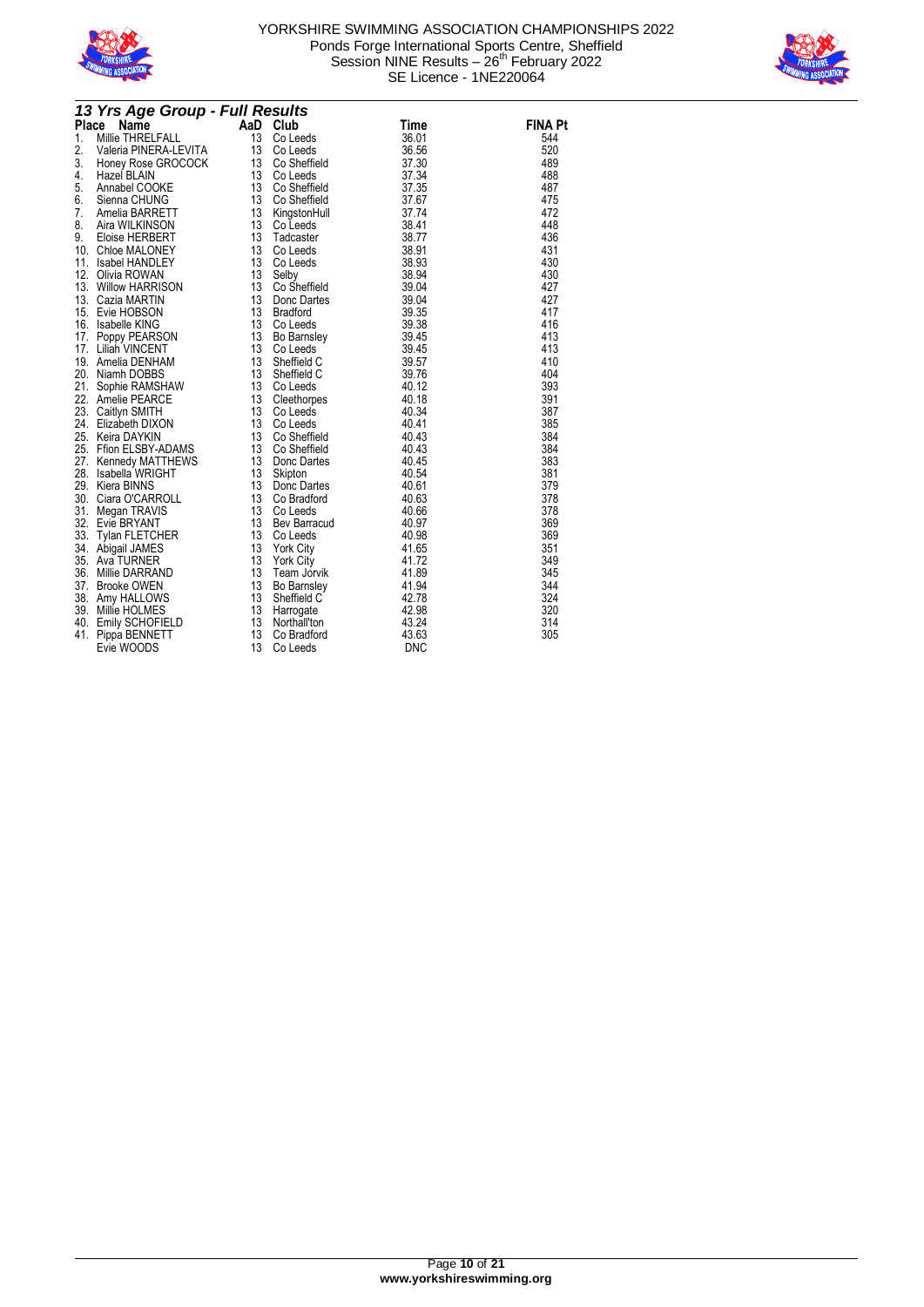YORKSHIRE SWIMMING ASSOCIATION CHAMPIONSHIPS 2022
Ponds Forge International Sports Centre, Sheffield
Session NINE Results – 26th February 2022
SE Licence - 1NE220064

## *13 Yrs Age Group - Full Results*

| Place | Name | AaD | Club | Time | FINA Pt |
|---|---|---|---|---|---|
| 1. | Millie THRELFALL | 13 | Co Leeds | 36.01 | 544 |
| 2. | Valeria PINERA-LEVITA | 13 | Co Leeds | 36.56 | 520 |
| 3. | Honey Rose GROCOCK | 13 | Co Sheffield | 37.30 | 489 |
| 4. | Hazel BLAIN | 13 | Co Leeds | 37.34 | 488 |
| 5. | Annabel COOKE | 13 | Co Sheffield | 37.35 | 487 |
| 6. | Sienna CHUNG | 13 | Co Sheffield | 37.67 | 475 |
| 7. | Amelia BARRETT | 13 | KingstonHull | 37.74 | 472 |
| 8. | Aira WILKINSON | 13 | Co Leeds | 38.41 | 448 |
| 9. | Eloise HERBERT | 13 | Tadcaster | 38.77 | 436 |
| 10. | Chloe MALONEY | 13 | Co Leeds | 38.91 | 431 |
| 11. | Isabel HANDLEY | 13 | Co Leeds | 38.93 | 430 |
| 12. | Olivia ROWAN | 13 | Selby | 38.94 | 430 |
| 13. | Willow HARRISON | 13 | Co Sheffield | 39.04 | 427 |
| 13. | Cazia MARTIN | 13 | Donc Dartes | 39.04 | 427 |
| 15. | Evie HOBSON | 13 | Bradford | 39.35 | 417 |
| 16. | Isabelle KING | 13 | Co Leeds | 39.38 | 416 |
| 17. | Poppy PEARSON | 13 | Bo Barnsley | 39.45 | 413 |
| 17. | Liliah VINCENT | 13 | Co Leeds | 39.45 | 413 |
| 19. | Amelia DENHAM | 13 | Sheffield C | 39.57 | 410 |
| 20. | Niamh DOBBS | 13 | Sheffield C | 39.76 | 404 |
| 21. | Sophie RAMSHAW | 13 | Co Leeds | 40.12 | 393 |
| 22. | Amelie PEARCE | 13 | Cleethorpes | 40.18 | 391 |
| 23. | Caitlyn SMITH | 13 | Co Leeds | 40.34 | 387 |
| 24. | Elizabeth DIXON | 13 | Co Leeds | 40.41 | 385 |
| 25. | Keira DAYKIN | 13 | Co Sheffield | 40.43 | 384 |
| 25. | Ffion ELSBY-ADAMS | 13 | Co Sheffield | 40.43 | 384 |
| 27. | Kennedy MATTHEWS | 13 | Donc Dartes | 40.45 | 383 |
| 28. | Isabella WRIGHT | 13 | Skipton | 40.54 | 381 |
| 29. | Kiera BINNS | 13 | Donc Dartes | 40.61 | 379 |
| 30. | Ciara O'CARROLL | 13 | Co Bradford | 40.63 | 378 |
| 31. | Megan TRAVIS | 13 | Co Leeds | 40.66 | 378 |
| 32. | Evie BRYANT | 13 | Bev Barracud | 40.97 | 369 |
| 33. | Tylan FLETCHER | 13 | Co Leeds | 40.98 | 369 |
| 34. | Abigail JAMES | 13 | York City | 41.65 | 351 |
| 35. | Ava TURNER | 13 | York City | 41.72 | 349 |
| 36. | Millie DARRAND | 13 | Team Jorvik | 41.89 | 345 |
| 37. | Brooke OWEN | 13 | Bo Barnsley | 41.94 | 344 |
| 38. | Amy HALLOWS | 13 | Sheffield C | 42.78 | 324 |
| 39. | Millie HOLMES | 13 | Harrogate | 42.98 | 320 |
| 40. | Emily SCHOFIELD | 13 | Northall'ton | 43.24 | 314 |
| 41. | Pippa BENNETT | 13 | Co Bradford | 43.63 | 305 |
| | Evie WOODS | 13 | Co Leeds | DNC | |

www.yorkshireswimming.org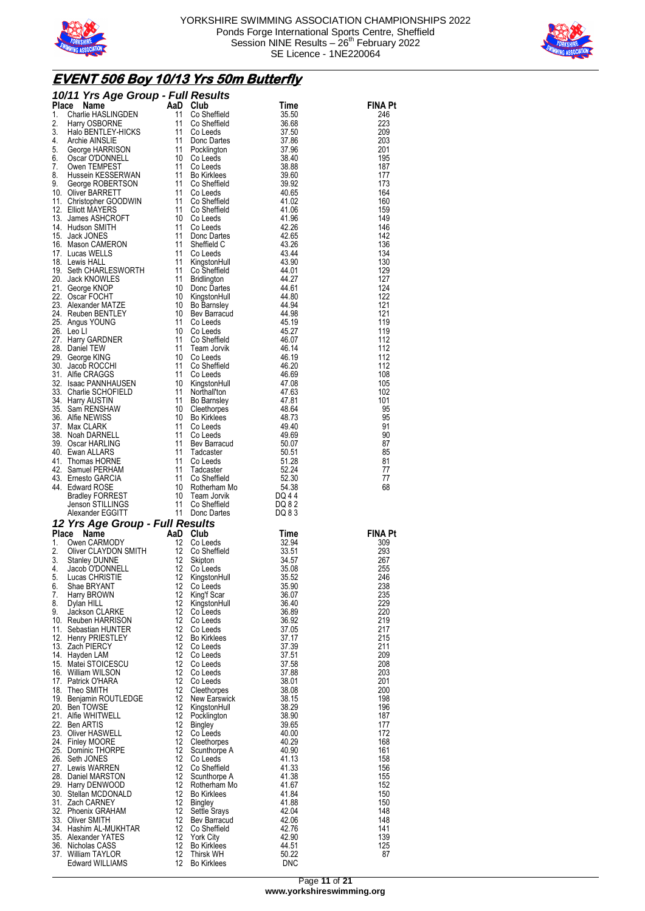YORKSHIRE SWIMMING ASSOCIATION CHAMPIONSHIPS 2022
Ponds Forge International Sports Centre, Sheffield
Session NINE Results – 26th February 2022
SE Licence - 1NE220064

# EVENT 506 Boy 10/13 Yrs 50m Butterfly

## 10/11 Yrs Age Group - Full Results

| Place | Name | AaD | Club | Time | FINA Pt |
|---|---|---|---|---|---|
| 1. | Charlie HASLINGDEN | 11 | Co Sheffield | 35.50 | 246 |
| 2. | Harry OSBORNE | 11 | Co Sheffield | 36.68 | 223 |
| 3. | Halo BENTLEY-HICKS | 11 | Co Leeds | 37.50 | 209 |
| 4. | Archie AINSLIE | 11 | Donc Dartes | 37.86 | 203 |
| 5. | George HARRISON | 11 | Pocklington | 37.96 | 201 |
| 6. | Oscar O'DONNELL | 10 | Co Leeds | 38.40 | 195 |
| 7. | Owen TEMPEST | 11 | Co Leeds | 38.88 | 187 |
| 8. | Hussein KESSERWAN | 11 | Bo Kirklees | 39.60 | 177 |
| 9. | George ROBERTSON | 11 | Co Sheffield | 39.92 | 173 |
| 10. | Oliver BARRETT | 11 | Co Leeds | 40.65 | 164 |
| 11. | Christopher GOODWIN | 11 | Co Sheffield | 41.02 | 160 |
| 12. | Elliott MAYERS | 11 | Co Sheffield | 41.06 | 159 |
| 13. | James ASHCROFT | 10 | Co Leeds | 41.96 | 149 |
| 14. | Hudson SMITH | 11 | Co Leeds | 42.26 | 146 |
| 15. | Jack JONES | 11 | Donc Dartes | 42.65 | 142 |
| 16. | Mason CAMERON | 11 | Sheffield C | 43.26 | 136 |
| 17. | Lucas WELLS | 11 | Co Leeds | 43.44 | 134 |
| 18. | Lewis HALL | 11 | KingstonHull | 43.90 | 130 |
| 19. | Seth CHARLESWORTH | 11 | Co Sheffield | 44.01 | 129 |
| 20. | Jack KNOWLES | 11 | Bridlington | 44.27 | 127 |
| 21. | George KNOP | 10 | Donc Dartes | 44.61 | 124 |
| 22. | Oscar FOCHT | 10 | KingstonHull | 44.80 | 122 |
| 23. | Alexander MATZE | 10 | Bo Barnsley | 44.94 | 121 |
| 24. | Reuben BENTLEY | 10 | Bev Barracud | 44.98 | 121 |
| 25. | Angus YOUNG | 11 | Co Leeds | 45.19 | 119 |
| 26. | Leo LI | 10 | Co Leeds | 45.27 | 119 |
| 27. | Harry GARDNER | 11 | Co Sheffield | 46.07 | 112 |
| 28. | Daniel TEW | 11 | Team Jorvik | 46.14 | 112 |
| 29. | George KING | 10 | Co Leeds | 46.19 | 112 |
| 30. | Jacob ROCCHI | 11 | Co Sheffield | 46.20 | 112 |
| 31. | Alfie CRAGGS | 11 | Co Leeds | 46.69 | 108 |
| 32. | Isaac PANNHAUSEN | 10 | KingstonHull | 47.08 | 105 |
| 33. | Charlie SCHOFIELD | 11 | Northall'ton | 47.63 | 102 |
| 34. | Harry AUSTIN | 11 | Bo Barnsley | 47.81 | 101 |
| 35. | Sam RENSHAW | 10 | Cleethorpes | 48.64 | 95 |
| 36. | Alfie NEWISS | 10 | Bo Kirklees | 48.73 | 95 |
| 37. | Max CLARK | 11 | Co Leeds | 49.40 | 91 |
| 38. | Noah DARNELL | 11 | Co Leeds | 49.69 | 90 |
| 39. | Oscar HARLING | 11 | Bev Barracud | 50.07 | 87 |
| 40. | Ewan ALLARS | 11 | Tadcaster | 50.51 | 85 |
| 41. | Thomas HORNE | 11 | Co Leeds | 51.28 | 81 |
| 42. | Samuel PERHAM | 11 | Tadcaster | 52.24 | 77 |
| 43. | Ernesto GARCIA | 11 | Co Sheffield | 52.30 | 77 |
| 44. | Edward ROSE | 10 | Rotherham Mo | 54.38 | 68 |
| | Bradley FORREST | 10 | Team Jorvik | DQ 4 4 | |
| | Jenson STILLINGS | 11 | Co Sheffield | DQ 8 2 | |
| | Alexander EGGITT | 11 | Donc Dartes | DQ 8 3 | |

## 12 Yrs Age Group - Full Results

| Place | Name | AaD | Club | Time | FINA Pt |
|---|---|---|---|---|---|
| 1. | Owen CARMODY | 12 | Co Leeds | 32.94 | 309 |
| 2. | Oliver CLAYDON SMITH | 12 | Co Sheffield | 33.51 | 293 |
| 3. | Stanley DUNNE | 12 | Skipton | 34.57 | 267 |
| 4. | Jacob O'DONNELL | 12 | Co Leeds | 35.08 | 255 |
| 5. | Lucas CHRISTIE | 12 | KingstonHull | 35.52 | 246 |
| 6. | Shae BRYANT | 12 | Co Leeds | 35.90 | 238 |
| 7. | Harry BROWN | 12 | King'f Scar | 36.07 | 235 |
| 8. | Dylan HILL | 12 | KingstonHull | 36.40 | 229 |
| 9. | Jackson CLARKE | 12 | Co Leeds | 36.89 | 220 |
| 10. | Reuben HARRISON | 12 | Co Leeds | 36.92 | 219 |
| 11. | Sebastian HUNTER | 12 | Co Leeds | 37.05 | 217 |
| 12. | Henry PRIESTLEY | 12 | Bo Kirklees | 37.17 | 215 |
| 13. | Zach PIERCY | 12 | Co Leeds | 37.39 | 211 |
| 14. | Hayden LAM | 12 | Co Leeds | 37.51 | 209 |
| 15. | Matei STOICESCU | 12 | Co Leeds | 37.58 | 208 |
| 16. | William WILSON | 12 | Co Leeds | 37.88 | 203 |
| 17. | Patrick O'HARA | 12 | Co Leeds | 38.01 | 201 |
| 18. | Theo SMITH | 12 | Cleethorpes | 38.08 | 200 |
| 19. | Benjamin ROUTLEDGE | 12 | New Earswick | 38.15 | 198 |
| 20. | Ben TOWSE | 12 | KingstonHull | 38.29 | 196 |
| 21. | Alfie WHITWELL | 12 | Pocklington | 38.90 | 187 |
| 22. | Ben ARTIS | 12 | Bingley | 39.65 | 177 |
| 23. | Oliver HASWELL | 12 | Co Leeds | 40.00 | 172 |
| 24. | Finley MOORE | 12 | Cleethorpes | 40.29 | 168 |
| 25. | Dominic THORPE | 12 | Scunthorpe A | 40.90 | 161 |
| 26. | Seth JONES | 12 | Co Leeds | 41.13 | 158 |
| 27. | Lewis WARREN | 12 | Co Sheffield | 41.33 | 156 |
| 28. | Daniel MARSTON | 12 | Scunthorpe A | 41.38 | 155 |
| 29. | Harry DENWOOD | 12 | Rotherham Mo | 41.67 | 152 |
| 30. | Stellan MCDONALD | 12 | Bo Kirklees | 41.84 | 150 |
| 31. | Zach CARNEY | 12 | Bingley | 41.88 | 150 |
| 32. | Phoenix GRAHAM | 12 | Settle Srays | 42.04 | 148 |
| 33. | Oliver SMITH | 12 | Bev Barracud | 42.06 | 148 |
| 34. | Hashim AL-MUKHTAR | 12 | Co Sheffield | 42.76 | 141 |
| 35. | Alexander YATES | 12 | York City | 42.90 | 139 |
| 36. | Nicholas CASS | 12 | Bo Kirklees | 44.51 | 125 |
| 37. | William TAYLOR | 12 | Thirsk WH | 50.22 | 87 |
| | Edward WILLIAMS | 12 | Bo Kirklees | DNC | |

www.yorkshireswimming.org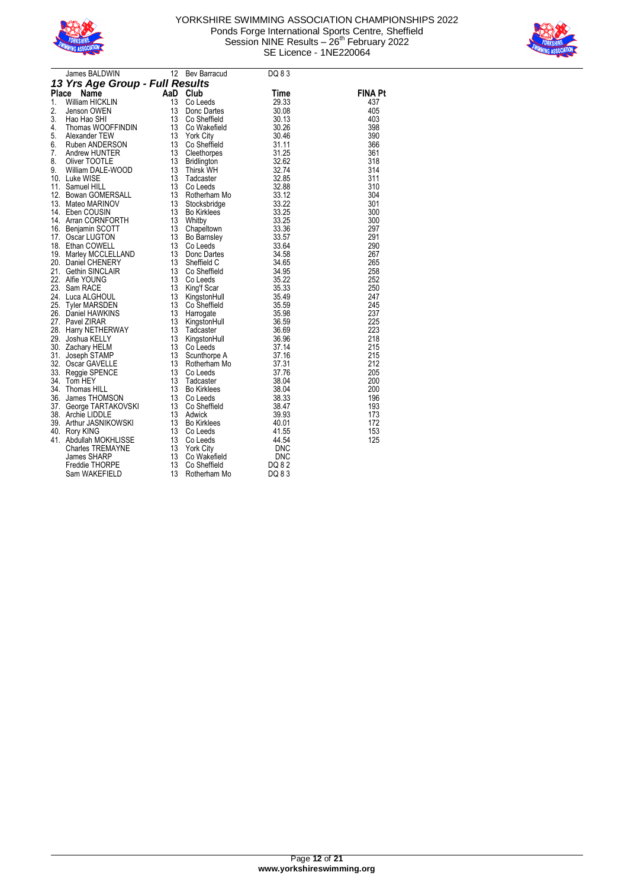| | | | | |
|---|---|---|---|---|
| James BALDWIN | 12 | Bev Barracud | DQ 8 3 | |

## *13 Yrs Age Group - Full Results*

| Place | Name | AaD | Club | Time | FINA Pt |
|---|---|---|---|---|---|
| 1. | William HICKLIN | 13 | Co Leeds | 29.33 | 437 |
| 2. | Jenson OWEN | 13 | Donc Dartes | 30.08 | 405 |
| 3. | Hao Hao SHI | 13 | Co Sheffield | 30.13 | 403 |
| 4. | Thomas WOOFFINDIN | 13 | Co Wakefield | 30.26 | 398 |
| 5. | Alexander TEW | 13 | York City | 30.46 | 390 |
| 6. | Ruben ANDERSON | 13 | Co Sheffield | 31.11 | 366 |
| 7. | Andrew HUNTER | 13 | Cleethorpes | 31.25 | 361 |
| 8. | Oliver TOOTLE | 13 | Bridlington | 32.62 | 318 |
| 9. | William DALE-WOOD | 13 | Thirsk WH | 32.74 | 314 |
| 10. | Luke WISE | 13 | Tadcaster | 32.85 | 311 |
| 11. | Samuel HILL | 13 | Co Leeds | 32.88 | 310 |
| 12. | Bowan GOMERSALL | 13 | Rotherham Mo | 33.12 | 304 |
| 13. | Mateo MARINOV | 13 | Stocksbridge | 33.22 | 301 |
| 14. | Eben COUSIN | 13 | Bo Kirklees | 33.25 | 300 |
| 14. | Arran CORNFORTH | 13 | Whitby | 33.25 | 300 |
| 16. | Benjamin SCOTT | 13 | Chapeltown | 33.36 | 297 |
| 17. | Oscar LUGTON | 13 | Bo Barnsley | 33.57 | 291 |
| 18. | Ethan COWELL | 13 | Co Leeds | 33.64 | 290 |
| 19. | Marley MCCLELLAND | 13 | Donc Dartes | 34.58 | 267 |
| 20. | Daniel CHENERY | 13 | Sheffield C | 34.65 | 265 |
| 21. | Gethin SINCLAIR | 13 | Co Sheffield | 34.95 | 258 |
| 22. | Alfie YOUNG | 13 | Co Leeds | 35.22 | 252 |
| 23. | Sam RACE | 13 | King'f Scar | 35.33 | 250 |
| 24. | Luca ALGHOUL | 13 | KingstonHull | 35.49 | 247 |
| 25. | Tyler MARSDEN | 13 | Co Sheffield | 35.59 | 245 |
| 26. | Daniel HAWKINS | 13 | Harrogate | 35.98 | 237 |
| 27. | Pavel ZIRAR | 13 | KingstonHull | 36.59 | 225 |
| 28. | Harry NETHERWAY | 13 | Tadcaster | 36.69 | 223 |
| 29. | Joshua KELLY | 13 | KingstonHull | 36.96 | 218 |
| 30. | Zachary HELM | 13 | Co Leeds | 37.14 | 215 |
| 31. | Joseph STAMP | 13 | Scunthorpe A | 37.16 | 215 |
| 32. | Oscar GAVELLE | 13 | Rotherham Mo | 37.31 | 212 |
| 33. | Reggie SPENCE | 13 | Co Leeds | 37.76 | 205 |
| 34. | Tom HEY | 13 | Tadcaster | 38.04 | 200 |
| 34. | Thomas HILL | 13 | Bo Kirklees | 38.04 | 200 |
| 36. | James THOMSON | 13 | Co Leeds | 38.33 | 196 |
| 37. | George TARTAKOVSKI | 13 | Co Sheffield | 38.47 | 193 |
| 38. | Archie LIDDLE | 13 | Adwick | 39.93 | 173 |
| 39. | Arthur JASNIKOWSKI | 13 | Bo Kirklees | 40.01 | 172 |
| 40. | Rory KING | 13 | Co Leeds | 41.55 | 153 |
| 41. | Abdullah MOKHLISSE | 13 | Co Leeds | 44.54 | 125 |
| | Charles TREMAYNE | 13 | York City | DNC | |
| | James SHARP | 13 | Co Wakefield | DNC | |
| | Freddie THORPE | 13 | Co Sheffield | DQ 8 2 | |
| | Sam WAKEFIELD | 13 | Rotherham Mo | DQ 8 3 | |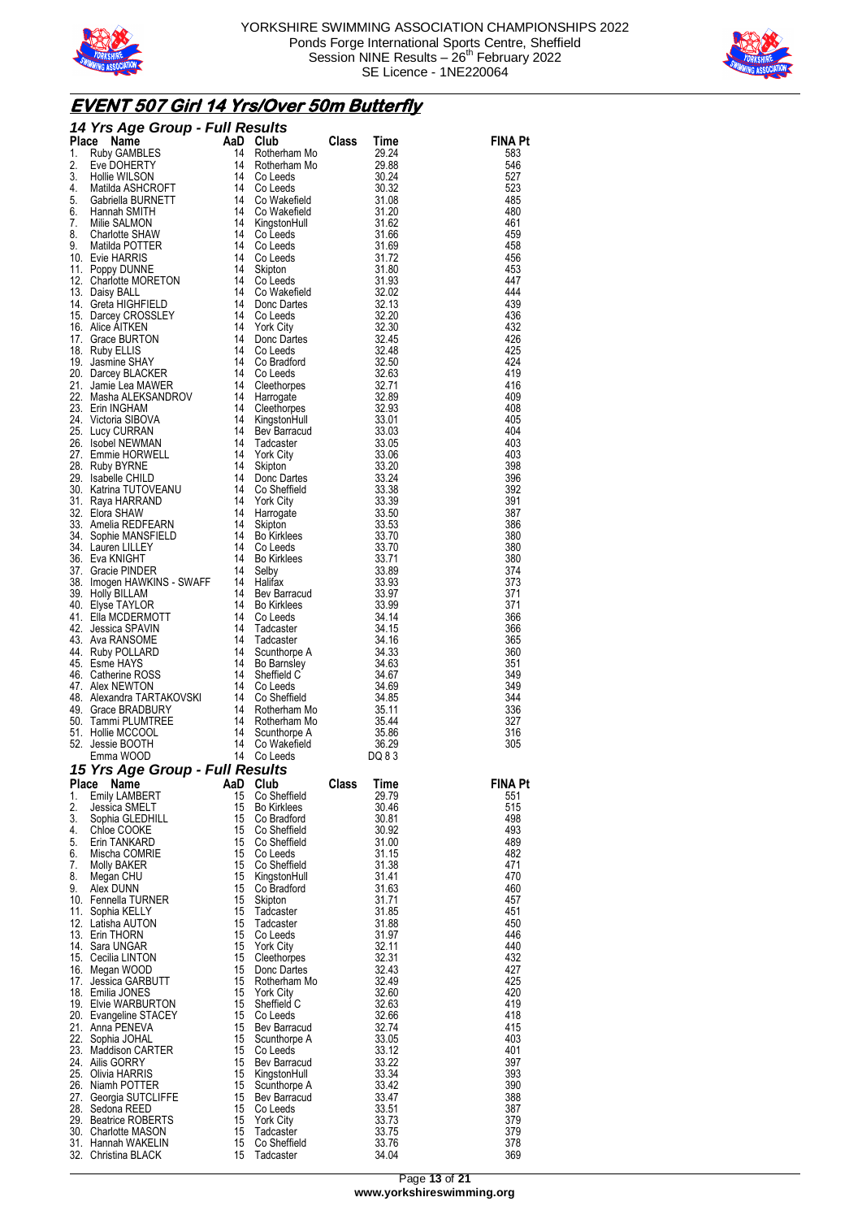YORKSHIRE SWIMMING ASSOCIATION CHAMPIONSHIPS 2022
Ponds Forge International Sports Centre, Sheffield
Session NINE Results – 26th February 2022
SE Licence - 1NE220064

# EVENT 507 Girl 14 Yrs/Over 50m Butterfly

## 14 Yrs Age Group - Full Results

| Place | Name | AaD | Club | Class | Time | FINA Pt |
|---|---|---|---|---|---|---|
| 1. | Ruby GAMBLES | 14 | Rotherham Mo | | 29.24 | 583 |
| 2. | Eve DOHERTY | 14 | Rotherham Mo | | 29.88 | 546 |
| 3. | Hollie WILSON | 14 | Co Leeds | | 30.24 | 527 |
| 4. | Matilda ASHCROFT | 14 | Co Leeds | | 30.32 | 523 |
| 5. | Gabriella BURNETT | 14 | Co Wakefield | | 31.08 | 485 |
| 6. | Hannah SMITH | 14 | Co Wakefield | | 31.20 | 480 |
| 7. | Milie SALMON | 14 | KingstonHull | | 31.62 | 461 |
| 8. | Charlotte SHAW | 14 | Co Leeds | | 31.66 | 459 |
| 9. | Matilda POTTER | 14 | Co Leeds | | 31.69 | 458 |
| 10. | Evie HARRIS | 14 | Co Leeds | | 31.72 | 456 |
| 11. | Poppy DUNNE | 14 | Skipton | | 31.80 | 453 |
| 12. | Charlotte MORETON | 14 | Co Leeds | | 31.93 | 447 |
| 13. | Daisy BALL | 14 | Co Wakefield | | 32.02 | 444 |
| 14. | Greta HIGHFIELD | 14 | Donc Dartes | | 32.13 | 439 |
| 15. | Darcey CROSSLEY | 14 | Co Leeds | | 32.20 | 436 |
| 16. | Alice AITKEN | 14 | York City | | 32.30 | 432 |
| 17. | Grace BURTON | 14 | Donc Dartes | | 32.45 | 426 |
| 18. | Ruby ELLIS | 14 | Co Leeds | | 32.48 | 425 |
| 19. | Jasmine SHAY | 14 | Co Bradford | | 32.50 | 424 |
| 20. | Darcey BLACKER | 14 | Co Leeds | | 32.63 | 419 |
| 21. | Jamie Lea MAWER | 14 | Cleethorpes | | 32.71 | 416 |
| 22. | Masha ALEKSANDROV | 14 | Harrogate | | 32.89 | 409 |
| 23. | Erin INGHAM | 14 | Cleethorpes | | 32.93 | 408 |
| 24. | Victoria SIBOVA | 14 | KingstonHull | | 33.01 | 405 |
| 25. | Lucy CURRAN | 14 | Bev Barracud | | 33.03 | 404 |
| 26. | Isobel NEWMAN | 14 | Tadcaster | | 33.05 | 403 |
| 27. | Emmie HORWELL | 14 | York City | | 33.06 | 403 |
| 28. | Ruby BYRNE | 14 | Skipton | | 33.20 | 398 |
| 29. | Isabelle CHILD | 14 | Donc Dartes | | 33.24 | 396 |
| 30. | Katrina TUTOVEANU | 14 | Co Sheffield | | 33.38 | 392 |
| 31. | Raya HARRAND | 14 | York City | | 33.39 | 391 |
| 32. | Elora SHAW | 14 | Harrogate | | 33.50 | 387 |
| 33. | Amelia REDFEARN | 14 | Skipton | | 33.53 | 386 |
| 34. | Sophie MANSFIELD | 14 | Bo Kirklees | | 33.70 | 380 |
| 34. | Lauren LILLEY | 14 | Co Leeds | | 33.70 | 380 |
| 36. | Eva KNIGHT | 14 | Bo Kirklees | | 33.71 | 380 |
| 37. | Gracie PINDER | 14 | Selby | | 33.89 | 374 |
| 38. | Imogen HAWKINS - SWAFF | 14 | Halifax | | 33.93 | 373 |
| 39. | Holly BILLAM | 14 | Bev Barracud | | 33.97 | 371 |
| 40. | Elyse TAYLOR | 14 | Bo Kirklees | | 33.99 | 371 |
| 41. | Ella MCDERMOTT | 14 | Co Leeds | | 34.14 | 366 |
| 42. | Jessica SPAVIN | 14 | Tadcaster | | 34.15 | 366 |
| 43. | Ava RANSOME | 14 | Tadcaster | | 34.16 | 365 |
| 44. | Ruby POLLARD | 14 | Scunthorpe A | | 34.33 | 360 |
| 45. | Esme HAYS | 14 | Bo Barnsley | | 34.63 | 351 |
| 46. | Catherine ROSS | 14 | Sheffield C | | 34.67 | 349 |
| 47. | Alex NEWTON | 14 | Co Leeds | | 34.69 | 349 |
| 48. | Alexandra TARTAKOVSKI | 14 | Co Sheffield | | 34.85 | 344 |
| 49. | Grace BRADBURY | 14 | Rotherham Mo | | 35.11 | 336 |
| 50. | Tammi PLUMTREE | 14 | Rotherham Mo | | 35.44 | 327 |
| 51. | Hollie MCCOOL | 14 | Scunthorpe A | | 35.86 | 316 |
| 52. | Jessie BOOTH | 14 | Co Wakefield | | 36.29 | 305 |
| | Emma WOOD | 14 | Co Leeds | | DQ 8 3 | |

## 15 Yrs Age Group - Full Results

| Place | Name | AaD | Club | Class | Time | FINA Pt |
|---|---|---|---|---|---|---|
| 1. | Emily LAMBERT | 15 | Co Sheffield | | 29.79 | 551 |
| 2. | Jessica SMELT | 15 | Bo Kirklees | | 30.46 | 515 |
| 3. | Sophia GLEDHILL | 15 | Co Bradford | | 30.81 | 498 |
| 4. | Chloe COOKE | 15 | Co Sheffield | | 30.92 | 493 |
| 5. | Erin TANKARD | 15 | Co Sheffield | | 31.00 | 489 |
| 6. | Mischa COMRIE | 15 | Co Leeds | | 31.15 | 482 |
| 7. | Molly BAKER | 15 | Co Sheffield | | 31.38 | 471 |
| 8. | Megan CHU | 15 | KingstonHull | | 31.41 | 470 |
| 9. | Alex DUNN | 15 | Co Bradford | | 31.63 | 460 |
| 10. | Fennella TURNER | 15 | Skipton | | 31.71 | 457 |
| 11. | Sophia KELLY | 15 | Tadcaster | | 31.85 | 451 |
| 12. | Latisha AUTON | 15 | Tadcaster | | 31.88 | 450 |
| 13. | Erin THORN | 15 | Co Leeds | | 31.97 | 446 |
| 14. | Sara UNGAR | 15 | York City | | 32.11 | 440 |
| 15. | Cecilia LINTON | 15 | Cleethorpes | | 32.31 | 432 |
| 16. | Megan WOOD | 15 | Donc Dartes | | 32.43 | 427 |
| 17. | Jessica GARBUTT | 15 | Rotherham Mo | | 32.49 | 425 |
| 18. | Emilia JONES | 15 | York City | | 32.60 | 420 |
| 19. | Elvie WARBURTON | 15 | Sheffield C | | 32.63 | 419 |
| 20. | Evangeline STACEY | 15 | Co Leeds | | 32.66 | 418 |
| 21. | Anna PENEVA | 15 | Bev Barracud | | 32.74 | 415 |
| 22. | Sophia JOHAL | 15 | Scunthorpe A | | 33.05 | 403 |
| 23. | Maddison CARTER | 15 | Co Leeds | | 33.12 | 401 |
| 24. | Ailis GORRY | 15 | Bev Barracud | | 33.22 | 397 |
| 25. | Olivia HARRIS | 15 | KingstonHull | | 33.34 | 393 |
| 26. | Niamh POTTER | 15 | Scunthorpe A | | 33.42 | 390 |
| 27. | Georgia SUTCLIFFE | 15 | Bev Barracud | | 33.47 | 388 |
| 28. | Sedona REED | 15 | Co Leeds | | 33.51 | 387 |
| 29. | Beatrice ROBERTS | 15 | York City | | 33.73 | 379 |
| 30. | Charlotte MASON | 15 | Tadcaster | | 33.75 | 379 |
| 31. | Hannah WAKELIN | 15 | Co Sheffield | | 33.76 | 378 |
| 32. | Christina BLACK | 15 | Tadcaster | | 34.04 | 369 |

www.yorkshireswimming.org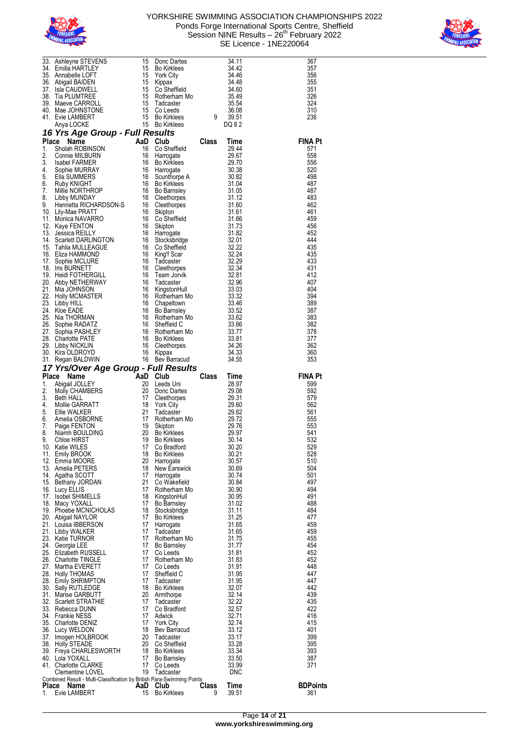| Place | Name | AaD | Club | Class | Time | FINA Pt |
|---|---|---|---|---|---|---|
| 33. | Ashleyne STEVENS | 15 | Donc Dartes | | 34.11 | 367 |
| 34. | Emilia HARTLEY | 15 | Bo Kirklees | | 34.42 | 357 |
| 35. | Annabelle LOFT | 15 | York City | | 34.46 | 356 |
| 36. | Abigail BAIDEN | 15 | Kippax | | 34.48 | 355 |
| 37. | Isla CAUDWELL | 15 | Co Sheffield | | 34.60 | 351 |
| 38. | Tia PLUMTREE | 15 | Rotherham Mo | | 35.49 | 326 |
| 39. | Maeve CARROLL | 15 | Tadcaster | | 35.54 | 324 |
| 40. | Mae JOHNSTONE | 15 | Co Leeds | | 36.08 | 310 |
| 41. | Evie LAMBERT | 15 | Bo Kirklees | 9 | 39.51 | 236 |
| | Anya LOCKE | 15 | Bo Kirklees | | DQ 8 2 | |

## *16 Yrs Age Group - Full Results*

| Place | Name | AaD | Club | Class | Time | FINA Pt |
|---|---|---|---|---|---|---|
| 1. | Sholah ROBINSON | 16 | Co Sheffield | | 29.44 | 571 |
| 2. | Connie MILBURN | 16 | Harrogate | | 29.67 | 558 |
| 3. | Isabel FARMER | 16 | Bo Kirklees | | 29.70 | 556 |
| 4. | Sophie MURRAY | 16 | Harrogate | | 30.38 | 520 |
| 5. | Ella SUMMERS | 16 | Scunthorpe A | | 30.82 | 498 |
| 6. | Ruby KNIGHT | 16 | Bo Kirklees | | 31.04 | 487 |
| 7. | Millie NORTHROP | 16 | Bo Barnsley | | 31.05 | 487 |
| 8. | Libby MUNDAY | 16 | Cleethorpes | | 31.12 | 483 |
| 9. | Henrietta RICHARDSON-S | 16 | Cleethorpes | | 31.60 | 462 |
| 10. | Lily-Mae PRATT | 16 | Skipton | | 31.61 | 461 |
| 11. | Monica NAVARRO | 16 | Co Sheffield | | 31.66 | 459 |
| 12. | Kaye FENTON | 16 | Skipton | | 31.73 | 456 |
| 13. | Jessica REILLY | 16 | Harrogate | | 31.82 | 452 |
| 14. | Scarlett DARLINGTON | 16 | Stocksbridge | | 32.01 | 444 |
| 15. | Tahlia MULLEAGUE | 16 | Co Sheffield | | 32.22 | 435 |
| 16. | Eliza HAMMOND | 16 | King'f Scar | | 32.24 | 435 |
| 17. | Sophie MCLURE | 16 | Tadcaster | | 32.29 | 433 |
| 18. | Iris BURNETT | 16 | Cleethorpes | | 32.34 | 431 |
| 19. | Heidi FOTHERGILL | 16 | Team Jorvik | | 32.81 | 412 |
| 20. | Abby NETHERWAY | 16 | Tadcaster | | 32.96 | 407 |
| 21. | Mia JOHNSON | 16 | KingstonHull | | 33.03 | 404 |
| 22. | Holly MCMASTER | 16 | Rotherham Mo | | 33.32 | 394 |
| 23. | Libby HILL | 16 | Chapeltown | | 33.46 | 389 |
| 24. | Kloe EADE | 16 | Bo Barnsley | | 33.52 | 387 |
| 25. | Nia THORMAN | 16 | Rotherham Mo | | 33.62 | 383 |
| 26. | Sophie RADATZ | 16 | Sheffield C | | 33.66 | 382 |
| 27. | Sophia PASHLEY | 16 | Rotherham Mo | | 33.77 | 378 |
| 28. | Charlotte PATE | 16 | Bo Kirklees | | 33.81 | 377 |
| 29. | Libby NICKLIN | 16 | Cleethorpes | | 34.26 | 362 |
| 30. | Kira OLDROYD | 16 | Kippax | | 34.33 | 360 |
| 31. | Regan BALDWIN | 16 | Bev Barracud | | 34.55 | 353 |

## *17 Yrs/Over Age Group - Full Results*

| Place | Name | AaD | Club | Class | Time | FINA Pt |
|---|---|---|---|---|---|---|
| 1. | Abigail JOLLEY | 20 | Leeds Uni | | 28.97 | 599 |
| 2. | Molly CHAMBERS | 20 | Donc Dartes | | 29.08 | 592 |
| 3. | Beth HALL | 17 | Cleethorpes | | 29.31 | 579 |
| 4. | Mollie GARRATT | 18 | York City | | 29.60 | 562 |
| 5. | Ellie WALKER | 21 | Tadcaster | | 29.62 | 561 |
| 6. | Amelia OSBORNE | 17 | Rotherham Mo | | 29.72 | 555 |
| 7. | Paige FENTON | 19 | Skipton | | 29.76 | 553 |
| 8. | Niamh BOULDING | 20 | Bo Kirklees | | 29.97 | 541 |
| 9. | Chloe HIRST | 19 | Bo Kirklees | | 30.14 | 532 |
| 10. | Katie WILES | 17 | Co Bradford | | 30.20 | 529 |
| 11. | Emily BROOK | 18 | Bo Kirklees | | 30.21 | 528 |
| 12. | Emma MOORE | 20 | Harrogate | | 30.57 | 510 |
| 13. | Amelia PETERS | 18 | New Earswick | | 30.69 | 504 |
| 14. | Agatha SCOTT | 17 | Harrogate | | 30.74 | 501 |
| 15. | Bethany JORDAN | 21 | Co Wakefield | | 30.84 | 497 |
| 16. | Lucy ELLIS | 17 | Rotherham Mo | | 30.90 | 494 |
| 17. | Isobel SHIMELLS | 18 | KingstonHull | | 30.95 | 491 |
| 18. | Macy YOXALL | 17 | Bo Barnsley | | 31.02 | 488 |
| 19. | Phoebe MCNICHOLAS | 18 | Stocksbridge | | 31.11 | 484 |
| 20. | Abigail NAYLOR | 17 | Bo Kirklees | | 31.25 | 477 |
| 21. | Louisa IBBERSON | 17 | Harrogate | | 31.65 | 459 |
| 21. | Libby WALKER | 17 | Tadcaster | | 31.65 | 459 |
| 23. | Katie TURNOR | 17 | Rotherham Mo | | 31.75 | 455 |
| 24. | Georgia LEE | 17 | Bo Barnsley | | 31.77 | 454 |
| 25. | Elizabeth RUSSELL | 17 | Co Leeds | | 31.81 | 452 |
| 26. | Charlotte TINGLE | 17 | Rotherham Mo | | 31.83 | 452 |
| 27. | Martha EVERETT | 17 | Co Leeds | | 31.91 | 448 |
| 28. | Holly THOMAS | 17 | Sheffield C | | 31.95 | 447 |
| 28. | Emily SHRIMPTON | 17 | Tadcaster | | 31.95 | 447 |
| 30. | Sally RUTLEDGE | 18 | Bo Kirklees | | 32.07 | 442 |
| 31. | Marise GARBUTT | 20 | Armthorpe | | 32.14 | 439 |
| 32. | Scarlett STRATHIE | 17 | Tadcaster | | 32.22 | 435 |
| 33. | Rebecca DUNN | 17 | Co Bradford | | 32.57 | 422 |
| 34. | Frankie NESS | 17 | Adwick | | 32.71 | 416 |
| 35. | Charlotte DENIZ | 17 | York City | | 32.74 | 415 |
| 36. | Lucy WELDON | 18 | Bev Barracud | | 33.12 | 401 |
| 37. | Imogen HOLBROOK | 20 | Tadcaster | | 33.17 | 399 |
| 38. | Holly STEADE | 20 | Co Sheffield | | 33.28 | 395 |
| 39. | Freya CHARLESWORTH | 18 | Bo Kirklees | | 33.34 | 393 |
| 40. | Lola YOXALL | 17 | Bo Barnsley | | 33.50 | 387 |
| 41. | Charlotte CLARKE | 17 | Co Leeds | | 33.99 | 371 |
| | Clementine LOVEL | 19 | Tadcaster | | DNC | |

Combined Result - Multi-Classification by British Para-Swimming Points

| Place | Name | AaD | Club | Class | Time | BDPoints |
|---|---|---|---|---|---|---|
| 1. | Evie LAMBERT | 15 | Bo Kirklees | 9 | 39.51 | 361 |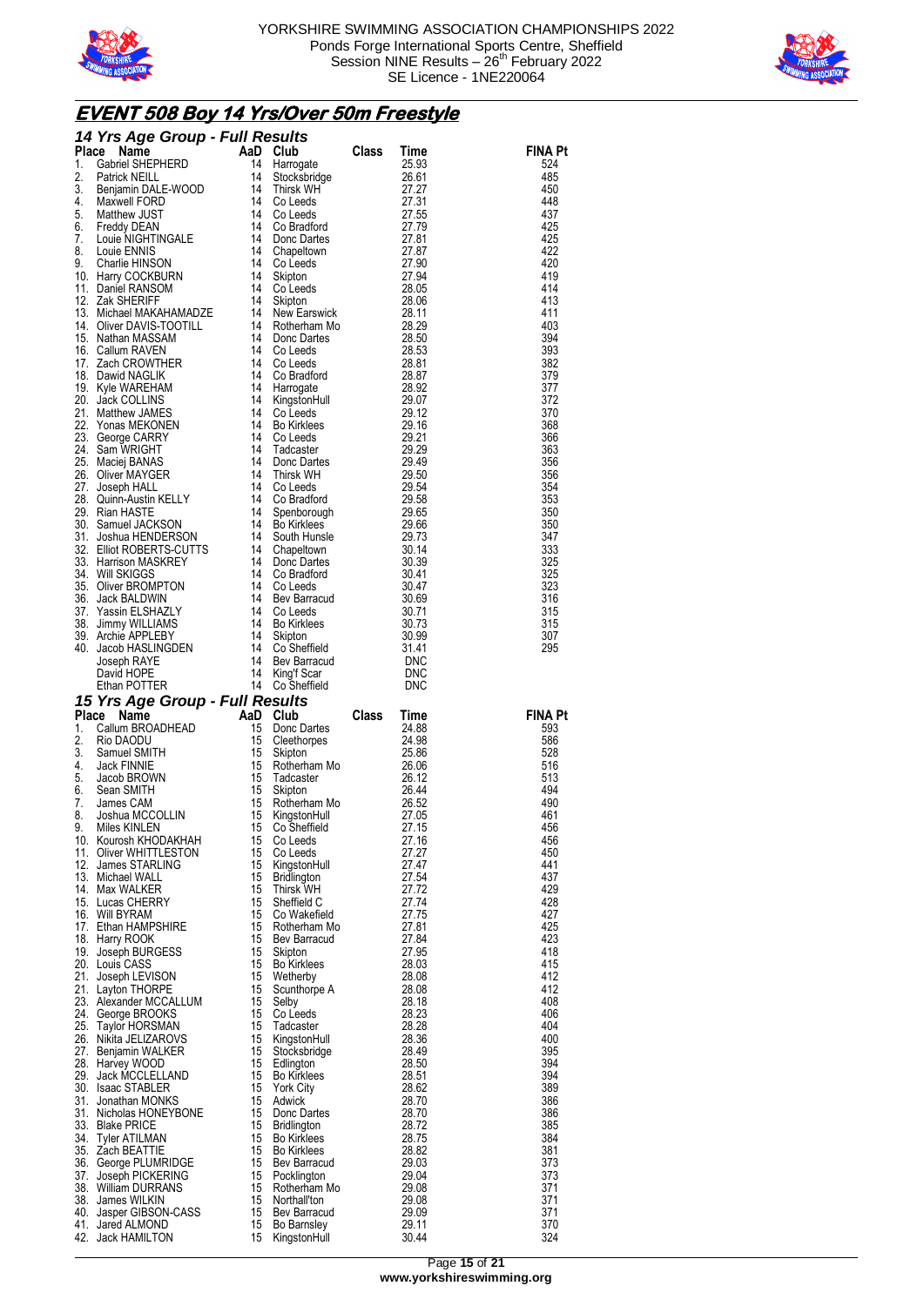YORKSHIRE SWIMMING ASSOCIATION CHAMPIONSHIPS 2022
Ponds Forge International Sports Centre, Sheffield
Session NINE Results – 26th February 2022
SE Licence - 1NE220064

# EVENT 508 Boy 14 Yrs/Over 50m Freestyle

## 14 Yrs Age Group - Full Results

| Place | Name | AaD | Club | Class | Time | FINA Pt |
|---|---|---|---|---|---|---|
| 1. | Gabriel SHEPHERD | 14 | Harrogate | | 25.93 | 524 |
| 2. | Patrick NEILL | 14 | Stocksbridge | | 26.61 | 485 |
| 3. | Benjamin DALE-WOOD | 14 | Thirsk WH | | 27.27 | 450 |
| 4. | Maxwell FORD | 14 | Co Leeds | | 27.31 | 448 |
| 5. | Matthew JUST | 14 | Co Leeds | | 27.55 | 437 |
| 6. | Freddy DEAN | 14 | Co Bradford | | 27.79 | 425 |
| 7. | Louie NIGHTINGALE | 14 | Donc Dartes | | 27.81 | 425 |
| 8. | Louie ENNIS | 14 | Chapeltown | | 27.87 | 422 |
| 9. | Charlie HINSON | 14 | Co Leeds | | 27.90 | 420 |
| 10. | Harry COCKBURN | 14 | Skipton | | 27.94 | 419 |
| 11. | Daniel RANSOM | 14 | Co Leeds | | 28.05 | 414 |
| 12. | Zak SHERIFF | 14 | Skipton | | 28.06 | 413 |
| 13. | Michael MAKAHAMADZE | 14 | New Earswick | | 28.11 | 411 |
| 14. | Oliver DAVIS-TOOTILL | 14 | Rotherham Mo | | 28.29 | 403 |
| 15. | Nathan MASSAM | 14 | Donc Dartes | | 28.50 | 394 |
| 16. | Callum RAVEN | 14 | Co Leeds | | 28.53 | 393 |
| 17. | Zach CROWTHER | 14 | Co Leeds | | 28.81 | 382 |
| 18. | Dawid NAGLIK | 14 | Co Bradford | | 28.87 | 379 |
| 19. | Kyle WAREHAM | 14 | Harrogate | | 28.92 | 377 |
| 20. | Jack COLLINS | 14 | KingstonHull | | 29.07 | 372 |
| 21. | Matthew JAMES | 14 | Co Leeds | | 29.12 | 370 |
| 22. | Yonas MEKONEN | 14 | Bo Kirklees | | 29.16 | 368 |
| 23. | George CARRY | 14 | Co Leeds | | 29.21 | 366 |
| 24. | Sam WRIGHT | 14 | Tadcaster | | 29.29 | 363 |
| 25. | Maciej BANAS | 14 | Donc Dartes | | 29.49 | 356 |
| 26. | Oliver MAYGER | 14 | Thirsk WH | | 29.50 | 356 |
| 27. | Joseph HALL | 14 | Co Leeds | | 29.54 | 354 |
| 28. | Quinn-Austin KELLY | 14 | Co Bradford | | 29.58 | 353 |
| 29. | Rian HASTE | 14 | Spenborough | | 29.65 | 350 |
| 30. | Samuel JACKSON | 14 | Bo Kirklees | | 29.66 | 350 |
| 31. | Joshua HENDERSON | 14 | South Hunsle | | 29.73 | 347 |
| 32. | Elliot ROBERTS-CUTTS | 14 | Chapeltown | | 30.14 | 333 |
| 33. | Harrison MASKREY | 14 | Donc Dartes | | 30.39 | 325 |
| 34. | Will SKIGGS | 14 | Co Bradford | | 30.41 | 325 |
| 35. | Oliver BROMPTON | 14 | Co Leeds | | 30.47 | 323 |
| 36. | Jack BALDWIN | 14 | Bev Barracud | | 30.69 | 316 |
| 37. | Yassin ELSHAZLY | 14 | Co Leeds | | 30.71 | 315 |
| 38. | Jimmy WILLIAMS | 14 | Bo Kirklees | | 30.73 | 315 |
| 39. | Archie APPLEBY | 14 | Skipton | | 30.99 | 307 |
| 40. | Jacob HASLINGDEN | 14 | Co Sheffield | | 31.41 | 295 |
| | Joseph RAYE | 14 | Bev Barracud | | DNC | |
| | David HOPE | 14 | King'f Scar | | DNC | |
| | Ethan POTTER | 14 | Co Sheffield | | DNC | |

## 15 Yrs Age Group - Full Results

| Place | Name | AaD | Club | Class | Time | FINA Pt |
|---|---|---|---|---|---|---|
| 1. | Callum BROADHEAD | 15 | Donc Dartes | | 24.88 | 593 |
| 2. | Rio DAODU | 15 | Cleethorpes | | 24.98 | 586 |
| 3. | Samuel SMITH | 15 | Skipton | | 25.86 | 528 |
| 4. | Jack FINNIE | 15 | Rotherham Mo | | 26.06 | 516 |
| 5. | Jacob BROWN | 15 | Tadcaster | | 26.12 | 513 |
| 6. | Sean SMITH | 15 | Skipton | | 26.44 | 494 |
| 7. | James CAM | 15 | Rotherham Mo | | 26.52 | 490 |
| 8. | Joshua MCCOLLIN | 15 | KingstonHull | | 27.05 | 461 |
| 9. | Miles KINLEN | 15 | Co Sheffield | | 27.15 | 456 |
| 10. | Kourosh KHODAKHAH | 15 | Co Leeds | | 27.16 | 456 |
| 11. | Oliver WHITTLESTON | 15 | Co Leeds | | 27.27 | 450 |
| 12. | James STARLING | 15 | KingstonHull | | 27.47 | 441 |
| 13. | Michael WALL | 15 | Bridlington | | 27.54 | 437 |
| 14. | Max WALKER | 15 | Thirsk WH | | 27.72 | 429 |
| 15. | Lucas CHERRY | 15 | Sheffield C | | 27.74 | 428 |
| 16. | Will BYRAM | 15 | Co Wakefield | | 27.75 | 427 |
| 17. | Ethan HAMPSHIRE | 15 | Rotherham Mo | | 27.81 | 425 |
| 18. | Harry ROOK | 15 | Bev Barracud | | 27.84 | 423 |
| 19. | Joseph BURGESS | 15 | Skipton | | 27.95 | 418 |
| 20. | Louis CASS | 15 | Bo Kirklees | | 28.03 | 415 |
| 21. | Joseph LEVISON | 15 | Wetherby | | 28.08 | 412 |
| 21. | Layton THORPE | 15 | Scunthorpe A | | 28.08 | 412 |
| 23. | Alexander MCCALLUM | 15 | Selby | | 28.18 | 408 |
| 24. | George BROOKS | 15 | Co Leeds | | 28.23 | 406 |
| 25. | Taylor HORSMAN | 15 | Tadcaster | | 28.28 | 404 |
| 26. | Nikita JELIZAROVS | 15 | KingstonHull | | 28.36 | 400 |
| 27. | Benjamin WALKER | 15 | Stocksbridge | | 28.49 | 395 |
| 28. | Harvey WOOD | 15 | Edlington | | 28.50 | 394 |
| 29. | Jack MCCLELLAND | 15 | Bo Kirklees | | 28.51 | 394 |
| 30. | Isaac STABLER | 15 | York City | | 28.62 | 389 |
| 31. | Jonathan MONKS | 15 | Adwick | | 28.70 | 386 |
| 31. | Nicholas HONEYBONE | 15 | Donc Dartes | | 28.70 | 386 |
| 33. | Blake PRICE | 15 | Bridlington | | 28.72 | 385 |
| 34. | Tyler ATILMAN | 15 | Bo Kirklees | | 28.75 | 384 |
| 35. | Zach BEATTIE | 15 | Bo Kirklees | | 28.82 | 381 |
| 36. | George PLUMRIDGE | 15 | Bev Barracud | | 29.03 | 373 |
| 37. | Joseph PICKERING | 15 | Pocklington | | 29.04 | 373 |
| 38. | William DURRANS | 15 | Rotherham Mo | | 29.08 | 371 |
| 38. | James WILKIN | 15 | Northall'ton | | 29.08 | 371 |
| 40. | Jasper GIBSON-CASS | 15 | Bev Barracud | | 29.09 | 371 |
| 41. | Jared ALMOND | 15 | Bo Barnsley | | 29.11 | 370 |
| 42. | Jack HAMILTON | 15 | KingstonHull | | 30.44 | 324 |

www.yorkshireswimming.org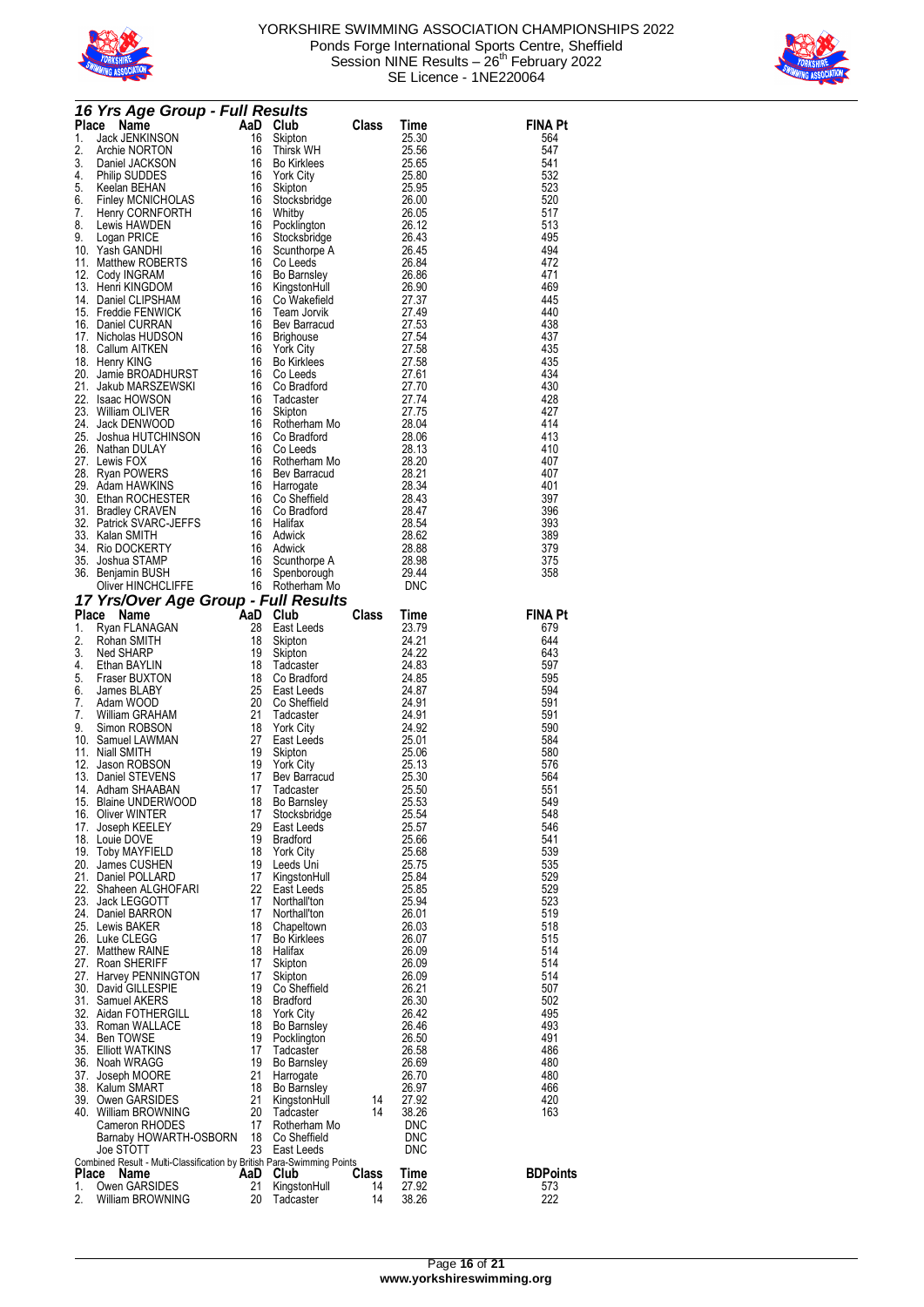YORKSHIRE SWIMMING ASSOCIATION CHAMPIONSHIPS 2022
Ponds Forge International Sports Centre, Sheffield
Session NINE Results – 26th February 2022
SE Licence - 1NE220064

## 16 Yrs Age Group - Full Results

| Place | Name | AaD | Club | Class | Time | FINA Pt |
|---|---|---|---|---|---|---|
| 1. | Jack JENKINSON | 16 | Skipton | | 25.30 | 564 |
| 2. | Archie NORTON | 16 | Thirsk WH | | 25.56 | 547 |
| 3. | Daniel JACKSON | 16 | Bo Kirklees | | 25.65 | 541 |
| 4. | Philip SUDDES | 16 | York City | | 25.80 | 532 |
| 5. | Keelan BEHAN | 16 | Skipton | | 25.95 | 523 |
| 6. | Finley MCNICHOLAS | 16 | Stocksbridge | | 26.00 | 520 |
| 7. | Henry CORNFORTH | 16 | Whitby | | 26.05 | 517 |
| 8. | Lewis HAWDEN | 16 | Pocklington | | 26.12 | 513 |
| 9. | Logan PRICE | 16 | Stocksbridge | | 26.43 | 495 |
| 10. | Yash GANDHI | 16 | Scunthorpe A | | 26.45 | 494 |
| 11. | Matthew ROBERTS | 16 | Co Leeds | | 26.84 | 472 |
| 12. | Cody INGRAM | 16 | Bo Barnsley | | 26.86 | 471 |
| 13. | Henri KINGDOM | 16 | KingstonHull | | 26.90 | 469 |
| 14. | Daniel CLIPSHAM | 16 | Co Wakefield | | 27.37 | 445 |
| 15. | Freddie FENWICK | 16 | Team Jorvik | | 27.49 | 440 |
| 16. | Daniel CURRAN | 16 | Bev Barracud | | 27.53 | 438 |
| 17. | Nicholas HUDSON | 16 | Brighouse | | 27.54 | 437 |
| 18. | Callum AITKEN | 16 | York City | | 27.58 | 435 |
| 18. | Henry KING | 16 | Bo Kirklees | | 27.58 | 435 |
| 20. | Jamie BROADHURST | 16 | Co Leeds | | 27.61 | 434 |
| 21. | Jakub MARSZEWSKI | 16 | Co Bradford | | 27.70 | 430 |
| 22. | Isaac HOWSON | 16 | Tadcaster | | 27.74 | 428 |
| 23. | William OLIVER | 16 | Skipton | | 27.75 | 427 |
| 24. | Jack DENWOOD | 16 | Rotherham Mo | | 28.04 | 414 |
| 25. | Joshua HUTCHINSON | 16 | Co Bradford | | 28.06 | 413 |
| 26. | Nathan DULAY | 16 | Co Leeds | | 28.13 | 410 |
| 27. | Lewis FOX | 16 | Rotherham Mo | | 28.20 | 407 |
| 28. | Ryan POWERS | 16 | Bev Barracud | | 28.21 | 407 |
| 29. | Adam HAWKINS | 16 | Harrogate | | 28.34 | 401 |
| 30. | Ethan ROCHESTER | 16 | Co Sheffield | | 28.43 | 397 |
| 31. | Bradley CRAVEN | 16 | Co Bradford | | 28.47 | 396 |
| 32. | Patrick SVARC-JEFFS | 16 | Halifax | | 28.54 | 393 |
| 33. | Kalan SMITH | 16 | Adwick | | 28.62 | 389 |
| 34. | Rio DOCKERTY | 16 | Adwick | | 28.88 | 379 |
| 35. | Joshua STAMP | 16 | Scunthorpe A | | 28.98 | 375 |
| 36. | Benjamin BUSH | 16 | Spenborough | | 29.44 | 358 |
| | Oliver HINCHCLIFFE | 16 | Rotherham Mo | | DNC | |

## 17 Yrs/Over Age Group - Full Results

| Place | Name | AaD | Club | Class | Time | FINA Pt |
|---|---|---|---|---|---|---|
| 1. | Ryan FLANAGAN | 28 | East Leeds | | 23.79 | 679 |
| 2. | Rohan SMITH | 18 | Skipton | | 24.21 | 644 |
| 3. | Ned SHARP | 19 | Skipton | | 24.22 | 643 |
| 4. | Ethan BAYLIN | 18 | Tadcaster | | 24.83 | 597 |
| 5. | Fraser BUXTON | 18 | Co Bradford | | 24.85 | 595 |
| 6. | James BLABY | 25 | East Leeds | | 24.87 | 594 |
| 7. | Adam WOOD | 20 | Co Sheffield | | 24.91 | 591 |
| 7. | William GRAHAM | 21 | Tadcaster | | 24.91 | 591 |
| 9. | Simon ROBSON | 18 | York City | | 24.92 | 590 |
| 10. | Samuel LAWMAN | 27 | East Leeds | | 25.01 | 584 |
| 11. | Niall SMITH | 19 | Skipton | | 25.06 | 580 |
| 12. | Jason ROBSON | 19 | York City | | 25.13 | 576 |
| 13. | Daniel STEVENS | 17 | Bev Barracud | | 25.30 | 564 |
| 14. | Adham SHAABAN | 17 | Tadcaster | | 25.50 | 551 |
| 15. | Blaine UNDERWOOD | 18 | Bo Barnsley | | 25.53 | 549 |
| 16. | Oliver WINTER | 17 | Stocksbridge | | 25.54 | 548 |
| 17. | Joseph KEELEY | 29 | East Leeds | | 25.57 | 546 |
| 18. | Louie DOVE | 19 | Bradford | | 25.66 | 541 |
| 19. | Toby MAYFIELD | 18 | York City | | 25.68 | 539 |
| 20. | James CUSHEN | 19 | Leeds Uni | | 25.75 | 535 |
| 21. | Daniel POLLARD | 17 | KingstonHull | | 25.84 | 529 |
| 22. | Shaheen ALGHOFARI | 22 | East Leeds | | 25.85 | 529 |
| 23. | Jack LEGGOTT | 17 | Northall'ton | | 25.94 | 523 |
| 24. | Daniel BARRON | 17 | Northall'ton | | 26.01 | 519 |
| 25. | Lewis BAKER | 18 | Chapeltown | | 26.03 | 518 |
| 26. | Luke CLEGG | 17 | Bo Kirklees | | 26.07 | 515 |
| 27. | Matthew RAINE | 18 | Halifax | | 26.09 | 514 |
| 27. | Roan SHERIFF | 17 | Skipton | | 26.09 | 514 |
| 27. | Harvey PENNINGTON | 17 | Skipton | | 26.09 | 514 |
| 30. | David GILLESPIE | 19 | Co Sheffield | | 26.21 | 507 |
| 31. | Samuel AKERS | 18 | Bradford | | 26.30 | 502 |
| 32. | Aidan FOTHERGILL | 18 | York City | | 26.42 | 495 |
| 33. | Roman WALLACE | 18 | Bo Barnsley | | 26.46 | 493 |
| 34. | Ben TOWSE | 19 | Pocklington | | 26.50 | 491 |
| 35. | Elliott WATKINS | 17 | Tadcaster | | 26.58 | 486 |
| 36. | Noah WRAGG | 19 | Bo Barnsley | | 26.69 | 480 |
| 37. | Joseph MOORE | 21 | Harrogate | | 26.70 | 480 |
| 38. | Kalum SMART | 18 | Bo Barnsley | | 26.97 | 466 |
| 39. | Owen GARSIDES | 21 | KingstonHull | 14 | 27.92 | 420 |
| 40. | William BROWNING | 20 | Tadcaster | 14 | 38.26 | 163 |
| | Cameron RHODES | 17 | Rotherham Mo | | DNC | |
| | Barnaby HOWARTH-OSBORN | 18 | Co Sheffield | | DNC | |
| | Joe STOTT | 23 | East Leeds | | DNC | |

Combined Result - Multi-Classification by British Para-Swimming Points

| Place | Name | AaD | Club | Class | Time | BDPoints |
|---|---|---|---|---|---|---|
| 1. | Owen GARSIDES | 21 | KingstonHull | 14 | 27.92 | 573 |
| 2. | William BROWNING | 20 | Tadcaster | 14 | 38.26 | 222 |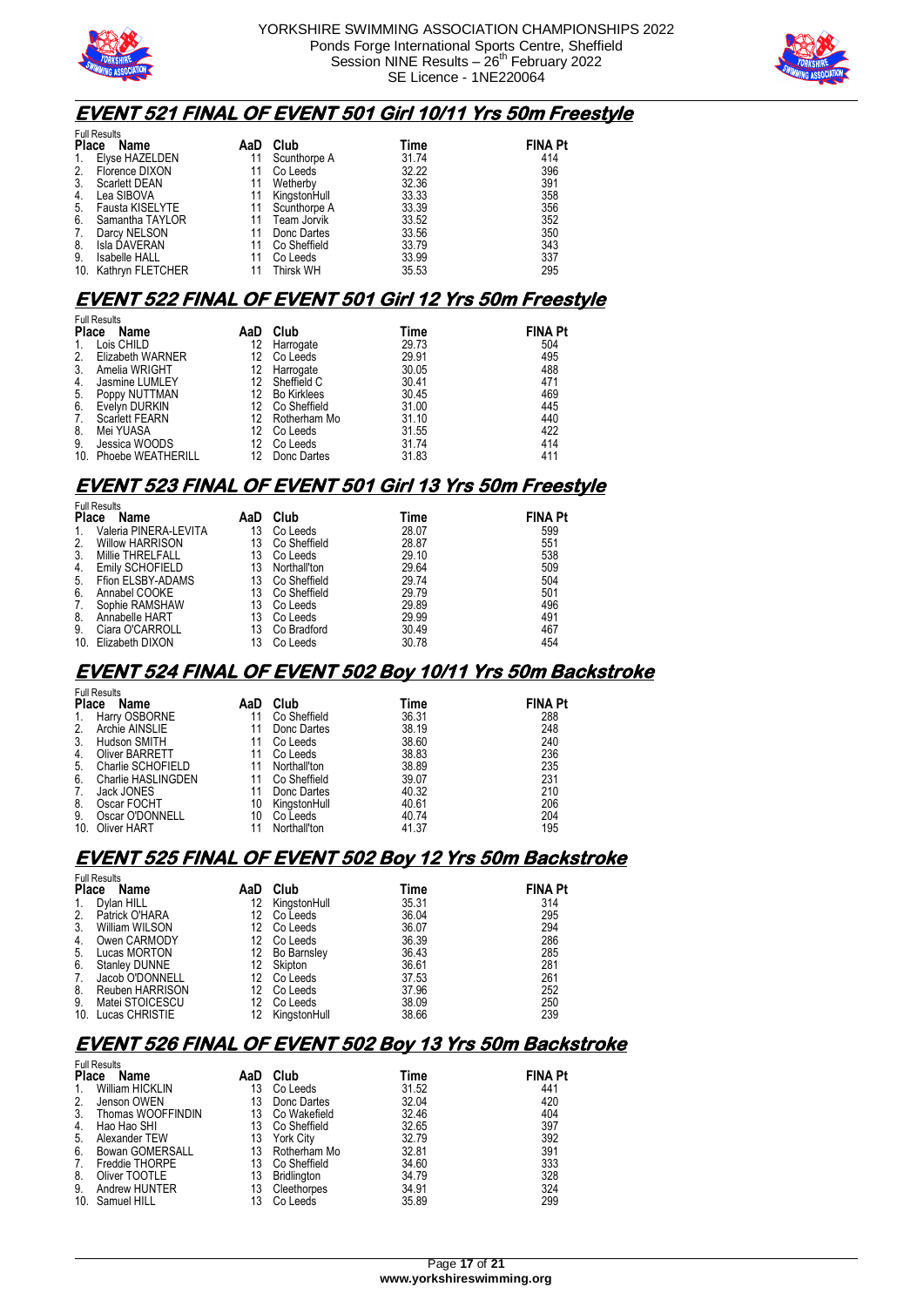## EVENT 521 FINAL OF EVENT 501 Girl 10/11 Yrs 50m Freestyle

Full Results

| Place | Name | AaD | Club | Time | FINA Pt |
|---|---|---|---|---|---|
| 1. | Elyse HAZELDEN | 11 | Scunthorpe A | 31.74 | 414 |
| 2. | Florence DIXON | 11 | Co Leeds | 32.22 | 396 |
| 3. | Scarlett DEAN | 11 | Wetherby | 32.36 | 391 |
| 4. | Lea SIBOVA | 11 | KingstonHull | 33.33 | 358 |
| 5. | Fausta KISELYTE | 11 | Scunthorpe A | 33.39 | 356 |
| 6. | Samantha TAYLOR | 11 | Team Jorvik | 33.52 | 352 |
| 7. | Darcy NELSON | 11 | Donc Dartes | 33.56 | 350 |
| 8. | Isla DAVERAN | 11 | Co Sheffield | 33.79 | 343 |
| 9. | Isabelle HALL | 11 | Co Leeds | 33.99 | 337 |
| 10. | Kathryn FLETCHER | 11 | Thirsk WH | 35.53 | 295 |

## EVENT 522 FINAL OF EVENT 501 Girl 12 Yrs 50m Freestyle

Full Results

| Place | Name | AaD | Club | Time | FINA Pt |
|---|---|---|---|---|---|
| 1. | Lois CHILD | 12 | Harrogate | 29.73 | 504 |
| 2. | Elizabeth WARNER | 12 | Co Leeds | 29.91 | 495 |
| 3. | Amelia WRIGHT | 12 | Harrogate | 30.05 | 488 |
| 4. | Jasmine LUMLEY | 12 | Sheffield C | 30.41 | 471 |
| 5. | Poppy NUTTMAN | 12 | Bo Kirklees | 30.45 | 469 |
| 6. | Evelyn DURKIN | 12 | Co Sheffield | 31.00 | 445 |
| 7. | Scarlett FEARN | 12 | Rotherham Mo | 31.10 | 440 |
| 8. | Mei YUASA | 12 | Co Leeds | 31.55 | 422 |
| 9. | Jessica WOODS | 12 | Co Leeds | 31.74 | 414 |
| 10. | Phoebe WEATHERILL | 12 | Donc Dartes | 31.83 | 411 |

## EVENT 523 FINAL OF EVENT 501 Girl 13 Yrs 50m Freestyle

Full Results

| Place | Name | AaD | Club | Time | FINA Pt |
|---|---|---|---|---|---|
| 1. | Valeria PINERA-LEVITA | 13 | Co Leeds | 28.07 | 599 |
| 2. | Willow HARRISON | 13 | Co Sheffield | 28.87 | 551 |
| 3. | Millie THRELFALL | 13 | Co Leeds | 29.10 | 538 |
| 4. | Emily SCHOFIELD | 13 | Northall'ton | 29.64 | 509 |
| 5. | Ffion ELSBY-ADAMS | 13 | Co Sheffield | 29.74 | 504 |
| 6. | Annabel COOKE | 13 | Co Sheffield | 29.79 | 501 |
| 7. | Sophie RAMSHAW | 13 | Co Leeds | 29.89 | 496 |
| 8. | Annabelle HART | 13 | Co Leeds | 29.99 | 491 |
| 9. | Ciara O'CARROLL | 13 | Co Bradford | 30.49 | 467 |
| 10. | Elizabeth DIXON | 13 | Co Leeds | 30.78 | 454 |

## EVENT 524 FINAL OF EVENT 502 Boy 10/11 Yrs 50m Backstroke

Full Results

| Place | Name | AaD | Club | Time | FINA Pt |
|---|---|---|---|---|---|
| 1. | Harry OSBORNE | 11 | Co Sheffield | 36.31 | 288 |
| 2. | Archie AINSLIE | 11 | Donc Dartes | 38.19 | 248 |
| 3. | Hudson SMITH | 11 | Co Leeds | 38.60 | 240 |
| 4. | Oliver BARRETT | 11 | Co Leeds | 38.83 | 236 |
| 5. | Charlie SCHOFIELD | 11 | Northall'ton | 38.89 | 235 |
| 6. | Charlie HASLINGDEN | 11 | Co Sheffield | 39.07 | 231 |
| 7. | Jack JONES | 11 | Donc Dartes | 40.32 | 210 |
| 8. | Oscar FOCHT | 10 | KingstonHull | 40.61 | 206 |
| 9. | Oscar O'DONNELL | 10 | Co Leeds | 40.74 | 204 |
| 10. | Oliver HART | 11 | Northall'ton | 41.37 | 195 |

## EVENT 525 FINAL OF EVENT 502 Boy 12 Yrs 50m Backstroke

Full Results

| Place | Name | AaD | Club | Time | FINA Pt |
|---|---|---|---|---|---|
| 1. | Dylan HILL | 12 | KingstonHull | 35.31 | 314 |
| 2. | Patrick O'HARA | 12 | Co Leeds | 36.04 | 295 |
| 3. | William WILSON | 12 | Co Leeds | 36.07 | 294 |
| 4. | Owen CARMODY | 12 | Co Leeds | 36.39 | 286 |
| 5. | Lucas MORTON | 12 | Bo Barnsley | 36.43 | 285 |
| 6. | Stanley DUNNE | 12 | Skipton | 36.61 | 281 |
| 7. | Jacob O'DONNELL | 12 | Co Leeds | 37.53 | 261 |
| 8. | Reuben HARRISON | 12 | Co Leeds | 37.96 | 252 |
| 9. | Matei STOICESCU | 12 | Co Leeds | 38.09 | 250 |
| 10. | Lucas CHRISTIE | 12 | KingstonHull | 38.66 | 239 |

## EVENT 526 FINAL OF EVENT 502 Boy 13 Yrs 50m Backstroke

Full Results

| Place | Name | AaD | Club | Time | FINA Pt |
|---|---|---|---|---|---|
| 1. | William HICKLIN | 13 | Co Leeds | 31.52 | 441 |
| 2. | Jenson OWEN | 13 | Donc Dartes | 32.04 | 420 |
| 3. | Thomas WOOFFINDIN | 13 | Co Wakefield | 32.46 | 404 |
| 4. | Hao Hao SHI | 13 | Co Sheffield | 32.65 | 397 |
| 5. | Alexander TEW | 13 | York City | 32.79 | 392 |
| 6. | Bowan GOMERSALL | 13 | Rotherham Mo | 32.81 | 391 |
| 7. | Freddie THORPE | 13 | Co Sheffield | 34.60 | 333 |
| 8. | Oliver TOOTLE | 13 | Bridlington | 34.79 | 328 |
| 9. | Andrew HUNTER | 13 | Cleethorpes | 34.91 | 324 |
| 10. | Samuel HILL | 13 | Co Leeds | 35.89 | 299 |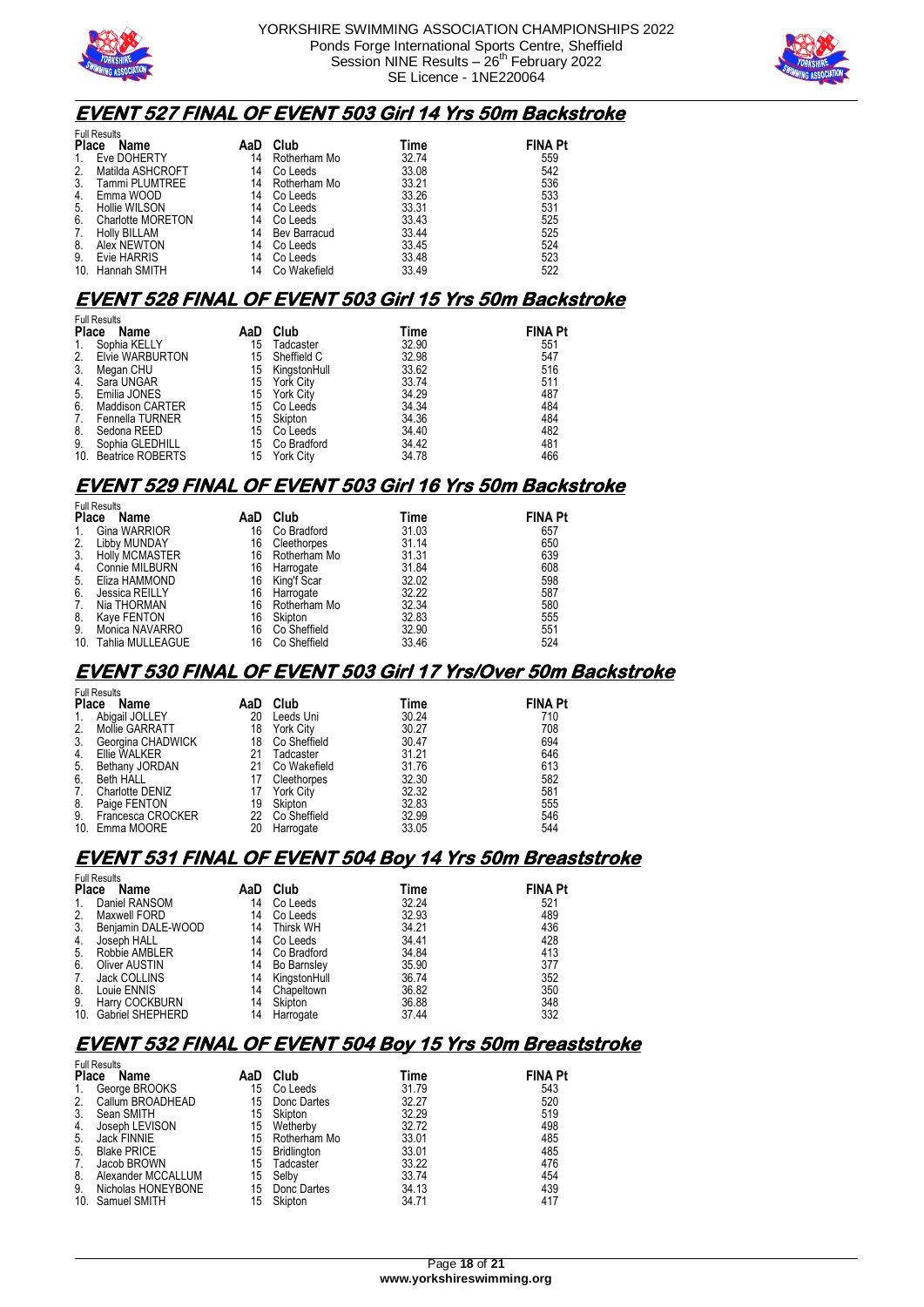## EVENT 527 FINAL OF EVENT 503 Girl 14 Yrs 50m Backstroke

Full Results

| Place | Name | AaD | Club | Time | FINA Pt |
|---|---|---|---|---|---|
| 1. | Eve DOHERTY | 14 | Rotherham Mo | 32.74 | 559 |
| 2. | Matilda ASHCROFT | 14 | Co Leeds | 33.08 | 542 |
| 3. | Tammi PLUMTREE | 14 | Rotherham Mo | 33.21 | 536 |
| 4. | Emma WOOD | 14 | Co Leeds | 33.26 | 533 |
| 5. | Hollie WILSON | 14 | Co Leeds | 33.31 | 531 |
| 6. | Charlotte MORETON | 14 | Co Leeds | 33.43 | 525 |
| 7. | Holly BILLAM | 14 | Bev Barracud | 33.44 | 525 |
| 8. | Alex NEWTON | 14 | Co Leeds | 33.45 | 524 |
| 9. | Evie HARRIS | 14 | Co Leeds | 33.48 | 523 |
| 10. | Hannah SMITH | 14 | Co Wakefield | 33.49 | 522 |

## EVENT 528 FINAL OF EVENT 503 Girl 15 Yrs 50m Backstroke

Full Results

| Place | Name | AaD | Club | Time | FINA Pt |
|---|---|---|---|---|---|
| 1. | Sophia KELLY | 15 | Tadcaster | 32.90 | 551 |
| 2. | Elvie WARBURTON | 15 | Sheffield C | 32.98 | 547 |
| 3. | Megan CHU | 15 | KingstonHull | 33.62 | 516 |
| 4. | Sara UNGAR | 15 | York City | 33.74 | 511 |
| 5. | Emilia JONES | 15 | York City | 34.29 | 487 |
| 6. | Maddison CARTER | 15 | Co Leeds | 34.34 | 484 |
| 7. | Fennella TURNER | 15 | Skipton | 34.36 | 484 |
| 8. | Sedona REED | 15 | Co Leeds | 34.40 | 482 |
| 9. | Sophia GLEDHILL | 15 | Co Bradford | 34.42 | 481 |
| 10. | Beatrice ROBERTS | 15 | York City | 34.78 | 466 |

## EVENT 529 FINAL OF EVENT 503 Girl 16 Yrs 50m Backstroke

Full Results

| Place | Name | AaD | Club | Time | FINA Pt |
|---|---|---|---|---|---|
| 1. | Gina WARRIOR | 16 | Co Bradford | 31.03 | 657 |
| 2. | Libby MUNDAY | 16 | Cleethorpes | 31.14 | 650 |
| 3. | Holly MCMASTER | 16 | Rotherham Mo | 31.31 | 639 |
| 4. | Connie MILBURN | 16 | Harrogate | 31.84 | 608 |
| 5. | Eliza HAMMOND | 16 | King'f Scar | 32.02 | 598 |
| 6. | Jessica REILLY | 16 | Harrogate | 32.22 | 587 |
| 7. | Nia THORMAN | 16 | Rotherham Mo | 32.34 | 580 |
| 8. | Kaye FENTON | 16 | Skipton | 32.83 | 555 |
| 9. | Monica NAVARRO | 16 | Co Sheffield | 32.90 | 551 |
| 10. | Tahlia MULLEAGUE | 16 | Co Sheffield | 33.46 | 524 |

## EVENT 530 FINAL OF EVENT 503 Girl 17 Yrs/Over 50m Backstroke

Full Results

| Place | Name | AaD | Club | Time | FINA Pt |
|---|---|---|---|---|---|
| 1. | Abigail JOLLEY | 20 | Leeds Uni | 30.24 | 710 |
| 2. | Mollie GARRATT | 18 | York City | 30.27 | 708 |
| 3. | Georgina CHADWICK | 18 | Co Sheffield | 30.47 | 694 |
| 4. | Ellie WALKER | 21 | Tadcaster | 31.21 | 646 |
| 5. | Bethany JORDAN | 21 | Co Wakefield | 31.76 | 613 |
| 6. | Beth HALL | 17 | Cleethorpes | 32.30 | 582 |
| 7. | Charlotte DENIZ | 17 | York City | 32.32 | 581 |
| 8. | Paige FENTON | 19 | Skipton | 32.83 | 555 |
| 9. | Francesca CROCKER | 22 | Co Sheffield | 32.99 | 546 |
| 10. | Emma MOORE | 20 | Harrogate | 33.05 | 544 |

## EVENT 531 FINAL OF EVENT 504 Boy 14 Yrs 50m Breaststroke

Full Results

| Place | Name | AaD | Club | Time | FINA Pt |
|---|---|---|---|---|---|
| 1. | Daniel RANSOM | 14 | Co Leeds | 32.24 | 521 |
| 2. | Maxwell FORD | 14 | Co Leeds | 32.93 | 489 |
| 3. | Benjamin DALE-WOOD | 14 | Thirsk WH | 34.21 | 436 |
| 4. | Joseph HALL | 14 | Co Leeds | 34.41 | 428 |
| 5. | Robbie AMBLER | 14 | Co Bradford | 34.84 | 413 |
| 6. | Oliver AUSTIN | 14 | Bo Barnsley | 35.90 | 377 |
| 7. | Jack COLLINS | 14 | KingstonHull | 36.74 | 352 |
| 8. | Louie ENNIS | 14 | Chapeltown | 36.82 | 350 |
| 9. | Harry COCKBURN | 14 | Skipton | 36.88 | 348 |
| 10. | Gabriel SHEPHERD | 14 | Harrogate | 37.44 | 332 |

## EVENT 532 FINAL OF EVENT 504 Boy 15 Yrs 50m Breaststroke

Full Results

| Place | Name | AaD | Club | Time | FINA Pt |
|---|---|---|---|---|---|
| 1. | George BROOKS | 15 | Co Leeds | 31.79 | 543 |
| 2. | Callum BROADHEAD | 15 | Donc Dartes | 32.27 | 520 |
| 3. | Sean SMITH | 15 | Skipton | 32.29 | 519 |
| 4. | Joseph LEVISON | 15 | Wetherby | 32.72 | 498 |
| 5. | Jack FINNIE | 15 | Rotherham Mo | 33.01 | 485 |
| 5. | Blake PRICE | 15 | Bridlington | 33.01 | 485 |
| 7. | Jacob BROWN | 15 | Tadcaster | 33.22 | 476 |
| 8. | Alexander MCCALLUM | 15 | Selby | 33.74 | 454 |
| 9. | Nicholas HONEYBONE | 15 | Donc Dartes | 34.13 | 439 |
| 10. | Samuel SMITH | 15 | Skipton | 34.71 | 417 |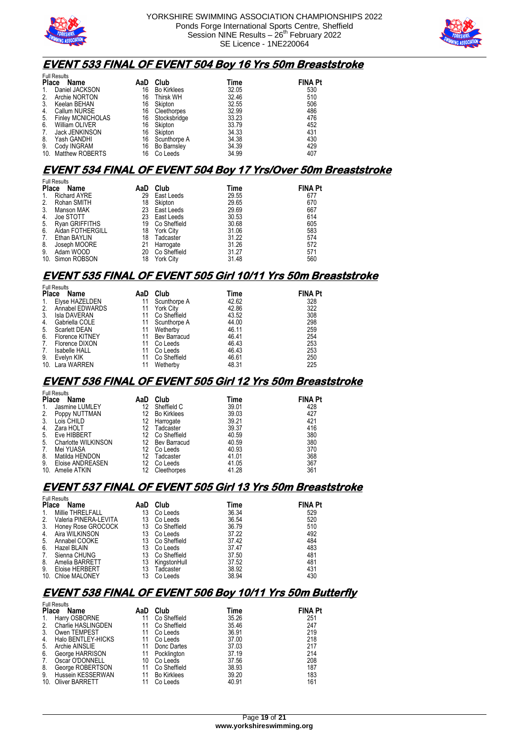## EVENT 533 FINAL OF EVENT 504 Boy 16 Yrs 50m Breaststroke

Full Results

| Place | Name | AaD | Club | Time | FINA Pt |
|---|---|---|---|---|---|
| 1. | Daniel JACKSON | 16 | Bo Kirklees | 32.05 | 530 |
| 2. | Archie NORTON | 16 | Thirsk WH | 32.46 | 510 |
| 3. | Keelan BEHAN | 16 | Skipton | 32.55 | 506 |
| 4. | Callum NURSE | 16 | Cleethorpes | 32.99 | 486 |
| 5. | Finley MCNICHOLAS | 16 | Stocksbridge | 33.23 | 476 |
| 6. | William OLIVER | 16 | Skipton | 33.79 | 452 |
| 7. | Jack JENKINSON | 16 | Skipton | 34.33 | 431 |
| 8. | Yash GANDHI | 16 | Scunthorpe A | 34.38 | 430 |
| 9. | Cody INGRAM | 16 | Bo Barnsley | 34.39 | 429 |
| 10. | Matthew ROBERTS | 16 | Co Leeds | 34.99 | 407 |

## EVENT 534 FINAL OF EVENT 504 Boy 17 Yrs/Over 50m Breaststroke

Full Results

| Place | Name | AaD | Club | Time | FINA Pt |
|---|---|---|---|---|---|
| 1. | Richard AYRE | 29 | East Leeds | 29.55 | 677 |
| 2. | Rohan SMITH | 18 | Skipton | 29.65 | 670 |
| 3. | Manson MAK | 23 | East Leeds | 29.69 | 667 |
| 4. | Joe STOTT | 23 | East Leeds | 30.53 | 614 |
| 5. | Ryan GRIFFITHS | 19 | Co Sheffield | 30.68 | 605 |
| 6. | Aidan FOTHERGILL | 18 | York City | 31.06 | 583 |
| 7. | Ethan BAYLIN | 18 | Tadcaster | 31.22 | 574 |
| 8. | Joseph MOORE | 21 | Harrogate | 31.26 | 572 |
| 9. | Adam WOOD | 20 | Co Sheffield | 31.27 | 571 |
| 10. | Simon ROBSON | 18 | York City | 31.48 | 560 |

## EVENT 535 FINAL OF EVENT 505 Girl 10/11 Yrs 50m Breaststroke

Full Results

| Place | Name | AaD | Club | Time | FINA Pt |
|---|---|---|---|---|---|
| 1. | Elyse HAZELDEN | 11 | Scunthorpe A | 42.62 | 328 |
| 2. | Annabel EDWARDS | 11 | York City | 42.86 | 322 |
| 3. | Isla DAVERAN | 11 | Co Sheffield | 43.52 | 308 |
| 4. | Gabriella COLE | 11 | Scunthorpe A | 44.00 | 298 |
| 5. | Scarlett DEAN | 11 | Wetherby | 46.11 | 259 |
| 6. | Florence KITNEY | 11 | Bev Barracud | 46.41 | 254 |
| 7. | Florence DIXON | 11 | Co Leeds | 46.43 | 253 |
| 7. | Isabelle HALL | 11 | Co Leeds | 46.43 | 253 |
| 9. | Evelyn KIK | 11 | Co Sheffield | 46.61 | 250 |
| 10. | Lara WARREN | 11 | Wetherby | 48.31 | 225 |

## EVENT 536 FINAL OF EVENT 505 Girl 12 Yrs 50m Breaststroke

Full Results

| Place | Name | AaD | Club | Time | FINA Pt |
|---|---|---|---|---|---|
| 1. | Jasmine LUMLEY | 12 | Sheffield C | 39.01 | 428 |
| 2. | Poppy NUTTMAN | 12 | Bo Kirklees | 39.03 | 427 |
| 3. | Lois CHILD | 12 | Harrogate | 39.21 | 421 |
| 4. | Zara HOLT | 12 | Tadcaster | 39.37 | 416 |
| 5. | Eve HIBBERT | 12 | Co Sheffield | 40.59 | 380 |
| 5. | Charlotte WILKINSON | 12 | Bev Barracud | 40.59 | 380 |
| 7. | Mei YUASA | 12 | Co Leeds | 40.93 | 370 |
| 8. | Matilda HENDON | 12 | Tadcaster | 41.01 | 368 |
| 9. | Eloise ANDREASEN | 12 | Co Leeds | 41.05 | 367 |
| 10. | Amelie ATKIN | 12 | Cleethorpes | 41.28 | 361 |

## EVENT 537 FINAL OF EVENT 505 Girl 13 Yrs 50m Breaststroke

Full Results

| Place | Name | AaD | Club | Time | FINA Pt |
|---|---|---|---|---|---|
| 1. | Millie THRELFALL | 13 | Co Leeds | 36.34 | 529 |
| 2. | Valeria PINERA-LEVITA | 13 | Co Leeds | 36.54 | 520 |
| 3. | Honey Rose GROCOCK | 13 | Co Sheffield | 36.79 | 510 |
| 4. | Aira WILKINSON | 13 | Co Leeds | 37.22 | 492 |
| 5. | Annabel COOKE | 13 | Co Sheffield | 37.42 | 484 |
| 6. | Hazel BLAIN | 13 | Co Leeds | 37.47 | 483 |
| 7. | Sienna CHUNG | 13 | Co Sheffield | 37.50 | 481 |
| 8. | Amelia BARRETT | 13 | KingstonHull | 37.52 | 481 |
| 9. | Eloise HERBERT | 13 | Tadcaster | 38.92 | 431 |
| 10. | Chloe MALONEY | 13 | Co Leeds | 38.94 | 430 |

## EVENT 538 FINAL OF EVENT 506 Boy 10/11 Yrs 50m Butterfly

Full Results

| Place | Name | AaD | Club | Time | FINA Pt |
|---|---|---|---|---|---|
| 1. | Harry OSBORNE | 11 | Co Sheffield | 35.26 | 251 |
| 2. | Charlie HASLINGDEN | 11 | Co Sheffield | 35.46 | 247 |
| 3. | Owen TEMPEST | 11 | Co Leeds | 36.91 | 219 |
| 4. | Halo BENTLEY-HICKS | 11 | Co Leeds | 37.00 | 218 |
| 5. | Archie AINSLIE | 11 | Donc Dartes | 37.03 | 217 |
| 6. | George HARRISON | 11 | Pocklington | 37.19 | 214 |
| 7. | Oscar O'DONNELL | 10 | Co Leeds | 37.56 | 208 |
| 8. | George ROBERTSON | 11 | Co Sheffield | 38.93 | 187 |
| 9. | Hussein KESSERWAN | 11 | Bo Kirklees | 39.20 | 183 |
| 10. | Oliver BARRETT | 11 | Co Leeds | 40.91 | 161 |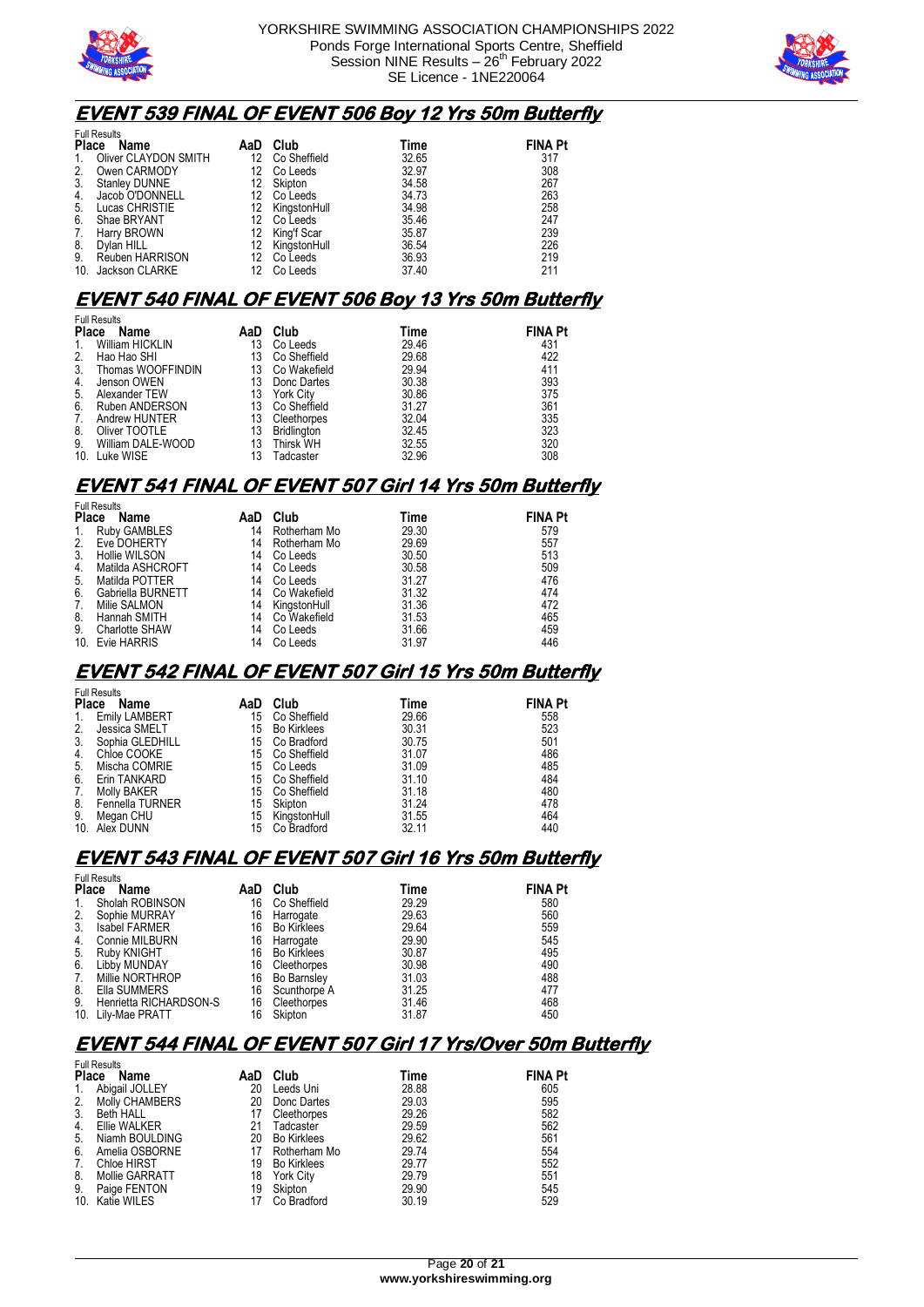## EVENT 539 FINAL OF EVENT 506 Boy 12 Yrs 50m Butterfly

Full Results

| Place | Name | AaD | Club | Time | FINA Pt |
|---|---|---|---|---|---|
| 1. | Oliver CLAYDON SMITH | 12 | Co Sheffield | 32.65 | 317 |
| 2. | Owen CARMODY | 12 | Co Leeds | 32.97 | 308 |
| 3. | Stanley DUNNE | 12 | Skipton | 34.58 | 267 |
| 4. | Jacob O'DONNELL | 12 | Co Leeds | 34.73 | 263 |
| 5. | Lucas CHRISTIE | 12 | KingstonHull | 34.98 | 258 |
| 6. | Shae BRYANT | 12 | Co Leeds | 35.46 | 247 |
| 7. | Harry BROWN | 12 | King'f Scar | 35.87 | 239 |
| 8. | Dylan HILL | 12 | KingstonHull | 36.54 | 226 |
| 9. | Reuben HARRISON | 12 | Co Leeds | 36.93 | 219 |
| 10. | Jackson CLARKE | 12 | Co Leeds | 37.40 | 211 |

## EVENT 540 FINAL OF EVENT 506 Boy 13 Yrs 50m Butterfly

Full Results

| Place | Name | AaD | Club | Time | FINA Pt |
|---|---|---|---|---|---|
| 1. | William HICKLIN | 13 | Co Leeds | 29.46 | 431 |
| 2. | Hao Hao SHI | 13 | Co Sheffield | 29.68 | 422 |
| 3. | Thomas WOOFFINDIN | 13 | Co Wakefield | 29.94 | 411 |
| 4. | Jenson OWEN | 13 | Donc Dartes | 30.38 | 393 |
| 5. | Alexander TEW | 13 | York City | 30.86 | 375 |
| 6. | Ruben ANDERSON | 13 | Co Sheffield | 31.27 | 361 |
| 7. | Andrew HUNTER | 13 | Cleethorpes | 32.04 | 335 |
| 8. | Oliver TOOTLE | 13 | Bridlington | 32.45 | 323 |
| 9. | William DALE-WOOD | 13 | Thirsk WH | 32.55 | 320 |
| 10. | Luke WISE | 13 | Tadcaster | 32.96 | 308 |

## EVENT 541 FINAL OF EVENT 507 Girl 14 Yrs 50m Butterfly

Full Results

| Place | Name | AaD | Club | Time | FINA Pt |
|---|---|---|---|---|---|
| 1. | Ruby GAMBLES | 14 | Rotherham Mo | 29.30 | 579 |
| 2. | Eve DOHERTY | 14 | Rotherham Mo | 29.69 | 557 |
| 3. | Hollie WILSON | 14 | Co Leeds | 30.50 | 513 |
| 4. | Matilda ASHCROFT | 14 | Co Leeds | 30.58 | 509 |
| 5. | Matilda POTTER | 14 | Co Leeds | 31.27 | 476 |
| 6. | Gabriella BURNETT | 14 | Co Wakefield | 31.32 | 474 |
| 7. | Milie SALMON | 14 | KingstonHull | 31.36 | 472 |
| 8. | Hannah SMITH | 14 | Co Wakefield | 31.53 | 465 |
| 9. | Charlotte SHAW | 14 | Co Leeds | 31.66 | 459 |
| 10. | Evie HARRIS | 14 | Co Leeds | 31.97 | 446 |

## EVENT 542 FINAL OF EVENT 507 Girl 15 Yrs 50m Butterfly

Full Results

| Place | Name | AaD | Club | Time | FINA Pt |
|---|---|---|---|---|---|
| 1. | Emily LAMBERT | 15 | Co Sheffield | 29.66 | 558 |
| 2. | Jessica SMELT | 15 | Bo Kirklees | 30.31 | 523 |
| 3. | Sophia GLEDHILL | 15 | Co Bradford | 30.75 | 501 |
| 4. | Chloe COOKE | 15 | Co Sheffield | 31.07 | 486 |
| 5. | Mischa COMRIE | 15 | Co Leeds | 31.09 | 485 |
| 6. | Erin TANKARD | 15 | Co Sheffield | 31.10 | 484 |
| 7. | Molly BAKER | 15 | Co Sheffield | 31.18 | 480 |
| 8. | Fennella TURNER | 15 | Skipton | 31.24 | 478 |
| 9. | Megan CHU | 15 | KingstonHull | 31.55 | 464 |
| 10. | Alex DUNN | 15 | Co Bradford | 32.11 | 440 |

## EVENT 543 FINAL OF EVENT 507 Girl 16 Yrs 50m Butterfly

Full Results

| Place | Name | AaD | Club | Time | FINA Pt |
|---|---|---|---|---|---|
| 1. | Sholah ROBINSON | 16 | Co Sheffield | 29.29 | 580 |
| 2. | Sophie MURRAY | 16 | Harrogate | 29.63 | 560 |
| 3. | Isabel FARMER | 16 | Bo Kirklees | 29.64 | 559 |
| 4. | Connie MILBURN | 16 | Harrogate | 29.90 | 545 |
| 5. | Ruby KNIGHT | 16 | Bo Kirklees | 30.87 | 495 |
| 6. | Libby MUNDAY | 16 | Cleethorpes | 30.98 | 490 |
| 7. | Millie NORTHROP | 16 | Bo Barnsley | 31.03 | 488 |
| 8. | Ella SUMMERS | 16 | Scunthorpe A | 31.25 | 477 |
| 9. | Henrietta RICHARDSON-S | 16 | Cleethorpes | 31.46 | 468 |
| 10. | Lily-Mae PRATT | 16 | Skipton | 31.87 | 450 |

## EVENT 544 FINAL OF EVENT 507 Girl 17 Yrs/Over 50m Butterfly

Full Results

| Place | Name | AaD | Club | Time | FINA Pt |
|---|---|---|---|---|---|
| 1. | Abigail JOLLEY | 20 | Leeds Uni | 28.88 | 605 |
| 2. | Molly CHAMBERS | 20 | Donc Dartes | 29.03 | 595 |
| 3. | Beth HALL | 17 | Cleethorpes | 29.26 | 582 |
| 4. | Ellie WALKER | 21 | Tadcaster | 29.59 | 562 |
| 5. | Niamh BOULDING | 20 | Bo Kirklees | 29.62 | 561 |
| 6. | Amelia OSBORNE | 17 | Rotherham Mo | 29.74 | 554 |
| 7. | Chloe HIRST | 19 | Bo Kirklees | 29.77 | 552 |
| 8. | Mollie GARRATT | 18 | York City | 29.79 | 551 |
| 9. | Paige FENTON | 19 | Skipton | 29.90 | 545 |
| 10. | Katie WILES | 17 | Co Bradford | 30.19 | 529 |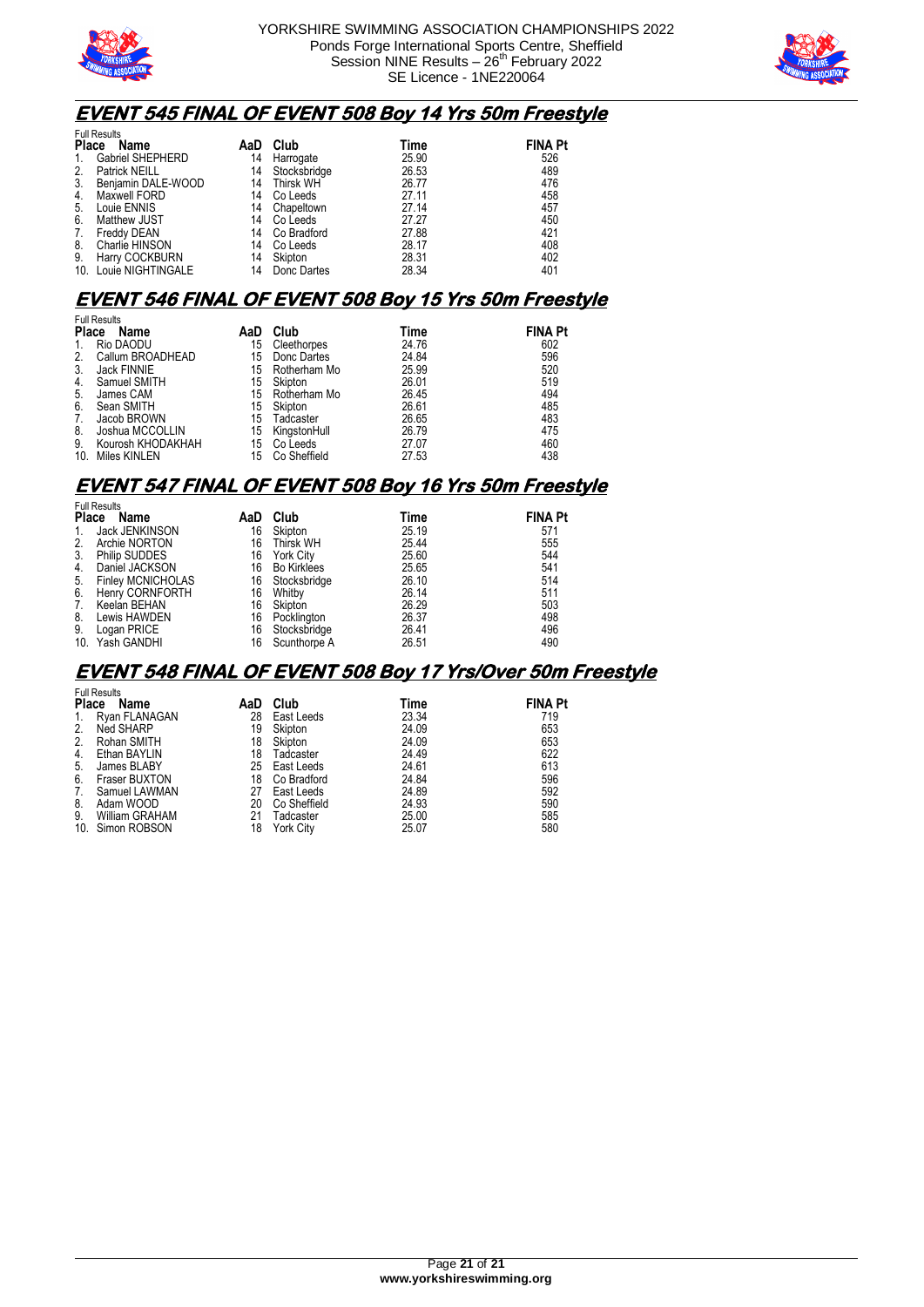## EVENT 545 FINAL OF EVENT 508 Boy 14 Yrs 50m Freestyle

Full Results

| Place | Name | AaD | Club | Time | FINA Pt |
|---|---|---|---|---|---|
| 1. | Gabriel SHEPHERD | 14 | Harrogate | 25.90 | 526 |
| 2. | Patrick NEILL | 14 | Stocksbridge | 26.53 | 489 |
| 3. | Benjamin DALE-WOOD | 14 | Thirsk WH | 26.77 | 476 |
| 4. | Maxwell FORD | 14 | Co Leeds | 27.11 | 458 |
| 5. | Louie ENNIS | 14 | Chapeltown | 27.14 | 457 |
| 6. | Matthew JUST | 14 | Co Leeds | 27.27 | 450 |
| 7. | Freddy DEAN | 14 | Co Bradford | 27.88 | 421 |
| 8. | Charlie HINSON | 14 | Co Leeds | 28.17 | 408 |
| 9. | Harry COCKBURN | 14 | Skipton | 28.31 | 402 |
| 10. | Louie NIGHTINGALE | 14 | Donc Dartes | 28.34 | 401 |

## EVENT 546 FINAL OF EVENT 508 Boy 15 Yrs 50m Freestyle

Full Results

| Place | Name | AaD | Club | Time | FINA Pt |
|---|---|---|---|---|---|
| 1. | Rio DAODU | 15 | Cleethorpes | 24.76 | 602 |
| 2. | Callum BROADHEAD | 15 | Donc Dartes | 24.84 | 596 |
| 3. | Jack FINNIE | 15 | Rotherham Mo | 25.99 | 520 |
| 4. | Samuel SMITH | 15 | Skipton | 26.01 | 519 |
| 5. | James CAM | 15 | Rotherham Mo | 26.45 | 494 |
| 6. | Sean SMITH | 15 | Skipton | 26.61 | 485 |
| 7. | Jacob BROWN | 15 | Tadcaster | 26.65 | 483 |
| 8. | Joshua MCCOLLIN | 15 | KingstonHull | 26.79 | 475 |
| 9. | Kourosh KHODAKHAH | 15 | Co Leeds | 27.07 | 460 |
| 10. | Miles KINLEN | 15 | Co Sheffield | 27.53 | 438 |

## EVENT 547 FINAL OF EVENT 508 Boy 16 Yrs 50m Freestyle

Full Results

| Place | Name | AaD | Club | Time | FINA Pt |
|---|---|---|---|---|---|
| 1. | Jack JENKINSON | 16 | Skipton | 25.19 | 571 |
| 2. | Archie NORTON | 16 | Thirsk WH | 25.44 | 555 |
| 3. | Philip SUDDES | 16 | York City | 25.60 | 544 |
| 4. | Daniel JACKSON | 16 | Bo Kirklees | 25.65 | 541 |
| 5. | Finley MCNICHOLAS | 16 | Stocksbridge | 26.10 | 514 |
| 6. | Henry CORNFORTH | 16 | Whitby | 26.14 | 511 |
| 7. | Keelan BEHAN | 16 | Skipton | 26.29 | 503 |
| 8. | Lewis HAWDEN | 16 | Pocklington | 26.37 | 498 |
| 9. | Logan PRICE | 16 | Stocksbridge | 26.41 | 496 |
| 10. | Yash GANDHI | 16 | Scunthorpe A | 26.51 | 490 |

## EVENT 548 FINAL OF EVENT 508 Boy 17 Yrs/Over 50m Freestyle

Full Results

| Place | Name | AaD | Club | Time | FINA Pt |
|---|---|---|---|---|---|
| 1. | Ryan FLANAGAN | 28 | East Leeds | 23.34 | 719 |
| 2. | Ned SHARP | 19 | Skipton | 24.09 | 653 |
| 2. | Rohan SMITH | 18 | Skipton | 24.09 | 653 |
| 4. | Ethan BAYLIN | 18 | Tadcaster | 24.49 | 622 |
| 5. | James BLABY | 25 | East Leeds | 24.61 | 613 |
| 6. | Fraser BUXTON | 18 | Co Bradford | 24.84 | 596 |
| 7. | Samuel LAWMAN | 27 | East Leeds | 24.89 | 592 |
| 8. | Adam WOOD | 20 | Co Sheffield | 24.93 | 590 |
| 9. | William GRAHAM | 21 | Tadcaster | 25.00 | 585 |
| 10. | Simon ROBSON | 18 | York City | 25.07 | 580 |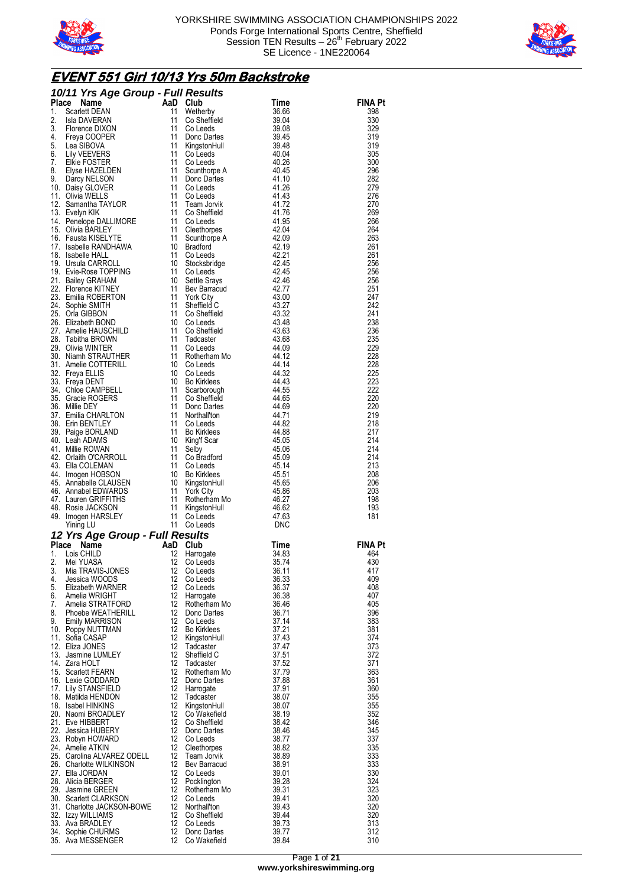# EVENT 551 Girl 10/13 Yrs 50m Backstroke

## 10/11 Yrs Age Group - Full Results

| Place | Name | AaD | Club | Time | FINA Pt |
|---|---|---|---|---|---|
| 1. | Scarlett DEAN | 11 | Wetherby | 36.66 | 398 |
| 2. | Isla DAVERAN | 11 | Co Sheffield | 39.04 | 330 |
| 3. | Florence DIXON | 11 | Co Leeds | 39.08 | 329 |
| 4. | Freya COOPER | 11 | Donc Dartes | 39.45 | 319 |
| 5. | Lea SIBOVA | 11 | KingstonHull | 39.48 | 319 |
| 6. | Lily VEEVERS | 11 | Co Leeds | 40.04 | 305 |
| 7. | Elkie FOSTER | 11 | Co Leeds | 40.26 | 300 |
| 8. | Elyse HAZELDEN | 11 | Scunthorpe A | 40.45 | 296 |
| 9. | Darcy NELSON | 11 | Donc Dartes | 41.10 | 282 |
| 10. | Daisy GLOVER | 11 | Co Leeds | 41.26 | 279 |
| 11. | Olivia WELLS | 11 | Co Leeds | 41.43 | 276 |
| 12. | Samantha TAYLOR | 11 | Team Jorvik | 41.72 | 270 |
| 13. | Evelyn KIK | 11 | Co Sheffield | 41.76 | 269 |
| 14. | Penelope DALLIMORE | 11 | Co Leeds | 41.95 | 266 |
| 15. | Olivia BARLEY | 11 | Cleethorpes | 42.04 | 264 |
| 16. | Fausta KISELYTE | 11 | Scunthorpe A | 42.09 | 263 |
| 17. | Isabelle RANDHAWA | 10 | Bradford | 42.19 | 261 |
| 18. | Isabelle HALL | 11 | Co Leeds | 42.21 | 261 |
| 19. | Ursula CARROLL | 10 | Stocksbridge | 42.45 | 256 |
| 19. | Evie-Rose TOPPING | 11 | Co Leeds | 42.45 | 256 |
| 21. | Bailey GRAHAM | 10 | Settle Srays | 42.46 | 256 |
| 22. | Florence KITNEY | 11 | Bev Barracud | 42.77 | 251 |
| 23. | Emilia ROBERTON | 11 | York City | 43.00 | 247 |
| 24. | Sophie SMITH | 11 | Sheffield C | 43.27 | 242 |
| 25. | Orla GIBBON | 11 | Co Sheffield | 43.32 | 241 |
| 26. | Elizabeth BOND | 10 | Co Leeds | 43.48 | 238 |
| 27. | Amelie HAUSCHILD | 11 | Co Sheffield | 43.63 | 236 |
| 28. | Tabitha BROWN | 11 | Tadcaster | 43.68 | 235 |
| 29. | Olivia WINTER | 11 | Co Leeds | 44.09 | 229 |
| 30. | Niamh STRAUTHER | 11 | Rotherham Mo | 44.12 | 228 |
| 31. | Amelie COTTERILL | 10 | Co Leeds | 44.14 | 228 |
| 32. | Freya ELLIS | 10 | Co Leeds | 44.32 | 225 |
| 33. | Freya DENT | 10 | Bo Kirklees | 44.43 | 223 |
| 34. | Chloe CAMPBELL | 11 | Scarborough | 44.55 | 222 |
| 35. | Gracie ROGERS | 11 | Co Sheffield | 44.65 | 220 |
| 36. | Millie DEY | 11 | Donc Dartes | 44.69 | 220 |
| 37. | Emilia CHARLTON | 11 | Northall'ton | 44.71 | 219 |
| 38. | Erin BENTLEY | 11 | Co Leeds | 44.82 | 218 |
| 39. | Paige BORLAND | 11 | Bo Kirklees | 44.88 | 217 |
| 40. | Leah ADAMS | 10 | King'f Scar | 45.05 | 214 |
| 41. | Millie ROWAN | 11 | Selby | 45.06 | 214 |
| 42. | Orlaith O'CARROLL | 11 | Co Bradford | 45.09 | 214 |
| 43. | Ella COLEMAN | 11 | Co Leeds | 45.14 | 213 |
| 44. | Imogen HOBSON | 10 | Bo Kirklees | 45.51 | 208 |
| 45. | Annabelle CLAUSEN | 10 | KingstonHull | 45.65 | 206 |
| 46. | Annabel EDWARDS | 11 | York City | 45.86 | 203 |
| 47. | Lauren GRIFFITHS | 11 | Rotherham Mo | 46.27 | 198 |
| 48. | Rosie JACKSON | 11 | KingstonHull | 46.62 | 193 |
| 49. | Imogen HARSLEY | 11 | Co Leeds | 47.63 | 181 |
| | Yining LU | 11 | Co Leeds | DNC | |

## 12 Yrs Age Group - Full Results

| Place | Name | AaD | Club | Time | FINA Pt |
|---|---|---|---|---|---|
| 1. | Lois CHILD | 12 | Harrogate | 34.83 | 464 |
| 2. | Mei YUASA | 12 | Co Leeds | 35.74 | 430 |
| 3. | Mia TRAVIS-JONES | 12 | Co Leeds | 36.11 | 417 |
| 4. | Jessica WOODS | 12 | Co Leeds | 36.33 | 409 |
| 5. | Elizabeth WARNER | 12 | Co Leeds | 36.37 | 408 |
| 6. | Amelia WRIGHT | 12 | Harrogate | 36.38 | 407 |
| 7. | Amelia STRATFORD | 12 | Rotherham Mo | 36.46 | 405 |
| 8. | Phoebe WEATHERILL | 12 | Donc Dartes | 36.71 | 396 |
| 9. | Emily MARRISON | 12 | Co Leeds | 37.14 | 383 |
| 10. | Poppy NUTTMAN | 12 | Bo Kirklees | 37.21 | 381 |
| 11. | Sofia CASAP | 12 | KingstonHull | 37.43 | 374 |
| 12. | Eliza JONES | 12 | Tadcaster | 37.47 | 373 |
| 13. | Jasmine LUMLEY | 12 | Sheffield C | 37.51 | 372 |
| 14. | Zara HOLT | 12 | Tadcaster | 37.52 | 371 |
| 15. | Scarlett FEARN | 12 | Rotherham Mo | 37.79 | 363 |
| 16. | Lexie GODDARD | 12 | Donc Dartes | 37.88 | 361 |
| 17. | Lily STANSFIELD | 12 | Harrogate | 37.91 | 360 |
| 18. | Matilda HENDON | 12 | Tadcaster | 38.07 | 355 |
| 18. | Isabel HINKINS | 12 | KingstonHull | 38.07 | 355 |
| 20. | Naomi BROADLEY | 12 | Co Wakefield | 38.19 | 352 |
| 21. | Eve HIBBERT | 12 | Co Sheffield | 38.42 | 346 |
| 22. | Jessica HUBERY | 12 | Donc Dartes | 38.46 | 345 |
| 23. | Robyn HOWARD | 12 | Co Leeds | 38.77 | 337 |
| 24. | Amelie ATKIN | 12 | Cleethorpes | 38.82 | 335 |
| 25. | Carolina ALVAREZ ODELL | 12 | Team Jorvik | 38.89 | 333 |
| 26. | Charlotte WILKINSON | 12 | Bev Barracud | 38.91 | 333 |
| 27. | Ella JORDAN | 12 | Co Leeds | 39.01 | 330 |
| 28. | Alicia BERGER | 12 | Pocklington | 39.28 | 324 |
| 29. | Jasmine GREEN | 12 | Rotherham Mo | 39.31 | 323 |
| 30. | Scarlett CLARKSON | 12 | Co Leeds | 39.41 | 320 |
| 31. | Charlotte JACKSON-BOWE | 12 | Northall'ton | 39.43 | 320 |
| 32. | Izzy WILLIAMS | 12 | Co Sheffield | 39.44 | 320 |
| 33. | Ava BRADLEY | 12 | Co Leeds | 39.73 | 313 |
| 34. | Sophie CHURMS | 12 | Donc Dartes | 39.77 | 312 |
| 35. | Ava MESSENGER | 12 | Co Wakefield | 39.84 | 310 |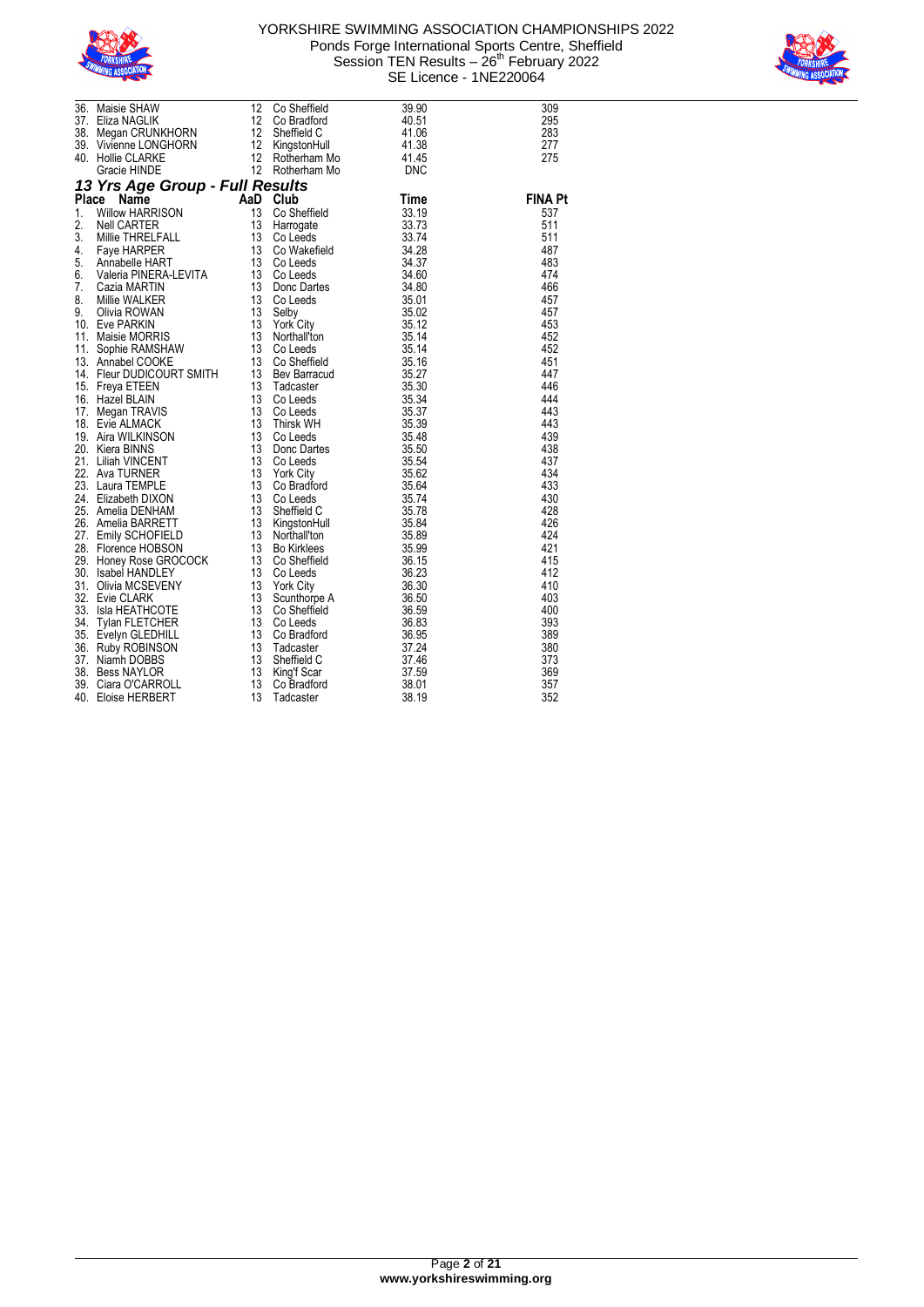| Place | Name | AaD | Club | Time | FINA Pt |
|---|---|---|---|---|---|
| 36. | Maisie SHAW | 12 | Co Sheffield | 39.90 | 309 |
| 37. | Eliza NAGLIK | 12 | Co Bradford | 40.51 | 295 |
| 38. | Megan CRUNKHORN | 12 | Sheffield C | 41.06 | 283 |
| 39. | Vivienne LONGHORN | 12 | KingstonHull | 41.38 | 277 |
| 40. | Hollie CLARKE | 12 | Rotherham Mo | 41.45 | 275 |
| | Gracie HINDE | 12 | Rotherham Mo | DNC | |

## *13 Yrs Age Group - Full Results*

| Place | Name | AaD | Club | Time | FINA Pt |
|---|---|---|---|---|---|
| 1. | Willow HARRISON | 13 | Co Sheffield | 33.19 | 537 |
| 2. | Nell CARTER | 13 | Harrogate | 33.73 | 511 |
| 3. | Millie THRELFALL | 13 | Co Leeds | 33.74 | 511 |
| 4. | Faye HARPER | 13 | Co Wakefield | 34.28 | 487 |
| 5. | Annabelle HART | 13 | Co Leeds | 34.37 | 483 |
| 6. | Valeria PINERA-LEVITA | 13 | Co Leeds | 34.60 | 474 |
| 7. | Cazia MARTIN | 13 | Donc Dartes | 34.80 | 466 |
| 8. | Millie WALKER | 13 | Co Leeds | 35.01 | 457 |
| 9. | Olivia ROWAN | 13 | Selby | 35.02 | 457 |
| 10. | Eve PARKIN | 13 | York City | 35.12 | 453 |
| 11. | Maisie MORRIS | 13 | Northall'ton | 35.14 | 452 |
| 11. | Sophie RAMSHAW | 13 | Co Leeds | 35.14 | 452 |
| 13. | Annabel COOKE | 13 | Co Sheffield | 35.16 | 451 |
| 14. | Fleur DUDICOURT SMITH | 13 | Bev Barracud | 35.27 | 447 |
| 15. | Freya ETEEN | 13 | Tadcaster | 35.30 | 446 |
| 16. | Hazel BLAIN | 13 | Co Leeds | 35.34 | 444 |
| 17. | Megan TRAVIS | 13 | Co Leeds | 35.37 | 443 |
| 18. | Evie ALMACK | 13 | Thirsk WH | 35.39 | 443 |
| 19. | Aira WILKINSON | 13 | Co Leeds | 35.48 | 439 |
| 20. | Kiera BINNS | 13 | Donc Dartes | 35.50 | 438 |
| 21. | Liliah VINCENT | 13 | Co Leeds | 35.54 | 437 |
| 22. | Ava TURNER | 13 | York City | 35.62 | 434 |
| 23. | Laura TEMPLE | 13 | Co Bradford | 35.64 | 433 |
| 24. | Elizabeth DIXON | 13 | Co Leeds | 35.74 | 430 |
| 25. | Amelia DENHAM | 13 | Sheffield C | 35.78 | 428 |
| 26. | Amelia BARRETT | 13 | KingstonHull | 35.84 | 426 |
| 27. | Emily SCHOFIELD | 13 | Northall'ton | 35.89 | 424 |
| 28. | Florence HOBSON | 13 | Bo Kirklees | 35.99 | 421 |
| 29. | Honey Rose GROCOCK | 13 | Co Sheffield | 36.15 | 415 |
| 30. | Isabel HANDLEY | 13 | Co Leeds | 36.23 | 412 |
| 31. | Olivia MCSEVENY | 13 | York City | 36.30 | 410 |
| 32. | Evie CLARK | 13 | Scunthorpe A | 36.50 | 403 |
| 33. | Isla HEATHCOTE | 13 | Co Sheffield | 36.59 | 400 |
| 34. | Tylan FLETCHER | 13 | Co Leeds | 36.83 | 393 |
| 35. | Evelyn GLEDHILL | 13 | Co Bradford | 36.95 | 389 |
| 36. | Ruby ROBINSON | 13 | Tadcaster | 37.24 | 380 |
| 37. | Niamh DOBBS | 13 | Sheffield C | 37.46 | 373 |
| 38. | Bess NAYLOR | 13 | King'f Scar | 37.59 | 369 |
| 39. | Ciara O'CARROLL | 13 | Co Bradford | 38.01 | 357 |
| 40. | Eloise HERBERT | 13 | Tadcaster | 38.19 | 352 |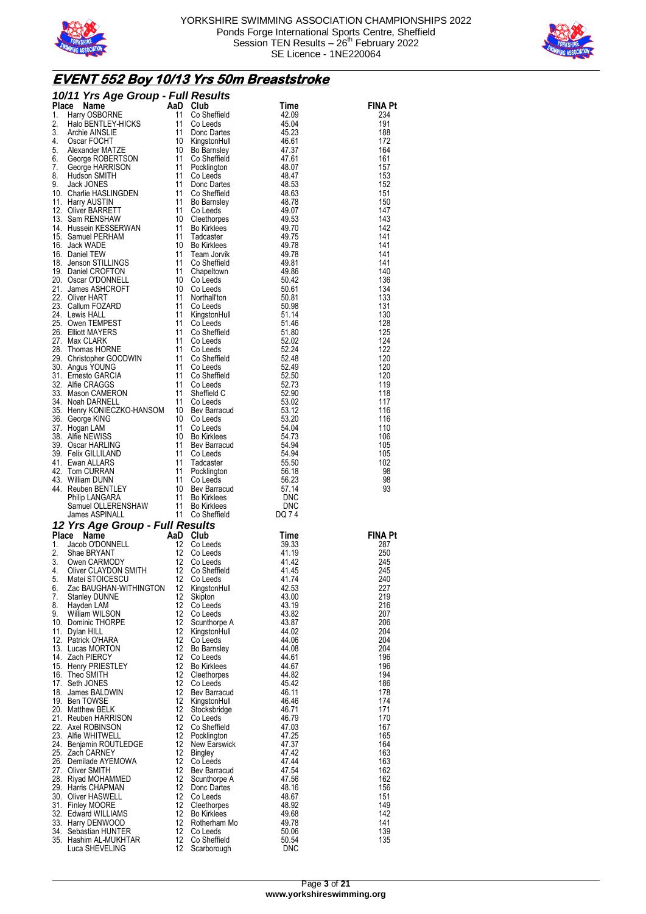YORKSHIRE SWIMMING ASSOCIATION CHAMPIONSHIPS 2022
Ponds Forge International Sports Centre, Sheffield
Session TEN Results – 26th February 2022
SE Licence - 1NE220064

# EVENT 552 Boy 10/13 Yrs 50m Breaststroke

## 10/11 Yrs Age Group - Full Results

| Place | Name | AaD | Club | Time | FINA Pt |
|---|---|---|---|---|---|
| 1. | Harry OSBORNE | 11 | Co Sheffield | 42.09 | 234 |
| 2. | Halo BENTLEY-HICKS | 11 | Co Leeds | 45.04 | 191 |
| 3. | Archie AINSLIE | 11 | Donc Dartes | 45.23 | 188 |
| 4. | Oscar FOCHT | 10 | KingstonHull | 46.61 | 172 |
| 5. | Alexander MATZE | 10 | Bo Barnsley | 47.37 | 164 |
| 6. | George ROBERTSON | 11 | Co Sheffield | 47.61 | 161 |
| 7. | George HARRISON | 11 | Pocklington | 48.07 | 157 |
| 8. | Hudson SMITH | 11 | Co Leeds | 48.47 | 153 |
| 9. | Jack JONES | 11 | Donc Dartes | 48.53 | 152 |
| 10. | Charlie HASLINGDEN | 11 | Co Sheffield | 48.63 | 151 |
| 11. | Harry AUSTIN | 11 | Bo Barnsley | 48.78 | 150 |
| 12. | Oliver BARRETT | 11 | Co Leeds | 49.07 | 147 |
| 13. | Sam RENSHAW | 10 | Cleethorpes | 49.53 | 143 |
| 14. | Hussein KESSERWAN | 11 | Bo Kirklees | 49.70 | 142 |
| 15. | Samuel PERHAM | 11 | Tadcaster | 49.75 | 141 |
| 16. | Jack WADE | 10 | Bo Kirklees | 49.78 | 141 |
| 16. | Daniel TEW | 11 | Team Jorvik | 49.78 | 141 |
| 18. | Jenson STILLINGS | 11 | Co Sheffield | 49.81 | 141 |
| 19. | Daniel CROFTON | 11 | Chapeltown | 49.86 | 140 |
| 20. | Oscar O'DONNELL | 10 | Co Leeds | 50.42 | 136 |
| 21. | James ASHCROFT | 10 | Co Leeds | 50.61 | 134 |
| 22. | Oliver HART | 11 | Northall'ton | 50.81 | 133 |
| 23. | Callum FOZARD | 11 | Co Leeds | 50.98 | 131 |
| 24. | Lewis HALL | 11 | KingstonHull | 51.14 | 130 |
| 25. | Owen TEMPEST | 11 | Co Leeds | 51.46 | 128 |
| 26. | Elliott MAYERS | 11 | Co Sheffield | 51.80 | 125 |
| 27. | Max CLARK | 11 | Co Leeds | 52.02 | 124 |
| 28. | Thomas HORNE | 11 | Co Leeds | 52.24 | 122 |
| 29. | Christopher GOODWIN | 11 | Co Sheffield | 52.48 | 120 |
| 30. | Angus YOUNG | 11 | Co Leeds | 52.49 | 120 |
| 31. | Ernesto GARCIA | 11 | Co Sheffield | 52.50 | 120 |
| 32. | Alfie CRAGGS | 11 | Co Leeds | 52.73 | 119 |
| 33. | Mason CAMERON | 11 | Sheffield C | 52.90 | 118 |
| 34. | Noah DARNELL | 11 | Co Leeds | 53.02 | 117 |
| 35. | Henry KONIECZKO-HANSOM | 10 | Bev Barracud | 53.12 | 116 |
| 36. | George KING | 10 | Co Leeds | 53.20 | 116 |
| 37. | Hogan LAM | 11 | Co Leeds | 54.04 | 110 |
| 38. | Alfie NEWISS | 10 | Bo Kirklees | 54.73 | 106 |
| 39. | Oscar HARLING | 11 | Bev Barracud | 54.94 | 105 |
| 39. | Felix GILLILAND | 11 | Co Leeds | 54.94 | 105 |
| 41. | Ewan ALLARS | 11 | Tadcaster | 55.50 | 102 |
| 42. | Tom CURRAN | 11 | Pocklington | 56.18 | 98 |
| 43. | William DUNN | 11 | Co Leeds | 56.23 | 98 |
| 44. | Reuben BENTLEY | 10 | Bev Barracud | 57.14 | 93 |
| | Philip LANGARA | 11 | Bo Kirklees | DNC | |
| | Samuel OLLERENSHAW | 11 | Bo Kirklees | DNC | |
| | James ASPINALL | 11 | Co Sheffield | DQ 7 4 | |

## 12 Yrs Age Group - Full Results

| Place | Name | AaD | Club | Time | FINA Pt |
|---|---|---|---|---|---|
| 1. | Jacob O'DONNELL | 12 | Co Leeds | 39.33 | 287 |
| 2. | Shae BRYANT | 12 | Co Leeds | 41.19 | 250 |
| 3. | Owen CARMODY | 12 | Co Leeds | 41.42 | 245 |
| 4. | Oliver CLAYDON SMITH | 12 | Co Sheffield | 41.45 | 245 |
| 5. | Matei STOICESCU | 12 | Co Leeds | 41.74 | 240 |
| 6. | Zac BAUGHAN-WITHINGTON | 12 | KingstonHull | 42.53 | 227 |
| 7. | Stanley DUNNE | 12 | Skipton | 43.00 | 219 |
| 8. | Hayden LAM | 12 | Co Leeds | 43.19 | 216 |
| 9. | William WILSON | 12 | Co Leeds | 43.82 | 207 |
| 10. | Dominic THORPE | 12 | Scunthorpe A | 43.87 | 206 |
| 11. | Dylan HILL | 12 | KingstonHull | 44.02 | 204 |
| 12. | Patrick O'HARA | 12 | Co Leeds | 44.06 | 204 |
| 13. | Lucas MORTON | 12 | Bo Barnsley | 44.08 | 204 |
| 14. | Zach PIERCY | 12 | Co Leeds | 44.61 | 196 |
| 15. | Henry PRIESTLEY | 12 | Bo Kirklees | 44.67 | 196 |
| 16. | Theo SMITH | 12 | Cleethorpes | 44.82 | 194 |
| 17. | Seth JONES | 12 | Co Leeds | 45.42 | 186 |
| 18. | James BALDWIN | 12 | Bev Barracud | 46.11 | 178 |
| 19. | Ben TOWSE | 12 | KingstonHull | 46.46 | 174 |
| 20. | Matthew BELK | 12 | Stocksbridge | 46.71 | 171 |
| 21. | Reuben HARRISON | 12 | Co Leeds | 46.79 | 170 |
| 22. | Axel ROBINSON | 12 | Co Sheffield | 47.03 | 167 |
| 23. | Alfie WHITWELL | 12 | Pocklington | 47.25 | 165 |
| 24. | Benjamin ROUTLEDGE | 12 | New Earswick | 47.37 | 164 |
| 25. | Zach CARNEY | 12 | Bingley | 47.42 | 163 |
| 26. | Demilade AYEMOWA | 12 | Co Leeds | 47.44 | 163 |
| 27. | Oliver SMITH | 12 | Bev Barracud | 47.54 | 162 |
| 28. | Riyad MOHAMMED | 12 | Scunthorpe A | 47.56 | 162 |
| 29. | Harris CHAPMAN | 12 | Donc Dartes | 48.16 | 156 |
| 30. | Oliver HASWELL | 12 | Co Leeds | 48.67 | 151 |
| 31. | Finley MOORE | 12 | Cleethorpes | 48.92 | 149 |
| 32. | Edward WILLIAMS | 12 | Bo Kirklees | 49.68 | 142 |
| 33. | Harry DENWOOD | 12 | Rotherham Mo | 49.78 | 141 |
| 34. | Sebastian HUNTER | 12 | Co Leeds | 50.06 | 139 |
| 35. | Hashim AL-MUKHTAR | 12 | Co Sheffield | 50.54 | 135 |
| | Luca SHEVELING | 12 | Scarborough | DNC | |

www.yorkshireswimming.org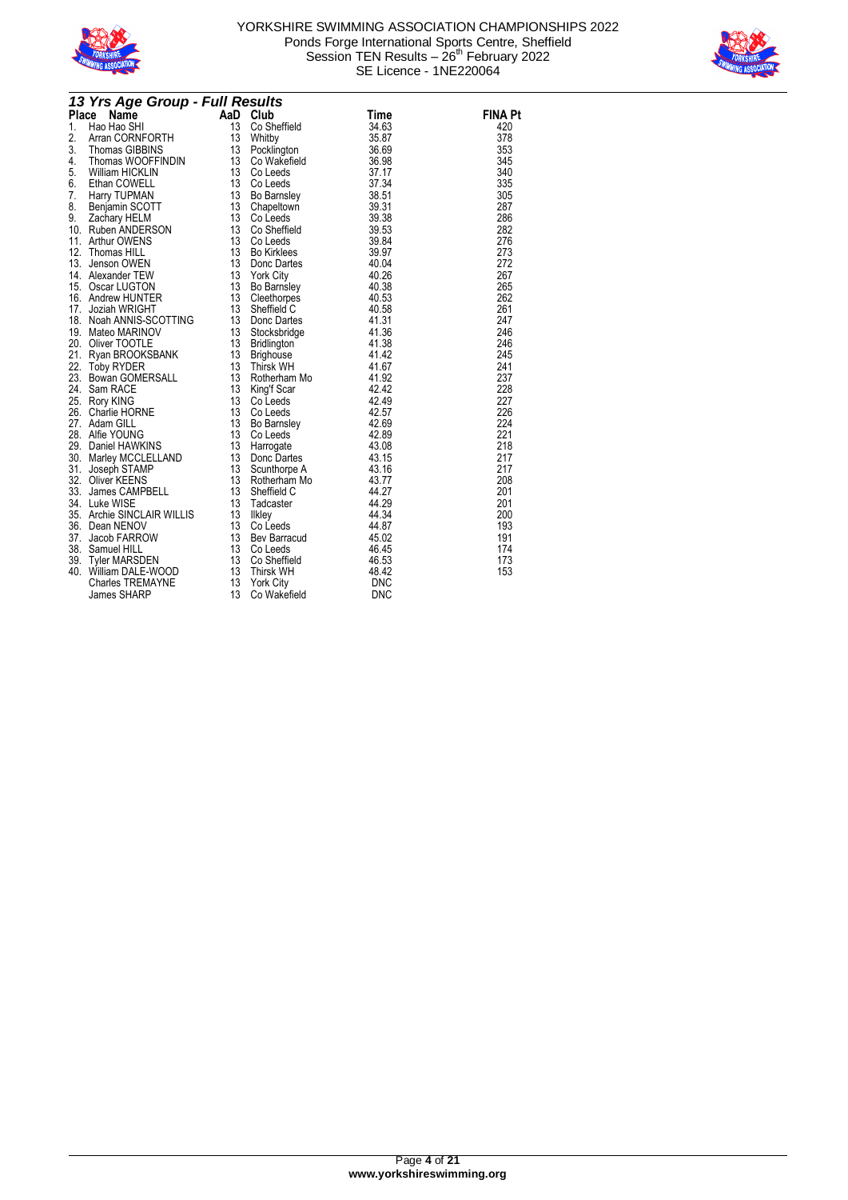## 13 Yrs Age Group - Full Results

| Place | Name | AaD | Club | Time | FINA Pt |
|---|---|---|---|---|---|
| 1. | Hao Hao SHI | 13 | Co Sheffield | 34.63 | 420 |
| 2. | Arran CORNFORTH | 13 | Whitby | 35.87 | 378 |
| 3. | Thomas GIBBINS | 13 | Pocklington | 36.69 | 353 |
| 4. | Thomas WOOFFINDIN | 13 | Co Wakefield | 36.98 | 345 |
| 5. | William HICKLIN | 13 | Co Leeds | 37.17 | 340 |
| 6. | Ethan COWELL | 13 | Co Leeds | 37.34 | 335 |
| 7. | Harry TUPMAN | 13 | Bo Barnsley | 38.51 | 305 |
| 8. | Benjamin SCOTT | 13 | Chapeltown | 39.31 | 287 |
| 9. | Zachary HELM | 13 | Co Leeds | 39.38 | 286 |
| 10. | Ruben ANDERSON | 13 | Co Sheffield | 39.53 | 282 |
| 11. | Arthur OWENS | 13 | Co Leeds | 39.84 | 276 |
| 12. | Thomas HILL | 13 | Bo Kirklees | 39.97 | 273 |
| 13. | Jenson OWEN | 13 | Donc Dartes | 40.04 | 272 |
| 14. | Alexander TEW | 13 | York City | 40.26 | 267 |
| 15. | Oscar LUGTON | 13 | Bo Barnsley | 40.38 | 265 |
| 16. | Andrew HUNTER | 13 | Cleethorpes | 40.53 | 262 |
| 17. | Joziah WRIGHT | 13 | Sheffield C | 40.58 | 261 |
| 18. | Noah ANNIS-SCOTTING | 13 | Donc Dartes | 41.31 | 247 |
| 19. | Mateo MARINOV | 13 | Stocksbridge | 41.36 | 246 |
| 20. | Oliver TOOTLE | 13 | Bridlington | 41.38 | 246 |
| 21. | Ryan BROOKSBANK | 13 | Brighouse | 41.42 | 245 |
| 22. | Toby RYDER | 13 | Thirsk WH | 41.67 | 241 |
| 23. | Bowan GOMERSALL | 13 | Rotherham Mo | 41.92 | 237 |
| 24. | Sam RACE | 13 | King'f Scar | 42.42 | 228 |
| 25. | Rory KING | 13 | Co Leeds | 42.49 | 227 |
| 26. | Charlie HORNE | 13 | Co Leeds | 42.57 | 226 |
| 27. | Adam GILL | 13 | Bo Barnsley | 42.69 | 224 |
| 28. | Alfie YOUNG | 13 | Co Leeds | 42.89 | 221 |
| 29. | Daniel HAWKINS | 13 | Harrogate | 43.08 | 218 |
| 30. | Marley MCCLELLAND | 13 | Donc Dartes | 43.15 | 217 |
| 31. | Joseph STAMP | 13 | Scunthorpe A | 43.16 | 217 |
| 32. | Oliver KEENS | 13 | Rotherham Mo | 43.77 | 208 |
| 33. | James CAMPBELL | 13 | Sheffield C | 44.27 | 201 |
| 34. | Luke WISE | 13 | Tadcaster | 44.29 | 201 |
| 35. | Archie SINCLAIR WILLIS | 13 | Ilkley | 44.34 | 200 |
| 36. | Dean NENOV | 13 | Co Leeds | 44.87 | 193 |
| 37. | Jacob FARROW | 13 | Bev Barracud | 45.02 | 191 |
| 38. | Samuel HILL | 13 | Co Leeds | 46.45 | 174 |
| 39. | Tyler MARSDEN | 13 | Co Sheffield | 46.53 | 173 |
| 40. | William DALE-WOOD | 13 | Thirsk WH | 48.42 | 153 |
| | Charles TREMAYNE | 13 | York City | DNC | |
| | James SHARP | 13 | Co Wakefield | DNC | |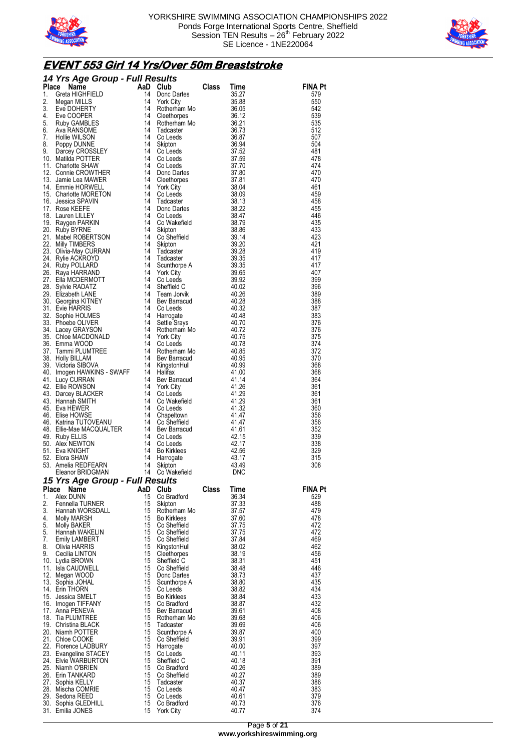YORKSHIRE SWIMMING ASSOCIATION CHAMPIONSHIPS 2022
Ponds Forge International Sports Centre, Sheffield
Session TEN Results – 26th February 2022
SE Licence - 1NE220064

## EVENT 553 Girl 14 Yrs/Over 50m Breaststroke

### 14 Yrs Age Group - Full Results

| Place | Name | AaD | Club | Class | Time | FINA Pt |
|---|---|---|---|---|---|---|
| 1. | Greta HIGHFIELD | 14 | Donc Dartes | | 35.27 | 579 |
| 2. | Megan MILLS | 14 | York City | | 35.88 | 550 |
| 3. | Eve DOHERTY | 14 | Rotherham Mo | | 36.05 | 542 |
| 4. | Eve COOPER | 14 | Cleethorpes | | 36.12 | 539 |
| 5. | Ruby GAMBLES | 14 | Rotherham Mo | | 36.21 | 535 |
| 6. | Ava RANSOME | 14 | Tadcaster | | 36.73 | 512 |
| 7. | Hollie WILSON | 14 | Co Leeds | | 36.87 | 507 |
| 8. | Poppy DUNNE | 14 | Skipton | | 36.94 | 504 |
| 9. | Darcey CROSSLEY | 14 | Co Leeds | | 37.52 | 481 |
| 10. | Matilda POTTER | 14 | Co Leeds | | 37.59 | 478 |
| 11. | Charlotte SHAW | 14 | Co Leeds | | 37.70 | 474 |
| 12. | Connie CROWTHER | 14 | Donc Dartes | | 37.80 | 470 |
| 13. | Jamie Lea MAWER | 14 | Cleethorpes | | 37.81 | 470 |
| 14. | Emmie HORWELL | 14 | York City | | 38.04 | 461 |
| 15. | Charlotte MORETON | 14 | Co Leeds | | 38.09 | 459 |
| 16. | Jessica SPAVIN | 14 | Tadcaster | | 38.13 | 458 |
| 17. | Rose KEEFE | 14 | Donc Dartes | | 38.22 | 455 |
| 18. | Lauren LILLEY | 14 | Co Leeds | | 38.47 | 446 |
| 19. | Raygen PARKIN | 14 | Co Wakefield | | 38.79 | 435 |
| 20. | Ruby BYRNE | 14 | Skipton | | 38.86 | 433 |
| 21. | Mabel ROBERTSON | 14 | Co Sheffield | | 39.14 | 423 |
| 22. | Milly TIMBERS | 14 | Skipton | | 39.20 | 421 |
| 23. | Olivia-May CURRAN | 14 | Tadcaster | | 39.28 | 419 |
| 24. | Rylie ACKROYD | 14 | Tadcaster | | 39.35 | 417 |
| 24. | Ruby POLLARD | 14 | Scunthorpe A | | 39.35 | 417 |
| 26. | Raya HARRAND | 14 | York City | | 39.65 | 407 |
| 27. | Ella MCDERMOTT | 14 | Co Leeds | | 39.92 | 399 |
| 28. | Sylvie RADATZ | 14 | Sheffield C | | 40.02 | 396 |
| 29. | Elizabeth LANE | 14 | Team Jorvik | | 40.26 | 389 |
| 30. | Georgina KITNEY | 14 | Bev Barracud | | 40.28 | 388 |
| 31. | Evie HARRIS | 14 | Co Leeds | | 40.32 | 387 |
| 32. | Sophie HOLMES | 14 | Harrogate | | 40.48 | 383 |
| 33. | Phoebe OLIVER | 14 | Settle Srays | | 40.70 | 376 |
| 34. | Lacey GRAYSON | 14 | Rotherham Mo | | 40.72 | 376 |
| 35. | Chloe MACDONALD | 14 | York City | | 40.75 | 375 |
| 36. | Emma WOOD | 14 | Co Leeds | | 40.78 | 374 |
| 37. | Tammi PLUMTREE | 14 | Rotherham Mo | | 40.85 | 372 |
| 38. | Holly BILLAM | 14 | Bev Barracud | | 40.95 | 370 |
| 39. | Victoria SIBOVA | 14 | KingstonHull | | 40.99 | 368 |
| 40. | Imogen HAWKINS - SWAFF | 14 | Halifax | | 41.00 | 368 |
| 41. | Lucy CURRAN | 14 | Bev Barracud | | 41.14 | 364 |
| 42. | Ellie ROWSON | 14 | York City | | 41.26 | 361 |
| 43. | Darcey BLACKER | 14 | Co Leeds | | 41.29 | 361 |
| 43. | Hannah SMITH | 14 | Co Wakefield | | 41.29 | 361 |
| 45. | Eva HEWER | 14 | Co Leeds | | 41.32 | 360 |
| 46. | Elise HOWSE | 14 | Chapeltown | | 41.47 | 356 |
| 46. | Katrina TUTOVEANU | 14 | Co Sheffield | | 41.47 | 356 |
| 48. | Ellie-Mae MACQUALTER | 14 | Bev Barracud | | 41.61 | 352 |
| 49. | Ruby ELLIS | 14 | Co Leeds | | 42.15 | 339 |
| 50. | Alex NEWTON | 14 | Co Leeds | | 42.17 | 338 |
| 51. | Eva KNIGHT | 14 | Bo Kirklees | | 42.56 | 329 |
| 52. | Elora SHAW | 14 | Harrogate | | 43.17 | 315 |
| 53. | Amelia REDFEARN | 14 | Skipton | | 43.49 | 308 |
| | Eleanor BRIDGMAN | 14 | Co Wakefield | | DNC | |

### 15 Yrs Age Group - Full Results

| Place | Name | AaD | Club | Class | Time | FINA Pt |
|---|---|---|---|---|---|---|
| 1. | Alex DUNN | 15 | Co Bradford | | 36.34 | 529 |
| 2. | Fennella TURNER | 15 | Skipton | | 37.33 | 488 |
| 3. | Hannah WORSDALL | 15 | Rotherham Mo | | 37.57 | 479 |
| 4. | Molly MARSH | 15 | Bo Kirklees | | 37.60 | 478 |
| 5. | Molly BAKER | 15 | Co Sheffield | | 37.75 | 472 |
| 5. | Hannah WAKELIN | 15 | Co Sheffield | | 37.75 | 472 |
| 7. | Emily LAMBERT | 15 | Co Sheffield | | 37.84 | 469 |
| 8. | Olivia HARRIS | 15 | KingstonHull | | 38.02 | 462 |
| 9. | Cecilia LINTON | 15 | Cleethorpes | | 38.19 | 456 |
| 10. | Lydia BROWN | 15 | Sheffield C | | 38.31 | 451 |
| 11. | Isla CAUDWELL | 15 | Co Sheffield | | 38.48 | 446 |
| 12. | Megan WOOD | 15 | Donc Dartes | | 38.73 | 437 |
| 13. | Sophia JOHAL | 15 | Scunthorpe A | | 38.80 | 435 |
| 14. | Erin THORN | 15 | Co Leeds | | 38.82 | 434 |
| 15. | Jessica SMELT | 15 | Bo Kirklees | | 38.84 | 433 |
| 16. | Imogen TIFFANY | 15 | Co Bradford | | 38.87 | 432 |
| 17. | Anna PENEVA | 15 | Bev Barracud | | 39.61 | 408 |
| 18. | Tia PLUMTREE | 15 | Rotherham Mo | | 39.68 | 406 |
| 19. | Christina BLACK | 15 | Tadcaster | | 39.69 | 406 |
| 20. | Niamh POTTER | 15 | Scunthorpe A | | 39.87 | 400 |
| 21. | Chloe COOKE | 15 | Co Sheffield | | 39.91 | 399 |
| 22. | Florence LADBURY | 15 | Harrogate | | 40.00 | 397 |
| 23. | Evangeline STACEY | 15 | Co Leeds | | 40.11 | 393 |
| 24. | Elvie WARBURTON | 15 | Sheffield C | | 40.18 | 391 |
| 25. | Niamh O'BRIEN | 15 | Co Bradford | | 40.26 | 389 |
| 26. | Erin TANKARD | 15 | Co Sheffield | | 40.27 | 389 |
| 27. | Sophia KELLY | 15 | Tadcaster | | 40.37 | 386 |
| 28. | Mischa COMRIE | 15 | Co Leeds | | 40.47 | 383 |
| 29. | Sedona REED | 15 | Co Leeds | | 40.61 | 379 |
| 30. | Sophia GLEDHILL | 15 | Co Bradford | | 40.73 | 376 |
| 31. | Emilia JONES | 15 | York City | | 40.77 | 374 |

www.yorkshireswimming.org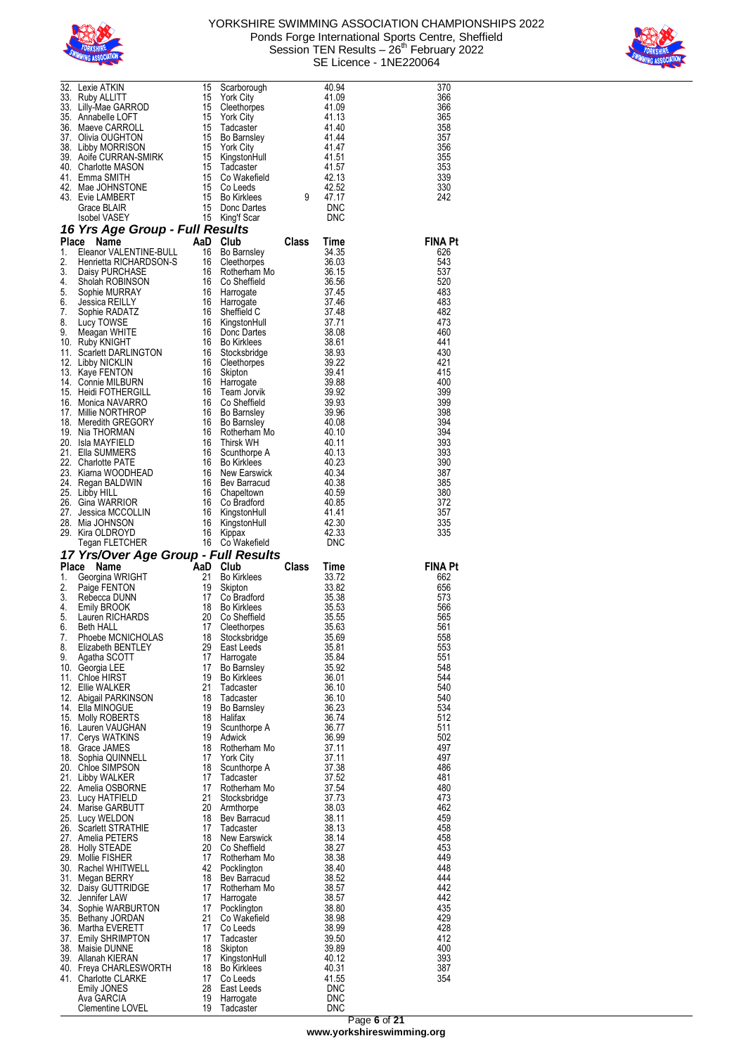| | | | | | | |
|---|---|---|---|---|---|---|
| 32. | Lexie ATKIN | 15 | Scarborough | | 40.94 | 370 |
| 33. | Ruby ALLITT | 15 | York City | | 41.09 | 366 |
| 33. | Lilly-Mae GARROD | 15 | Cleethorpes | | 41.09 | 366 |
| 35. | Annabelle LOFT | 15 | York City | | 41.13 | 365 |
| 36. | Maeve CARROLL | 15 | Tadcaster | | 41.40 | 358 |
| 37. | Olivia OUGHTON | 15 | Bo Barnsley | | 41.44 | 357 |
| 38. | Libby MORRISON | 15 | York City | | 41.47 | 356 |
| 39. | Aoife CURRAN-SMIRK | 15 | KingstonHull | | 41.51 | 355 |
| 40. | Charlotte MASON | 15 | Tadcaster | | 41.57 | 353 |
| 41. | Emma SMITH | 15 | Co Wakefield | | 42.13 | 339 |
| 42. | Mae JOHNSTONE | 15 | Co Leeds | | 42.52 | 330 |
| 43. | Evie LAMBERT | 15 | Bo Kirklees | 9 | 47.17 | 242 |
| | Grace BLAIR | 15 | Donc Dartes | | DNC | |
| | Isobel VASEY | 15 | King'f Scar | | DNC | |

## 16 Yrs Age Group - Full Results

| Place | Name | AaD | Club | Class | Time | FINA Pt |
|---|---|---|---|---|---|---|
| 1. | Eleanor VALENTINE-BULL | 16 | Bo Barnsley | | 34.35 | 626 |
| 2. | Henrietta RICHARDSON-S | 16 | Cleethorpes | | 36.03 | 543 |
| 3. | Daisy PURCHASE | 16 | Rotherham Mo | | 36.15 | 537 |
| 4. | Sholah ROBINSON | 16 | Co Sheffield | | 36.56 | 520 |
| 5. | Sophie MURRAY | 16 | Harrogate | | 37.45 | 483 |
| 6. | Jessica REILLY | 16 | Harrogate | | 37.46 | 483 |
| 7. | Sophie RADATZ | 16 | Sheffield C | | 37.48 | 482 |
| 8. | Lucy TOWSE | 16 | KingstonHull | | 37.71 | 473 |
| 9. | Meagan WHITE | 16 | Donc Dartes | | 38.08 | 460 |
| 10. | Ruby KNIGHT | 16 | Bo Kirklees | | 38.61 | 441 |
| 11. | Scarlett DARLINGTON | 16 | Stocksbridge | | 38.93 | 430 |
| 12. | Libby NICKLIN | 16 | Cleethorpes | | 39.22 | 421 |
| 13. | Kaye FENTON | 16 | Skipton | | 39.41 | 415 |
| 14. | Connie MILBURN | 16 | Harrogate | | 39.88 | 400 |
| 15. | Heidi FOTHERGILL | 16 | Team Jorvik | | 39.92 | 399 |
| 16. | Monica NAVARRO | 16 | Co Sheffield | | 39.93 | 399 |
| 17. | Millie NORTHROP | 16 | Bo Barnsley | | 39.96 | 398 |
| 18. | Meredith GREGORY | 16 | Bo Barnsley | | 40.08 | 394 |
| 19. | Nia THORMAN | 16 | Rotherham Mo | | 40.10 | 394 |
| 20. | Isla MAYFIELD | 16 | Thirsk WH | | 40.11 | 393 |
| 21. | Ella SUMMERS | 16 | Scunthorpe A | | 40.13 | 393 |
| 22. | Charlotte PATE | 16 | Bo Kirklees | | 40.23 | 390 |
| 23. | Kiarna WOODHEAD | 16 | New Earswick | | 40.34 | 387 |
| 24. | Regan BALDWIN | 16 | Bev Barracud | | 40.38 | 385 |
| 25. | Libby HILL | 16 | Chapeltown | | 40.59 | 380 |
| 26. | Gina WARRIOR | 16 | Co Bradford | | 40.85 | 372 |
| 27. | Jessica MCCOLLIN | 16 | KingstonHull | | 41.41 | 357 |
| 28. | Mia JOHNSON | 16 | KingstonHull | | 42.30 | 335 |
| 29. | Kira OLDROYD | 16 | Kippax | | 42.33 | 335 |
| | Tegan FLETCHER | 16 | Co Wakefield | | DNC | |

## 17 Yrs/Over Age Group - Full Results

| Place | Name | AaD | Club | Class | Time | FINA Pt |
|---|---|---|---|---|---|---|
| 1. | Georgina WRIGHT | 21 | Bo Kirklees | | 33.72 | 662 |
| 2. | Paige FENTON | 19 | Skipton | | 33.82 | 656 |
| 3. | Rebecca DUNN | 17 | Co Bradford | | 35.38 | 573 |
| 4. | Emily BROOK | 18 | Bo Kirklees | | 35.53 | 566 |
| 5. | Lauren RICHARDS | 20 | Co Sheffield | | 35.55 | 565 |
| 6. | Beth HALL | 17 | Cleethorpes | | 35.63 | 561 |
| 7. | Phoebe MCNICHOLAS | 18 | Stocksbridge | | 35.69 | 558 |
| 8. | Elizabeth BENTLEY | 29 | East Leeds | | 35.81 | 553 |
| 9. | Agatha SCOTT | 17 | Harrogate | | 35.84 | 551 |
| 10. | Georgia LEE | 17 | Bo Barnsley | | 35.92 | 548 |
| 11. | Chloe HIRST | 19 | Bo Kirklees | | 36.01 | 544 |
| 12. | Ellie WALKER | 21 | Tadcaster | | 36.10 | 540 |
| 12. | Abigail PARKINSON | 18 | Tadcaster | | 36.10 | 540 |
| 14. | Ella MINOGUE | 19 | Bo Barnsley | | 36.23 | 534 |
| 15. | Molly ROBERTS | 18 | Halifax | | 36.74 | 512 |
| 16. | Lauren VAUGHAN | 19 | Scunthorpe A | | 36.77 | 511 |
| 17. | Cerys WATKINS | 19 | Adwick | | 36.99 | 502 |
| 18. | Grace JAMES | 18 | Rotherham Mo | | 37.11 | 497 |
| 18. | Sophia QUINNELL | 17 | York City | | 37.11 | 497 |
| 20. | Chloe SIMPSON | 18 | Scunthorpe A | | 37.38 | 486 |
| 21. | Libby WALKER | 17 | Tadcaster | | 37.52 | 481 |
| 22. | Amelia OSBORNE | 17 | Rotherham Mo | | 37.54 | 480 |
| 23. | Lucy HATFIELD | 21 | Stocksbridge | | 37.73 | 473 |
| 24. | Marise GARBUTT | 20 | Armthorpe | | 38.03 | 462 |
| 25. | Lucy WELDON | 18 | Bev Barracud | | 38.11 | 459 |
| 26. | Scarlett STRATHIE | 17 | Tadcaster | | 38.13 | 458 |
| 27. | Amelia PETERS | 18 | New Earswick | | 38.14 | 458 |
| 28. | Holly STEADE | 20 | Co Sheffield | | 38.27 | 453 |
| 29. | Mollie FISHER | 17 | Rotherham Mo | | 38.38 | 449 |
| 30. | Rachel WHITWELL | 42 | Pocklington | | 38.40 | 448 |
| 31. | Megan BERRY | 18 | Bev Barracud | | 38.52 | 444 |
| 32. | Daisy GUTTRIDGE | 17 | Rotherham Mo | | 38.57 | 442 |
| 32. | Jennifer LAW | 17 | Harrogate | | 38.57 | 442 |
| 34. | Sophie WARBURTON | 17 | Pocklington | | 38.80 | 435 |
| 35. | Bethany JORDAN | 21 | Co Wakefield | | 38.98 | 429 |
| 36. | Martha EVERETT | 17 | Co Leeds | | 38.99 | 428 |
| 37. | Emily SHRIMPTON | 17 | Tadcaster | | 39.50 | 412 |
| 38. | Maisie DUNNE | 18 | Skipton | | 39.89 | 400 |
| 39. | Allanah KIERAN | 17 | KingstonHull | | 40.12 | 393 |
| 40. | Freya CHARLESWORTH | 18 | Bo Kirklees | | 40.31 | 387 |
| 41. | Charlotte CLARKE | 17 | Co Leeds | | 41.55 | 354 |
| | Emily JONES | 28 | East Leeds | | DNC | |
| | Ava GARCIA | 19 | Harrogate | | DNC | |
| | Clementine LOVEL | 19 | Tadcaster | | DNC | |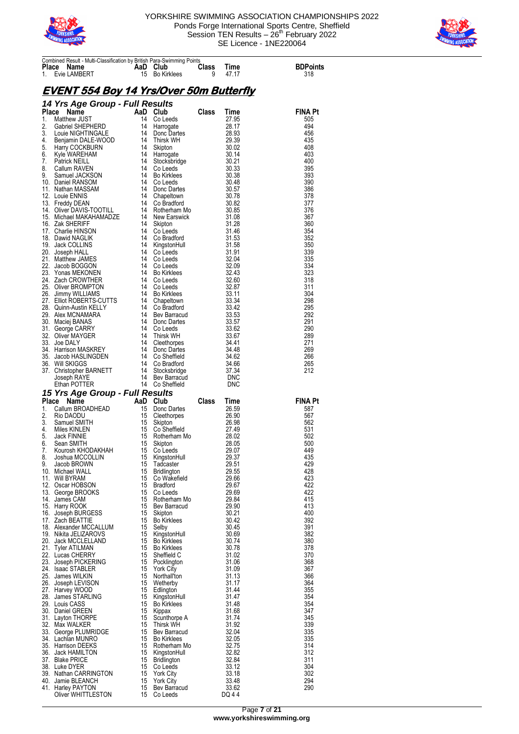Combined Result - Multi-Classification by British Para-Swimming Points

| Place | Name | AaD | Club | Class | Time | BDPoints |
|---|---|---|---|---|---|---|
| 1. | Evie LAMBERT | 15 | Bo Kirklees | 9 | 47.17 | 318 |

## EVENT 554 Boy 14 Yrs/Over 50m Butterfly

### 14 Yrs Age Group - Full Results

| Place | Name | AaD | Club | Class | Time | FINA Pt |
|---|---|---|---|---|---|---|
| 1. | Matthew JUST | 14 | Co Leeds | | 27.95 | 505 |
| 2. | Gabriel SHEPHERD | 14 | Harrogate | | 28.17 | 494 |
| 3. | Louie NIGHTINGALE | 14 | Donc Dartes | | 28.93 | 456 |
| 4. | Benjamin DALE-WOOD | 14 | Thirsk WH | | 29.39 | 435 |
| 5. | Harry COCKBURN | 14 | Skipton | | 30.02 | 408 |
| 6. | Kyle WAREHAM | 14 | Harrogate | | 30.14 | 403 |
| 7. | Patrick NEILL | 14 | Stocksbridge | | 30.21 | 400 |
| 8. | Callum RAVEN | 14 | Co Leeds | | 30.33 | 395 |
| 9. | Samuel JACKSON | 14 | Bo Kirklees | | 30.38 | 393 |
| 10. | Daniel RANSOM | 14 | Co Leeds | | 30.48 | 390 |
| 11. | Nathan MASSAM | 14 | Donc Dartes | | 30.57 | 386 |
| 12. | Louie ENNIS | 14 | Chapeltown | | 30.78 | 378 |
| 13. | Freddy DEAN | 14 | Co Bradford | | 30.82 | 377 |
| 14. | Oliver DAVIS-TOOTILL | 14 | Rotherham Mo | | 30.85 | 376 |
| 15. | Michael MAKAHAMADZE | 14 | New Earswick | | 31.08 | 367 |
| 16. | Zak SHERIFF | 14 | Skipton | | 31.28 | 360 |
| 17. | Charlie HINSON | 14 | Co Leeds | | 31.46 | 354 |
| 18. | Dawid NAGLIK | 14 | Co Bradford | | 31.53 | 352 |
| 19. | Jack COLLINS | 14 | KingstonHull | | 31.58 | 350 |
| 20. | Joseph HALL | 14 | Co Leeds | | 31.91 | 339 |
| 21. | Matthew JAMES | 14 | Co Leeds | | 32.04 | 335 |
| 22. | Jacob BOGGON | 14 | Co Leeds | | 32.09 | 334 |
| 23. | Yonas MEKONEN | 14 | Bo Kirklees | | 32.43 | 323 |
| 24. | Zach CROWTHER | 14 | Co Leeds | | 32.60 | 318 |
| 25. | Oliver BROMPTON | 14 | Co Leeds | | 32.87 | 311 |
| 26. | Jimmy WILLIAMS | 14 | Bo Kirklees | | 33.11 | 304 |
| 27. | Elliot ROBERTS-CUTTS | 14 | Chapeltown | | 33.34 | 298 |
| 28. | Quinn-Austin KELLY | 14 | Co Bradford | | 33.42 | 295 |
| 29. | Alex MCNAMARA | 14 | Bev Barracud | | 33.53 | 292 |
| 30. | Maciej BANAS | 14 | Donc Dartes | | 33.57 | 291 |
| 31. | George CARRY | 14 | Co Leeds | | 33.62 | 290 |
| 32. | Oliver MAYGER | 14 | Thirsk WH | | 33.67 | 289 |
| 33. | Joe DALY | 14 | Cleethorpes | | 34.41 | 271 |
| 34. | Harrison MASKREY | 14 | Donc Dartes | | 34.48 | 269 |
| 35. | Jacob HASLINGDEN | 14 | Co Sheffield | | 34.62 | 266 |
| 36. | Will SKIGGS | 14 | Co Bradford | | 34.66 | 265 |
| 37. | Christopher BARNETT | 14 | Stocksbridge | | 37.34 | 212 |
| | Joseph RAYE | 14 | Bev Barracud | | DNC | |
| | Ethan POTTER | 14 | Co Sheffield | | DNC | |

### 15 Yrs Age Group - Full Results

| Place | Name | AaD | Club | Class | Time | FINA Pt |
|---|---|---|---|---|---|---|
| 1. | Callum BROADHEAD | 15 | Donc Dartes | | 26.59 | 587 |
| 2. | Rio DAODU | 15 | Cleethorpes | | 26.90 | 567 |
| 3. | Samuel SMITH | 15 | Skipton | | 26.98 | 562 |
| 4. | Miles KINLEN | 15 | Co Sheffield | | 27.49 | 531 |
| 5. | Jack FINNIE | 15 | Rotherham Mo | | 28.02 | 502 |
| 6. | Sean SMITH | 15 | Skipton | | 28.05 | 500 |
| 7. | Kourosh KHODAKHAH | 15 | Co Leeds | | 29.07 | 449 |
| 8. | Joshua MCCOLLIN | 15 | KingstonHull | | 29.37 | 435 |
| 9. | Jacob BROWN | 15 | Tadcaster | | 29.51 | 429 |
| 10. | Michael WALL | 15 | Bridlington | | 29.55 | 428 |
| 11. | Will BYRAM | 15 | Co Wakefield | | 29.66 | 423 |
| 12. | Oscar HOBSON | 15 | Bradford | | 29.67 | 422 |
| 13. | George BROOKS | 15 | Co Leeds | | 29.69 | 422 |
| 14. | James CAM | 15 | Rotherham Mo | | 29.84 | 415 |
| 15. | Harry ROOK | 15 | Bev Barracud | | 29.90 | 413 |
| 16. | Joseph BURGESS | 15 | Skipton | | 30.21 | 400 |
| 17. | Zach BEATTIE | 15 | Bo Kirklees | | 30.42 | 392 |
| 18. | Alexander MCCALLUM | 15 | Selby | | 30.45 | 391 |
| 19. | Nikita JELIZAROVS | 15 | KingstonHull | | 30.69 | 382 |
| 20. | Jack MCCLELLAND | 15 | Bo Kirklees | | 30.74 | 380 |
| 21. | Tyler ATILMAN | 15 | Bo Kirklees | | 30.78 | 378 |
| 22. | Lucas CHERRY | 15 | Sheffield C | | 31.02 | 370 |
| 23. | Joseph PICKERING | 15 | Pocklington | | 31.06 | 368 |
| 24. | Isaac STABLER | 15 | York City | | 31.09 | 367 |
| 25. | James WILKIN | 15 | Northall'ton | | 31.13 | 366 |
| 26. | Joseph LEVISON | 15 | Wetherby | | 31.17 | 364 |
| 27. | Harvey WOOD | 15 | Edlington | | 31.44 | 355 |
| 28. | James STARLING | 15 | KingstonHull | | 31.47 | 354 |
| 29. | Louis CASS | 15 | Bo Kirklees | | 31.48 | 354 |
| 30. | Daniel GREEN | 15 | Kippax | | 31.68 | 347 |
| 31. | Layton THORPE | 15 | Scunthorpe A | | 31.74 | 345 |
| 32. | Max WALKER | 15 | Thirsk WH | | 31.92 | 339 |
| 33. | George PLUMRIDGE | 15 | Bev Barracud | | 32.04 | 335 |
| 34. | Lachlan MUNRO | 15 | Bo Kirklees | | 32.05 | 335 |
| 35. | Harrison DEEKS | 15 | Rotherham Mo | | 32.75 | 314 |
| 36. | Jack HAMILTON | 15 | KingstonHull | | 32.82 | 312 |
| 37. | Blake PRICE | 15 | Bridlington | | 32.84 | 311 |
| 38. | Luke DYER | 15 | Co Leeds | | 33.12 | 304 |
| 39. | Nathan CARRINGTON | 15 | York City | | 33.18 | 302 |
| 40. | Jamie BLEANCH | 15 | York City | | 33.48 | 294 |
| 41. | Harley PAYTON | 15 | Bev Barracud | | 33.62 | 290 |
| | Oliver WHITTLESTON | 15 | Co Leeds | | DQ 4 4 | |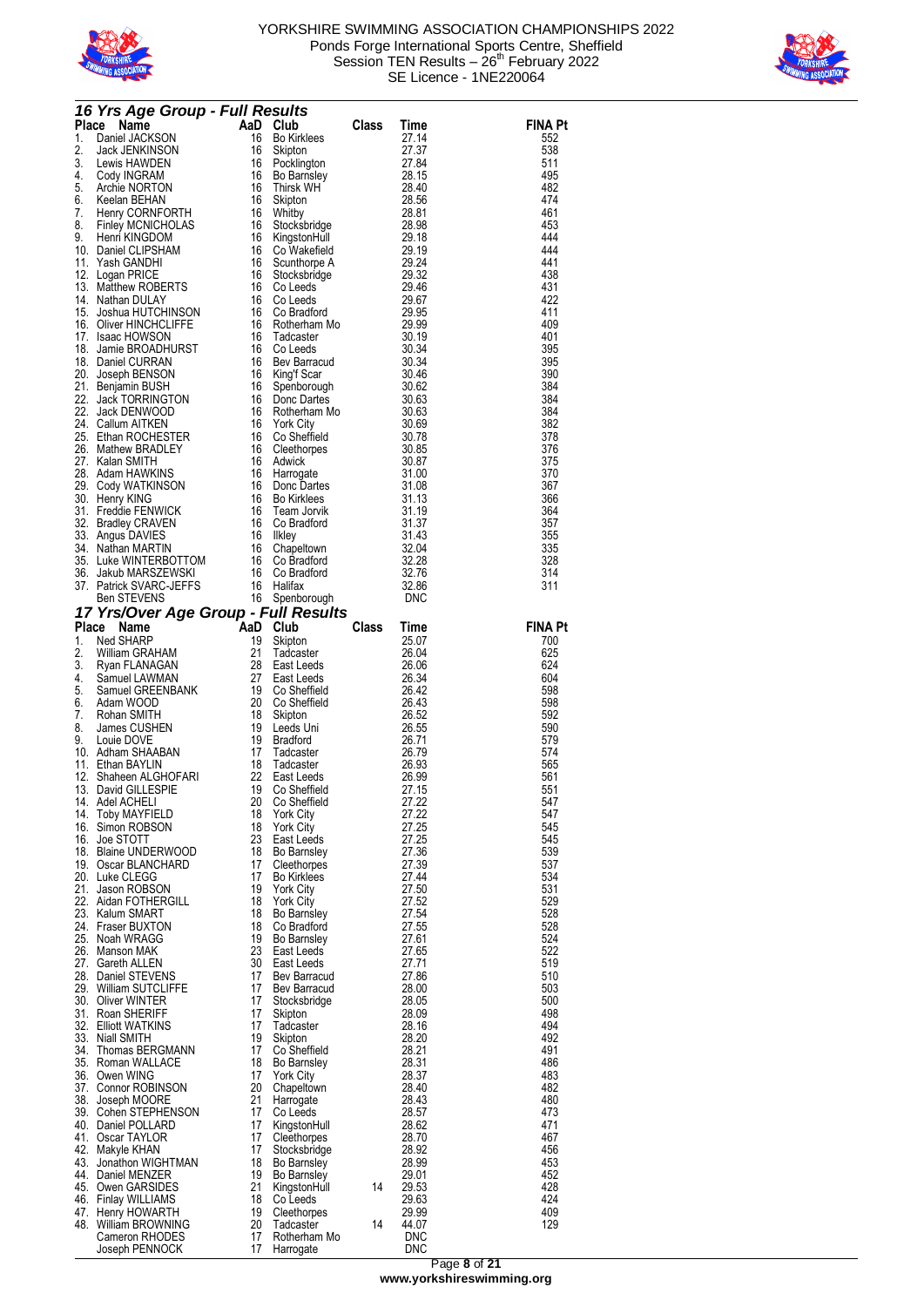YORKSHIRE SWIMMING ASSOCIATION CHAMPIONSHIPS 2022
Ponds Forge International Sports Centre, Sheffield
Session TEN Results – 26th February 2022
SE Licence - 1NE220064

## 16 Yrs Age Group - Full Results

| Place | Name | AaD | Club | Class | Time | FINA Pt |
|---|---|---|---|---|---|---|
| 1. | Daniel JACKSON | 16 | Bo Kirklees | | 27.14 | 552 |
| 2. | Jack JENKINSON | 16 | Skipton | | 27.37 | 538 |
| 3. | Lewis HAWDEN | 16 | Pocklington | | 27.84 | 511 |
| 4. | Cody INGRAM | 16 | Bo Barnsley | | 28.15 | 495 |
| 5. | Archie NORTON | 16 | Thirsk WH | | 28.40 | 482 |
| 6. | Keelan BEHAN | 16 | Skipton | | 28.56 | 474 |
| 7. | Henry CORNFORTH | 16 | Whitby | | 28.81 | 461 |
| 8. | Finley MCNICHOLAS | 16 | Stocksbridge | | 28.98 | 453 |
| 9. | Henri KINGDOM | 16 | KingstonHull | | 29.18 | 444 |
| 10. | Daniel CLIPSHAM | 16 | Co Wakefield | | 29.19 | 444 |
| 11. | Yash GANDHI | 16 | Scunthorpe A | | 29.24 | 441 |
| 12. | Logan PRICE | 16 | Stocksbridge | | 29.32 | 438 |
| 13. | Matthew ROBERTS | 16 | Co Leeds | | 29.46 | 431 |
| 14. | Nathan DULAY | 16 | Co Leeds | | 29.67 | 422 |
| 15. | Joshua HUTCHINSON | 16 | Co Bradford | | 29.95 | 411 |
| 16. | Oliver HINCHCLIFFE | 16 | Rotherham Mo | | 29.99 | 409 |
| 17. | Isaac HOWSON | 16 | Tadcaster | | 30.19 | 401 |
| 18. | Jamie BROADHURST | 16 | Co Leeds | | 30.34 | 395 |
| 18. | Daniel CURRAN | 16 | Bev Barracud | | 30.34 | 395 |
| 20. | Joseph BENSON | 16 | King'f Scar | | 30.46 | 390 |
| 21. | Benjamin BUSH | 16 | Spenborough | | 30.62 | 384 |
| 22. | Jack TORRINGTON | 16 | Donc Dartes | | 30.63 | 384 |
| 22. | Jack DENWOOD | 16 | Rotherham Mo | | 30.63 | 384 |
| 24. | Callum AITKEN | 16 | York City | | 30.69 | 382 |
| 25. | Ethan ROCHESTER | 16 | Co Sheffield | | 30.78 | 378 |
| 26. | Mathew BRADLEY | 16 | Cleethorpes | | 30.85 | 376 |
| 27. | Kalan SMITH | 16 | Adwick | | 30.87 | 375 |
| 28. | Adam HAWKINS | 16 | Harrogate | | 31.00 | 370 |
| 29. | Cody WATKINSON | 16 | Donc Dartes | | 31.08 | 367 |
| 30. | Henry KING | 16 | Bo Kirklees | | 31.13 | 366 |
| 31. | Freddie FENWICK | 16 | Team Jorvik | | 31.19 | 364 |
| 32. | Bradley CRAVEN | 16 | Co Bradford | | 31.37 | 357 |
| 33. | Angus DAVIES | 16 | Ilkley | | 31.43 | 355 |
| 34. | Nathan MARTIN | 16 | Chapeltown | | 32.04 | 335 |
| 35. | Luke WINTERBOTTOM | 16 | Co Bradford | | 32.28 | 328 |
| 36. | Jakub MARSZEWSKI | 16 | Co Bradford | | 32.76 | 314 |
| 37. | Patrick SVARC-JEFFS | 16 | Halifax | | 32.86 | 311 |
| | Ben STEVENS | 16 | Spenborough | | DNC | |

## 17 Yrs/Over Age Group - Full Results

| Place | Name | AaD | Club | Class | Time | FINA Pt |
|---|---|---|---|---|---|---|
| 1. | Ned SHARP | 19 | Skipton | | 25.07 | 700 |
| 2. | William GRAHAM | 21 | Tadcaster | | 26.04 | 625 |
| 3. | Ryan FLANAGAN | 28 | East Leeds | | 26.06 | 624 |
| 4. | Samuel LAWMAN | 27 | East Leeds | | 26.34 | 604 |
| 5. | Samuel GREENBANK | 19 | Co Sheffield | | 26.42 | 598 |
| 6. | Adam WOOD | 20 | Co Sheffield | | 26.43 | 598 |
| 7. | Rohan SMITH | 18 | Skipton | | 26.52 | 592 |
| 8. | James CUSHEN | 19 | Leeds Uni | | 26.55 | 590 |
| 9. | Louie DOVE | 19 | Bradford | | 26.71 | 579 |
| 10. | Adham SHAABAN | 17 | Tadcaster | | 26.79 | 574 |
| 11. | Ethan BAYLIN | 18 | Tadcaster | | 26.93 | 565 |
| 12. | Shaheen ALGHOFARI | 22 | East Leeds | | 26.99 | 561 |
| 13. | David GILLESPIE | 19 | Co Sheffield | | 27.15 | 551 |
| 14. | Adel ACHELI | 20 | Co Sheffield | | 27.22 | 547 |
| 14. | Toby MAYFIELD | 18 | York City | | 27.22 | 547 |
| 16. | Simon ROBSON | 18 | York City | | 27.25 | 545 |
| 16. | Joe STOTT | 23 | East Leeds | | 27.25 | 545 |
| 18. | Blaine UNDERWOOD | 18 | Bo Barnsley | | 27.36 | 539 |
| 19. | Oscar BLANCHARD | 17 | Cleethorpes | | 27.39 | 537 |
| 20. | Luke CLEGG | 17 | Bo Kirklees | | 27.44 | 534 |
| 21. | Jason ROBSON | 19 | York City | | 27.50 | 531 |
| 22. | Aidan FOTHERGILL | 18 | York City | | 27.52 | 529 |
| 23. | Kalum SMART | 18 | Bo Barnsley | | 27.54 | 528 |
| 24. | Fraser BUXTON | 18 | Co Bradford | | 27.55 | 528 |
| 25. | Noah WRAGG | 19 | Bo Barnsley | | 27.61 | 524 |
| 26. | Manson MAK | 23 | East Leeds | | 27.65 | 522 |
| 27. | Gareth ALLEN | 30 | East Leeds | | 27.71 | 519 |
| 28. | Daniel STEVENS | 17 | Bev Barracud | | 27.86 | 510 |
| 29. | William SUTCLIFFE | 17 | Bev Barracud | | 28.00 | 503 |
| 30. | Oliver WINTER | 17 | Stocksbridge | | 28.05 | 500 |
| 31. | Roan SHERIFF | 17 | Skipton | | 28.09 | 498 |
| 32. | Elliott WATKINS | 17 | Tadcaster | | 28.16 | 494 |
| 33. | Niall SMITH | 19 | Skipton | | 28.20 | 492 |
| 34. | Thomas BERGMANN | 17 | Co Sheffield | | 28.21 | 491 |
| 35. | Roman WALLACE | 18 | Bo Barnsley | | 28.31 | 486 |
| 36. | Owen WING | 17 | York City | | 28.37 | 483 |
| 37. | Connor ROBINSON | 20 | Chapeltown | | 28.40 | 482 |
| 38. | Joseph MOORE | 21 | Harrogate | | 28.43 | 480 |
| 39. | Cohen STEPHENSON | 17 | Co Leeds | | 28.57 | 473 |
| 40. | Daniel POLLARD | 17 | KingstonHull | | 28.62 | 471 |
| 41. | Oscar TAYLOR | 17 | Cleethorpes | | 28.70 | 467 |
| 42. | Makyle KHAN | 17 | Stocksbridge | | 28.92 | 456 |
| 43. | Jonathon WIGHTMAN | 18 | Bo Barnsley | | 28.99 | 453 |
| 44. | Daniel MENZER | 19 | Bo Barnsley | | 29.01 | 452 |
| 45. | Owen GARSIDES | 21 | KingstonHull | 14 | 29.53 | 428 |
| 46. | Finlay WILLIAMS | 18 | Co Leeds | | 29.63 | 424 |
| 47. | Henry HOWARTH | 19 | Cleethorpes | | 29.99 | 409 |
| 48. | William BROWNING | 20 | Tadcaster | 14 | 44.07 | 129 |
| | Cameron RHODES | 17 | Rotherham Mo | | DNC | |
| | Joseph PENNOCK | 17 | Harrogate | | DNC | |

www.yorkshireswimming.org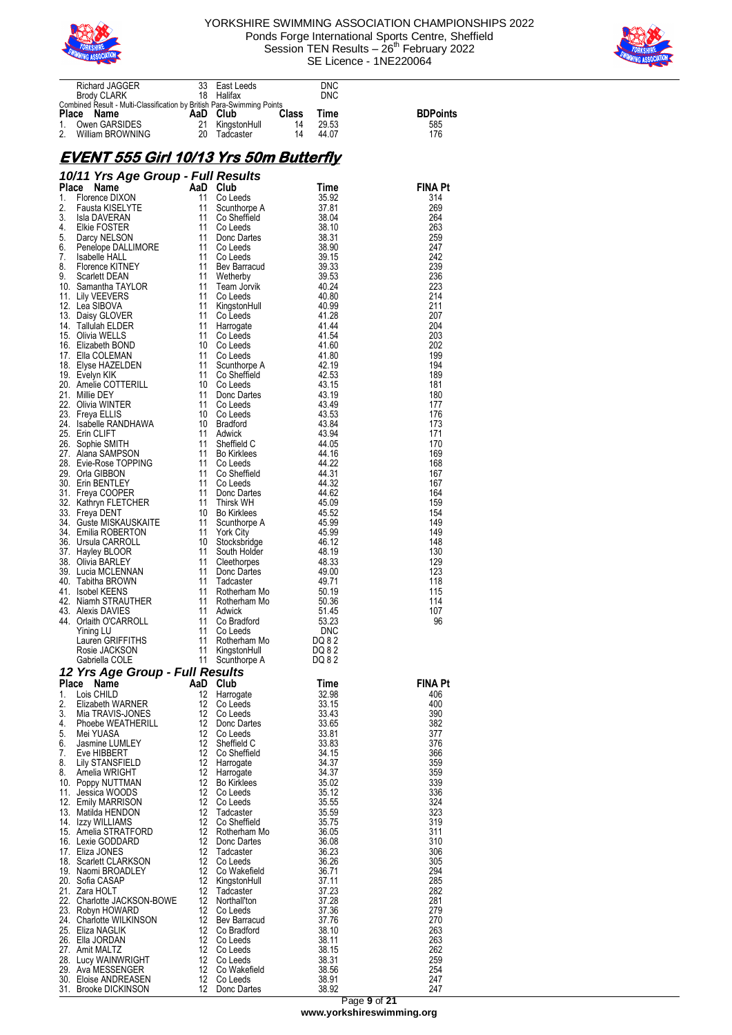| | | | | |
|---|---|---|---|---|
| Richard JAGGER | 33 | East Leeds | DNC | |
| Brody CLARK | 18 | Halifax | DNC | |

Combined Result - Multi-Classification by British Para-Swimming Points

| Place | Name | AaD | Club | Class | Time | BDPoints |
|---|---|---|---|---|---|---|
| 1. | Owen GARSIDES | 21 | KingstonHull | 14 | 29.53 | 585 |
| 2. | William BROWNING | 20 | Tadcaster | 14 | 44.07 | 176 |

## EVENT 555 Girl 10/13 Yrs 50m Butterfly

### 10/11 Yrs Age Group - Full Results

| Place | Name | AaD | Club | Time | FINA Pt |
|---|---|---|---|---|---|
| 1. | Florence DIXON | 11 | Co Leeds | 35.92 | 314 |
| 2. | Fausta KISELYTE | 11 | Scunthorpe A | 37.81 | 269 |
| 3. | Isla DAVERAN | 11 | Co Sheffield | 38.04 | 264 |
| 4. | Elkie FOSTER | 11 | Co Leeds | 38.10 | 263 |
| 5. | Darcy NELSON | 11 | Donc Dartes | 38.31 | 259 |
| 6. | Penelope DALLIMORE | 11 | Co Leeds | 38.90 | 247 |
| 7. | Isabelle HALL | 11 | Co Leeds | 39.15 | 242 |
| 8. | Florence KITNEY | 11 | Bev Barracud | 39.33 | 239 |
| 9. | Scarlett DEAN | 11 | Wetherby | 39.53 | 236 |
| 10. | Samantha TAYLOR | 11 | Team Jorvik | 40.24 | 223 |
| 11. | Lily VEEVERS | 11 | Co Leeds | 40.80 | 214 |
| 12. | Lea SIBOVA | 11 | KingstonHull | 40.99 | 211 |
| 13. | Daisy GLOVER | 11 | Co Leeds | 41.28 | 207 |
| 14. | Tallulah ELDER | 11 | Harrogate | 41.44 | 204 |
| 15. | Olivia WELLS | 11 | Co Leeds | 41.54 | 203 |
| 16. | Elizabeth BOND | 10 | Co Leeds | 41.60 | 202 |
| 17. | Ella COLEMAN | 11 | Co Leeds | 41.80 | 199 |
| 18. | Elyse HAZELDEN | 11 | Scunthorpe A | 42.19 | 194 |
| 19. | Evelyn KIK | 11 | Co Sheffield | 42.53 | 189 |
| 20. | Amelie COTTERILL | 10 | Co Leeds | 43.15 | 181 |
| 21. | Millie DEY | 11 | Donc Dartes | 43.19 | 180 |
| 22. | Olivia WINTER | 11 | Co Leeds | 43.49 | 177 |
| 23. | Freya ELLIS | 10 | Co Leeds | 43.53 | 176 |
| 24. | Isabelle RANDHAWA | 10 | Bradford | 43.84 | 173 |
| 25. | Erin CLIFT | 11 | Adwick | 43.94 | 171 |
| 26. | Sophie SMITH | 11 | Sheffield C | 44.05 | 170 |
| 27. | Alana SAMPSON | 11 | Bo Kirklees | 44.16 | 169 |
| 28. | Evie-Rose TOPPING | 11 | Co Leeds | 44.22 | 168 |
| 29. | Orla GIBBON | 11 | Co Sheffield | 44.31 | 167 |
| 30. | Erin BENTLEY | 11 | Co Leeds | 44.32 | 167 |
| 31. | Freya COOPER | 11 | Donc Dartes | 44.62 | 164 |
| 32. | Kathryn FLETCHER | 11 | Thirsk WH | 45.09 | 159 |
| 33. | Freya DENT | 10 | Bo Kirklees | 45.52 | 154 |
| 34. | Guste MISKAUSKAITE | 11 | Scunthorpe A | 45.99 | 149 |
| 34. | Emilia ROBERTON | 11 | York City | 45.99 | 149 |
| 36. | Ursula CARROLL | 10 | Stocksbridge | 46.12 | 148 |
| 37. | Hayley BLOOR | 11 | South Holder | 48.19 | 130 |
| 38. | Olivia BARLEY | 11 | Cleethorpes | 48.33 | 129 |
| 39. | Lucia MCLENNAN | 11 | Donc Dartes | 49.00 | 123 |
| 40. | Tabitha BROWN | 11 | Tadcaster | 49.71 | 118 |
| 41. | Isobel KEENS | 11 | Rotherham Mo | 50.19 | 115 |
| 42. | Niamh STRAUTHER | 11 | Rotherham Mo | 50.36 | 114 |
| 43. | Alexis DAVIES | 11 | Adwick | 51.45 | 107 |
| 44. | Orlaith O'CARROLL | 11 | Co Bradford | 53.23 | 96 |
| | Yining LU | 11 | Co Leeds | DNC | |
| | Lauren GRIFFITHS | 11 | Rotherham Mo | DQ 8 2 | |
| | Rosie JACKSON | 11 | KingstonHull | DQ 8 2 | |
| | Gabriella COLE | 11 | Scunthorpe A | DQ 8 2 | |

### 12 Yrs Age Group - Full Results

| Place | Name | AaD | Club | Time | FINA Pt |
|---|---|---|---|---|---|
| 1. | Lois CHILD | 12 | Harrogate | 32.98 | 406 |
| 2. | Elizabeth WARNER | 12 | Co Leeds | 33.15 | 400 |
| 3. | Mia TRAVIS-JONES | 12 | Co Leeds | 33.43 | 390 |
| 4. | Phoebe WEATHERILL | 12 | Donc Dartes | 33.65 | 382 |
| 5. | Mei YUASA | 12 | Co Leeds | 33.81 | 377 |
| 6. | Jasmine LUMLEY | 12 | Sheffield C | 33.83 | 376 |
| 7. | Eve HIBBERT | 12 | Co Sheffield | 34.15 | 366 |
| 8. | Lily STANSFIELD | 12 | Harrogate | 34.37 | 359 |
| 8. | Amelia WRIGHT | 12 | Harrogate | 34.37 | 359 |
| 10. | Poppy NUTTMAN | 12 | Bo Kirklees | 35.02 | 339 |
| 11. | Jessica WOODS | 12 | Co Leeds | 35.12 | 336 |
| 12. | Emily MARRISON | 12 | Co Leeds | 35.55 | 324 |
| 13. | Matilda HENDON | 12 | Tadcaster | 35.59 | 323 |
| 14. | Izzy WILLIAMS | 12 | Co Sheffield | 35.75 | 319 |
| 15. | Amelia STRATFORD | 12 | Rotherham Mo | 36.05 | 311 |
| 16. | Lexie GODDARD | 12 | Donc Dartes | 36.08 | 310 |
| 17. | Eliza JONES | 12 | Tadcaster | 36.23 | 306 |
| 18. | Scarlett CLARKSON | 12 | Co Leeds | 36.26 | 305 |
| 19. | Naomi BROADLEY | 12 | Co Wakefield | 36.71 | 294 |
| 20. | Sofia CASAP | 12 | KingstonHull | 37.11 | 285 |
| 21. | Zara HOLT | 12 | Tadcaster | 37.23 | 282 |
| 22. | Charlotte JACKSON-BOWE | 12 | Northall'ton | 37.28 | 281 |
| 23. | Robyn HOWARD | 12 | Co Leeds | 37.36 | 279 |
| 24. | Charlotte WILKINSON | 12 | Bev Barracud | 37.76 | 270 |
| 25. | Eliza NAGLIK | 12 | Co Bradford | 38.10 | 263 |
| 26. | Ella JORDAN | 12 | Co Leeds | 38.11 | 263 |
| 27. | Amit MALTZ | 12 | Co Leeds | 38.15 | 262 |
| 28. | Lucy WAINWRIGHT | 12 | Co Leeds | 38.31 | 259 |
| 29. | Ava MESSENGER | 12 | Co Wakefield | 38.56 | 254 |
| 30. | Eloise ANDREASEN | 12 | Co Leeds | 38.91 | 247 |
| 31. | Brooke DICKINSON | 12 | Donc Dartes | 38.92 | 247 |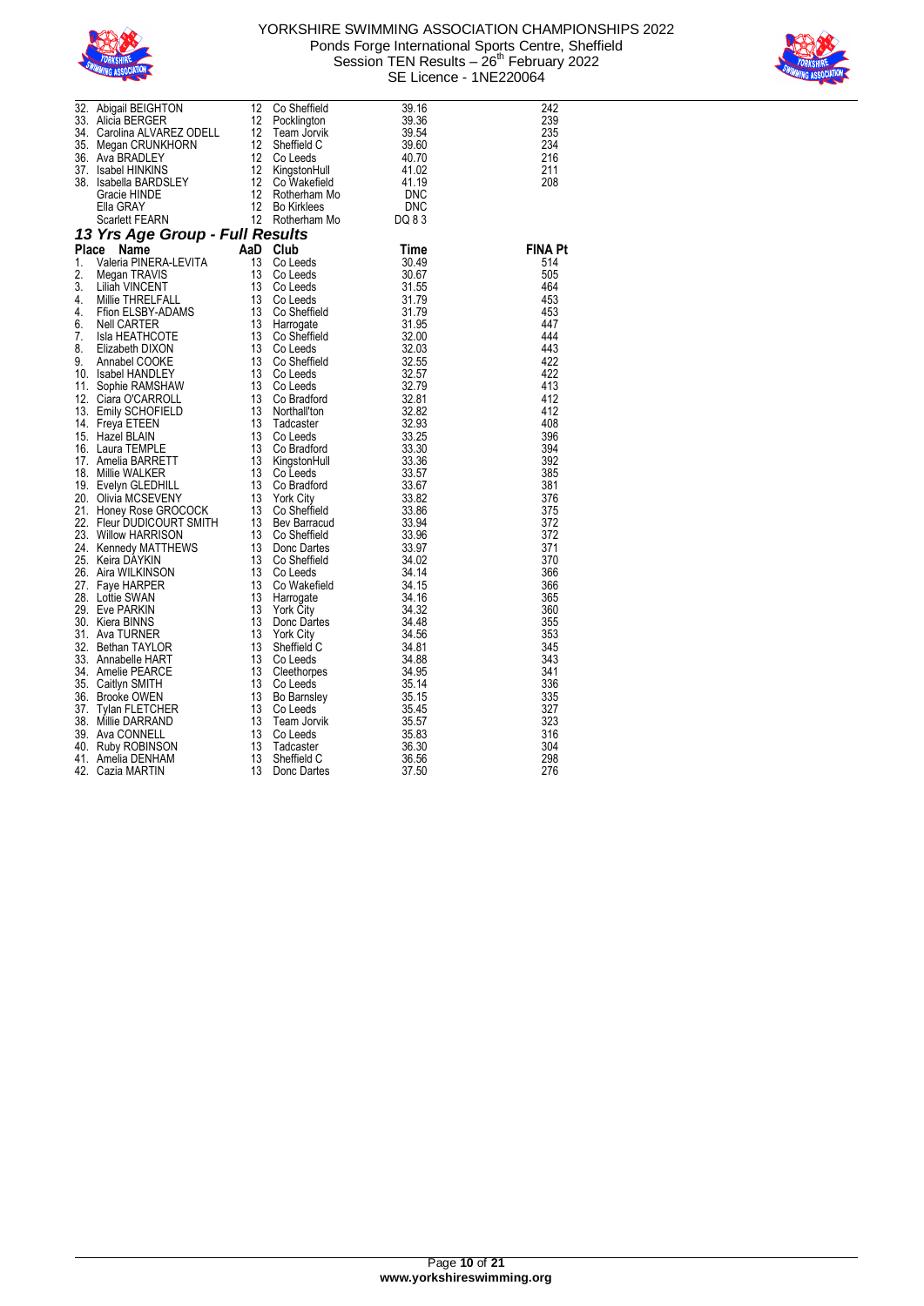| | | | | |
|---|---|---|---|---|
| 32. Abigail BEIGHTON | 12 | Co Sheffield | 39.16 | 242 |
| 33. Alicia BERGER | 12 | Pocklington | 39.36 | 239 |
| 34. Carolina ALVAREZ ODELL | 12 | Team Jorvik | 39.54 | 235 |
| 35. Megan CRUNKHORN | 12 | Sheffield C | 39.60 | 234 |
| 36. Ava BRADLEY | 12 | Co Leeds | 40.70 | 216 |
| 37. Isabel HINKINS | 12 | KingstonHull | 41.02 | 211 |
| 38. Isabella BARDSLEY | 12 | Co Wakefield | 41.19 | 208 |
| Gracie HINDE | 12 | Rotherham Mo | DNC | |
| Ella GRAY | 12 | Bo Kirklees | DNC | |
| Scarlett FEARN | 12 | Rotherham Mo | DQ 8 3 | |

## *13 Yrs Age Group - Full Results*

| Place Name | AaD | Club | Time | FINA Pt |
|---|---|---|---|---|
| 1. Valeria PINERA-LEVITA | 13 | Co Leeds | 30.49 | 514 |
| 2. Megan TRAVIS | 13 | Co Leeds | 30.67 | 505 |
| 3. Liliah VINCENT | 13 | Co Leeds | 31.55 | 464 |
| 4. Millie THRELFALL | 13 | Co Leeds | 31.79 | 453 |
| 4. Ffion ELSBY-ADAMS | 13 | Co Sheffield | 31.79 | 453 |
| 6. Nell CARTER | 13 | Harrogate | 31.95 | 447 |
| 7. Isla HEATHCOTE | 13 | Co Sheffield | 32.00 | 444 |
| 8. Elizabeth DIXON | 13 | Co Leeds | 32.03 | 443 |
| 9. Annabel COOKE | 13 | Co Sheffield | 32.55 | 422 |
| 10. Isabel HANDLEY | 13 | Co Leeds | 32.57 | 422 |
| 11. Sophie RAMSHAW | 13 | Co Leeds | 32.79 | 413 |
| 12. Ciara O'CARROLL | 13 | Co Bradford | 32.81 | 412 |
| 13. Emily SCHOFIELD | 13 | Northall'ton | 32.82 | 412 |
| 14. Freya ETEEN | 13 | Tadcaster | 32.93 | 408 |
| 15. Hazel BLAIN | 13 | Co Leeds | 33.25 | 396 |
| 16. Laura TEMPLE | 13 | Co Bradford | 33.30 | 394 |
| 17. Amelia BARRETT | 13 | KingstonHull | 33.36 | 392 |
| 18. Millie WALKER | 13 | Co Leeds | 33.57 | 385 |
| 19. Evelyn GLEDHILL | 13 | Co Bradford | 33.67 | 381 |
| 20. Olivia MCSEVENY | 13 | York City | 33.82 | 376 |
| 21. Honey Rose GROCOCK | 13 | Co Sheffield | 33.86 | 375 |
| 22. Fleur DUDICOURT SMITH | 13 | Bev Barracud | 33.94 | 372 |
| 23. Willow HARRISON | 13 | Co Sheffield | 33.96 | 372 |
| 24. Kennedy MATTHEWS | 13 | Donc Dartes | 33.97 | 371 |
| 25. Keira DAYKIN | 13 | Co Sheffield | 34.02 | 370 |
| 26. Aira WILKINSON | 13 | Co Leeds | 34.14 | 366 |
| 27. Faye HARPER | 13 | Co Wakefield | 34.15 | 366 |
| 28. Lottie SWAN | 13 | Harrogate | 34.16 | 365 |
| 29. Eve PARKIN | 13 | York City | 34.32 | 360 |
| 30. Kiera BINNS | 13 | Donc Dartes | 34.48 | 355 |
| 31. Ava TURNER | 13 | York City | 34.56 | 353 |
| 32. Bethan TAYLOR | 13 | Sheffield C | 34.81 | 345 |
| 33. Annabelle HART | 13 | Co Leeds | 34.88 | 343 |
| 34. Amelie PEARCE | 13 | Cleethorpes | 34.95 | 341 |
| 35. Caitlyn SMITH | 13 | Co Leeds | 35.14 | 336 |
| 36. Brooke OWEN | 13 | Bo Barnsley | 35.15 | 335 |
| 37. Tylan FLETCHER | 13 | Co Leeds | 35.45 | 327 |
| 38. Millie DARRAND | 13 | Team Jorvik | 35.57 | 323 |
| 39. Ava CONNELL | 13 | Co Leeds | 35.83 | 316 |
| 40. Ruby ROBINSON | 13 | Tadcaster | 36.30 | 304 |
| 41. Amelia DENHAM | 13 | Sheffield C | 36.56 | 298 |
| 42. Cazia MARTIN | 13 | Donc Dartes | 37.50 | 276 |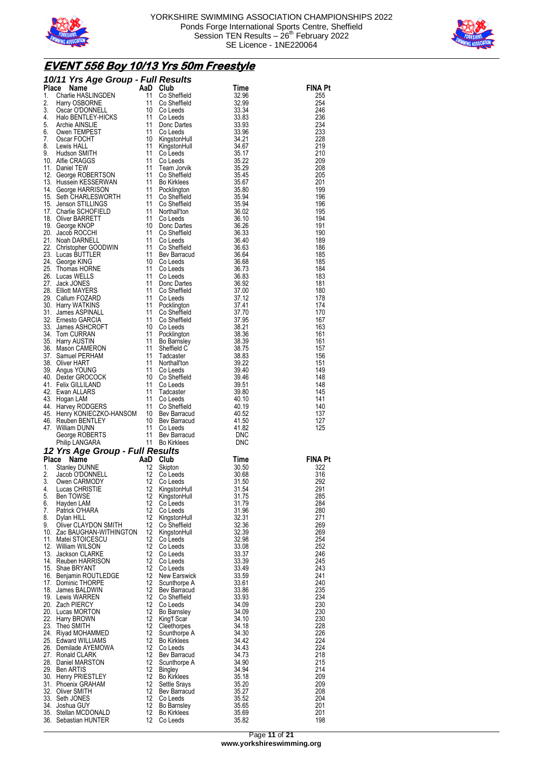YORKSHIRE SWIMMING ASSOCIATION CHAMPIONSHIPS 2022
Ponds Forge International Sports Centre, Sheffield
Session TEN Results – 26th February 2022
SE Licence - 1NE220064

# EVENT 556 Boy 10/13 Yrs 50m Freestyle

## 10/11 Yrs Age Group - Full Results

| Place | Name | AaD | Club | Time | FINA Pt |
|---|---|---|---|---|---|
| 1. | Charlie HASLINGDEN | 11 | Co Sheffield | 32.96 | 255 |
| 2. | Harry OSBORNE | 11 | Co Sheffield | 32.99 | 254 |
| 3. | Oscar O'DONNELL | 10 | Co Leeds | 33.34 | 246 |
| 4. | Halo BENTLEY-HICKS | 11 | Co Leeds | 33.83 | 236 |
| 5. | Archie AINSLIE | 11 | Donc Dartes | 33.93 | 234 |
| 6. | Owen TEMPEST | 11 | Co Leeds | 33.96 | 233 |
| 7. | Oscar FOCHT | 10 | KingstonHull | 34.21 | 228 |
| 8. | Lewis HALL | 11 | KingstonHull | 34.67 | 219 |
| 9. | Hudson SMITH | 11 | Co Leeds | 35.17 | 210 |
| 10. | Alfie CRAGGS | 11 | Co Leeds | 35.22 | 209 |
| 11. | Daniel TEW | 11 | Team Jorvik | 35.29 | 208 |
| 12. | George ROBERTSON | 11 | Co Sheffield | 35.45 | 205 |
| 13. | Hussein KESSERWAN | 11 | Bo Kirklees | 35.67 | 201 |
| 14. | George HARRISON | 11 | Pocklington | 35.80 | 199 |
| 15. | Seth CHARLESWORTH | 11 | Co Sheffield | 35.94 | 196 |
| 15. | Jenson STILLINGS | 11 | Co Sheffield | 35.94 | 196 |
| 17. | Charlie SCHOFIELD | 11 | Northall'ton | 36.02 | 195 |
| 18. | Oliver BARRETT | 11 | Co Leeds | 36.10 | 194 |
| 19. | George KNOP | 10 | Donc Dartes | 36.26 | 191 |
| 20. | Jacob ROCCHI | 11 | Co Sheffield | 36.33 | 190 |
| 21. | Noah DARNELL | 11 | Co Leeds | 36.40 | 189 |
| 22. | Christopher GOODWIN | 11 | Co Sheffield | 36.63 | 186 |
| 23. | Lucas BUTTLER | 11 | Bev Barracud | 36.64 | 185 |
| 24. | George KING | 10 | Co Leeds | 36.68 | 185 |
| 25. | Thomas HORNE | 11 | Co Leeds | 36.73 | 184 |
| 26. | Lucas WELLS | 11 | Co Leeds | 36.83 | 183 |
| 27. | Jack JONES | 11 | Donc Dartes | 36.92 | 181 |
| 28. | Elliott MAYERS | 11 | Co Sheffield | 37.00 | 180 |
| 29. | Callum FOZARD | 11 | Co Leeds | 37.12 | 178 |
| 30. | Harry WATKINS | 11 | Pocklington | 37.41 | 174 |
| 31. | James ASPINALL | 11 | Co Sheffield | 37.70 | 170 |
| 32. | Ernesto GARCIA | 11 | Co Sheffield | 37.95 | 167 |
| 33. | James ASHCROFT | 10 | Co Leeds | 38.21 | 163 |
| 34. | Tom CURRAN | 11 | Pocklington | 38.36 | 161 |
| 35. | Harry AUSTIN | 11 | Bo Barnsley | 38.39 | 161 |
| 36. | Mason CAMERON | 11 | Sheffield C | 38.75 | 157 |
| 37. | Samuel PERHAM | 11 | Tadcaster | 38.83 | 156 |
| 38. | Oliver HART | 11 | Northall'ton | 39.22 | 151 |
| 39. | Angus YOUNG | 11 | Co Leeds | 39.40 | 149 |
| 40. | Dexter GROCOCK | 10 | Co Sheffield | 39.46 | 148 |
| 41. | Felix GILLILAND | 11 | Co Leeds | 39.51 | 148 |
| 42. | Ewan ALLARS | 11 | Tadcaster | 39.80 | 145 |
| 43. | Hogan LAM | 11 | Co Leeds | 40.10 | 141 |
| 44. | Harvey RODGERS | 11 | Co Sheffield | 40.19 | 140 |
| 45. | Henry KONIECZKO-HANSOM | 10 | Bev Barracud | 40.52 | 137 |
| 46. | Reuben BENTLEY | 10 | Bev Barracud | 41.50 | 127 |
| 47. | William DUNN | 11 | Co Leeds | 41.82 | 125 |
| | George ROBERTS | 11 | Bev Barracud | DNC | |
| | Philip LANGARA | 11 | Bo Kirklees | DNC | |

## 12 Yrs Age Group - Full Results

| Place | Name | AaD | Club | Time | FINA Pt |
|---|---|---|---|---|---|
| 1. | Stanley DUNNE | 12 | Skipton | 30.50 | 322 |
| 2. | Jacob O'DONNELL | 12 | Co Leeds | 30.68 | 316 |
| 3. | Owen CARMODY | 12 | Co Leeds | 31.50 | 292 |
| 4. | Lucas CHRISTIE | 12 | KingstonHull | 31.54 | 291 |
| 5. | Ben TOWSE | 12 | KingstonHull | 31.75 | 285 |
| 6. | Hayden LAM | 12 | Co Leeds | 31.79 | 284 |
| 7. | Patrick O'HARA | 12 | Co Leeds | 31.96 | 280 |
| 8. | Dylan HILL | 12 | KingstonHull | 32.31 | 271 |
| 9. | Oliver CLAYDON SMITH | 12 | Co Sheffield | 32.36 | 269 |
| 10. | Zac BAUGHAN-WITHINGTON | 12 | KingstonHull | 32.39 | 269 |
| 11. | Matei STOICESCU | 12 | Co Leeds | 32.98 | 254 |
| 12. | William WILSON | 12 | Co Leeds | 33.08 | 252 |
| 13. | Jackson CLARKE | 12 | Co Leeds | 33.37 | 246 |
| 14. | Reuben HARRISON | 12 | Co Leeds | 33.39 | 245 |
| 15. | Shae BRYANT | 12 | Co Leeds | 33.49 | 243 |
| 16. | Benjamin ROUTLEDGE | 12 | New Earswick | 33.59 | 241 |
| 17. | Dominic THORPE | 12 | Scunthorpe A | 33.61 | 240 |
| 18. | James BALDWIN | 12 | Bev Barracud | 33.86 | 235 |
| 19. | Lewis WARREN | 12 | Co Sheffield | 33.93 | 234 |
| 20. | Zach PIERCY | 12 | Co Leeds | 34.09 | 230 |
| 20. | Lucas MORTON | 12 | Bo Barnsley | 34.09 | 230 |
| 22. | Harry BROWN | 12 | King'f Scar | 34.10 | 230 |
| 23. | Theo SMITH | 12 | Cleethorpes | 34.18 | 228 |
| 24. | Riyad MOHAMMED | 12 | Scunthorpe A | 34.30 | 226 |
| 25. | Edward WILLIAMS | 12 | Bo Kirklees | 34.42 | 224 |
| 26. | Demilade AYEMOWA | 12 | Co Leeds | 34.43 | 224 |
| 27. | Ronald CLARK | 12 | Bev Barracud | 34.73 | 218 |
| 28. | Daniel MARSTON | 12 | Scunthorpe A | 34.90 | 215 |
| 29. | Ben ARTIS | 12 | Bingley | 34.94 | 214 |
| 30. | Henry PRIESTLEY | 12 | Bo Kirklees | 35.18 | 209 |
| 31. | Phoenix GRAHAM | 12 | Settle Srays | 35.20 | 209 |
| 32. | Oliver SMITH | 12 | Bev Barracud | 35.27 | 208 |
| 33. | Seth JONES | 12 | Co Leeds | 35.52 | 204 |
| 34. | Joshua GUY | 12 | Bo Barnsley | 35.65 | 201 |
| 35. | Stellan MCDONALD | 12 | Bo Kirklees | 35.69 | 201 |
| 36. | Sebastian HUNTER | 12 | Co Leeds | 35.82 | 198 |

www.yorkshireswimming.org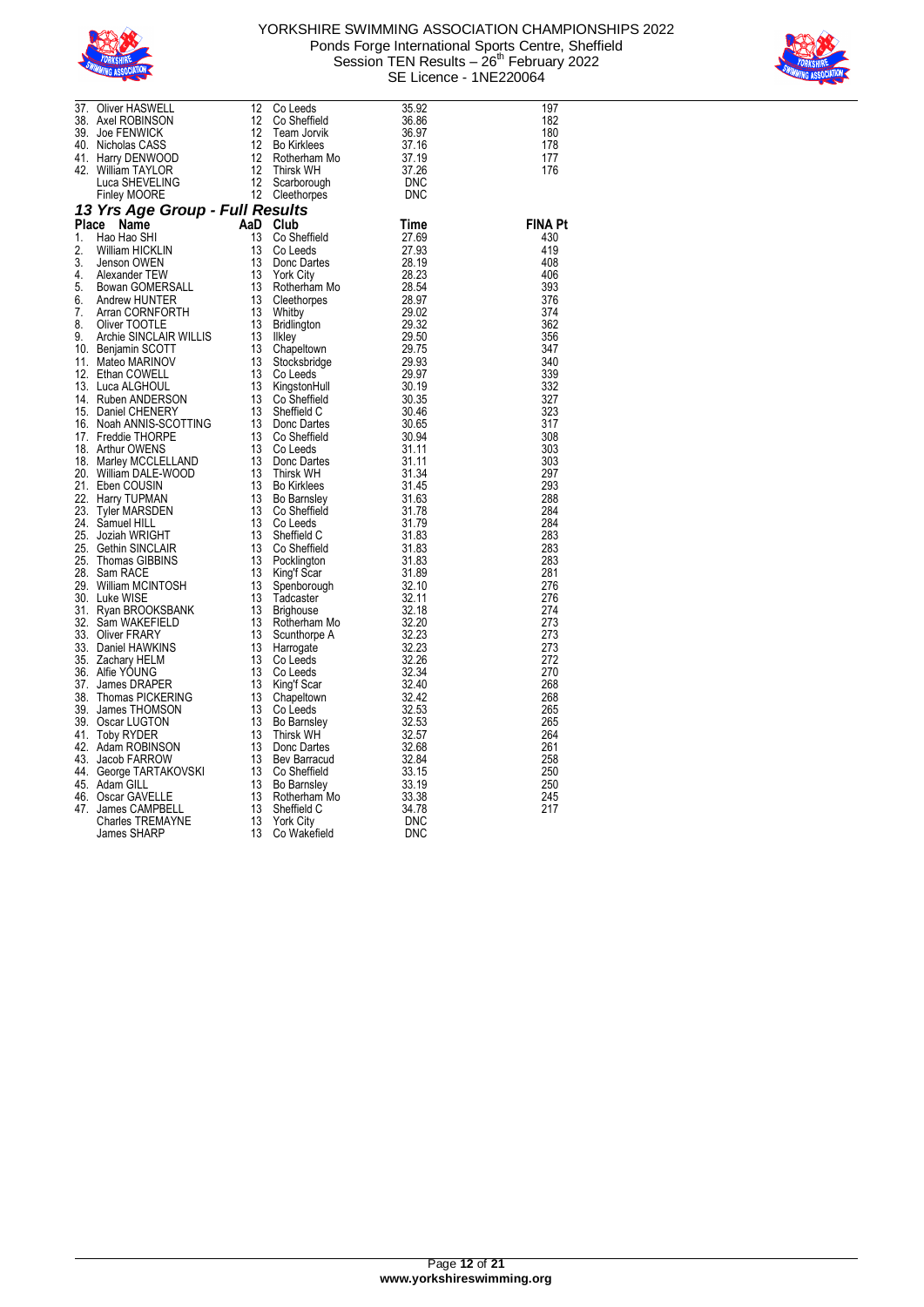| | | | | | |
|---|---|---|---|---|---|
| 37. | Oliver HASWELL | 12 | Co Leeds | 35.92 | 197 |
| 38. | Axel ROBINSON | 12 | Co Sheffield | 36.86 | 182 |
| 39. | Joe FENWICK | 12 | Team Jorvik | 36.97 | 180 |
| 40. | Nicholas CASS | 12 | Bo Kirklees | 37.16 | 178 |
| 41. | Harry DENWOOD | 12 | Rotherham Mo | 37.19 | 177 |
| 42. | William TAYLOR | 12 | Thirsk WH | 37.26 | 176 |
| | Luca SHEVELING | 12 | Scarborough | DNC | |
| | Finley MOORE | 12 | Cleethorpes | DNC | |

## *13 Yrs Age Group - Full Results*

| Place | Name | AaD | Club | Time | FINA Pt |
|---|---|---|---|---|---|
| 1. | Hao Hao SHI | 13 | Co Sheffield | 27.69 | 430 |
| 2. | William HICKLIN | 13 | Co Leeds | 27.93 | 419 |
| 3. | Jenson OWEN | 13 | Donc Dartes | 28.19 | 408 |
| 4. | Alexander TEW | 13 | York City | 28.23 | 406 |
| 5. | Bowan GOMERSALL | 13 | Rotherham Mo | 28.54 | 393 |
| 6. | Andrew HUNTER | 13 | Cleethorpes | 28.97 | 376 |
| 7. | Arran CORNFORTH | 13 | Whitby | 29.02 | 374 |
| 8. | Oliver TOOTLE | 13 | Bridlington | 29.32 | 362 |
| 9. | Archie SINCLAIR WILLIS | 13 | Ilkley | 29.50 | 356 |
| 10. | Benjamin SCOTT | 13 | Chapeltown | 29.75 | 347 |
| 11. | Mateo MARINOV | 13 | Stocksbridge | 29.93 | 340 |
| 12. | Ethan COWELL | 13 | Co Leeds | 29.97 | 339 |
| 13. | Luca ALGHOUL | 13 | KingstonHull | 30.19 | 332 |
| 14. | Ruben ANDERSON | 13 | Co Sheffield | 30.35 | 327 |
| 15. | Daniel CHENERY | 13 | Sheffield C | 30.46 | 323 |
| 16. | Noah ANNIS-SCOTTING | 13 | Donc Dartes | 30.65 | 317 |
| 17. | Freddie THORPE | 13 | Co Sheffield | 30.94 | 308 |
| 18. | Arthur OWENS | 13 | Co Leeds | 31.11 | 303 |
| 18. | Marley MCCLELLAND | 13 | Donc Dartes | 31.11 | 303 |
| 20. | William DALE-WOOD | 13 | Thirsk WH | 31.34 | 297 |
| 21. | Eben COUSIN | 13 | Bo Kirklees | 31.45 | 293 |
| 22. | Harry TUPMAN | 13 | Bo Barnsley | 31.63 | 288 |
| 23. | Tyler MARSDEN | 13 | Co Sheffield | 31.78 | 284 |
| 24. | Samuel HILL | 13 | Co Leeds | 31.79 | 284 |
| 25. | Joziah WRIGHT | 13 | Sheffield C | 31.83 | 283 |
| 25. | Gethin SINCLAIR | 13 | Co Sheffield | 31.83 | 283 |
| 25. | Thomas GIBBINS | 13 | Pocklington | 31.83 | 283 |
| 28. | Sam RACE | 13 | King'f Scar | 31.89 | 281 |
| 29. | William MCINTOSH | 13 | Spenborough | 32.10 | 276 |
| 30. | Luke WISE | 13 | Tadcaster | 32.11 | 276 |
| 31. | Ryan BROOKSBANK | 13 | Brighouse | 32.18 | 274 |
| 32. | Sam WAKEFIELD | 13 | Rotherham Mo | 32.20 | 273 |
| 33. | Oliver FRARY | 13 | Scunthorpe A | 32.23 | 273 |
| 33. | Daniel HAWKINS | 13 | Harrogate | 32.23 | 273 |
| 35. | Zachary HELM | 13 | Co Leeds | 32.26 | 272 |
| 36. | Alfie YOUNG | 13 | Co Leeds | 32.34 | 270 |
| 37. | James DRAPER | 13 | King'f Scar | 32.40 | 268 |
| 38. | Thomas PICKERING | 13 | Chapeltown | 32.42 | 268 |
| 39. | James THOMSON | 13 | Co Leeds | 32.53 | 265 |
| 39. | Oscar LUGTON | 13 | Bo Barnsley | 32.53 | 265 |
| 41. | Toby RYDER | 13 | Thirsk WH | 32.57 | 264 |
| 42. | Adam ROBINSON | 13 | Donc Dartes | 32.68 | 261 |
| 43. | Jacob FARROW | 13 | Bev Barracud | 32.84 | 258 |
| 44. | George TARTAKOVSKI | 13 | Co Sheffield | 33.15 | 250 |
| 45. | Adam GILL | 13 | Bo Barnsley | 33.19 | 250 |
| 46. | Oscar GAVELLE | 13 | Rotherham Mo | 33.38 | 245 |
| 47. | James CAMPBELL | 13 | Sheffield C | 34.78 | 217 |
| | Charles TREMAYNE | 13 | York City | DNC | |
| | James SHARP | 13 | Co Wakefield | DNC | |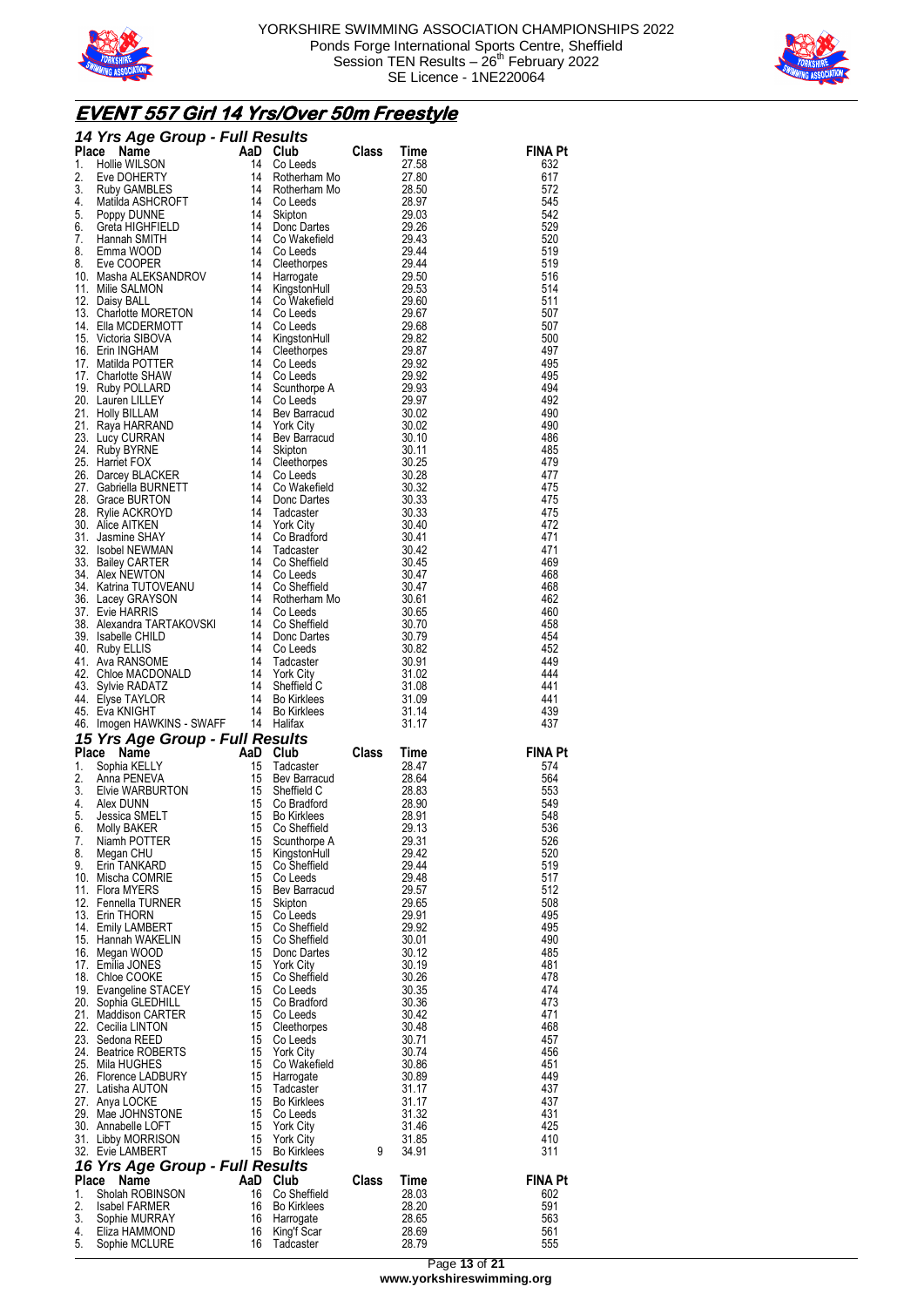# EVENT 557 Girl 14 Yrs/Over 50m Freestyle

## 14 Yrs Age Group - Full Results

| Place | Name | AaD | Club | Class | Time | FINA Pt |
|---|---|---|---|---|---|---|
| 1. | Hollie WILSON | 14 | Co Leeds | | 27.58 | 632 |
| 2. | Eve DOHERTY | 14 | Rotherham Mo | | 27.80 | 617 |
| 3. | Ruby GAMBLES | 14 | Rotherham Mo | | 28.50 | 572 |
| 4. | Matilda ASHCROFT | 14 | Co Leeds | | 28.97 | 545 |
| 5. | Poppy DUNNE | 14 | Skipton | | 29.03 | 542 |
| 6. | Greta HIGHFIELD | 14 | Donc Dartes | | 29.26 | 529 |
| 7. | Hannah SMITH | 14 | Co Wakefield | | 29.43 | 520 |
| 8. | Emma WOOD | 14 | Co Leeds | | 29.44 | 519 |
| 8. | Eve COOPER | 14 | Cleethorpes | | 29.44 | 519 |
| 10. | Masha ALEKSANDROV | 14 | Harrogate | | 29.50 | 516 |
| 11. | Milie SALMON | 14 | KingstonHull | | 29.53 | 514 |
| 12. | Daisy BALL | 14 | Co Wakefield | | 29.60 | 511 |
| 13. | Charlotte MORETON | 14 | Co Leeds | | 29.67 | 507 |
| 14. | Ella MCDERMOTT | 14 | Co Leeds | | 29.68 | 507 |
| 15. | Victoria SIBOVA | 14 | KingstonHull | | 29.82 | 500 |
| 16. | Erin INGHAM | 14 | Cleethorpes | | 29.87 | 497 |
| 17. | Matilda POTTER | 14 | Co Leeds | | 29.92 | 495 |
| 17. | Charlotte SHAW | 14 | Co Leeds | | 29.92 | 495 |
| 19. | Ruby POLLARD | 14 | Scunthorpe A | | 29.93 | 494 |
| 20. | Lauren LILLEY | 14 | Co Leeds | | 29.97 | 492 |
| 21. | Holly BILLAM | 14 | Bev Barracud | | 30.02 | 490 |
| 21. | Raya HARRAND | 14 | York City | | 30.02 | 490 |
| 23. | Lucy CURRAN | 14 | Bev Barracud | | 30.10 | 486 |
| 24. | Ruby BYRNE | 14 | Skipton | | 30.11 | 485 |
| 25. | Harriet FOX | 14 | Cleethorpes | | 30.25 | 479 |
| 26. | Darcey BLACKER | 14 | Co Leeds | | 30.28 | 477 |
| 27. | Gabriella BURNETT | 14 | Co Wakefield | | 30.32 | 475 |
| 28. | Grace BURTON | 14 | Donc Dartes | | 30.33 | 475 |
| 28. | Rylie ACKROYD | 14 | Tadcaster | | 30.33 | 475 |
| 30. | Alice AITKEN | 14 | York City | | 30.40 | 472 |
| 31. | Jasmine SHAY | 14 | Co Bradford | | 30.41 | 471 |
| 32. | Isobel NEWMAN | 14 | Tadcaster | | 30.42 | 471 |
| 33. | Bailey CARTER | 14 | Co Sheffield | | 30.45 | 469 |
| 34. | Alex NEWTON | 14 | Co Leeds | | 30.47 | 468 |
| 34. | Katrina TUTOVEANU | 14 | Co Sheffield | | 30.47 | 468 |
| 36. | Lacey GRAYSON | 14 | Rotherham Mo | | 30.61 | 462 |
| 37. | Evie HARRIS | 14 | Co Leeds | | 30.65 | 460 |
| 38. | Alexandra TARTAKOVSKI | 14 | Co Sheffield | | 30.70 | 458 |
| 39. | Isabelle CHILD | 14 | Donc Dartes | | 30.79 | 454 |
| 40. | Ruby ELLIS | 14 | Co Leeds | | 30.82 | 452 |
| 41. | Ava RANSOME | 14 | Tadcaster | | 30.91 | 449 |
| 42. | Chloe MACDONALD | 14 | York City | | 31.02 | 444 |
| 43. | Sylvie RADATZ | 14 | Sheffield C | | 31.08 | 441 |
| 44. | Elyse TAYLOR | 14 | Bo Kirklees | | 31.09 | 441 |
| 45. | Eva KNIGHT | 14 | Bo Kirklees | | 31.14 | 439 |
| 46. | Imogen HAWKINS - SWAFF | 14 | Halifax | | 31.17 | 437 |

## 15 Yrs Age Group - Full Results

| Place | Name | AaD | Club | Class | Time | FINA Pt |
|---|---|---|---|---|---|---|
| 1. | Sophia KELLY | 15 | Tadcaster | | 28.47 | 574 |
| 2. | Anna PENEVA | 15 | Bev Barracud | | 28.64 | 564 |
| 3. | Elvie WARBURTON | 15 | Sheffield C | | 28.83 | 553 |
| 4. | Alex DUNN | 15 | Co Bradford | | 28.90 | 549 |
| 5. | Jessica SMELT | 15 | Bo Kirklees | | 28.91 | 548 |
| 6. | Molly BAKER | 15 | Co Sheffield | | 29.13 | 536 |
| 7. | Niamh POTTER | 15 | Scunthorpe A | | 29.31 | 526 |
| 8. | Megan CHU | 15 | KingstonHull | | 29.42 | 520 |
| 9. | Erin TANKARD | 15 | Co Sheffield | | 29.44 | 519 |
| 10. | Mischa COMRIE | 15 | Co Leeds | | 29.48 | 517 |
| 11. | Flora MYERS | 15 | Bev Barracud | | 29.57 | 512 |
| 12. | Fennella TURNER | 15 | Skipton | | 29.65 | 508 |
| 13. | Erin THORN | 15 | Co Leeds | | 29.91 | 495 |
| 14. | Emily LAMBERT | 15 | Co Sheffield | | 29.92 | 495 |
| 15. | Hannah WAKELIN | 15 | Co Sheffield | | 30.01 | 490 |
| 16. | Megan WOOD | 15 | Donc Dartes | | 30.12 | 485 |
| 17. | Emilia JONES | 15 | York City | | 30.19 | 481 |
| 18. | Chloe COOKE | 15 | Co Sheffield | | 30.26 | 478 |
| 19. | Evangeline STACEY | 15 | Co Leeds | | 30.35 | 474 |
| 20. | Sophia GLEDHILL | 15 | Co Bradford | | 30.36 | 473 |
| 21. | Maddison CARTER | 15 | Co Leeds | | 30.42 | 471 |
| 22. | Cecilia LINTON | 15 | Cleethorpes | | 30.48 | 468 |
| 23. | Sedona REED | 15 | Co Leeds | | 30.71 | 457 |
| 24. | Beatrice ROBERTS | 15 | York City | | 30.74 | 456 |
| 25. | Mila HUGHES | 15 | Co Wakefield | | 30.86 | 451 |
| 26. | Florence LADBURY | 15 | Harrogate | | 30.89 | 449 |
| 27. | Latisha AUTON | 15 | Tadcaster | | 31.17 | 437 |
| 27. | Anya LOCKE | 15 | Bo Kirklees | | 31.17 | 437 |
| 29. | Mae JOHNSTONE | 15 | Co Leeds | | 31.32 | 431 |
| 30. | Annabelle LOFT | 15 | York City | | 31.46 | 425 |
| 31. | Libby MORRISON | 15 | York City | | 31.85 | 410 |
| 32. | Evie LAMBERT | 15 | Bo Kirklees | 9 | 34.91 | 311 |

## 16 Yrs Age Group - Full Results

| Place | Name | AaD | Club | Class | Time | FINA Pt |
|---|---|---|---|---|---|---|
| 1. | Sholah ROBINSON | 16 | Co Sheffield | | 28.03 | 602 |
| 2. | Isabel FARMER | 16 | Bo Kirklees | | 28.20 | 591 |
| 3. | Sophie MURRAY | 16 | Harrogate | | 28.65 | 563 |
| 4. | Eliza HAMMOND | 16 | King'f Scar | | 28.69 | 561 |
| 5. | Sophie MCLURE | 16 | Tadcaster | | 28.79 | 555 |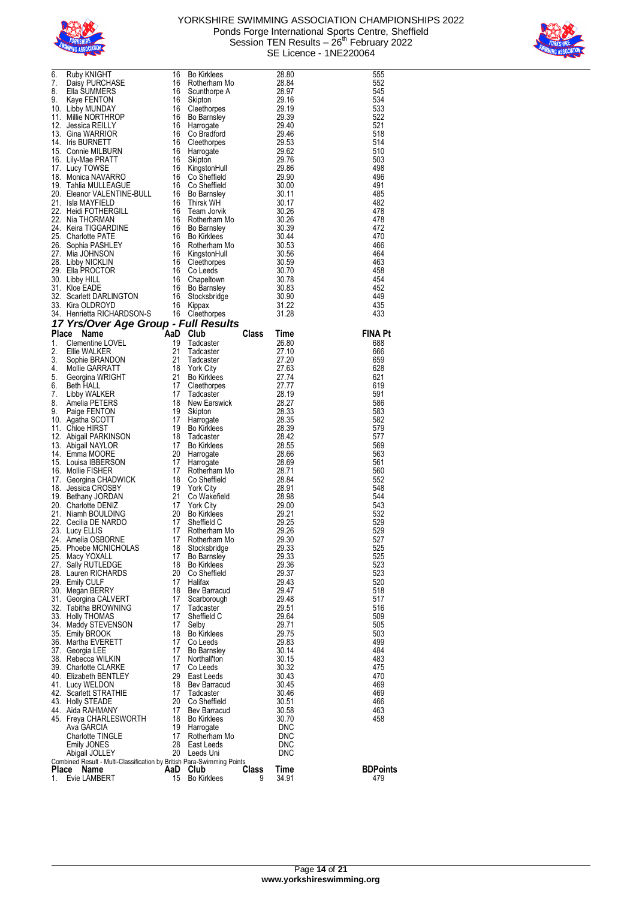| | | | | | | |
|---|---|---|---|---|---|---|
| 6. | Ruby KNIGHT | 16 | Bo Kirklees | | 28.80 | 555 |
| 7. | Daisy PURCHASE | 16 | Rotherham Mo | | 28.84 | 552 |
| 8. | Ella SUMMERS | 16 | Scunthorpe A | | 28.97 | 545 |
| 9. | Kaye FENTON | 16 | Skipton | | 29.16 | 534 |
| 10. | Libby MUNDAY | 16 | Cleethorpes | | 29.19 | 533 |
| 11. | Millie NORTHROP | 16 | Bo Barnsley | | 29.39 | 522 |
| 12. | Jessica REILLY | 16 | Harrogate | | 29.40 | 521 |
| 13. | Gina WARRIOR | 16 | Co Bradford | | 29.46 | 518 |
| 14. | Iris BURNETT | 16 | Cleethorpes | | 29.53 | 514 |
| 15. | Connie MILBURN | 16 | Harrogate | | 29.62 | 510 |
| 16. | Lily-Mae PRATT | 16 | Skipton | | 29.76 | 503 |
| 17. | Lucy TOWSE | 16 | KingstonHull | | 29.86 | 498 |
| 18. | Monica NAVARRO | 16 | Co Sheffield | | 29.90 | 496 |
| 19. | Tahlia MULLEAGUE | 16 | Co Sheffield | | 30.00 | 491 |
| 20. | Eleanor VALENTINE-BULL | 16 | Bo Barnsley | | 30.11 | 485 |
| 21. | Isla MAYFIELD | 16 | Thirsk WH | | 30.17 | 482 |
| 22. | Heidi FOTHERGILL | 16 | Team Jorvik | | 30.26 | 478 |
| 22. | Nia THORMAN | 16 | Rotherham Mo | | 30.26 | 478 |
| 24. | Keira TIGGARDINE | 16 | Bo Barnsley | | 30.39 | 472 |
| 25. | Charlotte PATE | 16 | Bo Kirklees | | 30.44 | 470 |
| 26. | Sophia PASHLEY | 16 | Rotherham Mo | | 30.53 | 466 |
| 27. | Mia JOHNSON | 16 | KingstonHull | | 30.56 | 464 |
| 28. | Libby NICKLIN | 16 | Cleethorpes | | 30.59 | 463 |
| 29. | Ella PROCTOR | 16 | Co Leeds | | 30.70 | 458 |
| 30. | Libby HILL | 16 | Chapeltown | | 30.78 | 454 |
| 31. | Kloe EADE | 16 | Bo Barnsley | | 30.83 | 452 |
| 32. | Scarlett DARLINGTON | 16 | Stocksbridge | | 30.90 | 449 |
| 33. | Kira OLDROYD | 16 | Kippax | | 31.22 | 435 |
| 34. | Henrietta RICHARDSON-S | 16 | Cleethorpes | | 31.28 | 433 |

## 17 Yrs/Over Age Group - Full Results

| Place | Name | AaD | Club | Class | Time | FINA Pt |
|---|---|---|---|---|---|---|
| 1. | Clementine LOVEL | 19 | Tadcaster | | 26.80 | 688 |
| 2. | Ellie WALKER | 21 | Tadcaster | | 27.10 | 666 |
| 3. | Sophie BRANDON | 21 | Tadcaster | | 27.20 | 659 |
| 4. | Mollie GARRATT | 18 | York City | | 27.63 | 628 |
| 5. | Georgina WRIGHT | 21 | Bo Kirklees | | 27.74 | 621 |
| 6. | Beth HALL | 17 | Cleethorpes | | 27.77 | 619 |
| 7. | Libby WALKER | 17 | Tadcaster | | 28.19 | 591 |
| 8. | Amelia PETERS | 18 | New Earswick | | 28.27 | 586 |
| 9. | Paige FENTON | 19 | Skipton | | 28.33 | 583 |
| 10. | Agatha SCOTT | 17 | Harrogate | | 28.35 | 582 |
| 11. | Chloe HIRST | 19 | Bo Kirklees | | 28.39 | 579 |
| 12. | Abigail PARKINSON | 18 | Tadcaster | | 28.42 | 577 |
| 13. | Abigail NAYLOR | 17 | Bo Kirklees | | 28.55 | 569 |
| 14. | Emma MOORE | 20 | Harrogate | | 28.66 | 563 |
| 15. | Louisa IBBERSON | 17 | Harrogate | | 28.69 | 561 |
| 16. | Mollie FISHER | 17 | Rotherham Mo | | 28.71 | 560 |
| 17. | Georgina CHADWICK | 18 | Co Sheffield | | 28.84 | 552 |
| 18. | Jessica CROSBY | 19 | York City | | 28.91 | 548 |
| 19. | Bethany JORDAN | 21 | Co Wakefield | | 28.98 | 544 |
| 20. | Charlotte DENIZ | 17 | York City | | 29.00 | 543 |
| 21. | Niamh BOULDING | 20 | Bo Kirklees | | 29.21 | 532 |
| 22. | Cecilia DE NARDO | 17 | Sheffield C | | 29.25 | 529 |
| 23. | Lucy ELLIS | 17 | Rotherham Mo | | 29.26 | 529 |
| 24. | Amelia OSBORNE | 17 | Rotherham Mo | | 29.30 | 527 |
| 25. | Phoebe MCNICHOLAS | 18 | Stocksbridge | | 29.33 | 525 |
| 25. | Macy YOXALL | 17 | Bo Barnsley | | 29.33 | 525 |
| 27. | Sally RUTLEDGE | 18 | Bo Kirklees | | 29.36 | 523 |
| 28. | Lauren RICHARDS | 20 | Co Sheffield | | 29.37 | 523 |
| 29. | Emily CULF | 17 | Halifax | | 29.43 | 520 |
| 30. | Megan BERRY | 18 | Bev Barracud | | 29.47 | 518 |
| 31. | Georgina CALVERT | 17 | Scarborough | | 29.48 | 517 |
| 32. | Tabitha BROWNING | 17 | Tadcaster | | 29.51 | 516 |
| 33. | Holly THOMAS | 17 | Sheffield C | | 29.64 | 509 |
| 34. | Maddy STEVENSON | 17 | Selby | | 29.71 | 505 |
| 35. | Emily BROOK | 18 | Bo Kirklees | | 29.75 | 503 |
| 36. | Martha EVERETT | 17 | Co Leeds | | 29.83 | 499 |
| 37. | Georgia LEE | 17 | Bo Barnsley | | 30.14 | 484 |
| 38. | Rebecca WILKIN | 17 | Northall'ton | | 30.15 | 483 |
| 39. | Charlotte CLARKE | 17 | Co Leeds | | 30.32 | 475 |
| 40. | Elizabeth BENTLEY | 29 | East Leeds | | 30.43 | 470 |
| 41. | Lucy WELDON | 18 | Bev Barracud | | 30.45 | 469 |
| 42. | Scarlett STRATHIE | 17 | Tadcaster | | 30.46 | 469 |
| 43. | Holly STEADE | 20 | Co Sheffield | | 30.51 | 466 |
| 44. | Aida RAHMANY | 17 | Bev Barracud | | 30.58 | 463 |
| 45. | Freya CHARLESWORTH | 18 | Bo Kirklees | | 30.70 | 458 |
| | Ava GARCIA | 19 | Harrogate | | DNC | |
| | Charlotte TINGLE | 17 | Rotherham Mo | | DNC | |
| | Emily JONES | 28 | East Leeds | | DNC | |
| | Abigail JOLLEY | 20 | Leeds Uni | | DNC | |

Combined Result - Multi-Classification by British Para-Swimming Points

| Place | Name | AaD | Club | Class | Time | BDPoints |
|---|---|---|---|---|---|---|
| 1. | Evie LAMBERT | 15 | Bo Kirklees | 9 | 34.91 | 479 |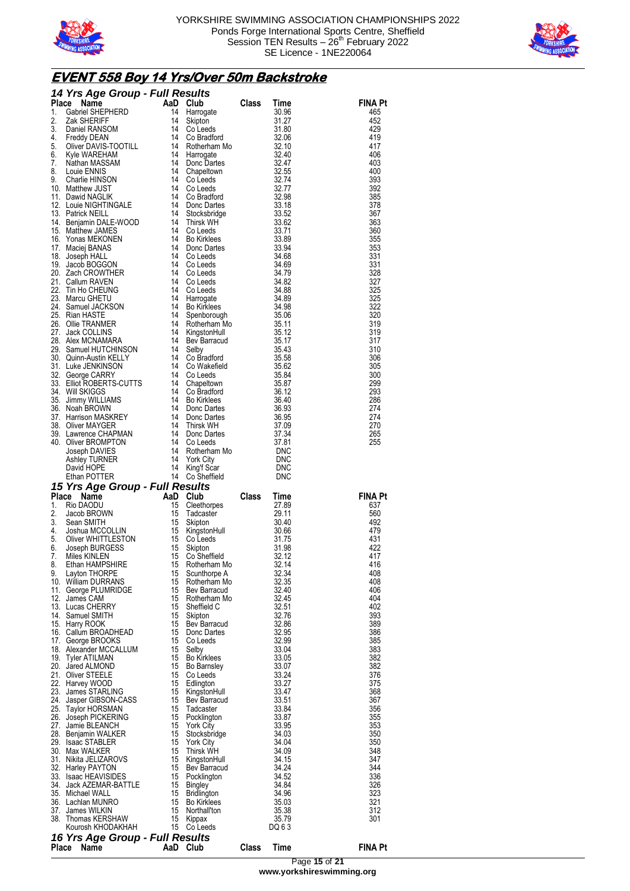# EVENT 558 Boy 14 Yrs/Over 50m Backstroke

## 14 Yrs Age Group - Full Results

| Place | Name | AaD | Club | Class | Time | FINA Pt |
|---|---|---|---|---|---|---|
| 1. | Gabriel SHEPHERD | 14 | Harrogate | | 30.96 | 465 |
| 2. | Zak SHERIFF | 14 | Skipton | | 31.27 | 452 |
| 3. | Daniel RANSOM | 14 | Co Leeds | | 31.80 | 429 |
| 4. | Freddy DEAN | 14 | Co Bradford | | 32.06 | 419 |
| 5. | Oliver DAVIS-TOOTILL | 14 | Rotherham Mo | | 32.10 | 417 |
| 6. | Kyle WAREHAM | 14 | Harrogate | | 32.40 | 406 |
| 7. | Nathan MASSAM | 14 | Donc Dartes | | 32.47 | 403 |
| 8. | Louie ENNIS | 14 | Chapeltown | | 32.55 | 400 |
| 9. | Charlie HINSON | 14 | Co Leeds | | 32.74 | 393 |
| 10. | Matthew JUST | 14 | Co Leeds | | 32.77 | 392 |
| 11. | Dawid NAGLIK | 14 | Co Bradford | | 32.98 | 385 |
| 12. | Louie NIGHTINGALE | 14 | Donc Dartes | | 33.18 | 378 |
| 13. | Patrick NEILL | 14 | Stocksbridge | | 33.52 | 367 |
| 14. | Benjamin DALE-WOOD | 14 | Thirsk WH | | 33.62 | 363 |
| 15. | Matthew JAMES | 14 | Co Leeds | | 33.71 | 360 |
| 16. | Yonas MEKONEN | 14 | Bo Kirklees | | 33.89 | 355 |
| 17. | Maciej BANAS | 14 | Donc Dartes | | 33.94 | 353 |
| 18. | Joseph HALL | 14 | Co Leeds | | 34.68 | 331 |
| 19. | Jacob BOGGON | 14 | Co Leeds | | 34.69 | 331 |
| 20. | Zach CROWTHER | 14 | Co Leeds | | 34.79 | 328 |
| 21. | Callum RAVEN | 14 | Co Leeds | | 34.82 | 327 |
| 22. | Tin Ho CHEUNG | 14 | Co Leeds | | 34.88 | 325 |
| 23. | Marcu GHETU | 14 | Harrogate | | 34.89 | 325 |
| 24. | Samuel JACKSON | 14 | Bo Kirklees | | 34.98 | 322 |
| 25. | Rian HASTE | 14 | Spenborough | | 35.06 | 320 |
| 26. | Ollie TRANMER | 14 | Rotherham Mo | | 35.11 | 319 |
| 27. | Jack COLLINS | 14 | KingstonHull | | 35.12 | 319 |
| 28. | Alex MCNAMARA | 14 | Bev Barracud | | 35.17 | 317 |
| 29. | Samuel HUTCHINSON | 14 | Selby | | 35.43 | 310 |
| 30. | Quinn-Austin KELLY | 14 | Co Bradford | | 35.58 | 306 |
| 31. | Luke JENKINSON | 14 | Co Wakefield | | 35.62 | 305 |
| 32. | George CARRY | 14 | Co Leeds | | 35.84 | 300 |
| 33. | Elliot ROBERTS-CUTTS | 14 | Chapeltown | | 35.87 | 299 |
| 34. | Will SKIGGS | 14 | Co Bradford | | 36.12 | 293 |
| 35. | Jimmy WILLIAMS | 14 | Bo Kirklees | | 36.40 | 286 |
| 36. | Noah BROWN | 14 | Donc Dartes | | 36.93 | 274 |
| 37. | Harrison MASKREY | 14 | Donc Dartes | | 36.95 | 274 |
| 38. | Oliver MAYGER | 14 | Thirsk WH | | 37.09 | 270 |
| 39. | Lawrence CHAPMAN | 14 | Donc Dartes | | 37.34 | 265 |
| 40. | Oliver BROMPTON | 14 | Co Leeds | | 37.81 | 255 |
| | Joseph DAVIES | 14 | Rotherham Mo | | DNC | |
| | Ashley TURNER | 14 | York City | | DNC | |
| | David HOPE | 14 | King'f Scar | | DNC | |
| | Ethan POTTER | 14 | Co Sheffield | | DNC | |

## 15 Yrs Age Group - Full Results

| Place | Name | AaD | Club | Class | Time | FINA Pt |
|---|---|---|---|---|---|---|
| 1. | Rio DAODU | 15 | Cleethorpes | | 27.89 | 637 |
| 2. | Jacob BROWN | 15 | Tadcaster | | 29.11 | 560 |
| 3. | Sean SMITH | 15 | Skipton | | 30.40 | 492 |
| 4. | Joshua MCCOLLIN | 15 | KingstonHull | | 30.66 | 479 |
| 5. | Oliver WHITTLESTON | 15 | Co Leeds | | 31.75 | 431 |
| 6. | Joseph BURGESS | 15 | Skipton | | 31.98 | 422 |
| 7. | Miles KINLEN | 15 | Co Sheffield | | 32.12 | 417 |
| 8. | Ethan HAMPSHIRE | 15 | Rotherham Mo | | 32.14 | 416 |
| 9. | Layton THORPE | 15 | Scunthorpe A | | 32.34 | 408 |
| 10. | William DURRANS | 15 | Rotherham Mo | | 32.35 | 408 |
| 11. | George PLUMRIDGE | 15 | Bev Barracud | | 32.40 | 406 |
| 12. | James CAM | 15 | Rotherham Mo | | 32.45 | 404 |
| 13. | Lucas CHERRY | 15 | Sheffield C | | 32.51 | 402 |
| 14. | Samuel SMITH | 15 | Skipton | | 32.76 | 393 |
| 15. | Harry ROOK | 15 | Bev Barracud | | 32.86 | 389 |
| 16. | Callum BROADHEAD | 15 | Donc Dartes | | 32.95 | 386 |
| 17. | George BROOKS | 15 | Co Leeds | | 32.99 | 385 |
| 18. | Alexander MCCALLUM | 15 | Selby | | 33.04 | 383 |
| 19. | Tyler ATILMAN | 15 | Bo Kirklees | | 33.05 | 382 |
| 20. | Jared ALMOND | 15 | Bo Barnsley | | 33.07 | 382 |
| 21. | Oliver STEELE | 15 | Co Leeds | | 33.24 | 376 |
| 22. | Harvey WOOD | 15 | Edlington | | 33.27 | 375 |
| 23. | James STARLING | 15 | KingstonHull | | 33.47 | 368 |
| 24. | Jasper GIBSON-CASS | 15 | Bev Barracud | | 33.51 | 367 |
| 25. | Taylor HORSMAN | 15 | Tadcaster | | 33.84 | 356 |
| 26. | Joseph PICKERING | 15 | Pocklington | | 33.87 | 355 |
| 27. | Jamie BLEANCH | 15 | York City | | 33.95 | 353 |
| 28. | Benjamin WALKER | 15 | Stocksbridge | | 34.03 | 350 |
| 29. | Isaac STABLER | 15 | York City | | 34.04 | 350 |
| 30. | Max WALKER | 15 | Thirsk WH | | 34.09 | 348 |
| 31. | Nikita JELIZAROVS | 15 | KingstonHull | | 34.15 | 347 |
| 32. | Harley PAYTON | 15 | Bev Barracud | | 34.24 | 344 |
| 33. | Isaac HEAVISIDES | 15 | Pocklington | | 34.52 | 336 |
| 34. | Jack AZEMAR-BATTLE | 15 | Bingley | | 34.84 | 326 |
| 35. | Michael WALL | 15 | Bridlington | | 34.96 | 323 |
| 36. | Lachlan MUNRO | 15 | Bo Kirklees | | 35.03 | 321 |
| 37. | James WILKIN | 15 | Northall'ton | | 35.38 | 312 |
| 38. | Thomas KERSHAW | 15 | Kippax | | 35.79 | 301 |
| | Kourosh KHODAKHAH | 15 | Co Leeds | | DQ 6 3 | |

## 16 Yrs Age Group - Full Results

| Place | Name | AaD | Club | Class | Time | FINA Pt |
|---|---|---|---|---|---|---|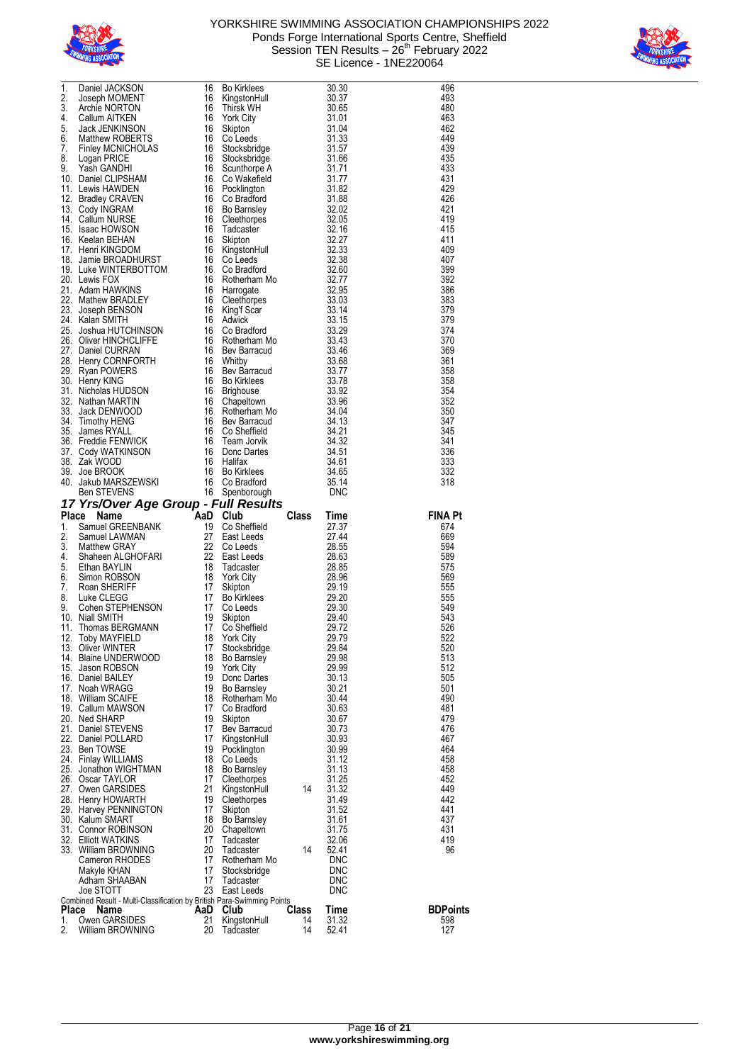| Place | Name | AaD | Club | Time | FINA Pt |
|---|---|---|---|---|---|
| 1. | Daniel JACKSON | 16 | Bo Kirklees | 30.30 | 496 |
| 2. | Joseph MOMENT | 16 | KingstonHull | 30.37 | 493 |
| 3. | Archie NORTON | 16 | Thirsk WH | 30.65 | 480 |
| 4. | Callum AITKEN | 16 | York City | 31.01 | 463 |
| 5. | Jack JENKINSON | 16 | Skipton | 31.04 | 462 |
| 6. | Matthew ROBERTS | 16 | Co Leeds | 31.33 | 449 |
| 7. | Finley MCNICHOLAS | 16 | Stocksbridge | 31.57 | 439 |
| 8. | Logan PRICE | 16 | Stocksbridge | 31.66 | 435 |
| 9. | Yash GANDHI | 16 | Scunthorpe A | 31.71 | 433 |
| 10. | Daniel CLIPSHAM | 16 | Co Wakefield | 31.77 | 431 |
| 11. | Lewis HAWDEN | 16 | Pocklington | 31.82 | 429 |
| 12. | Bradley CRAVEN | 16 | Co Bradford | 31.88 | 426 |
| 13. | Cody INGRAM | 16 | Bo Barnsley | 32.02 | 421 |
| 14. | Callum NURSE | 16 | Cleethorpes | 32.05 | 419 |
| 15. | Isaac HOWSON | 16 | Tadcaster | 32.16 | 415 |
| 16. | Keelan BEHAN | 16 | Skipton | 32.27 | 411 |
| 17. | Henri KINGDOM | 16 | KingstonHull | 32.33 | 409 |
| 18. | Jamie BROADHURST | 16 | Co Leeds | 32.38 | 407 |
| 19. | Luke WINTERBOTTOM | 16 | Co Bradford | 32.60 | 399 |
| 20. | Lewis FOX | 16 | Rotherham Mo | 32.77 | 392 |
| 21. | Adam HAWKINS | 16 | Harrogate | 32.95 | 386 |
| 22. | Mathew BRADLEY | 16 | Cleethorpes | 33.03 | 383 |
| 23. | Joseph BENSON | 16 | King'f Scar | 33.14 | 379 |
| 24. | Kalan SMITH | 16 | Adwick | 33.15 | 379 |
| 25. | Joshua HUTCHINSON | 16 | Co Bradford | 33.29 | 374 |
| 26. | Oliver HINCHCLIFFE | 16 | Rotherham Mo | 33.43 | 370 |
| 27. | Daniel CURRAN | 16 | Bev Barracud | 33.46 | 369 |
| 28. | Henry CORNFORTH | 16 | Whitby | 33.68 | 361 |
| 29. | Ryan POWERS | 16 | Bev Barracud | 33.77 | 358 |
| 30. | Henry KING | 16 | Bo Kirklees | 33.78 | 358 |
| 31. | Nicholas HUDSON | 16 | Brighouse | 33.92 | 354 |
| 32. | Nathan MARTIN | 16 | Chapeltown | 33.96 | 352 |
| 33. | Jack DENWOOD | 16 | Rotherham Mo | 34.04 | 350 |
| 34. | Timothy HENG | 16 | Bev Barracud | 34.13 | 347 |
| 35. | James RYALL | 16 | Co Sheffield | 34.21 | 345 |
| 36. | Freddie FENWICK | 16 | Team Jorvik | 34.32 | 341 |
| 37. | Cody WATKINSON | 16 | Donc Dartes | 34.51 | 336 |
| 38. | Zak WOOD | 16 | Halifax | 34.61 | 333 |
| 39. | Joe BROOK | 16 | Bo Kirklees | 34.65 | 332 |
| 40. | Jakub MARSZEWSKI | 16 | Co Bradford | 35.14 | 318 |
| | Ben STEVENS | 16 | Spenborough | DNC | |

## *17 Yrs/Over Age Group - Full Results*

| Place | Name | AaD | Club | Class | Time | FINA Pt |
|---|---|---|---|---|---|---|
| 1. | Samuel GREENBANK | 19 | Co Sheffield | | 27.37 | 674 |
| 2. | Samuel LAWMAN | 27 | East Leeds | | 27.44 | 669 |
| 3. | Matthew GRAY | 22 | Co Leeds | | 28.55 | 594 |
| 4. | Shaheen ALGHOFARI | 22 | East Leeds | | 28.63 | 589 |
| 5. | Ethan BAYLIN | 18 | Tadcaster | | 28.85 | 575 |
| 6. | Simon ROBSON | 18 | York City | | 28.96 | 569 |
| 7. | Roan SHERIFF | 17 | Skipton | | 29.19 | 555 |
| 8. | Luke CLEGG | 17 | Bo Kirklees | | 29.20 | 555 |
| 9. | Cohen STEPHENSON | 17 | Co Leeds | | 29.30 | 549 |
| 10. | Niall SMITH | 19 | Skipton | | 29.40 | 543 |
| 11. | Thomas BERGMANN | 17 | Co Sheffield | | 29.72 | 526 |
| 12. | Toby MAYFIELD | 18 | York City | | 29.79 | 522 |
| 13. | Oliver WINTER | 17 | Stocksbridge | | 29.84 | 520 |
| 14. | Blaine UNDERWOOD | 18 | Bo Barnsley | | 29.98 | 513 |
| 15. | Jason ROBSON | 19 | York City | | 29.99 | 512 |
| 16. | Daniel BAILEY | 19 | Donc Dartes | | 30.13 | 505 |
| 17. | Noah WRAGG | 19 | Bo Barnsley | | 30.21 | 501 |
| 18. | William SCAIFE | 18 | Rotherham Mo | | 30.44 | 490 |
| 19. | Callum MAWSON | 17 | Co Bradford | | 30.63 | 481 |
| 20. | Ned SHARP | 19 | Skipton | | 30.67 | 479 |
| 21. | Daniel STEVENS | 17 | Bev Barracud | | 30.73 | 476 |
| 22. | Daniel POLLARD | 17 | KingstonHull | | 30.93 | 467 |
| 23. | Ben TOWSE | 19 | Pocklington | | 30.99 | 464 |
| 24. | Finlay WILLIAMS | 18 | Co Leeds | | 31.12 | 458 |
| 25. | Jonathon WIGHTMAN | 18 | Bo Barnsley | | 31.13 | 458 |
| 26. | Oscar TAYLOR | 17 | Cleethorpes | | 31.25 | 452 |
| 27. | Owen GARSIDES | 21 | KingstonHull | 14 | 31.32 | 449 |
| 28. | Henry HOWARTH | 19 | Cleethorpes | | 31.49 | 442 |
| 29. | Harvey PENNINGTON | 17 | Skipton | | 31.52 | 441 |
| 30. | Kalum SMART | 18 | Bo Barnsley | | 31.61 | 437 |
| 31. | Connor ROBINSON | 20 | Chapeltown | | 31.75 | 431 |
| 32. | Elliott WATKINS | 17 | Tadcaster | | 32.06 | 419 |
| 33. | William BROWNING | 20 | Tadcaster | 14 | 52.41 | 96 |
| | Cameron RHODES | 17 | Rotherham Mo | | DNC | |
| | Makyle KHAN | 17 | Stocksbridge | | DNC | |
| | Adham SHAABAN | 17 | Tadcaster | | DNC | |
| | Joe STOTT | 23 | East Leeds | | DNC | |

Combined Result - Multi-Classification by British Para-Swimming Points

| Place | Name | AaD | Club | Class | Time | BDPoints |
|---|---|---|---|---|---|---|
| 1. | Owen GARSIDES | 21 | KingstonHull | 14 | 31.32 | 598 |
| 2. | William BROWNING | 20 | Tadcaster | 14 | 52.41 | 127 |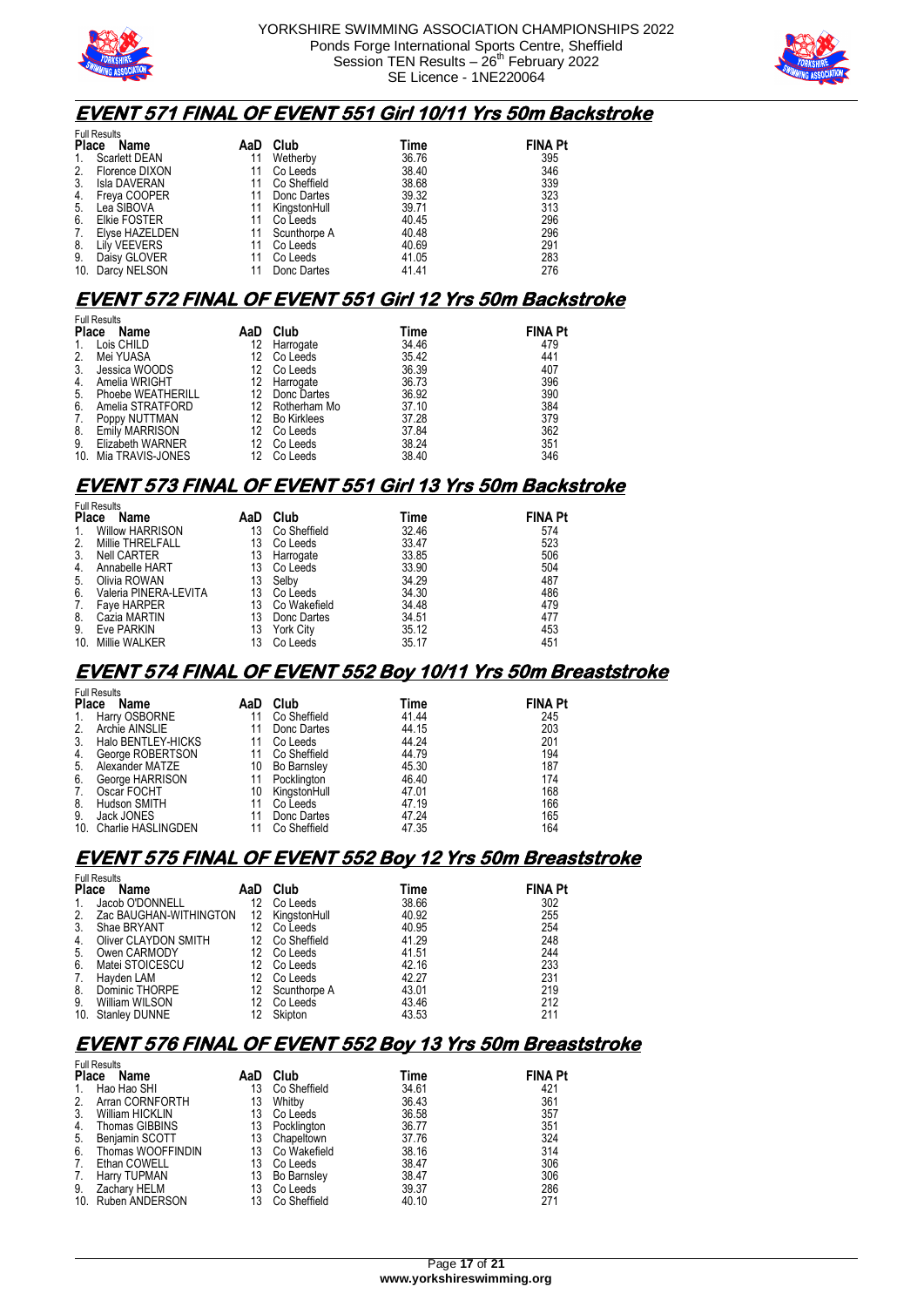## EVENT 571 FINAL OF EVENT 551 Girl 10/11 Yrs 50m Backstroke

Full Results

| Place | Name | AaD | Club | Time | FINA Pt |
|---|---|---|---|---|---|
| 1. | Scarlett DEAN | 11 | Wetherby | 36.76 | 395 |
| 2. | Florence DIXON | 11 | Co Leeds | 38.40 | 346 |
| 3. | Isla DAVERAN | 11 | Co Sheffield | 38.68 | 339 |
| 4. | Freya COOPER | 11 | Donc Dartes | 39.32 | 323 |
| 5. | Lea SIBOVA | 11 | KingstonHull | 39.71 | 313 |
| 6. | Elkie FOSTER | 11 | Co Leeds | 40.45 | 296 |
| 7. | Elyse HAZELDEN | 11 | Scunthorpe A | 40.48 | 296 |
| 8. | Lily VEEVERS | 11 | Co Leeds | 40.69 | 291 |
| 9. | Daisy GLOVER | 11 | Co Leeds | 41.05 | 283 |
| 10. | Darcy NELSON | 11 | Donc Dartes | 41.41 | 276 |

## EVENT 572 FINAL OF EVENT 551 Girl 12 Yrs 50m Backstroke

Full Results

| Place | Name | AaD | Club | Time | FINA Pt |
|---|---|---|---|---|---|
| 1. | Lois CHILD | 12 | Harrogate | 34.46 | 479 |
| 2. | Mei YUASA | 12 | Co Leeds | 35.42 | 441 |
| 3. | Jessica WOODS | 12 | Co Leeds | 36.39 | 407 |
| 4. | Amelia WRIGHT | 12 | Harrogate | 36.73 | 396 |
| 5. | Phoebe WEATHERILL | 12 | Donc Dartes | 36.92 | 390 |
| 6. | Amelia STRATFORD | 12 | Rotherham Mo | 37.10 | 384 |
| 7. | Poppy NUTTMAN | 12 | Bo Kirklees | 37.28 | 379 |
| 8. | Emily MARRISON | 12 | Co Leeds | 37.84 | 362 |
| 9. | Elizabeth WARNER | 12 | Co Leeds | 38.24 | 351 |
| 10. | Mia TRAVIS-JONES | 12 | Co Leeds | 38.40 | 346 |

## EVENT 573 FINAL OF EVENT 551 Girl 13 Yrs 50m Backstroke

Full Results

| Place | Name | AaD | Club | Time | FINA Pt |
|---|---|---|---|---|---|
| 1. | Willow HARRISON | 13 | Co Sheffield | 32.46 | 574 |
| 2. | Millie THRELFALL | 13 | Co Leeds | 33.47 | 523 |
| 3. | Nell CARTER | 13 | Harrogate | 33.85 | 506 |
| 4. | Annabelle HART | 13 | Co Leeds | 33.90 | 504 |
| 5. | Olivia ROWAN | 13 | Selby | 34.29 | 487 |
| 6. | Valeria PINERA-LEVITA | 13 | Co Leeds | 34.30 | 486 |
| 7. | Faye HARPER | 13 | Co Wakefield | 34.48 | 479 |
| 8. | Cazia MARTIN | 13 | Donc Dartes | 34.51 | 477 |
| 9. | Eve PARKIN | 13 | York City | 35.12 | 453 |
| 10. | Millie WALKER | 13 | Co Leeds | 35.17 | 451 |

## EVENT 574 FINAL OF EVENT 552 Boy 10/11 Yrs 50m Breaststroke

Full Results

| Place | Name | AaD | Club | Time | FINA Pt |
|---|---|---|---|---|---|
| 1. | Harry OSBORNE | 11 | Co Sheffield | 41.44 | 245 |
| 2. | Archie AINSLIE | 11 | Donc Dartes | 44.15 | 203 |
| 3. | Halo BENTLEY-HICKS | 11 | Co Leeds | 44.24 | 201 |
| 4. | George ROBERTSON | 11 | Co Sheffield | 44.79 | 194 |
| 5. | Alexander MATZE | 10 | Bo Barnsley | 45.30 | 187 |
| 6. | George HARRISON | 11 | Pocklington | 46.40 | 174 |
| 7. | Oscar FOCHT | 10 | KingstonHull | 47.01 | 168 |
| 8. | Hudson SMITH | 11 | Co Leeds | 47.19 | 166 |
| 9. | Jack JONES | 11 | Donc Dartes | 47.24 | 165 |
| 10. | Charlie HASLINGDEN | 11 | Co Sheffield | 47.35 | 164 |

## EVENT 575 FINAL OF EVENT 552 Boy 12 Yrs 50m Breaststroke

Full Results

| Place | Name | AaD | Club | Time | FINA Pt |
|---|---|---|---|---|---|
| 1. | Jacob O'DONNELL | 12 | Co Leeds | 38.66 | 302 |
| 2. | Zac BAUGHAN-WITHINGTON | 12 | KingstonHull | 40.92 | 255 |
| 3. | Shae BRYANT | 12 | Co Leeds | 40.95 | 254 |
| 4. | Oliver CLAYDON SMITH | 12 | Co Sheffield | 41.29 | 248 |
| 5. | Owen CARMODY | 12 | Co Leeds | 41.51 | 244 |
| 6. | Matei STOICESCU | 12 | Co Leeds | 42.16 | 233 |
| 7. | Hayden LAM | 12 | Co Leeds | 42.27 | 231 |
| 8. | Dominic THORPE | 12 | Scunthorpe A | 43.01 | 219 |
| 9. | William WILSON | 12 | Co Leeds | 43.46 | 212 |
| 10. | Stanley DUNNE | 12 | Skipton | 43.53 | 211 |

## EVENT 576 FINAL OF EVENT 552 Boy 13 Yrs 50m Breaststroke

Full Results

| Place | Name | AaD | Club | Time | FINA Pt |
|---|---|---|---|---|---|
| 1. | Hao Hao SHI | 13 | Co Sheffield | 34.61 | 421 |
| 2. | Arran CORNFORTH | 13 | Whitby | 36.43 | 361 |
| 3. | William HICKLIN | 13 | Co Leeds | 36.58 | 357 |
| 4. | Thomas GIBBINS | 13 | Pocklington | 36.77 | 351 |
| 5. | Benjamin SCOTT | 13 | Chapeltown | 37.76 | 324 |
| 6. | Thomas WOOFFINDIN | 13 | Co Wakefield | 38.16 | 314 |
| 7. | Ethan COWELL | 13 | Co Leeds | 38.47 | 306 |
| 7. | Harry TUPMAN | 13 | Bo Barnsley | 38.47 | 306 |
| 9. | Zachary HELM | 13 | Co Leeds | 39.37 | 286 |
| 10. | Ruben ANDERSON | 13 | Co Sheffield | 40.10 | 271 |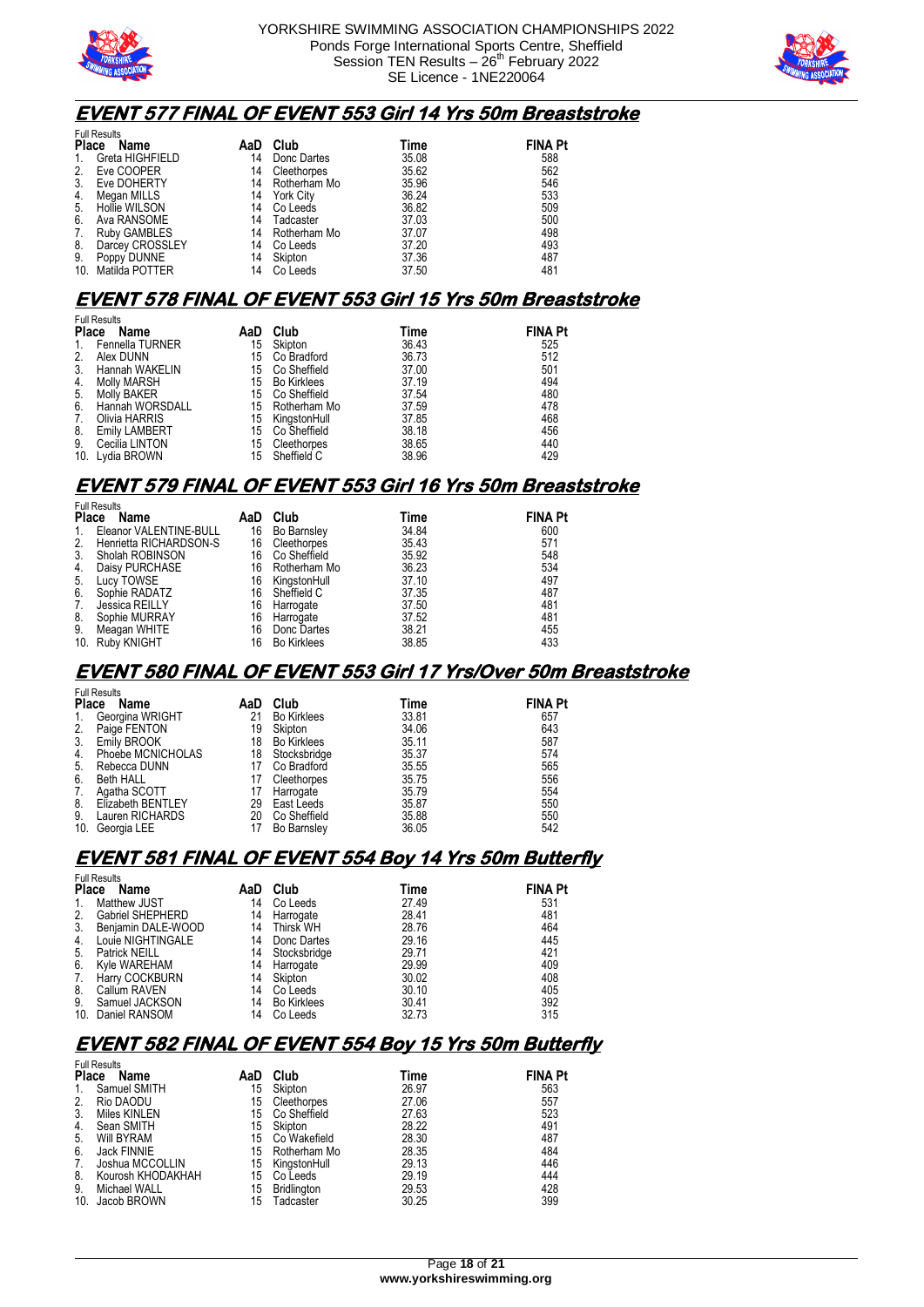## EVENT 577 FINAL OF EVENT 553 Girl 14 Yrs 50m Breaststroke

Full Results

| Place | Name | AaD | Club | Time | FINA Pt |
|---|---|---|---|---|---|
| 1. | Greta HIGHFIELD | 14 | Donc Dartes | 35.08 | 588 |
| 2. | Eve COOPER | 14 | Cleethorpes | 35.62 | 562 |
| 3. | Eve DOHERTY | 14 | Rotherham Mo | 35.96 | 546 |
| 4. | Megan MILLS | 14 | York City | 36.24 | 533 |
| 5. | Hollie WILSON | 14 | Co Leeds | 36.82 | 509 |
| 6. | Ava RANSOME | 14 | Tadcaster | 37.03 | 500 |
| 7. | Ruby GAMBLES | 14 | Rotherham Mo | 37.07 | 498 |
| 8. | Darcey CROSSLEY | 14 | Co Leeds | 37.20 | 493 |
| 9. | Poppy DUNNE | 14 | Skipton | 37.36 | 487 |
| 10. | Matilda POTTER | 14 | Co Leeds | 37.50 | 481 |

## EVENT 578 FINAL OF EVENT 553 Girl 15 Yrs 50m Breaststroke

Full Results

| Place | Name | AaD | Club | Time | FINA Pt |
|---|---|---|---|---|---|
| 1. | Fennella TURNER | 15 | Skipton | 36.43 | 525 |
| 2. | Alex DUNN | 15 | Co Bradford | 36.73 | 512 |
| 3. | Hannah WAKELIN | 15 | Co Sheffield | 37.00 | 501 |
| 4. | Molly MARSH | 15 | Bo Kirklees | 37.19 | 494 |
| 5. | Molly BAKER | 15 | Co Sheffield | 37.54 | 480 |
| 6. | Hannah WORSDALL | 15 | Rotherham Mo | 37.59 | 478 |
| 7. | Olivia HARRIS | 15 | KingstonHull | 37.85 | 468 |
| 8. | Emily LAMBERT | 15 | Co Sheffield | 38.18 | 456 |
| 9. | Cecilia LINTON | 15 | Cleethorpes | 38.65 | 440 |
| 10. | Lydia BROWN | 15 | Sheffield C | 38.96 | 429 |

## EVENT 579 FINAL OF EVENT 553 Girl 16 Yrs 50m Breaststroke

Full Results

| Place | Name | AaD | Club | Time | FINA Pt |
|---|---|---|---|---|---|
| 1. | Eleanor VALENTINE-BULL | 16 | Bo Barnsley | 34.84 | 600 |
| 2. | Henrietta RICHARDSON-S | 16 | Cleethorpes | 35.43 | 571 |
| 3. | Sholah ROBINSON | 16 | Co Sheffield | 35.92 | 548 |
| 4. | Daisy PURCHASE | 16 | Rotherham Mo | 36.23 | 534 |
| 5. | Lucy TOWSE | 16 | KingstonHull | 37.10 | 497 |
| 6. | Sophie RADATZ | 16 | Sheffield C | 37.35 | 487 |
| 7. | Jessica REILLY | 16 | Harrogate | 37.50 | 481 |
| 8. | Sophie MURRAY | 16 | Harrogate | 37.52 | 481 |
| 9. | Meagan WHITE | 16 | Donc Dartes | 38.21 | 455 |
| 10. | Ruby KNIGHT | 16 | Bo Kirklees | 38.85 | 433 |

## EVENT 580 FINAL OF EVENT 553 Girl 17 Yrs/Over 50m Breaststroke

Full Results

| Place | Name | AaD | Club | Time | FINA Pt |
|---|---|---|---|---|---|
| 1. | Georgina WRIGHT | 21 | Bo Kirklees | 33.81 | 657 |
| 2. | Paige FENTON | 19 | Skipton | 34.06 | 643 |
| 3. | Emily BROOK | 18 | Bo Kirklees | 35.11 | 587 |
| 4. | Phoebe MCNICHOLAS | 18 | Stocksbridge | 35.37 | 574 |
| 5. | Rebecca DUNN | 17 | Co Bradford | 35.55 | 565 |
| 6. | Beth HALL | 17 | Cleethorpes | 35.75 | 556 |
| 7. | Agatha SCOTT | 17 | Harrogate | 35.79 | 554 |
| 8. | Elizabeth BENTLEY | 29 | East Leeds | 35.87 | 550 |
| 9. | Lauren RICHARDS | 20 | Co Sheffield | 35.88 | 550 |
| 10. | Georgia LEE | 17 | Bo Barnsley | 36.05 | 542 |

## EVENT 581 FINAL OF EVENT 554 Boy 14 Yrs 50m Butterfly

Full Results

| Place | Name | AaD | Club | Time | FINA Pt |
|---|---|---|---|---|---|
| 1. | Matthew JUST | 14 | Co Leeds | 27.49 | 531 |
| 2. | Gabriel SHEPHERD | 14 | Harrogate | 28.41 | 481 |
| 3. | Benjamin DALE-WOOD | 14 | Thirsk WH | 28.76 | 464 |
| 4. | Louie NIGHTINGALE | 14 | Donc Dartes | 29.16 | 445 |
| 5. | Patrick NEILL | 14 | Stocksbridge | 29.71 | 421 |
| 6. | Kyle WAREHAM | 14 | Harrogate | 29.99 | 409 |
| 7. | Harry COCKBURN | 14 | Skipton | 30.02 | 408 |
| 8. | Callum RAVEN | 14 | Co Leeds | 30.10 | 405 |
| 9. | Samuel JACKSON | 14 | Bo Kirklees | 30.41 | 392 |
| 10. | Daniel RANSOM | 14 | Co Leeds | 32.73 | 315 |

## EVENT 582 FINAL OF EVENT 554 Boy 15 Yrs 50m Butterfly

Full Results

| Place | Name | AaD | Club | Time | FINA Pt |
|---|---|---|---|---|---|
| 1. | Samuel SMITH | 15 | Skipton | 26.97 | 563 |
| 2. | Rio DAODU | 15 | Cleethorpes | 27.06 | 557 |
| 3. | Miles KINLEN | 15 | Co Sheffield | 27.63 | 523 |
| 4. | Sean SMITH | 15 | Skipton | 28.22 | 491 |
| 5. | Will BYRAM | 15 | Co Wakefield | 28.30 | 487 |
| 6. | Jack FINNIE | 15 | Rotherham Mo | 28.35 | 484 |
| 7. | Joshua MCCOLLIN | 15 | KingstonHull | 29.13 | 446 |
| 8. | Kourosh KHODAKHAH | 15 | Co Leeds | 29.19 | 444 |
| 9. | Michael WALL | 15 | Bridlington | 29.53 | 428 |
| 10. | Jacob BROWN | 15 | Tadcaster | 30.25 | 399 |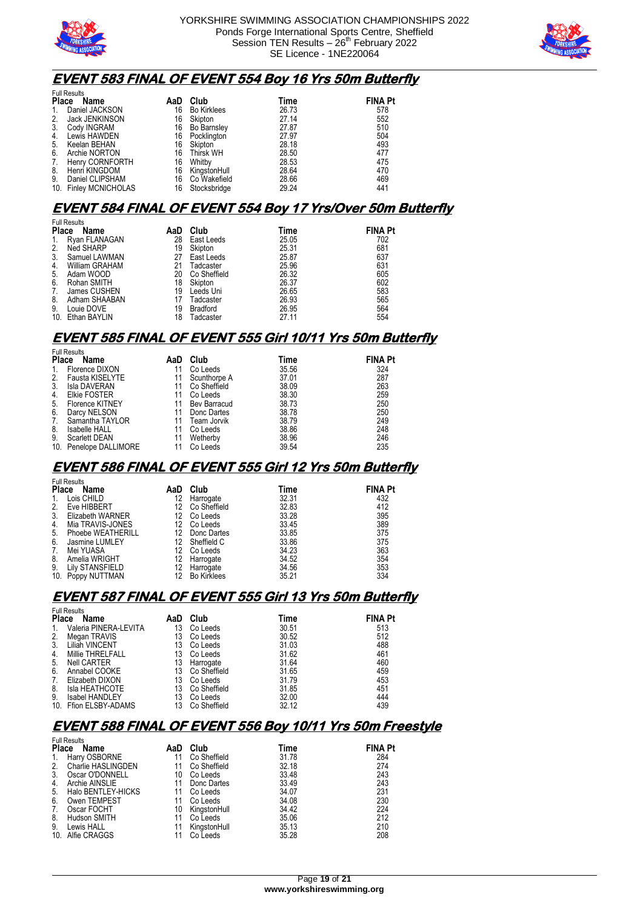## EVENT 583 FINAL OF EVENT 554 Boy 16 Yrs 50m Butterfly

Full Results

| Place | Name | AaD | Club | Time | FINA Pt |
|---|---|---|---|---|---|
| 1. | Daniel JACKSON | 16 | Bo Kirklees | 26.73 | 578 |
| 2. | Jack JENKINSON | 16 | Skipton | 27.14 | 552 |
| 3. | Cody INGRAM | 16 | Bo Barnsley | 27.87 | 510 |
| 4. | Lewis HAWDEN | 16 | Pocklington | 27.97 | 504 |
| 5. | Keelan BEHAN | 16 | Skipton | 28.18 | 493 |
| 6. | Archie NORTON | 16 | Thirsk WH | 28.50 | 477 |
| 7. | Henry CORNFORTH | 16 | Whitby | 28.53 | 475 |
| 8. | Henri KINGDOM | 16 | KingstonHull | 28.64 | 470 |
| 9. | Daniel CLIPSHAM | 16 | Co Wakefield | 28.66 | 469 |
| 10. | Finley MCNICHOLAS | 16 | Stocksbridge | 29.24 | 441 |

## EVENT 584 FINAL OF EVENT 554 Boy 17 Yrs/Over 50m Butterfly

Full Results

| Place | Name | AaD | Club | Time | FINA Pt |
|---|---|---|---|---|---|
| 1. | Ryan FLANAGAN | 28 | East Leeds | 25.05 | 702 |
| 2. | Ned SHARP | 19 | Skipton | 25.31 | 681 |
| 3. | Samuel LAWMAN | 27 | East Leeds | 25.87 | 637 |
| 4. | William GRAHAM | 21 | Tadcaster | 25.96 | 631 |
| 5. | Adam WOOD | 20 | Co Sheffield | 26.32 | 605 |
| 6. | Rohan SMITH | 18 | Skipton | 26.37 | 602 |
| 7. | James CUSHEN | 19 | Leeds Uni | 26.65 | 583 |
| 8. | Adham SHAABAN | 17 | Tadcaster | 26.93 | 565 |
| 9. | Louie DOVE | 19 | Bradford | 26.95 | 564 |
| 10. | Ethan BAYLIN | 18 | Tadcaster | 27.11 | 554 |

## EVENT 585 FINAL OF EVENT 555 Girl 10/11 Yrs 50m Butterfly

Full Results

| Place | Name | AaD | Club | Time | FINA Pt |
|---|---|---|---|---|---|
| 1. | Florence DIXON | 11 | Co Leeds | 35.56 | 324 |
| 2. | Fausta KISELYTE | 11 | Scunthorpe A | 37.01 | 287 |
| 3. | Isla DAVERAN | 11 | Co Sheffield | 38.09 | 263 |
| 4. | Elkie FOSTER | 11 | Co Leeds | 38.30 | 259 |
| 5. | Florence KITNEY | 11 | Bev Barracud | 38.73 | 250 |
| 6. | Darcy NELSON | 11 | Donc Dartes | 38.78 | 250 |
| 7. | Samantha TAYLOR | 11 | Team Jorvik | 38.79 | 249 |
| 8. | Isabelle HALL | 11 | Co Leeds | 38.86 | 248 |
| 9. | Scarlett DEAN | 11 | Wetherby | 38.96 | 246 |
| 10. | Penelope DALLIMORE | 11 | Co Leeds | 39.54 | 235 |

## EVENT 586 FINAL OF EVENT 555 Girl 12 Yrs 50m Butterfly

Full Results

| Place | Name | AaD | Club | Time | FINA Pt |
|---|---|---|---|---|---|
| 1. | Lois CHILD | 12 | Harrogate | 32.31 | 432 |
| 2. | Eve HIBBERT | 12 | Co Sheffield | 32.83 | 412 |
| 3. | Elizabeth WARNER | 12 | Co Leeds | 33.28 | 395 |
| 4. | Mia TRAVIS-JONES | 12 | Co Leeds | 33.45 | 389 |
| 5. | Phoebe WEATHERILL | 12 | Donc Dartes | 33.85 | 375 |
| 6. | Jasmine LUMLEY | 12 | Sheffield C | 33.86 | 375 |
| 7. | Mei YUASA | 12 | Co Leeds | 34.23 | 363 |
| 8. | Amelia WRIGHT | 12 | Harrogate | 34.52 | 354 |
| 9. | Lily STANSFIELD | 12 | Harrogate | 34.56 | 353 |
| 10. | Poppy NUTTMAN | 12 | Bo Kirklees | 35.21 | 334 |

## EVENT 587 FINAL OF EVENT 555 Girl 13 Yrs 50m Butterfly

Full Results

| Place | Name | AaD | Club | Time | FINA Pt |
|---|---|---|---|---|---|
| 1. | Valeria PINERA-LEVITA | 13 | Co Leeds | 30.51 | 513 |
| 2. | Megan TRAVIS | 13 | Co Leeds | 30.52 | 512 |
| 3. | Liliah VINCENT | 13 | Co Leeds | 31.03 | 488 |
| 4. | Millie THRELFALL | 13 | Co Leeds | 31.62 | 461 |
| 5. | Nell CARTER | 13 | Harrogate | 31.64 | 460 |
| 6. | Annabel COOKE | 13 | Co Sheffield | 31.65 | 459 |
| 7. | Elizabeth DIXON | 13 | Co Leeds | 31.79 | 453 |
| 8. | Isla HEATHCOTE | 13 | Co Sheffield | 31.85 | 451 |
| 9. | Isabel HANDLEY | 13 | Co Leeds | 32.00 | 444 |
| 10. | Ffion ELSBY-ADAMS | 13 | Co Sheffield | 32.12 | 439 |

## EVENT 588 FINAL OF EVENT 556 Boy 10/11 Yrs 50m Freestyle

Full Results

| Place | Name | AaD | Club | Time | FINA Pt |
|---|---|---|---|---|---|
| 1. | Harry OSBORNE | 11 | Co Sheffield | 31.78 | 284 |
| 2. | Charlie HASLINGDEN | 11 | Co Sheffield | 32.18 | 274 |
| 3. | Oscar O'DONNELL | 10 | Co Leeds | 33.48 | 243 |
| 4. | Archie AINSLIE | 11 | Donc Dartes | 33.49 | 243 |
| 5. | Halo BENTLEY-HICKS | 11 | Co Leeds | 34.07 | 231 |
| 6. | Owen TEMPEST | 11 | Co Leeds | 34.08 | 230 |
| 7. | Oscar FOCHT | 10 | KingstonHull | 34.42 | 224 |
| 8. | Hudson SMITH | 11 | Co Leeds | 35.06 | 212 |
| 9. | Lewis HALL | 11 | KingstonHull | 35.13 | 210 |
| 10. | Alfie CRAGGS | 11 | Co Leeds | 35.28 | 208 |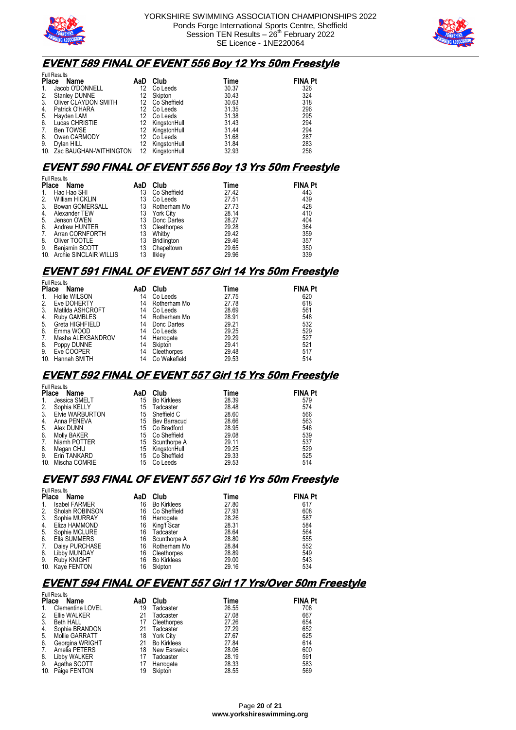YORKSHIRE SWIMMING ASSOCIATION CHAMPIONSHIPS 2022
Ponds Forge International Sports Centre, Sheffield
Session TEN Results – 26th February 2022
SE Licence - 1NE220064

## EVENT 589 FINAL OF EVENT 556 Boy 12 Yrs 50m Freestyle

Full Results

| Place | Name | AaD | Club | Time | FINA Pt |
|---|---|---|---|---|---|
| 1. | Jacob O'DONNELL | 12 | Co Leeds | 30.37 | 326 |
| 2. | Stanley DUNNE | 12 | Skipton | 30.43 | 324 |
| 3. | Oliver CLAYDON SMITH | 12 | Co Sheffield | 30.63 | 318 |
| 4. | Patrick O'HARA | 12 | Co Leeds | 31.35 | 296 |
| 5. | Hayden LAM | 12 | Co Leeds | 31.38 | 295 |
| 6. | Lucas CHRISTIE | 12 | KingstonHull | 31.43 | 294 |
| 7. | Ben TOWSE | 12 | KingstonHull | 31.44 | 294 |
| 8. | Owen CARMODY | 12 | Co Leeds | 31.68 | 287 |
| 9. | Dylan HILL | 12 | KingstonHull | 31.84 | 283 |
| 10. | Zac BAUGHAN-WITHINGTON | 12 | KingstonHull | 32.93 | 256 |

## EVENT 590 FINAL OF EVENT 556 Boy 13 Yrs 50m Freestyle

Full Results

| Place | Name | AaD | Club | Time | FINA Pt |
|---|---|---|---|---|---|
| 1. | Hao Hao SHI | 13 | Co Sheffield | 27.42 | 443 |
| 2. | William HICKLIN | 13 | Co Leeds | 27.51 | 439 |
| 3. | Bowan GOMERSALL | 13 | Rotherham Mo | 27.73 | 428 |
| 4. | Alexander TEW | 13 | York City | 28.14 | 410 |
| 5. | Jenson OWEN | 13 | Donc Dartes | 28.27 | 404 |
| 6. | Andrew HUNTER | 13 | Cleethorpes | 29.28 | 364 |
| 7. | Arran CORNFORTH | 13 | Whitby | 29.42 | 359 |
| 8. | Oliver TOOTLE | 13 | Bridlington | 29.46 | 357 |
| 9. | Benjamin SCOTT | 13 | Chapeltown | 29.65 | 350 |
| 10. | Archie SINCLAIR WILLIS | 13 | Ilkley | 29.96 | 339 |

## EVENT 591 FINAL OF EVENT 557 Girl 14 Yrs 50m Freestyle

Full Results

| Place | Name | AaD | Club | Time | FINA Pt |
|---|---|---|---|---|---|
| 1. | Hollie WILSON | 14 | Co Leeds | 27.75 | 620 |
| 2. | Eve DOHERTY | 14 | Rotherham Mo | 27.78 | 618 |
| 3. | Matilda ASHCROFT | 14 | Co Leeds | 28.69 | 561 |
| 4. | Ruby GAMBLES | 14 | Rotherham Mo | 28.91 | 548 |
| 5. | Greta HIGHFIELD | 14 | Donc Dartes | 29.21 | 532 |
| 6. | Emma WOOD | 14 | Co Leeds | 29.25 | 529 |
| 7. | Masha ALEKSANDROV | 14 | Harrogate | 29.29 | 527 |
| 8. | Poppy DUNNE | 14 | Skipton | 29.41 | 521 |
| 9. | Eve COOPER | 14 | Cleethorpes | 29.48 | 517 |
| 10. | Hannah SMITH | 14 | Co Wakefield | 29.53 | 514 |

## EVENT 592 FINAL OF EVENT 557 Girl 15 Yrs 50m Freestyle

Full Results

| Place | Name | AaD | Club | Time | FINA Pt |
|---|---|---|---|---|---|
| 1. | Jessica SMELT | 15 | Bo Kirklees | 28.39 | 579 |
| 2. | Sophia KELLY | 15 | Tadcaster | 28.48 | 574 |
| 3. | Elvie WARBURTON | 15 | Sheffield C | 28.60 | 566 |
| 4. | Anna PENEVA | 15 | Bev Barracud | 28.66 | 563 |
| 5. | Alex DUNN | 15 | Co Bradford | 28.95 | 546 |
| 6. | Molly BAKER | 15 | Co Sheffield | 29.08 | 539 |
| 7. | Niamh POTTER | 15 | Scunthorpe A | 29.11 | 537 |
| 8. | Megan CHU | 15 | KingstonHull | 29.25 | 529 |
| 9. | Erin TANKARD | 15 | Co Sheffield | 29.33 | 525 |
| 10. | Mischa COMRIE | 15 | Co Leeds | 29.53 | 514 |

## EVENT 593 FINAL OF EVENT 557 Girl 16 Yrs 50m Freestyle

Full Results

| Place | Name | AaD | Club | Time | FINA Pt |
|---|---|---|---|---|---|
| 1. | Isabel FARMER | 16 | Bo Kirklees | 27.80 | 617 |
| 2. | Sholah ROBINSON | 16 | Co Sheffield | 27.93 | 608 |
| 3. | Sophie MURRAY | 16 | Harrogate | 28.26 | 587 |
| 4. | Eliza HAMMOND | 16 | King'f Scar | 28.31 | 584 |
| 5. | Sophie MCLURE | 16 | Tadcaster | 28.64 | 564 |
| 6. | Ella SUMMERS | 16 | Scunthorpe A | 28.80 | 555 |
| 7. | Daisy PURCHASE | 16 | Rotherham Mo | 28.84 | 552 |
| 8. | Libby MUNDAY | 16 | Cleethorpes | 28.89 | 549 |
| 9. | Ruby KNIGHT | 16 | Bo Kirklees | 29.00 | 543 |
| 10. | Kaye FENTON | 16 | Skipton | 29.16 | 534 |

## EVENT 594 FINAL OF EVENT 557 Girl 17 Yrs/Over 50m Freestyle

Full Results

| Place | Name | AaD | Club | Time | FINA Pt |
|---|---|---|---|---|---|
| 1. | Clementine LOVEL | 19 | Tadcaster | 26.55 | 708 |
| 2. | Ellie WALKER | 21 | Tadcaster | 27.08 | 667 |
| 3. | Beth HALL | 17 | Cleethorpes | 27.26 | 654 |
| 4. | Sophie BRANDON | 21 | Tadcaster | 27.29 | 652 |
| 5. | Mollie GARRATT | 18 | York City | 27.67 | 625 |
| 6. | Georgina WRIGHT | 21 | Bo Kirklees | 27.84 | 614 |
| 7. | Amelia PETERS | 18 | New Earswick | 28.06 | 600 |
| 8. | Libby WALKER | 17 | Tadcaster | 28.19 | 591 |
| 9. | Agatha SCOTT | 17 | Harrogate | 28.33 | 583 |
| 10. | Paige FENTON | 19 | Skipton | 28.55 | 569 |

www.yorkshireswimming.org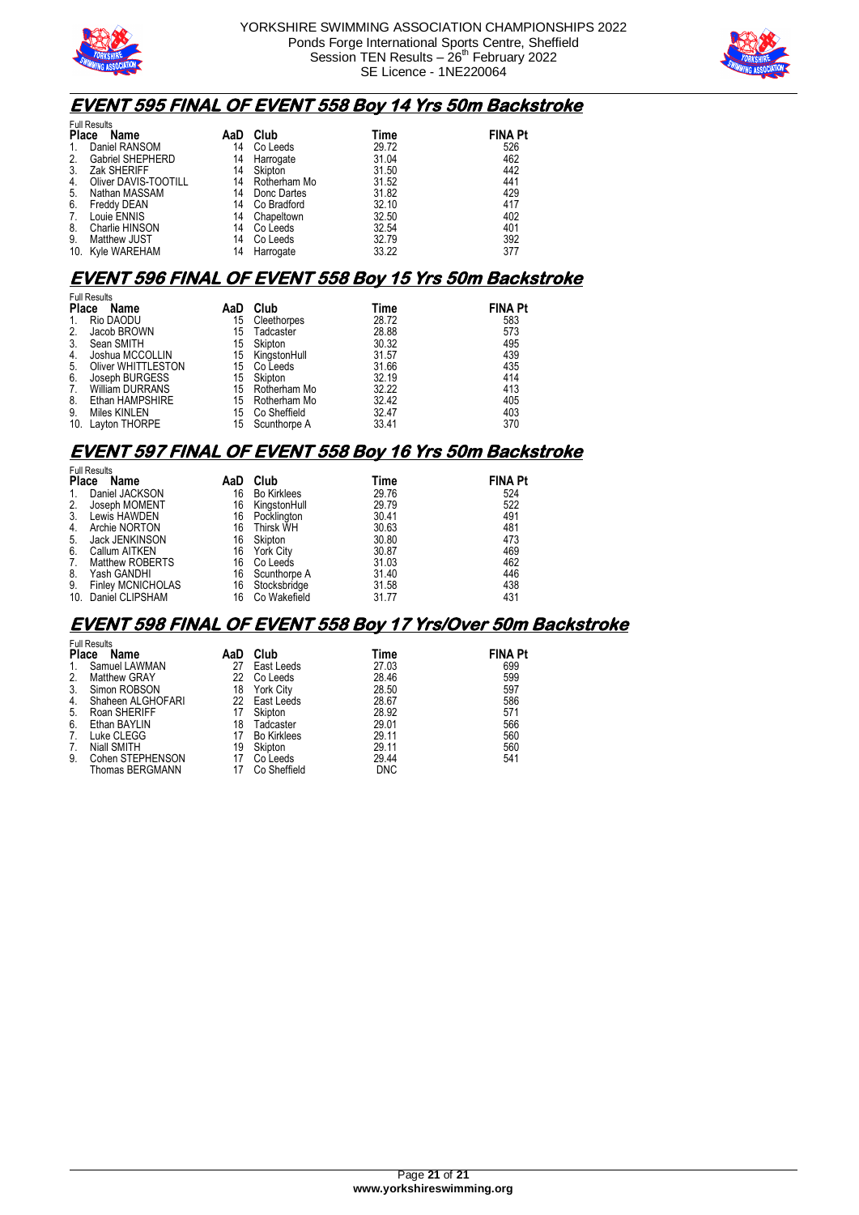## EVENT 595 FINAL OF EVENT 558 Boy 14 Yrs 50m Backstroke

Full Results

| Place | Name | AaD | Club | Time | FINA Pt |
|---|---|---|---|---|---|
| 1. | Daniel RANSOM | 14 | Co Leeds | 29.72 | 526 |
| 2. | Gabriel SHEPHERD | 14 | Harrogate | 31.04 | 462 |
| 3. | Zak SHERIFF | 14 | Skipton | 31.50 | 442 |
| 4. | Oliver DAVIS-TOOTILL | 14 | Rotherham Mo | 31.52 | 441 |
| 5. | Nathan MASSAM | 14 | Donc Dartes | 31.82 | 429 |
| 6. | Freddy DEAN | 14 | Co Bradford | 32.10 | 417 |
| 7. | Louie ENNIS | 14 | Chapeltown | 32.50 | 402 |
| 8. | Charlie HINSON | 14 | Co Leeds | 32.54 | 401 |
| 9. | Matthew JUST | 14 | Co Leeds | 32.79 | 392 |
| 10. | Kyle WAREHAM | 14 | Harrogate | 33.22 | 377 |

## EVENT 596 FINAL OF EVENT 558 Boy 15 Yrs 50m Backstroke

Full Results

| Place | Name | AaD | Club | Time | FINA Pt |
|---|---|---|---|---|---|
| 1. | Rio DAODU | 15 | Cleethorpes | 28.72 | 583 |
| 2. | Jacob BROWN | 15 | Tadcaster | 28.88 | 573 |
| 3. | Sean SMITH | 15 | Skipton | 30.32 | 495 |
| 4. | Joshua MCCOLLIN | 15 | KingstonHull | 31.57 | 439 |
| 5. | Oliver WHITTLESTON | 15 | Co Leeds | 31.66 | 435 |
| 6. | Joseph BURGESS | 15 | Skipton | 32.19 | 414 |
| 7. | William DURRANS | 15 | Rotherham Mo | 32.22 | 413 |
| 8. | Ethan HAMPSHIRE | 15 | Rotherham Mo | 32.42 | 405 |
| 9. | Miles KINLEN | 15 | Co Sheffield | 32.47 | 403 |
| 10. | Layton THORPE | 15 | Scunthorpe A | 33.41 | 370 |

## EVENT 597 FINAL OF EVENT 558 Boy 16 Yrs 50m Backstroke

Full Results

| Place | Name | AaD | Club | Time | FINA Pt |
|---|---|---|---|---|---|
| 1. | Daniel JACKSON | 16 | Bo Kirklees | 29.76 | 524 |
| 2. | Joseph MOMENT | 16 | KingstonHull | 29.79 | 522 |
| 3. | Lewis HAWDEN | 16 | Pocklington | 30.41 | 491 |
| 4. | Archie NORTON | 16 | Thirsk WH | 30.63 | 481 |
| 5. | Jack JENKINSON | 16 | Skipton | 30.80 | 473 |
| 6. | Callum AITKEN | 16 | York City | 30.87 | 469 |
| 7. | Matthew ROBERTS | 16 | Co Leeds | 31.03 | 462 |
| 8. | Yash GANDHI | 16 | Scunthorpe A | 31.40 | 446 |
| 9. | Finley MCNICHOLAS | 16 | Stocksbridge | 31.58 | 438 |
| 10. | Daniel CLIPSHAM | 16 | Co Wakefield | 31.77 | 431 |

## EVENT 598 FINAL OF EVENT 558 Boy 17 Yrs/Over 50m Backstroke

Full Results

| Place | Name | AaD | Club | Time | FINA Pt |
|---|---|---|---|---|---|
| 1. | Samuel LAWMAN | 27 | East Leeds | 27.03 | 699 |
| 2. | Matthew GRAY | 22 | Co Leeds | 28.46 | 599 |
| 3. | Simon ROBSON | 18 | York City | 28.50 | 597 |
| 4. | Shaheen ALGHOFARI | 22 | East Leeds | 28.67 | 586 |
| 5. | Roan SHERIFF | 17 | Skipton | 28.92 | 571 |
| 6. | Ethan BAYLIN | 18 | Tadcaster | 29.01 | 566 |
| 7. | Luke CLEGG | 17 | Bo Kirklees | 29.11 | 560 |
| 7. | Niall SMITH | 19 | Skipton | 29.11 | 560 |
| 9. | Cohen STEPHENSON | 17 | Co Leeds | 29.44 | 541 |
| | Thomas BERGMANN | 17 | Co Sheffield | DNC | |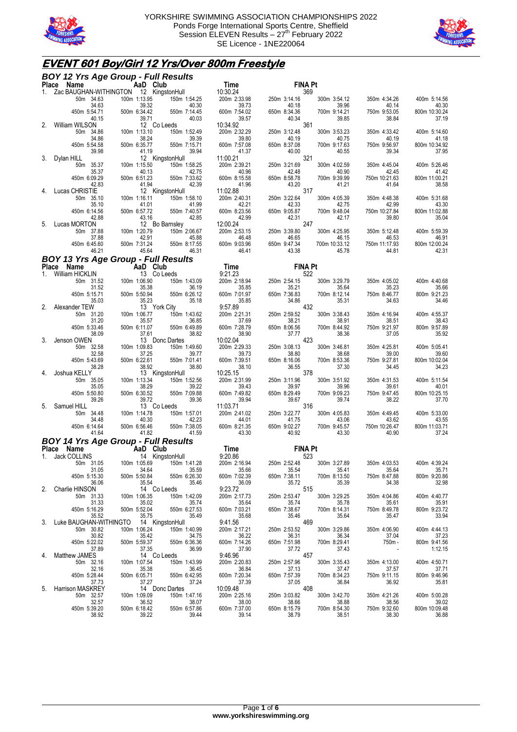YORKSHIRE SWIMMING ASSOCIATION CHAMPIONSHIPS 2022
Ponds Forge International Sports Centre, Sheffield
Session ELEVEN Results – 27th February 2022
SE Licence - 1NE220064

# EVENT 601 Boy/Girl 12 Yrs/Over 800m Freestyle

## BOY 12 Yrs Age Group - Full Results

| Place | Name | AaD | Club | Time | FINA Pt |
|---|---|---|---|---|---|
| 1. | Zac BAUGHAN-WITHINGTON | 12 | KingstonHull | 10:30.24 | 369 |
| 2. | William WILSON | 12 | Co Leeds | 10:34.92 | 361 |
| 3. | Dylan HILL | 12 | KingstonHull | 11:00.21 | 321 |
| 4. | Lucas CHRISTIE | 12 | KingstonHull | 11:02.88 | 317 |
| 5. | Lucas MORTON | 12 | Bo Barnsley | 12:00.24 | 247 |

Splits:

| Name | 50m | 100m | 150m | 200m | 250m | 300m | 350m | 400m |
|---|---|---|---|---|---|---|---|---|
| Zac BAUGHAN-WITHINGTON | 34.63 (34.63) | 1:13.95 (39.32) | 1:54.25 (40.30) | 2:33.98 (39.73) | 3:14.16 (40.18) | 3:54.12 (39.96) | 4:34.26 (40.14) | 5:14.56 (40.30) |
| | **450m** | **500m** | **550m** | **600m** | **650m** | **700m** | **750m** | **800m** |
| | 5:54.71 (40.15) | 6:34.42 (39.71) | 7:14.45 (40.03) | 7:54.02 (39.57) | 8:34.36 (40.34) | 9:14.21 (39.85) | 9:53.05 (38.84) | 10:30.24 (37.19) |
| William WILSON | 34.86 (34.86) | 1:13.10 (38.24) | 1:52.49 (39.39) | 2:32.29 (39.80) | 3:12.48 (40.19) | 3:53.23 (40.75) | 4:33.42 (40.19) | 5:14.60 (41.18) |
| | 5:54.58 (39.98) | 6:35.77 (41.19) | 7:15.71 (39.94) | 7:57.08 (41.37) | 8:37.08 (40.00) | 9:17.63 (40.55) | 9:56.97 (39.34) | 10:34.92 (37.95) |
| Dylan HILL | 35.37 (35.37) | 1:15.50 (40.13) | 1:58.25 (42.75) | 2:39.21 (40.96) | 3:21.69 (42.48) | 4:02.59 (40.90) | 4:45.04 (42.45) | 5:26.46 (41.42) |
| | 6:09.29 (42.83) | 6:51.23 (41.94) | 7:33.62 (42.39) | 8:15.58 (41.96) | 8:58.78 (43.20) | 9:39.99 (41.21) | 10:21.63 (41.64) | 11:00.21 (38.58) |
| Lucas CHRISTIE | 35.10 (35.10) | 1:16.11 (41.01) | 1:58.10 (41.99) | 2:40.31 (42.21) | 3:22.64 (42.33) | 4:05.39 (42.75) | 4:48.38 (42.99) | 5:31.68 (43.30) |
| | 6:14.56 (42.88) | 6:57.72 (43.16) | 7:40.57 (42.85) | 8:23.56 (42.99) | 9:05.87 (42.31) | 9:48.04 (42.17) | 10:27.84 (39.80) | 11:02.88 (35.04) |
| Lucas MORTON | 37.88 (37.88) | 1:20.79 (42.91) | 2:06.67 (45.88) | 2:53.15 (46.48) | 3:39.80 (46.65) | 4:25.95 (46.15) | 5:12.48 (46.53) | 5:59.39 (46.91) |
| | 6:45.60 (46.21) | 7:31.24 (45.64) | 8:17.55 (46.31) | 9:03.96 (46.41) | 9:47.34 (43.38) | 10:33.12 (45.78) | 11:17.93 (44.81) | 12:00.24 (42.31) |

## BOY 13 Yrs Age Group - Full Results

| Place | Name | AaD | Club | Time | FINA Pt |
|---|---|---|---|---|---|
| 1. | William HICKLIN | 13 | Co Leeds | 9:21.23 | 522 |
| 2. | Alexander TEW | 13 | York City | 9:57.89 | 432 |
| 3. | Jenson OWEN | 13 | Donc Dartes | 10:02.04 | 423 |
| 4. | Joshua KELLY | 13 | KingstonHull | 10:25.15 | 378 |
| 5. | Samuel HILL | 13 | Co Leeds | 11:03.71 | 316 |

Splits:

| Name | 50m | 100m | 150m | 200m | 250m | 300m | 350m | 400m |
|---|---|---|---|---|---|---|---|---|
| William HICKLIN | 31.52 (31.52) | 1:06.90 (35.38) | 1:43.09 (36.19) | 2:18.94 (35.85) | 2:54.15 (35.21) | 3:29.79 (35.64) | 4:05.02 (35.23) | 4:40.68 (35.66) |
| | **450m** | **500m** | **550m** | **600m** | **650m** | **700m** | **750m** | **800m** |
| | 5:15.71 (35.03) | 5:50.94 (35.23) | 6:26.12 (35.18) | 7:01.97 (35.85) | 7:36.83 (34.86) | 8:12.14 (35.31) | 8:46.77 (34.63) | 9:21.23 (34.46) |
| Alexander TEW | 31.20 (31.20) | 1:06.77 (35.57) | 1:43.62 (36.85) | 2:21.31 (37.69) | 2:59.52 (38.21) | 3:38.43 (38.91) | 4:16.94 (38.51) | 4:55.37 (38.43) |
| | 5:33.46 (38.09) | 6:11.07 (37.61) | 6:49.89 (38.82) | 7:28.79 (38.90) | 8:06.56 (37.77) | 8:44.92 (38.36) | 9:21.97 (37.05) | 9:57.89 (35.92) |
| Jenson OWEN | 32.58 (32.58) | 1:09.83 (37.25) | 1:49.60 (39.77) | 2:29.33 (39.73) | 3:08.13 (38.80) | 3:46.81 (38.68) | 4:25.81 (39.00) | 5:05.41 (39.60) |
| | 5:43.69 (38.28) | 6:22.61 (38.92) | 7:01.41 (38.80) | 7:39.51 (38.10) | 8:16.06 (36.55) | 8:53.36 (37.30) | 9:27.81 (34.45) | 10:02.04 (34.23) |
| Joshua KELLY | 35.05 (35.05) | 1:13.34 (38.29) | 1:52.56 (39.22) | 2:31.99 (39.43) | 3:11.96 (39.97) | 3:51.92 (39.96) | 4:31.53 (39.61) | 5:11.54 (40.01) |
| | 5:50.80 (39.26) | 6:30.52 (39.72) | 7:09.88 (39.36) | 7:49.82 (39.94) | 8:29.49 (39.67) | 9:09.23 (39.74) | 9:47.45 (38.22) | 10:25.15 (37.70) |
| Samuel HILL | 34.48 (34.48) | 1:14.78 (40.30) | 1:57.01 (42.23) | 2:41.02 (44.01) | 3:22.77 (41.75) | 4:05.83 (43.06) | 4:49.45 (43.62) | 5:33.00 (43.55) |
| | 6:14.64 (41.64) | 6:56.46 (41.82) | 7:38.05 (41.59) | 8:21.35 (43.30) | 9:02.27 (40.92) | 9:45.57 (43.30) | 10:26.47 (40.90) | 11:03.71 (37.24) |

## BOY 14 Yrs Age Group - Full Results

| Place | Name | AaD | Club | Time | FINA Pt |
|---|---|---|---|---|---|
| 1. | Jack COLLINS | 14 | KingstonHull | 9:20.86 | 523 |
| 2. | Charlie HINSON | 14 | Co Leeds | 9:23.72 | 515 |
| 3. | Luke BAUGHAN-WITHINGTO | 14 | KingstonHull | 9:41.56 | 469 |
| 4. | Matthew JAMES | 14 | Co Leeds | 9:46.96 | 457 |
| 5. | Harrison MASKREY | 14 | Donc Dartes | 10:09.48 | 408 |

Splits:

| Name | 50m | 100m | 150m | 200m | 250m | 300m | 350m | 400m |
|---|---|---|---|---|---|---|---|---|
| Jack COLLINS | 31.05 (31.05) | 1:05.69 (34.64) | 1:41.28 (35.59) | 2:16.94 (35.66) | 2:52.48 (35.54) | 3:27.89 (35.41) | 4:03.53 (35.64) | 4:39.24 (35.71) |
| | **450m** | **500m** | **550m** | **600m** | **650m** | **700m** | **750m** | **800m** |
| | 5:15.30 (36.06) | 5:50.84 (35.54) | 6:26.30 (35.46) | 7:02.39 (36.09) | 7:38.11 (35.72) | 8:13.50 (35.39) | 8:47.88 (34.38) | 9:20.86 (32.98) |
| Charlie HINSON | 31.33 (31.33) | 1:06.35 (35.02) | 1:42.09 (35.74) | 2:17.73 (35.64) | 2:53.47 (35.74) | 3:29.25 (35.78) | 4:04.86 (35.61) | 4:40.77 (35.91) |
| | 5:16.29 (35.52) | 5:52.04 (35.75) | 6:27.53 (35.49) | 7:03.21 (35.68) | 7:38.67 (35.46) | 8:14.31 (35.64) | 8:49.78 (35.47) | 9:23.72 (33.94) |
| Luke BAUGHAN-WITHINGTO | 30.82 (30.82) | 1:06.24 (35.42) | 1:40.99 (34.75) | 2:17.21 (36.22) | 2:53.52 (36.31) | 3:29.86 (36.34) | 4:06.90 (37.04) | 4:44.13 (37.23) |
| | 5:22.02 (37.89) | 5:59.37 (37.35) | 6:36.36 (36.99) | 7:14.26 (37.90) | 7:51.98 (37.72) | 8:29.41 (37.43) | - (-) | 9:41.56 (1:12.15) |
| Matthew JAMES | 32.16 (32.16) | 1:07.54 (35.38) | 1:43.99 (36.45) | 2:20.83 (36.84) | 2:57.96 (37.13) | 3:35.43 (37.47) | 4:13.00 (37.57) | 4:50.71 (37.71) |
| | 5:28.44 (37.73) | 6:05.71 (37.27) | 6:42.95 (37.24) | 7:20.34 (37.39) | 7:57.39 (37.05) | 8:34.23 (36.84) | 9:11.15 (36.92) | 9:46.96 (35.81) |
| Harrison MASKREY | 32.57 (32.57) | 1:09.09 (36.52) | 1:47.16 (38.07) | 2:25.16 (38.00) | 3:03.82 (38.66) | 3:42.70 (38.88) | 4:21.26 (38.56) | 5:00.28 (39.02) |
| | 5:39.20 (38.92) | 6:18.42 (39.22) | 6:57.86 (39.44) | 7:37.00 (39.14) | 8:15.79 (38.79) | 8:54.30 (38.51) | 9:32.60 (38.30) | 10:09.48 (36.88) |

www.yorkshireswimming.org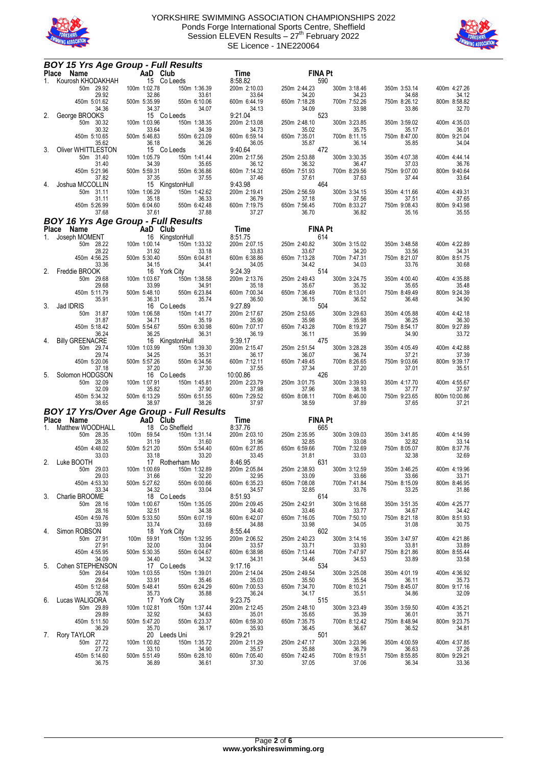# YORKSHIRE SWIMMING ASSOCIATION CHAMPIONSHIPS 2022
Ponds Forge International Sports Centre, Sheffield
Session ELEVEN Results – 27th February 2022
SE Licence - 1NE220064

## BOY 15 Yrs Age Group - Full Results

| Place | Name | AaD | Club | Time | FINA Pt |
|---|---|---|---|---|---|
| 1. | Kourosh KHODAKHAH | 15 | Co Leeds | 8:58.82 | 590 |
| | 50m 29.92 | 100m 1:02.78 | 150m 1:36.39 | 200m 2:10.03 | 250m 2:44.23 | 300m 3:18.46 | 350m 3:53.14 | 400m 4:27.26 |
| | 29.92 | 32.86 | 33.61 | 33.64 | 34.20 | 34.23 | 34.68 | 34.12 |
| | 450m 5:01.62 | 500m 5:35.99 | 550m 6:10.06 | 600m 6:44.19 | 650m 7:18.28 | 700m 7:52.26 | 750m 8:26.12 | 800m 8:58.82 |
| | 34.36 | 34.37 | 34.07 | 34.13 | 34.09 | 33.98 | 33.86 | 32.70 |
| 2. | George BROOKS | 15 | Co Leeds | 9:21.04 | 523 |
| | 50m 30.32 | 100m 1:03.96 | 150m 1:38.35 | 200m 2:13.08 | 250m 2:48.10 | 300m 3:23.85 | 350m 3:59.02 | 400m 4:35.03 |
| | 30.32 | 33.64 | 34.39 | 34.73 | 35.02 | 35.75 | 35.17 | 36.01 |
| | 450m 5:10.65 | 500m 5:46.83 | 550m 6:23.09 | 600m 6:59.14 | 650m 7:35.01 | 700m 8:11.15 | 750m 8:47.00 | 800m 9:21.04 |
| | 35.62 | 36.18 | 36.26 | 36.05 | 35.87 | 36.14 | 35.85 | 34.04 |
| 3. | Oliver WHITTLESTON | 15 | Co Leeds | 9:40.64 | 472 |
| | 50m 31.40 | 100m 1:05.79 | 150m 1:41.44 | 200m 2:17.56 | 250m 2:53.88 | 300m 3:30.35 | 350m 4:07.38 | 400m 4:44.14 |
| | 31.40 | 34.39 | 35.65 | 36.12 | 36.32 | 36.47 | 37.03 | 36.76 |
| | 450m 5:21.96 | 500m 5:59.31 | 550m 6:36.86 | 600m 7:14.32 | 650m 7:51.93 | 700m 8:29.56 | 750m 9:07.00 | 800m 9:40.64 |
| | 37.82 | 37.35 | 37.55 | 37.46 | 37.61 | 37.63 | 37.44 | 33.64 |
| 4. | Joshua MCCOLLIN | 15 | KingstonHull | 9:43.98 | 464 |
| | 50m 31.11 | 100m 1:06.29 | 150m 1:42.62 | 200m 2:19.41 | 250m 2:56.59 | 300m 3:34.15 | 350m 4:11.66 | 400m 4:49.31 |
| | 31.11 | 35.18 | 36.33 | 36.79 | 37.18 | 37.56 | 37.51 | 37.65 |
| | 450m 5:26.99 | 500m 6:04.60 | 550m 6:42.48 | 600m 7:19.75 | 650m 7:56.45 | 700m 8:33.27 | 750m 9:08.43 | 800m 9:43.98 |
| | 37.68 | 37.61 | 37.88 | 37.27 | 36.70 | 36.82 | 35.16 | 35.55 |

## BOY 16 Yrs Age Group - Full Results

| Place | Name | AaD | Club | Time | FINA Pt |
|---|---|---|---|---|---|
| 1. | Joseph MOMENT | 16 | KingstonHull | 8:51.75 | 614 |
| | 50m 28.22 | 100m 1:00.14 | 150m 1:33.32 | 200m 2:07.15 | 250m 2:40.82 | 300m 3:15.02 | 350m 3:48.58 | 400m 4:22.89 |
| | 28.22 | 31.92 | 33.18 | 33.83 | 33.67 | 34.20 | 33.56 | 34.31 |
| | 450m 4:56.25 | 500m 5:30.40 | 550m 6:04.81 | 600m 6:38.86 | 650m 7:13.28 | 700m 7:47.31 | 750m 8:21.07 | 800m 8:51.75 |
| | 33.36 | 34.15 | 34.41 | 34.05 | 34.42 | 34.03 | 33.76 | 30.68 |
| 2. | Freddie BROOK | 16 | York City | 9:24.39 | 514 |
| | 50m 29.68 | 100m 1:03.67 | 150m 1:38.58 | 200m 2:13.76 | 250m 2:49.43 | 300m 3:24.75 | 350m 4:00.40 | 400m 4:35.88 |
| | 29.68 | 33.99 | 34.91 | 35.18 | 35.67 | 35.32 | 35.65 | 35.48 |
| | 450m 5:11.79 | 500m 5:48.10 | 550m 6:23.84 | 600m 7:00.34 | 650m 7:36.49 | 700m 8:13.01 | 750m 8:49.49 | 800m 9:24.39 |
| | 35.91 | 36.31 | 35.74 | 36.50 | 36.15 | 36.52 | 36.48 | 34.90 |
| 3. | Jad IDRIS | 16 | Co Leeds | 9:27.89 | 504 |
| | 50m 31.87 | 100m 1:06.58 | 150m 1:41.77 | 200m 2:17.67 | 250m 2:53.65 | 300m 3:29.63 | 350m 4:05.88 | 400m 4:42.18 |
| | 31.87 | 34.71 | 35.19 | 35.90 | 35.98 | 35.98 | 36.25 | 36.30 |
| | 450m 5:18.42 | 500m 5:54.67 | 550m 6:30.98 | 600m 7:07.17 | 650m 7:43.28 | 700m 8:19.27 | 750m 8:54.17 | 800m 9:27.89 |
| | 36.24 | 36.25 | 36.31 | 36.19 | 36.11 | 35.99 | 34.90 | 33.72 |
| 4. | Billy GREENACRE | 16 | KingstonHull | 9:39.17 | 475 |
| | 50m 29.74 | 100m 1:03.99 | 150m 1:39.30 | 200m 2:15.47 | 250m 2:51.54 | 300m 3:28.28 | 350m 4:05.49 | 400m 4:42.88 |
| | 29.74 | 34.25 | 35.31 | 36.17 | 36.07 | 36.74 | 37.21 | 37.39 |
| | 450m 5:20.06 | 500m 5:57.26 | 550m 6:34.56 | 600m 7:12.11 | 650m 7:49.45 | 700m 8:26.65 | 750m 9:03.66 | 800m 9:39.17 |
| | 37.18 | 37.20 | 37.30 | 37.55 | 37.34 | 37.20 | 37.01 | 35.51 |
| 5. | Solomon HODGSON | 16 | Co Leeds | 10:00.86 | 426 |
| | 50m 32.09 | 100m 1:07.91 | 150m 1:45.81 | 200m 2:23.79 | 250m 3:01.75 | 300m 3:39.93 | 350m 4:17.70 | 400m 4:55.67 |
| | 32.09 | 35.82 | 37.90 | 37.98 | 37.96 | 38.18 | 37.77 | 37.97 |
| | 450m 5:34.32 | 500m 6:13.29 | 550m 6:51.55 | 600m 7:29.52 | 650m 8:08.11 | 700m 8:46.00 | 750m 9:23.65 | 800m 10:00.86 |
| | 38.65 | 38.97 | 38.26 | 37.97 | 38.59 | 37.89 | 37.65 | 37.21 |

## BOY 17 Yrs/Over Age Group - Full Results

| Place | Name | AaD | Club | Time | FINA Pt |
|---|---|---|---|---|---|
| 1. | Matthew WOODHALL | 18 | Co Sheffield | 8:37.76 | 665 |
| | 50m 28.35 | 100m 59.54 | 150m 1:31.14 | 200m 2:03.10 | 250m 2:35.95 | 300m 3:09.03 | 350m 3:41.85 | 400m 4:14.99 |
| | 28.35 | 31.19 | 31.60 | 31.96 | 32.85 | 33.08 | 32.82 | 33.14 |
| | 450m 4:48.02 | 500m 5:21.20 | 550m 5:54.40 | 600m 6:27.85 | 650m 6:59.66 | 700m 7:32.69 | 750m 8:05.07 | 800m 8:37.76 |
| | 33.03 | 33.18 | 33.20 | 33.45 | 31.81 | 33.03 | 32.38 | 32.69 |
| 2. | Luke BOOTH | 17 | Rotherham Mo | 8:46.95 | 631 |
| | 50m 29.03 | 100m 1:00.69 | 150m 1:32.89 | 200m 2:05.84 | 250m 2:38.93 | 300m 3:12.59 | 350m 3:46.25 | 400m 4:19.96 |
| | 29.03 | 31.66 | 32.20 | 32.95 | 33.09 | 33.66 | 33.66 | 33.71 |
| | 450m 4:53.30 | 500m 5:27.62 | 550m 6:00.66 | 600m 6:35.23 | 650m 7:08.08 | 700m 7:41.84 | 750m 8:15.09 | 800m 8:46.95 |
| | 33.34 | 34.32 | 33.04 | 34.57 | 32.85 | 33.76 | 33.25 | 31.86 |
| 3. | Charlie BROOME | 18 | Co Leeds | 8:51.93 | 614 |
| | 50m 28.16 | 100m 1:00.67 | 150m 1:35.05 | 200m 2:09.45 | 250m 2:42.91 | 300m 3:16.68 | 350m 3:51.35 | 400m 4:25.77 |
| | 28.16 | 32.51 | 34.38 | 34.40 | 33.46 | 33.77 | 34.67 | 34.42 |
| | 450m 4:59.76 | 500m 5:33.50 | 550m 6:07.19 | 600m 6:42.07 | 650m 7:16.05 | 700m 7:50.10 | 750m 8:21.18 | 800m 8:51.93 |
| | 33.99 | 33.74 | 33.69 | 34.88 | 33.98 | 34.05 | 31.08 | 30.75 |
| 4. | Simon ROBSON | 18 | York City | 8:55.44 | 602 |
| | 50m 27.91 | 100m 59.91 | 150m 1:32.95 | 200m 2:06.52 | 250m 2:40.23 | 300m 3:14.16 | 350m 3:47.97 | 400m 4:21.86 |
| | 27.91 | 32.00 | 33.04 | 33.57 | 33.71 | 33.93 | 33.81 | 33.89 |
| | 450m 4:55.95 | 500m 5:30.35 | 550m 6:04.67 | 600m 6:38.98 | 650m 7:13.44 | 700m 7:47.97 | 750m 8:21.86 | 800m 8:55.44 |
| | 34.09 | 34.40 | 34.32 | 34.31 | 34.46 | 34.53 | 33.89 | 33.58 |
| 5. | Cohen STEPHENSON | 17 | Co Leeds | 9:17.16 | 534 |
| | 50m 29.64 | 100m 1:03.55 | 150m 1:39.01 | 200m 2:14.04 | 250m 2:49.54 | 300m 3:25.08 | 350m 4:01.19 | 400m 4:36.92 |
| | 29.64 | 33.91 | 35.46 | 35.03 | 35.50 | 35.54 | 36.11 | 35.73 |
| | 450m 5:12.68 | 500m 5:48.41 | 550m 6:24.29 | 600m 7:00.53 | 650m 7:34.70 | 700m 8:10.21 | 750m 8:45.07 | 800m 9:17.16 |
| | 35.76 | 35.73 | 35.88 | 36.24 | 34.17 | 35.51 | 34.86 | 32.09 |
| 6. | Lucas WALIGORA | 17 | York City | 9:23.75 | 515 |
| | 50m 29.89 | 100m 1:02.81 | 150m 1:37.44 | 200m 2:12.45 | 250m 2:48.10 | 300m 3:23.49 | 350m 3:59.50 | 400m 4:35.21 |
| | 29.89 | 32.92 | 34.63 | 35.01 | 35.65 | 35.39 | 36.01 | 35.71 |
| | 450m 5:11.50 | 500m 5:47.20 | 550m 6:23.37 | 600m 6:59.30 | 650m 7:35.75 | 700m 8:12.42 | 750m 8:48.94 | 800m 9:23.75 |
| | 36.29 | 35.70 | 36.17 | 35.93 | 36.45 | 36.67 | 36.52 | 34.81 |
| 7. | Rory TAYLOR | 20 | Leeds Uni | 9:29.21 | 501 |
| | 50m 27.72 | 100m 1:00.82 | 150m 1:35.72 | 200m 2:11.29 | 250m 2:47.17 | 300m 3:23.96 | 350m 4:00.59 | 400m 4:37.85 |
| | 27.72 | 33.10 | 34.90 | 35.57 | 35.88 | 36.79 | 36.63 | 37.26 |
| | 450m 5:14.60 | 500m 5:51.49 | 550m 6:28.10 | 600m 7:05.40 | 650m 7:42.45 | 700m 8:19.51 | 750m 8:55.85 | 800m 9:29.21 |
| | 36.75 | 36.89 | 36.61 | 37.30 | 37.05 | 37.06 | 36.34 | 33.36 |

www.yorkshireswimming.org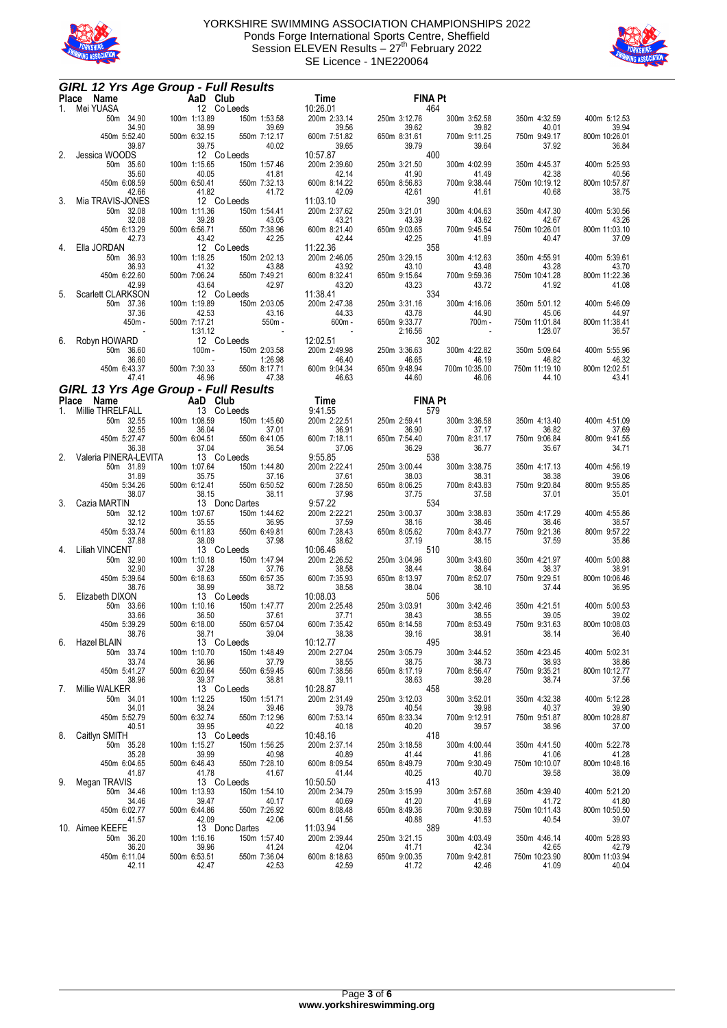## GIRL 12 Yrs Age Group - Full Results

| Place | Name | AaD | Club | Time | FINA Pt | | |
|---|---|---|---|---|---|---|---|
| 1. | Mei YUASA | 12 | Co Leeds | 10:26.01 | 464 | | |
| 50m 34.90 | 100m 1:13.89 | 150m 1:53.58 | 200m 2:33.14 | 250m 3:12.76 | 300m 3:52.58 | 350m 4:32.59 | 400m 5:12.53 |
| 34.90 | 38.99 | 39.69 | 39.56 | 39.62 | 39.82 | 40.01 | 39.94 |
| 450m 5:52.40 | 500m 6:32.15 | 550m 7:12.17 | 600m 7:51.82 | 650m 8:31.61 | 700m 9:11.25 | 750m 9:49.17 | 800m 10:26.01 |
| 39.87 | 39.75 | 40.02 | 39.65 | 39.79 | 39.64 | 37.92 | 36.84 |
| 2. | Jessica WOODS | 12 | Co Leeds | 10:57.87 | 400 | | |
| 50m 35.60 | 100m 1:15.65 | 150m 1:57.46 | 200m 2:39.60 | 250m 3:21.50 | 300m 4:02.99 | 350m 4:45.37 | 400m 5:25.93 |
| 35.60 | 40.05 | 41.81 | 42.14 | 41.90 | 41.49 | 42.38 | 40.56 |
| 450m 6:08.59 | 500m 6:50.41 | 550m 7:32.13 | 600m 8:14.22 | 650m 8:56.83 | 700m 9:38.44 | 750m 10:19.12 | 800m 10:57.87 |
| 42.66 | 41.82 | 41.72 | 42.09 | 42.61 | 41.61 | 40.68 | 38.75 |
| 3. | Mia TRAVIS-JONES | 12 | Co Leeds | 11:03.10 | 390 | | |
| 50m 32.08 | 100m 1:11.36 | 150m 1:54.41 | 200m 2:37.62 | 250m 3:21.01 | 300m 4:04.63 | 350m 4:47.30 | 400m 5:30.56 |
| 32.08 | 39.28 | 43.05 | 43.21 | 43.39 | 43.62 | 42.67 | 43.26 |
| 450m 6:13.29 | 500m 6:56.71 | 550m 7:38.96 | 600m 8:21.40 | 650m 9:03.65 | 700m 9:45.54 | 750m 10:26.01 | 800m 11:03.10 |
| 42.73 | 43.42 | 42.25 | 42.44 | 42.25 | 41.89 | 40.47 | 37.09 |
| 4. | Ella JORDAN | 12 | Co Leeds | 11:22.36 | 358 | | |
| 50m 36.93 | 100m 1:18.25 | 150m 2:02.13 | 200m 2:46.05 | 250m 3:29.15 | 300m 4:12.63 | 350m 4:55.91 | 400m 5:39.61 |
| 36.93 | 41.32 | 43.88 | 43.92 | 43.10 | 43.48 | 43.28 | 43.70 |
| 450m 6:22.60 | 500m 7:06.24 | 550m 7:49.21 | 600m 8:32.41 | 650m 9:15.64 | 700m 9:59.36 | 750m 10:41.28 | 800m 11:22.36 |
| 42.99 | 43.64 | 42.97 | 43.20 | 43.23 | 43.72 | 41.92 | 41.08 |
| 5. | Scarlett CLARKSON | 12 | Co Leeds | 11:38.41 | 334 | | |
| 50m 37.36 | 100m 1:19.89 | 150m 2:03.05 | 200m 2:47.38 | 250m 3:31.16 | 300m 4:16.06 | 350m 5:01.12 | 400m 5:46.09 |
| 37.36 | 42.53 | 43.16 | 44.33 | 43.78 | 44.90 | 45.06 | 44.97 |
| 450m - | 500m 7:17.21 | 550m - | 600m - | 650m 9:33.77 | 700m - | 750m 11:01.84 | 800m 11:38.41 |
| - | 1:31.12 | - | - | 2:16.56 | - | 1:28.07 | 36.57 |
| 6. | Robyn HOWARD | 12 | Co Leeds | 12:02.51 | 302 | | |
| 50m 36.60 | 100m - | 150m 2:03.58 | 200m 2:49.98 | 250m 3:36.63 | 300m 4:22.82 | 350m 5:09.64 | 400m 5:55.96 |
| 36.60 | - | 1:26.98 | 46.40 | 46.65 | 46.19 | 46.82 | 46.32 |
| 450m 6:43.37 | 500m 7:30.33 | 550m 8:17.71 | 600m 9:04.34 | 650m 9:48.94 | 700m 10:35.00 | 750m 11:19.10 | 800m 12:02.51 |
| 47.41 | 46.96 | 47.38 | 46.63 | 44.60 | 46.06 | 44.10 | 43.41 |

## GIRL 13 Yrs Age Group - Full Results

| Place | Name | AaD | Club | Time | FINA Pt | | |
|---|---|---|---|---|---|---|---|
| 1. | Millie THRELFALL | 13 | Co Leeds | 9:41.55 | 579 | | |
| 50m 32.55 | 100m 1:08.59 | 150m 1:45.60 | 200m 2:22.51 | 250m 2:59.41 | 300m 3:36.58 | 350m 4:13.40 | 400m 4:51.09 |
| 32.55 | 36.04 | 37.01 | 36.91 | 36.90 | 37.17 | 36.82 | 37.69 |
| 450m 5:27.47 | 500m 6:04.51 | 550m 6:41.05 | 600m 7:18.11 | 650m 7:54.40 | 700m 8:31.17 | 750m 9:06.84 | 800m 9:41.55 |
| 36.38 | 37.04 | 36.54 | 37.06 | 36.29 | 36.77 | 35.67 | 34.71 |
| 2. | Valeria PINERA-LEVITA | 13 | Co Leeds | 9:55.85 | 538 | | |
| 50m 31.89 | 100m 1:07.64 | 150m 1:44.80 | 200m 2:22.41 | 250m 3:00.44 | 300m 3:38.75 | 350m 4:17.13 | 400m 4:56.19 |
| 31.89 | 35.75 | 37.16 | 37.61 | 38.03 | 38.31 | 38.38 | 39.06 |
| 450m 5:34.26 | 500m 6:12.41 | 550m 6:50.52 | 600m 7:28.50 | 650m 8:06.25 | 700m 8:43.83 | 750m 9:20.84 | 800m 9:55.85 |
| 38.07 | 38.15 | 38.11 | 37.98 | 37.75 | 37.58 | 37.01 | 35.01 |
| 3. | Cazia MARTIN | 13 | Donc Dartes | 9:57.22 | 534 | | |
| 50m 32.12 | 100m 1:07.67 | 150m 1:44.62 | 200m 2:22.21 | 250m 3:00.37 | 300m 3:38.83 | 350m 4:17.29 | 400m 4:55.86 |
| 32.12 | 35.55 | 36.95 | 37.59 | 38.16 | 38.46 | 38.46 | 38.57 |
| 450m 5:33.74 | 500m 6:11.83 | 550m 6:49.81 | 600m 7:28.43 | 650m 8:05.62 | 700m 8:43.77 | 750m 9:21.36 | 800m 9:57.22 |
| 37.88 | 38.09 | 37.98 | 38.62 | 37.19 | 38.15 | 37.59 | 35.86 |
| 4. | Liliah VINCENT | 13 | Co Leeds | 10:06.46 | 510 | | |
| 50m 32.90 | 100m 1:10.18 | 150m 1:47.94 | 200m 2:26.52 | 250m 3:04.96 | 300m 3:43.60 | 350m 4:21.97 | 400m 5:00.88 |
| 32.90 | 37.28 | 37.76 | 38.58 | 38.44 | 38.64 | 38.37 | 38.91 |
| 450m 5:39.64 | 500m 6:18.63 | 550m 6:57.35 | 600m 7:35.93 | 650m 8:13.97 | 700m 8:52.07 | 750m 9:29.51 | 800m 10:06.46 |
| 38.76 | 38.99 | 38.72 | 38.58 | 38.04 | 38.10 | 37.44 | 36.95 |
| 5. | Elizabeth DIXON | 13 | Co Leeds | 10:08.03 | 506 | | |
| 50m 33.66 | 100m 1:10.16 | 150m 1:47.77 | 200m 2:25.48 | 250m 3:03.91 | 300m 3:42.46 | 350m 4:21.51 | 400m 5:00.53 |
| 33.66 | 36.50 | 37.61 | 37.71 | 38.43 | 38.55 | 39.05 | 39.02 |
| 450m 5:39.29 | 500m 6:18.00 | 550m 6:57.04 | 600m 7:35.42 | 650m 8:14.58 | 700m 8:53.49 | 750m 9:31.63 | 800m 10:08.03 |
| 38.76 | 38.71 | 39.04 | 38.38 | 39.16 | 38.91 | 38.14 | 36.40 |
| 6. | Hazel BLAIN | 13 | Co Leeds | 10:12.77 | 495 | | |
| 50m 33.74 | 100m 1:10.70 | 150m 1:48.49 | 200m 2:27.04 | 250m 3:05.79 | 300m 3:44.52 | 350m 4:23.45 | 400m 5:02.31 |
| 33.74 | 36.96 | 37.79 | 38.55 | 38.75 | 38.73 | 38.93 | 38.86 |
| 450m 5:41.27 | 500m 6:20.64 | 550m 6:59.45 | 600m 7:38.56 | 650m 8:17.19 | 700m 8:56.47 | 750m 9:35.21 | 800m 10:12.77 |
| 38.96 | 39.37 | 38.81 | 39.11 | 38.63 | 39.28 | 38.74 | 37.56 |
| 7. | Millie WALKER | 13 | Co Leeds | 10:28.87 | 458 | | |
| 50m 34.01 | 100m 1:12.25 | 150m 1:51.71 | 200m 2:31.49 | 250m 3:12.03 | 300m 3:52.01 | 350m 4:32.38 | 400m 5:12.28 |
| 34.01 | 38.24 | 39.46 | 39.78 | 40.54 | 39.98 | 40.37 | 39.90 |
| 450m 5:52.79 | 500m 6:32.74 | 550m 7:12.96 | 600m 7:53.14 | 650m 8:33.34 | 700m 9:12.91 | 750m 9:51.87 | 800m 10:28.87 |
| 40.51 | 39.95 | 40.22 | 40.18 | 40.20 | 39.57 | 38.96 | 37.00 |
| 8. | Caitlyn SMITH | 13 | Co Leeds | 10:48.16 | 418 | | |
| 50m 35.28 | 100m 1:15.27 | 150m 1:56.25 | 200m 2:37.14 | 250m 3:18.58 | 300m 4:00.44 | 350m 4:41.50 | 400m 5:22.78 |
| 35.28 | 39.99 | 40.98 | 40.89 | 41.44 | 41.86 | 41.06 | 41.28 |
| 450m 6:04.65 | 500m 6:46.43 | 550m 7:28.10 | 600m 8:09.54 | 650m 8:49.79 | 700m 9:30.49 | 750m 10:10.07 | 800m 10:48.16 |
| 41.87 | 41.78 | 41.67 | 41.44 | 40.25 | 40.70 | 39.58 | 38.09 |
| 9. | Megan TRAVIS | 13 | Co Leeds | 10:50.50 | 413 | | |
| 50m 34.46 | 100m 1:13.93 | 150m 1:54.10 | 200m 2:34.79 | 250m 3:15.99 | 300m 3:57.68 | 350m 4:39.40 | 400m 5:21.20 |
| 34.46 | 39.47 | 40.17 | 40.69 | 41.20 | 41.69 | 41.72 | 41.80 |
| 450m 6:02.77 | 500m 6:44.86 | 550m 7:26.92 | 600m 8:08.48 | 650m 8:49.36 | 700m 9:30.89 | 750m 10:11.43 | 800m 10:50.50 |
| 41.57 | 42.09 | 42.06 | 41.56 | 40.88 | 41.53 | 40.54 | 39.07 |
| 10. | Aimee KEEFE | 13 | Donc Dartes | 11:03.94 | 389 | | |
| 50m 36.20 | 100m 1:16.16 | 150m 1:57.40 | 200m 2:39.44 | 250m 3:21.15 | 300m 4:03.49 | 350m 4:46.14 | 400m 5:28.93 |
| 36.20 | 39.96 | 41.24 | 42.04 | 41.71 | 42.34 | 42.65 | 42.79 |
| 450m 6:11.04 | 500m 6:53.51 | 550m 7:36.04 | 600m 8:18.63 | 650m 9:00.35 | 700m 9:42.81 | 750m 10:23.90 | 800m 11:03.94 |
| 42.11 | 42.47 | 42.53 | 42.59 | 41.72 | 42.46 | 41.09 | 40.04 |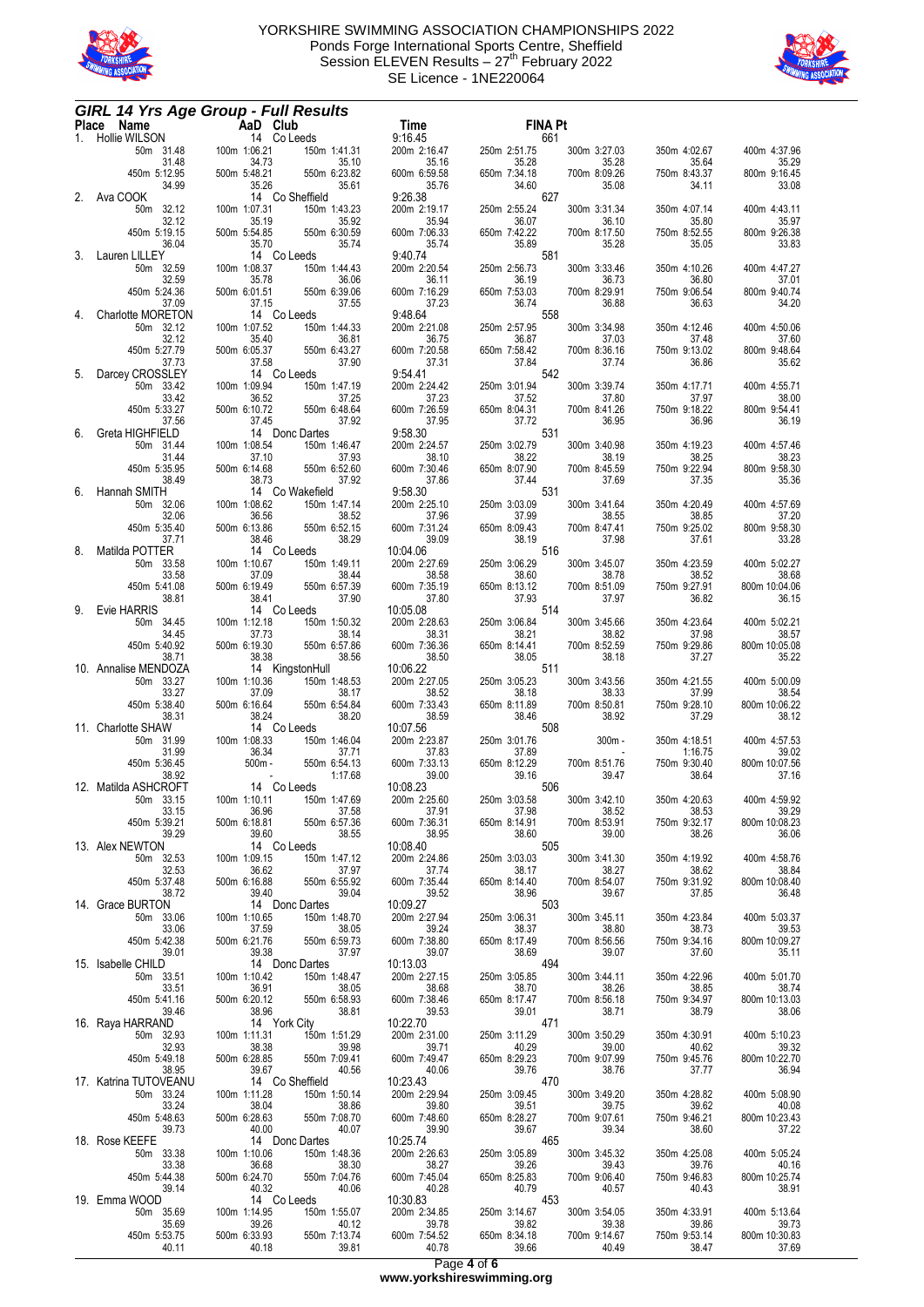YORKSHIRE SWIMMING ASSOCIATION CHAMPIONSHIPS 2022
Ponds Forge International Sports Centre, Sheffield
Session ELEVEN Results – 27th February 2022
SE Licence - 1NE220064

## GIRL 14 Yrs Age Group - Full Results

| Place | Name | AaD | Club | Time | FINA Pt | | | |
|---|---|---|---|---|---|---|---|---|
| 1. | Hollie WILSON | 14 | Co Leeds | 9:16.45 | 661 | | | |
| | 50m 31.48 | 100m 1:06.21 | 150m 1:41.31 | 200m 2:16.47 | 250m 2:51.75 | 300m 3:27.03 | 350m 4:02.67 | 400m 4:37.96 |
| | 31.48 | 34.73 | 35.10 | 35.16 | 35.28 | 35.28 | 35.64 | 35.29 |
| | 450m 5:12.95 | 500m 5:48.21 | 550m 6:23.82 | 600m 6:59.58 | 650m 7:34.18 | 700m 8:09.26 | 750m 8:43.37 | 800m 9:16.45 |
| | 34.99 | 35.26 | 35.61 | 35.76 | 34.60 | 35.08 | 34.11 | 33.08 |
| 2. | Ava COOK | 14 | Co Sheffield | 9:26.38 | 627 | | | |
| | 50m 32.12 | 100m 1:07.31 | 150m 1:43.23 | 200m 2:19.17 | 250m 2:55.24 | 300m 3:31.34 | 350m 4:07.14 | 400m 4:43.11 |
| | 32.12 | 35.19 | 35.92 | 35.94 | 36.07 | 36.10 | 35.80 | 35.97 |
| | 450m 5:19.15 | 500m 5:54.85 | 550m 6:30.59 | 600m 7:06.33 | 650m 7:42.22 | 700m 8:17.50 | 750m 8:52.55 | 800m 9:26.38 |
| | 36.04 | 35.70 | 35.74 | 35.74 | 35.89 | 35.28 | 35.05 | 33.83 |
| 3. | Lauren LILLEY | 14 | Co Leeds | 9:40.74 | 581 | | | |
| | 50m 32.59 | 100m 1:08.37 | 150m 1:44.43 | 200m 2:20.54 | 250m 2:56.73 | 300m 3:33.46 | 350m 4:10.26 | 400m 4:47.27 |
| | 32.59 | 35.78 | 36.06 | 36.11 | 36.19 | 36.73 | 36.80 | 37.01 |
| | 450m 5:24.36 | 500m 6:01.51 | 550m 6:39.06 | 600m 7:16.29 | 650m 7:53.03 | 700m 8:29.91 | 750m 9:06.54 | 800m 9:40.74 |
| | 37.09 | 37.15 | 37.55 | 37.23 | 36.74 | 36.88 | 36.63 | 34.20 |
| 4. | Charlotte MORETON | 14 | Co Leeds | 9:48.64 | 558 | | | |
| | 50m 32.12 | 100m 1:07.52 | 150m 1:44.33 | 200m 2:21.08 | 250m 2:57.95 | 300m 3:34.98 | 350m 4:12.46 | 400m 4:50.06 |
| | 32.12 | 35.40 | 36.81 | 36.75 | 36.87 | 37.03 | 37.48 | 37.60 |
| | 450m 5:27.79 | 500m 6:05.37 | 550m 6:43.27 | 600m 7:20.58 | 650m 7:58.42 | 700m 8:36.16 | 750m 9:13.02 | 800m 9:48.64 |
| | 37.73 | 37.58 | 37.90 | 37.31 | 37.84 | 37.74 | 36.86 | 35.62 |
| 5. | Darcey CROSSLEY | 14 | Co Leeds | 9:54.41 | 542 | | | |
| | 50m 33.42 | 100m 1:09.94 | 150m 1:47.19 | 200m 2:24.42 | 250m 3:01.94 | 300m 3:39.74 | 350m 4:17.71 | 400m 4:55.71 |
| | 33.42 | 36.52 | 37.25 | 37.23 | 37.52 | 37.80 | 37.97 | 38.00 |
| | 450m 5:33.27 | 500m 6:10.72 | 550m 6:48.64 | 600m 7:26.59 | 650m 8:04.31 | 700m 8:41.26 | 750m 9:18.22 | 800m 9:54.41 |
| | 37.56 | 37.45 | 37.92 | 37.95 | 37.72 | 36.95 | 36.96 | 36.19 |
| 6. | Greta HIGHFIELD | 14 | Donc Dartes | 9:58.30 | 531 | | | |
| | 50m 31.44 | 100m 1:08.54 | 150m 1:46.47 | 200m 2:24.57 | 250m 3:02.79 | 300m 3:40.98 | 350m 4:19.23 | 400m 4:57.46 |
| | 31.44 | 37.10 | 37.93 | 38.10 | 38.22 | 38.19 | 38.25 | 38.23 |
| | 450m 5:35.95 | 500m 6:14.68 | 550m 6:52.60 | 600m 7:30.46 | 650m 8:07.90 | 700m 8:45.59 | 750m 9:22.94 | 800m 9:58.30 |
| | 38.49 | 38.73 | 37.92 | 37.86 | 37.44 | 37.69 | 37.35 | 35.36 |
| 6. | Hannah SMITH | 14 | Co Wakefield | 9:58.30 | 531 | | | |
| | 50m 32.06 | 100m 1:08.62 | 150m 1:47.14 | 200m 2:25.10 | 250m 3:03.09 | 300m 3:41.64 | 350m 4:20.49 | 400m 4:57.69 |
| | 32.06 | 36.56 | 38.52 | 37.96 | 37.99 | 38.55 | 38.85 | 37.20 |
| | 450m 5:35.40 | 500m 6:13.86 | 550m 6:52.15 | 600m 7:31.24 | 650m 8:09.43 | 700m 8:47.41 | 750m 9:25.02 | 800m 9:58.30 |
| | 37.71 | 38.46 | 38.29 | 39.09 | 38.19 | 37.98 | 37.61 | 33.28 |
| 8. | Matilda POTTER | 14 | Co Leeds | 10:04.06 | 516 | | | |
| | 50m 33.58 | 100m 1:10.67 | 150m 1:49.11 | 200m 2:27.69 | 250m 3:06.29 | 300m 3:45.07 | 350m 4:23.59 | 400m 5:02.27 |
| | 33.58 | 37.09 | 38.44 | 38.58 | 38.60 | 38.78 | 38.52 | 38.68 |
| | 450m 5:41.08 | 500m 6:19.49 | 550m 6:57.39 | 600m 7:35.19 | 650m 8:13.12 | 700m 8:51.09 | 750m 9:27.91 | 800m 10:04.06 |
| | 38.81 | 38.41 | 37.90 | 37.80 | 37.93 | 37.97 | 36.82 | 36.15 |
| 9. | Evie HARRIS | 14 | Co Leeds | 10:05.08 | 514 | | | |
| | 50m 34.45 | 100m 1:12.18 | 150m 1:50.32 | 200m 2:28.63 | 250m 3:06.84 | 300m 3:45.66 | 350m 4:23.64 | 400m 5:02.21 |
| | 34.45 | 37.73 | 38.14 | 38.31 | 38.21 | 38.82 | 37.98 | 38.57 |
| | 450m 5:40.92 | 500m 6:19.30 | 550m 6:57.86 | 600m 7:36.36 | 650m 8:14.41 | 700m 8:52.59 | 750m 9:29.86 | 800m 10:05.08 |
| | 38.71 | 38.38 | 38.56 | 38.50 | 38.05 | 38.18 | 37.27 | 35.22 |
| 10. | Annalise MENDOZA | 14 | KingstonHull | 10:06.22 | 511 | | | |
| | 50m 33.27 | 100m 1:10.36 | 150m 1:48.53 | 200m 2:27.05 | 250m 3:05.23 | 300m 3:43.56 | 350m 4:21.55 | 400m 5:00.09 |
| | 33.27 | 37.09 | 38.17 | 38.52 | 38.18 | 38.33 | 37.99 | 38.54 |
| | 450m 5:38.40 | 500m 6:16.64 | 550m 6:54.84 | 600m 7:33.43 | 650m 8:11.89 | 700m 8:50.81 | 750m 9:28.10 | 800m 10:06.22 |
| | 38.31 | 38.24 | 38.20 | 38.59 | 38.46 | 38.92 | 37.29 | 38.12 |
| 11. | Charlotte SHAW | 14 | Co Leeds | 10:07.56 | 508 | | | |
| | 50m 31.99 | 100m 1:08.33 | 150m 1:46.04 | 200m 2:23.87 | 250m 3:01.76 | 300m - | 350m 4:18.51 | 400m 4:57.53 |
| | 31.99 | 36.34 | 37.71 | 37.83 | 37.89 | - | 1:16.75 | 39.02 |
| | 450m 5:36.45 | 500m - | 550m 6:54.13 | 600m 7:33.13 | 650m 8:12.29 | 700m 8:51.76 | 750m 9:30.40 | 800m 10:07.56 |
| | 38.92 | - | 1:17.68 | 39.00 | 39.16 | 39.47 | 38.64 | 37.16 |
| 12. | Matilda ASHCROFT | 14 | Co Leeds | 10:08.23 | 506 | | | |
| | 50m 33.15 | 100m 1:10.11 | 150m 1:47.69 | 200m 2:25.60 | 250m 3:03.58 | 300m 3:42.10 | 350m 4:20.63 | 400m 4:59.92 |
| | 33.15 | 36.96 | 37.58 | 37.91 | 37.98 | 38.52 | 38.53 | 39.29 |
| | 450m 5:39.21 | 500m 6:18.81 | 550m 6:57.36 | 600m 7:36.31 | 650m 8:14.91 | 700m 8:53.91 | 750m 9:32.17 | 800m 10:08.23 |
| | 39.29 | 39.60 | 38.55 | 38.95 | 38.60 | 39.00 | 38.26 | 36.06 |
| 13. | Alex NEWTON | 14 | Co Leeds | 10:08.40 | 505 | | | |
| | 50m 32.53 | 100m 1:09.15 | 150m 1:47.12 | 200m 2:24.86 | 250m 3:03.03 | 300m 3:41.30 | 350m 4:19.92 | 400m 4:58.76 |
| | 32.53 | 36.62 | 37.97 | 37.74 | 38.17 | 38.27 | 38.62 | 38.84 |
| | 450m 5:37.48 | 500m 6:16.88 | 550m 6:55.92 | 600m 7:35.44 | 650m 8:14.40 | 700m 8:54.07 | 750m 9:31.92 | 800m 10:08.40 |
| | 38.72 | 39.40 | 39.04 | 39.52 | 38.96 | 39.67 | 37.85 | 36.48 |
| 14. | Grace BURTON | 14 | Donc Dartes | 10:09.27 | 503 | | | |
| | 50m 33.06 | 100m 1:10.65 | 150m 1:48.70 | 200m 2:27.94 | 250m 3:06.31 | 300m 3:45.11 | 350m 4:23.84 | 400m 5:03.37 |
| | 33.06 | 37.59 | 38.05 | 39.24 | 38.37 | 38.80 | 38.73 | 39.53 |
| | 450m 5:42.38 | 500m 6:21.76 | 550m 6:59.73 | 600m 7:38.80 | 650m 8:17.49 | 700m 8:56.56 | 750m 9:34.16 | 800m 10:09.27 |
| | 39.01 | 39.38 | 37.97 | 39.07 | 38.69 | 39.07 | 37.60 | 35.11 |
| 15. | Isabelle CHILD | 14 | Donc Dartes | 10:13.03 | 494 | | | |
| | 50m 33.51 | 100m 1:10.42 | 150m 1:48.47 | 200m 2:27.15 | 250m 3:05.85 | 300m 3:44.11 | 350m 4:22.96 | 400m 5:01.70 |
| | 33.51 | 36.91 | 38.05 | 38.68 | 38.70 | 38.26 | 38.85 | 38.74 |
| | 450m 5:41.16 | 500m 6:20.12 | 550m 6:58.93 | 600m 7:38.46 | 650m 8:17.47 | 700m 8:56.18 | 750m 9:34.97 | 800m 10:13.03 |
| | 39.46 | 38.96 | 38.81 | 39.53 | 39.01 | 38.71 | 38.79 | 38.06 |
| 16. | Raya HARRAND | 14 | York City | 10:22.70 | 471 | | | |
| | 50m 32.93 | 100m 1:11.31 | 150m 1:51.29 | 200m 2:31.00 | 250m 3:11.29 | 300m 3:50.29 | 350m 4:30.91 | 400m 5:10.23 |
| | 32.93 | 38.38 | 39.98 | 39.71 | 40.29 | 39.00 | 40.62 | 39.32 |
| | 450m 5:49.18 | 500m 6:28.85 | 550m 7:09.41 | 600m 7:49.47 | 650m 8:29.23 | 700m 9:07.99 | 750m 9:45.76 | 800m 10:22.70 |
| | 38.95 | 39.67 | 40.56 | 40.06 | 39.76 | 38.76 | 37.77 | 36.94 |
| 17. | Katrina TUTOVEANU | 14 | Co Sheffield | 10:23.43 | 470 | | | |
| | 50m 33.24 | 100m 1:11.28 | 150m 1:50.14 | 200m 2:29.94 | 250m 3:09.45 | 300m 3:49.20 | 350m 4:28.82 | 400m 5:08.90 |
| | 33.24 | 38.04 | 38.86 | 39.80 | 39.51 | 39.75 | 39.62 | 40.08 |
| | 450m 5:48.63 | 500m 6:28.63 | 550m 7:08.70 | 600m 7:48.60 | 650m 8:28.27 | 700m 9:07.61 | 750m 9:46.21 | 800m 10:23.43 |
| | 39.73 | 40.00 | 40.07 | 39.90 | 39.67 | 39.34 | 38.60 | 37.22 |
| 18. | Rose KEEFE | 14 | Donc Dartes | 10:25.74 | 465 | | | |
| | 50m 33.38 | 100m 1:10.06 | 150m 1:48.36 | 200m 2:26.63 | 250m 3:05.89 | 300m 3:45.32 | 350m 4:25.08 | 400m 5:05.24 |
| | 33.38 | 36.68 | 38.30 | 38.27 | 39.26 | 39.43 | 39.76 | 40.16 |
| | 450m 5:44.38 | 500m 6:24.70 | 550m 7:04.76 | 600m 7:45.04 | 650m 8:25.83 | 700m 9:06.40 | 750m 9:46.83 | 800m 10:25.74 |
| | 39.14 | 40.32 | 40.06 | 40.28 | 40.79 | 40.57 | 40.43 | 38.91 |
| 19. | Emma WOOD | 14 | Co Leeds | 10:30.83 | 453 | | | |
| | 50m 35.69 | 100m 1:14.95 | 150m 1:55.07 | 200m 2:34.85 | 250m 3:14.67 | 300m 3:54.05 | 350m 4:33.91 | 400m 5:13.64 |
| | 35.69 | 39.26 | 40.12 | 39.78 | 39.82 | 39.38 | 39.86 | 39.73 |
| | 450m 5:53.75 | 500m 6:33.93 | 550m 7:13.74 | 600m 7:54.52 | 650m 8:34.18 | 700m 9:14.67 | 750m 9:53.14 | 800m 10:30.83 |
| | 40.11 | 40.18 | 39.81 | 40.78 | 39.66 | 40.49 | 38.47 | 37.69 |

www.yorkshireswimming.org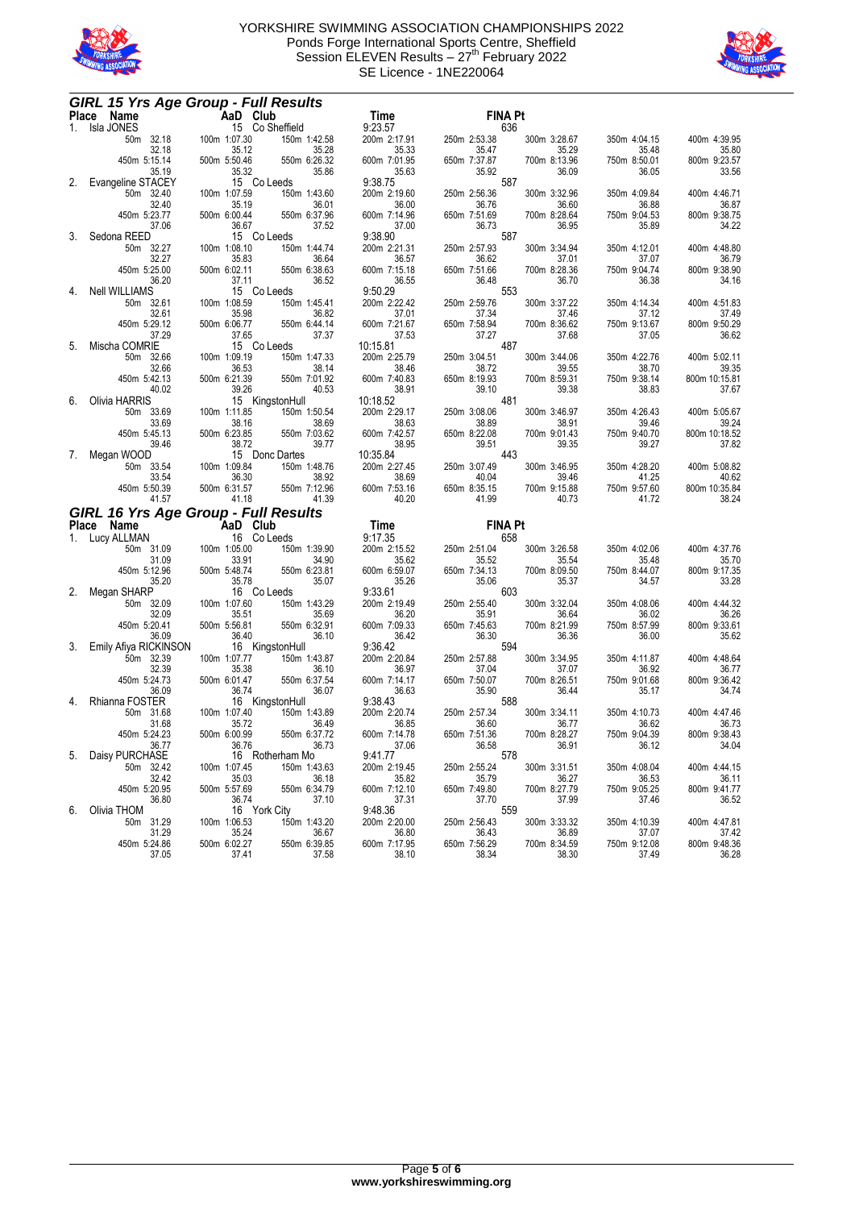YORKSHIRE SWIMMING ASSOCIATION CHAMPIONSHIPS 2022
Ponds Forge International Sports Centre, Sheffield
Session ELEVEN Results – 27th February 2022
SE Licence - 1NE220064

## GIRL 15 Yrs Age Group - Full Results

| Place | Name | AaD | Club | Time | FINA Pt |
|---|---|---|---|---|---|
| 1. | Isla JONES | 15 | Co Sheffield | 9:23.57 | 636 |

| | | | | | | | |
|---|---|---|---|---|---|---|---|
| 50m 32.18 | 100m 1:07.30 | 150m 1:42.58 | 200m 2:17.91 | 250m 2:53.38 | 300m 3:28.67 | 350m 4:04.15 | 400m 4:39.95 |
| 32.18 | 35.12 | 35.28 | 35.33 | 35.47 | 35.29 | 35.48 | 35.80 |
| 450m 5:15.14 | 500m 5:50.46 | 550m 6:26.32 | 600m 7:01.95 | 650m 7:37.87 | 700m 8:13.96 | 750m 8:50.01 | 800m 9:23.57 |
| 35.19 | 35.32 | 35.86 | 35.63 | 35.92 | 36.09 | 36.05 | 33.56 |

| Place | Name | AaD | Club | Time | FINA Pt |
|---|---|---|---|---|---|
| 2. | Evangeline STACEY | 15 | Co Leeds | 9:38.75 | 587 |

| | | | | | | | |
|---|---|---|---|---|---|---|---|
| 50m 32.40 | 100m 1:07.59 | 150m 1:43.60 | 200m 2:19.60 | 250m 2:56.36 | 300m 3:32.96 | 350m 4:09.84 | 400m 4:46.71 |
| 32.40 | 35.19 | 36.01 | 36.00 | 36.76 | 36.60 | 36.88 | 36.87 |
| 450m 5:23.77 | 500m 6:00.44 | 550m 6:37.96 | 600m 7:14.96 | 650m 7:51.69 | 700m 8:28.64 | 750m 9:04.53 | 800m 9:38.75 |
| 37.06 | 36.67 | 37.52 | 37.00 | 36.73 | 36.95 | 35.89 | 34.22 |

| Place | Name | AaD | Club | Time | FINA Pt |
|---|---|---|---|---|---|
| 3. | Sedona REED | 15 | Co Leeds | 9:38.90 | 587 |

| | | | | | | | |
|---|---|---|---|---|---|---|---|
| 50m 32.27 | 100m 1:08.10 | 150m 1:44.74 | 200m 2:21.31 | 250m 2:57.93 | 300m 3:34.94 | 350m 4:12.01 | 400m 4:48.80 |
| 32.27 | 35.83 | 36.64 | 36.57 | 36.62 | 37.01 | 37.07 | 36.79 |
| 450m 5:25.00 | 500m 6:02.11 | 550m 6:38.63 | 600m 7:15.18 | 650m 7:51.66 | 700m 8:28.36 | 750m 9:04.74 | 800m 9:38.90 |
| 36.20 | 37.11 | 36.52 | 36.55 | 36.48 | 36.70 | 36.38 | 34.16 |

| Place | Name | AaD | Club | Time | FINA Pt |
|---|---|---|---|---|---|
| 4. | Nell WILLIAMS | 15 | Co Leeds | 9:50.29 | 553 |

| | | | | | | | |
|---|---|---|---|---|---|---|---|
| 50m 32.61 | 100m 1:08.59 | 150m 1:45.41 | 200m 2:22.42 | 250m 2:59.76 | 300m 3:37.22 | 350m 4:14.34 | 400m 4:51.83 |
| 32.61 | 35.98 | 36.82 | 37.01 | 37.34 | 37.46 | 37.12 | 37.49 |
| 450m 5:29.12 | 500m 6:06.77 | 550m 6:44.14 | 600m 7:21.67 | 650m 7:58.94 | 700m 8:36.62 | 750m 9:13.67 | 800m 9:50.29 |
| 37.29 | 37.65 | 37.37 | 37.53 | 37.27 | 37.68 | 37.05 | 36.62 |

| Place | Name | AaD | Club | Time | FINA Pt |
|---|---|---|---|---|---|
| 5. | Mischa COMRIE | 15 | Co Leeds | 10:15.81 | 487 |

| | | | | | | | |
|---|---|---|---|---|---|---|---|
| 50m 32.66 | 100m 1:09.19 | 150m 1:47.33 | 200m 2:25.79 | 250m 3:04.51 | 300m 3:44.06 | 350m 4:22.76 | 400m 5:02.11 |
| 32.66 | 36.53 | 38.14 | 38.46 | 38.72 | 39.55 | 38.70 | 39.35 |
| 450m 5:42.13 | 500m 6:21.39 | 550m 7:01.92 | 600m 7:40.83 | 650m 8:19.93 | 700m 8:59.31 | 750m 9:38.14 | 800m 10:15.81 |
| 40.02 | 39.26 | 40.53 | 38.91 | 39.10 | 39.38 | 38.83 | 37.67 |

| Place | Name | AaD | Club | Time | FINA Pt |
|---|---|---|---|---|---|
| 6. | Olivia HARRIS | 15 | KingstonHull | 10:18.52 | 481 |

| | | | | | | | |
|---|---|---|---|---|---|---|---|
| 50m 33.69 | 100m 1:11.85 | 150m 1:50.54 | 200m 2:29.17 | 250m 3:08.06 | 300m 3:46.97 | 350m 4:26.43 | 400m 5:05.67 |
| 33.69 | 38.16 | 38.69 | 38.63 | 38.89 | 38.91 | 39.46 | 39.24 |
| 450m 5:45.13 | 500m 6:23.85 | 550m 7:03.62 | 600m 7:42.57 | 650m 8:22.08 | 700m 9:01.43 | 750m 9:40.70 | 800m 10:18.52 |
| 39.46 | 38.72 | 39.77 | 38.95 | 39.51 | 39.35 | 39.27 | 37.82 |

| Place | Name | AaD | Club | Time | FINA Pt |
|---|---|---|---|---|---|
| 7. | Megan WOOD | 15 | Donc Dartes | 10:35.84 | 443 |

| | | | | | | | |
|---|---|---|---|---|---|---|---|
| 50m 33.54 | 100m 1:09.84 | 150m 1:48.76 | 200m 2:27.45 | 250m 3:07.49 | 300m 3:46.95 | 350m 4:28.20 | 400m 5:08.82 |
| 33.54 | 36.30 | 38.92 | 38.69 | 40.04 | 39.46 | 41.25 | 40.62 |
| 450m 5:50.39 | 500m 6:31.57 | 550m 7:12.96 | 600m 7:53.16 | 650m 8:35.15 | 700m 9:15.88 | 750m 9:57.60 | 800m 10:35.84 |
| 41.57 | 41.18 | 41.39 | 40.20 | 41.99 | 40.73 | 41.72 | 38.24 |

## GIRL 16 Yrs Age Group - Full Results

| Place | Name | AaD | Club | Time | FINA Pt |
|---|---|---|---|---|---|
| 1. | Lucy ALLMAN | 16 | Co Leeds | 9:17.35 | 658 |

| | | | | | | | |
|---|---|---|---|---|---|---|---|
| 50m 31.09 | 100m 1:05.00 | 150m 1:39.90 | 200m 2:15.52 | 250m 2:51.04 | 300m 3:26.58 | 350m 4:02.06 | 400m 4:37.76 |
| 31.09 | 33.91 | 34.90 | 35.62 | 35.52 | 35.54 | 35.48 | 35.70 |
| 450m 5:12.96 | 500m 5:48.74 | 550m 6:23.81 | 600m 6:59.07 | 650m 7:34.13 | 700m 8:09.50 | 750m 8:44.07 | 800m 9:17.35 |
| 35.20 | 35.78 | 35.07 | 35.26 | 35.06 | 35.37 | 34.57 | 33.28 |

| Place | Name | AaD | Club | Time | FINA Pt |
|---|---|---|---|---|---|
| 2. | Megan SHARP | 16 | Co Leeds | 9:33.61 | 603 |

| | | | | | | | |
|---|---|---|---|---|---|---|---|
| 50m 32.09 | 100m 1:07.60 | 150m 1:43.29 | 200m 2:19.49 | 250m 2:55.40 | 300m 3:32.04 | 350m 4:08.06 | 400m 4:44.32 |
| 32.09 | 35.51 | 35.69 | 36.20 | 35.91 | 36.64 | 36.02 | 36.26 |
| 450m 5:20.41 | 500m 5:56.81 | 550m 6:32.91 | 600m 7:09.33 | 650m 7:45.63 | 700m 8:21.99 | 750m 8:57.99 | 800m 9:33.61 |
| 36.09 | 36.40 | 36.10 | 36.42 | 36.30 | 36.36 | 36.00 | 35.62 |

| Place | Name | AaD | Club | Time | FINA Pt |
|---|---|---|---|---|---|
| 3. | Emily Afiya RICKINSON | 16 | KingstonHull | 9:36.42 | 594 |

| | | | | | | | |
|---|---|---|---|---|---|---|---|
| 50m 32.39 | 100m 1:07.77 | 150m 1:43.87 | 200m 2:20.84 | 250m 2:57.88 | 300m 3:34.95 | 350m 4:11.87 | 400m 4:48.64 |
| 32.39 | 35.38 | 36.10 | 36.97 | 37.04 | 37.07 | 36.92 | 36.77 |
| 450m 5:24.73 | 500m 6:01.47 | 550m 6:37.54 | 600m 7:14.17 | 650m 7:50.07 | 700m 8:26.51 | 750m 9:01.68 | 800m 9:36.42 |
| 36.09 | 36.74 | 36.07 | 36.63 | 35.90 | 36.44 | 35.17 | 34.74 |

| Place | Name | AaD | Club | Time | FINA Pt |
|---|---|---|---|---|---|
| 4. | Rhianna FOSTER | 16 | KingstonHull | 9:38.43 | 588 |

| | | | | | | | |
|---|---|---|---|---|---|---|---|
| 50m 31.68 | 100m 1:07.40 | 150m 1:43.89 | 200m 2:20.74 | 250m 2:57.34 | 300m 3:34.11 | 350m 4:10.73 | 400m 4:47.46 |
| 31.68 | 35.72 | 36.49 | 36.85 | 36.60 | 36.77 | 36.62 | 36.73 |
| 450m 5:24.23 | 500m 6:00.99 | 550m 6:37.72 | 600m 7:14.78 | 650m 7:51.36 | 700m 8:28.27 | 750m 9:04.39 | 800m 9:38.43 |
| 36.77 | 36.76 | 36.73 | 37.06 | 36.58 | 36.91 | 36.12 | 34.04 |

| Place | Name | AaD | Club | Time | FINA Pt |
|---|---|---|---|---|---|
| 5. | Daisy PURCHASE | 16 | Rotherham Mo | 9:41.77 | 578 |

| | | | | | | | |
|---|---|---|---|---|---|---|---|
| 50m 32.42 | 100m 1:07.45 | 150m 1:43.63 | 200m 2:19.45 | 250m 2:55.24 | 300m 3:31.51 | 350m 4:08.04 | 400m 4:44.15 |
| 32.42 | 35.03 | 36.18 | 35.82 | 35.79 | 36.27 | 36.53 | 36.11 |
| 450m 5:20.95 | 500m 5:57.69 | 550m 6:34.79 | 600m 7:12.10 | 650m 7:49.80 | 700m 8:27.79 | 750m 9:05.25 | 800m 9:41.77 |
| 36.80 | 36.74 | 37.10 | 37.31 | 37.70 | 37.99 | 37.46 | 36.52 |

| Place | Name | AaD | Club | Time | FINA Pt |
|---|---|---|---|---|---|
| 6. | Olivia THOM | 16 | York City | 9:48.36 | 559 |

| | | | | | | | |
|---|---|---|---|---|---|---|---|
| 50m 31.29 | 100m 1:06.53 | 150m 1:43.20 | 200m 2:20.00 | 250m 2:56.43 | 300m 3:33.32 | 350m 4:10.39 | 400m 4:47.81 |
| 31.29 | 35.24 | 36.67 | 36.80 | 36.43 | 36.89 | 37.07 | 37.42 |
| 450m 5:24.86 | 500m 6:02.27 | 550m 6:39.85 | 600m 7:17.95 | 650m 7:56.29 | 700m 8:34.59 | 750m 9:12.08 | 800m 9:48.36 |
| 37.05 | 37.41 | 37.58 | 38.10 | 38.34 | 38.30 | 37.49 | 36.28 |

www.yorkshireswimming.org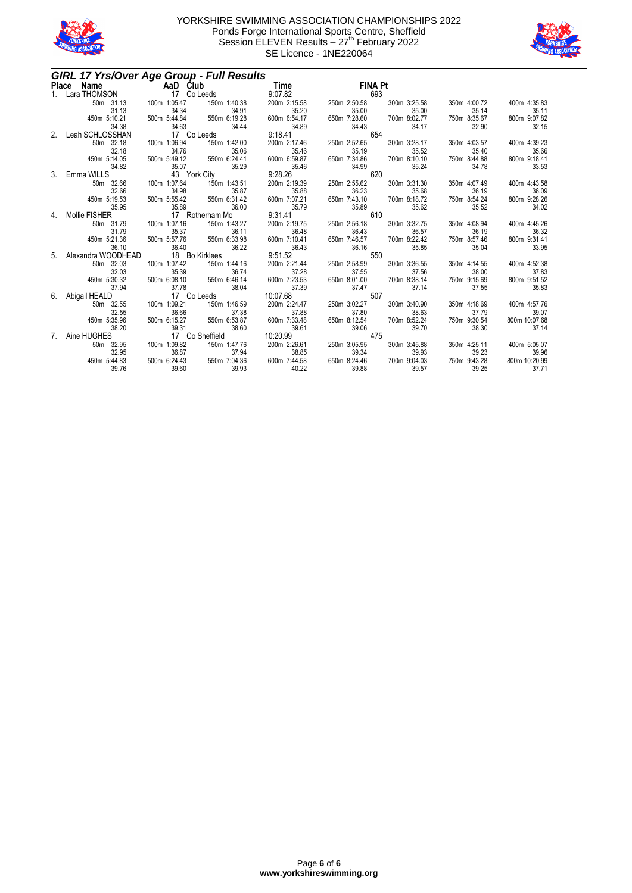YORKSHIRE SWIMMING ASSOCIATION CHAMPIONSHIPS 2022
Ponds Forge International Sports Centre, Sheffield
Session ELEVEN Results – 27th February 2022
SE Licence - 1NE220064

## *GIRL 17 Yrs/Over Age Group - Full Results*

| Place | Name | AaD | Club | Time | FINA Pt |
|---|---|---|---|---|---|
| 1. | Lara THOMSON | 17 | Co Leeds | 9:07.82 | 693 |
| 2. | Leah SCHLOSSHAN | 17 | Co Leeds | 9:18.41 | 654 |
| 3. | Emma WILLS | 43 | York City | 9:28.26 | 620 |
| 4. | Mollie FISHER | 17 | Rotherham Mo | 9:31.41 | 610 |
| 5. | Alexandra WOODHEAD | 18 | Bo Kirklees | 9:51.52 | 550 |
| 6. | Abigail HEALD | 17 | Co Leeds | 10:07.68 | 507 |
| 7. | Aine HUGHES | 17 | Co Sheffield | 10:20.99 | 475 |

**1. Lara THOMSON**

| | | | | | | | |
|---|---|---|---|---|---|---|---|
| 50m 31.13 | 100m 1:05.47 | 150m 1:40.38 | 200m 2:15.58 | 250m 2:50.58 | 300m 3:25.58 | 350m 4:00.72 | 400m 4:35.83 |
| 31.13 | 34.34 | 34.91 | 35.20 | 35.00 | 35.00 | 35.14 | 35.11 |
| 450m 5:10.21 | 500m 5:44.84 | 550m 6:19.28 | 600m 6:54.17 | 650m 7:28.60 | 700m 8:02.77 | 750m 8:35.67 | 800m 9:07.82 |
| 34.38 | 34.63 | 34.44 | 34.89 | 34.43 | 34.17 | 32.90 | 32.15 |

**2. Leah SCHLOSSHAN**

| | | | | | | | |
|---|---|---|---|---|---|---|---|
| 50m 32.18 | 100m 1:06.94 | 150m 1:42.00 | 200m 2:17.46 | 250m 2:52.65 | 300m 3:28.17 | 350m 4:03.57 | 400m 4:39.23 |
| 32.18 | 34.76 | 35.06 | 35.46 | 35.19 | 35.52 | 35.40 | 35.66 |
| 450m 5:14.05 | 500m 5:49.12 | 550m 6:24.41 | 600m 6:59.87 | 650m 7:34.86 | 700m 8:10.10 | 750m 8:44.88 | 800m 9:18.41 |
| 34.82 | 35.07 | 35.29 | 35.46 | 34.99 | 35.24 | 34.78 | 33.53 |

**3. Emma WILLS**

| | | | | | | | |
|---|---|---|---|---|---|---|---|
| 50m 32.66 | 100m 1:07.64 | 150m 1:43.51 | 200m 2:19.39 | 250m 2:55.62 | 300m 3:31.30 | 350m 4:07.49 | 400m 4:43.58 |
| 32.66 | 34.98 | 35.87 | 35.88 | 36.23 | 35.68 | 36.19 | 36.09 |
| 450m 5:19.53 | 500m 5:55.42 | 550m 6:31.42 | 600m 7:07.21 | 650m 7:43.10 | 700m 8:18.72 | 750m 8:54.24 | 800m 9:28.26 |
| 35.95 | 35.89 | 36.00 | 35.79 | 35.89 | 35.62 | 35.52 | 34.02 |

**4. Mollie FISHER**

| | | | | | | | |
|---|---|---|---|---|---|---|---|
| 50m 31.79 | 100m 1:07.16 | 150m 1:43.27 | 200m 2:19.75 | 250m 2:56.18 | 300m 3:32.75 | 350m 4:08.94 | 400m 4:45.26 |
| 31.79 | 35.37 | 36.11 | 36.48 | 36.43 | 36.57 | 36.19 | 36.32 |
| 450m 5:21.36 | 500m 5:57.76 | 550m 6:33.98 | 600m 7:10.41 | 650m 7:46.57 | 700m 8:22.42 | 750m 8:57.46 | 800m 9:31.41 |
| 36.10 | 36.40 | 36.22 | 36.43 | 36.16 | 35.85 | 35.04 | 33.95 |

**5. Alexandra WOODHEAD**

| | | | | | | | |
|---|---|---|---|---|---|---|---|
| 50m 32.03 | 100m 1:07.42 | 150m 1:44.16 | 200m 2:21.44 | 250m 2:58.99 | 300m 3:36.55 | 350m 4:14.55 | 400m 4:52.38 |
| 32.03 | 35.39 | 36.74 | 37.28 | 37.55 | 37.56 | 38.00 | 37.83 |
| 450m 5:30.32 | 500m 6:08.10 | 550m 6:46.14 | 600m 7:23.53 | 650m 8:01.00 | 700m 8:38.14 | 750m 9:15.69 | 800m 9:51.52 |
| 37.94 | 37.78 | 38.04 | 37.39 | 37.47 | 37.14 | 37.55 | 35.83 |

**6. Abigail HEALD**

| | | | | | | | |
|---|---|---|---|---|---|---|---|
| 50m 32.55 | 100m 1:09.21 | 150m 1:46.59 | 200m 2:24.47 | 250m 3:02.27 | 300m 3:40.90 | 350m 4:18.69 | 400m 4:57.76 |
| 32.55 | 36.66 | 37.38 | 37.88 | 37.80 | 38.63 | 37.79 | 39.07 |
| 450m 5:35.96 | 500m 6:15.27 | 550m 6:53.87 | 600m 7:33.48 | 650m 8:12.54 | 700m 8:52.24 | 750m 9:30.54 | 800m 10:07.68 |
| 38.20 | 39.31 | 38.60 | 39.61 | 39.06 | 39.70 | 38.30 | 37.14 |

**7. Aine HUGHES**

| | | | | | | | |
|---|---|---|---|---|---|---|---|
| 50m 32.95 | 100m 1:09.82 | 150m 1:47.76 | 200m 2:26.61 | 250m 3:05.95 | 300m 3:45.88 | 350m 4:25.11 | 400m 5:05.07 |
| 32.95 | 36.87 | 37.94 | 38.85 | 39.34 | 39.93 | 39.23 | 39.96 |
| 450m 5:44.83 | 500m 6:24.43 | 550m 7:04.36 | 600m 7:44.58 | 650m 8:24.46 | 700m 9:04.03 | 750m 9:43.28 | 800m 10:20.99 |
| 39.76 | 39.60 | 39.93 | 40.22 | 39.88 | 39.57 | 39.25 | 37.71 |

www.yorkshireswimming.org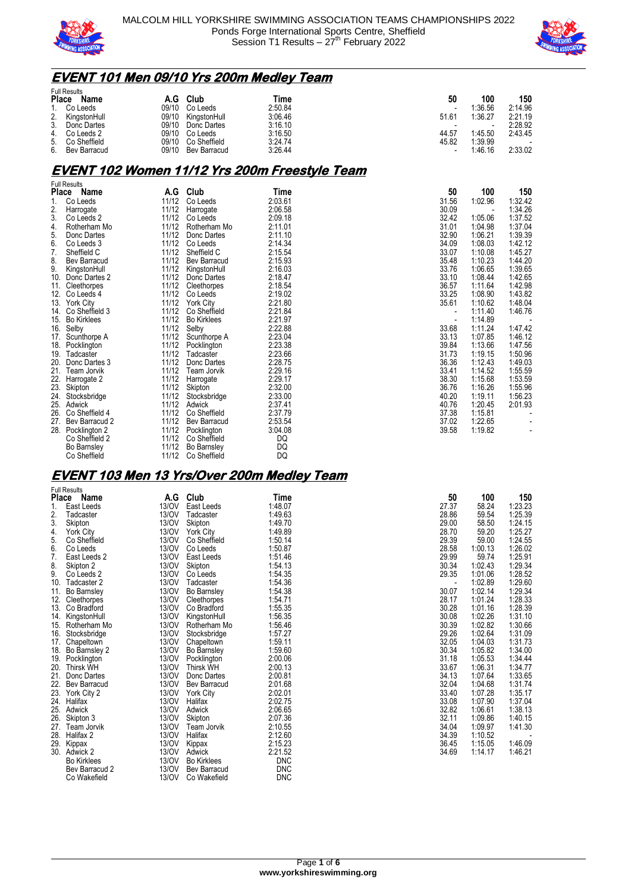MALCOLM HILL YORKSHIRE SWIMMING ASSOCIATION TEAMS CHAMPIONSHIPS 2022
Ponds Forge International Sports Centre, Sheffield
Session T1 Results – 27th February 2022

## EVENT 101 Men 09/10 Yrs 200m Medley Team

Full Results

| Place | Name | A.G | Club | Time | 50 | 100 | 150 |
|---|---|---|---|---|---|---|---|
| 1. | Co Leeds | 09/10 | Co Leeds | 2:50.84 | - | 1:36.56 | 2:14.96 |
| 2. | KingstonHull | 09/10 | KingstonHull | 3:06.46 | 51.61 | 1:36.27 | 2:21.19 |
| 3. | Donc Dartes | 09/10 | Donc Dartes | 3:16.10 | - | - | 2:28.92 |
| 4. | Co Leeds 2 | 09/10 | Co Leeds | 3:16.50 | 44.57 | 1:45.50 | 2:43.45 |
| 5. | Co Sheffield | 09/10 | Co Sheffield | 3:24.74 | 45.82 | 1:39.99 | - |
| 6. | Bev Barracud | 09/10 | Bev Barracud | 3:26.44 | - | 1:46.16 | 2:33.02 |

## EVENT 102 Women 11/12 Yrs 200m Freestyle Team

Full Results

| Place | Name | A.G | Club | Time | 50 | 100 | 150 |
|---|---|---|---|---|---|---|---|
| 1. | Co Leeds | 11/12 | Co Leeds | 2:03.61 | 31.56 | 1:02.96 | 1:32.42 |
| 2. | Harrogate | 11/12 | Harrogate | 2:06.58 | 30.09 | - | 1:34.26 |
| 3. | Co Leeds 2 | 11/12 | Co Leeds | 2:09.18 | 32.42 | 1:05.06 | 1:37.52 |
| 4. | Rotherham Mo | 11/12 | Rotherham Mo | 2:11.01 | 31.01 | 1:04.98 | 1:37.04 |
| 5. | Donc Dartes | 11/12 | Donc Dartes | 2:11.10 | 32.90 | 1:06.21 | 1:39.39 |
| 6. | Co Leeds 3 | 11/12 | Co Leeds | 2:14.34 | 34.09 | 1:08.03 | 1:42.12 |
| 7. | Sheffield C | 11/12 | Sheffield C | 2:15.54 | 33.07 | 1:10.08 | 1:45.27 |
| 8. | Bev Barracud | 11/12 | Bev Barracud | 2:15.93 | 35.48 | 1:10.23 | 1:44.20 |
| 9. | KingstonHull | 11/12 | KingstonHull | 2:16.03 | 33.76 | 1:06.65 | 1:39.65 |
| 10. | Donc Dartes 2 | 11/12 | Donc Dartes | 2:18.47 | 33.10 | 1:08.44 | 1:42.65 |
| 11. | Cleethorpes | 11/12 | Cleethorpes | 2:18.54 | 36.57 | 1:11.64 | 1:42.98 |
| 12. | Co Leeds 4 | 11/12 | Co Leeds | 2:19.02 | 33.25 | 1:08.90 | 1:43.82 |
| 13. | York City | 11/12 | York City | 2:21.80 | 35.61 | 1:10.62 | 1:48.04 |
| 14. | Co Sheffield 3 | 11/12 | Co Sheffield | 2:21.84 | - | 1:11.40 | 1:46.76 |
| 15. | Bo Kirklees | 11/12 | Bo Kirklees | 2:21.97 | - | 1:14.89 | - |
| 16. | Selby | 11/12 | Selby | 2:22.88 | 33.68 | 1:11.24 | 1:47.42 |
| 17. | Scunthorpe A | 11/12 | Scunthorpe A | 2:23.04 | 33.13 | 1:07.85 | 1:46.12 |
| 18. | Pocklington | 11/12 | Pocklington | 2:23.38 | 39.84 | 1:13.66 | 1:47.56 |
| 19. | Tadcaster | 11/12 | Tadcaster | 2:23.66 | 31.73 | 1:19.15 | 1:50.96 |
| 20. | Donc Dartes 3 | 11/12 | Donc Dartes | 2:28.75 | 36.36 | 1:12.43 | 1:49.03 |
| 21. | Team Jorvik | 11/12 | Team Jorvik | 2:29.16 | 33.41 | 1:14.52 | 1:55.59 |
| 22. | Harrogate 2 | 11/12 | Harrogate | 2:29.17 | 38.30 | 1:15.68 | 1:53.59 |
| 23. | Skipton | 11/12 | Skipton | 2:32.00 | 36.76 | 1:16.26 | 1:55.96 |
| 24. | Stocksbridge | 11/12 | Stocksbridge | 2:33.00 | 40.20 | 1:19.11 | 1:56.23 |
| 25. | Adwick | 11/12 | Adwick | 2:37.41 | 40.76 | 1:20.45 | 2:01.93 |
| 26. | Co Sheffield 4 | 11/12 | Co Sheffield | 2:37.79 | 37.38 | 1:15.81 | - |
| 27. | Bev Barracud 2 | 11/12 | Bev Barracud | 2:53.54 | 37.02 | 1:22.65 | - |
| 28. | Pocklington 2 | 11/12 | Pocklington | 3:04.08 | 39.58 | 1:19.82 | - |
| | Co Sheffield 2 | 11/12 | Co Sheffield | DQ | | | |
| | Bo Barnsley | 11/12 | Bo Barnsley | DQ | | | |
| | Co Sheffield | 11/12 | Co Sheffield | DQ | | | |

## EVENT 103 Men 13 Yrs/Over 200m Medley Team

Full Results

| Place | Name | A.G | Club | Time | 50 | 100 | 150 |
|---|---|---|---|---|---|---|---|
| 1. | East Leeds | 13/OV | East Leeds | 1:48.07 | 27.37 | 58.24 | 1:23.23 |
| 2. | Tadcaster | 13/OV | Tadcaster | 1:49.63 | 28.86 | 59.54 | 1:25.39 |
| 3. | Skipton | 13/OV | Skipton | 1:49.70 | 29.00 | 58.50 | 1:24.15 |
| 4. | York City | 13/OV | York City | 1:49.89 | 28.70 | 59.20 | 1:25.27 |
| 5. | Co Sheffield | 13/OV | Co Sheffield | 1:50.14 | 29.39 | 59.00 | 1:24.55 |
| 6. | Co Leeds | 13/OV | Co Leeds | 1:50.87 | 28.58 | 1:00.13 | 1:26.02 |
| 7. | East Leeds 2 | 13/OV | East Leeds | 1:51.46 | 29.99 | 59.74 | 1:25.91 |
| 8. | Skipton 2 | 13/OV | Skipton | 1:54.13 | 30.34 | 1:02.43 | 1:29.34 |
| 9. | Co Leeds 2 | 13/OV | Co Leeds | 1:54.35 | 29.35 | 1:01.06 | 1:28.52 |
| 10. | Tadcaster 2 | 13/OV | Tadcaster | 1:54.36 | - | 1:02.89 | 1:29.60 |
| 11. | Bo Barnsley | 13/OV | Bo Barnsley | 1:54.38 | 30.07 | 1:02.14 | 1:29.34 |
| 12. | Cleethorpes | 13/OV | Cleethorpes | 1:54.71 | 28.17 | 1:01.24 | 1:28.33 |
| 13. | Co Bradford | 13/OV | Co Bradford | 1:55.35 | 30.28 | 1:01.16 | 1:28.39 |
| 14. | KingstonHull | 13/OV | KingstonHull | 1:56.35 | 30.08 | 1:02.26 | 1:31.10 |
| 15. | Rotherham Mo | 13/OV | Rotherham Mo | 1:56.46 | 30.39 | 1:02.82 | 1:30.66 |
| 16. | Stocksbridge | 13/OV | Stocksbridge | 1:57.27 | 29.26 | 1:02.64 | 1:31.09 |
| 17. | Chapeltown | 13/OV | Chapeltown | 1:59.11 | 32.05 | 1:04.03 | 1:31.73 |
| 18. | Bo Barnsley 2 | 13/OV | Bo Barnsley | 1:59.60 | 30.34 | 1:05.82 | 1:34.00 |
| 19. | Pocklington | 13/OV | Pocklington | 2:00.06 | 31.18 | 1:05.53 | 1:34.44 |
| 20. | Thirsk WH | 13/OV | Thirsk WH | 2:00.13 | 33.67 | 1:06.31 | 1:34.77 |
| 21. | Donc Dartes | 13/OV | Donc Dartes | 2:00.81 | 34.13 | 1:07.64 | 1:33.65 |
| 22. | Bev Barracud | 13/OV | Bev Barracud | 2:01.68 | 32.04 | 1:04.68 | 1:31.74 |
| 23. | York City 2 | 13/OV | York City | 2:02.01 | 33.40 | 1:07.28 | 1:35.17 |
| 24. | Halifax | 13/OV | Halifax | 2:02.75 | 33.08 | 1:07.90 | 1:37.04 |
| 25. | Adwick | 13/OV | Adwick | 2:06.65 | 32.82 | 1:06.61 | 1:38.13 |
| 26. | Skipton 3 | 13/OV | Skipton | 2:07.36 | 32.11 | 1:09.86 | 1:40.15 |
| 27. | Team Jorvik | 13/OV | Team Jorvik | 2:10.55 | 34.04 | 1:09.97 | 1:41.30 |
| 28. | Halifax 2 | 13/OV | Halifax | 2:12.60 | 34.39 | 1:10.52 | - |
| 29. | Kippax | 13/OV | Kippax | 2:15.23 | 36.45 | 1:15.05 | 1:46.09 |
| 30. | Adwick 2 | 13/OV | Adwick | 2:21.52 | 34.69 | 1:14.17 | 1:46.21 |
| | Bo Kirklees | 13/OV | Bo Kirklees | DNC | | | |
| | Bev Barracud 2 | 13/OV | Bev Barracud | DNC | | | |
| | Co Wakefield | 13/OV | Co Wakefield | DNC | | | |

www.yorkshireswimming.org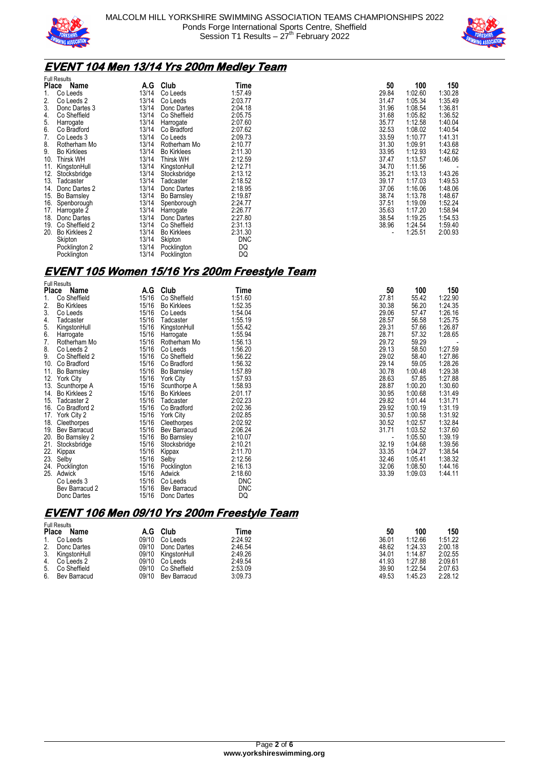## EVENT 104 Men 13/14 Yrs 200m Medley Team

Full Results

| Place | Name | A.G | Club | Time | 50 | 100 | 150 |
|---|---|---|---|---|---|---|---|
| 1. | Co Leeds | 13/14 | Co Leeds | 1:57.49 | 29.84 | 1:02.60 | 1:30.28 |
| 2. | Co Leeds 2 | 13/14 | Co Leeds | 2:03.77 | 31.47 | 1:05.34 | 1:35.49 |
| 3. | Donc Dartes 3 | 13/14 | Donc Dartes | 2:04.18 | 31.96 | 1:08.54 | 1:36.81 |
| 4. | Co Sheffield | 13/14 | Co Sheffield | 2:05.75 | 31.68 | 1:05.82 | 1:36.52 |
| 5. | Harrogate | 13/14 | Harrogate | 2:07.60 | 35.77 | 1:12.58 | 1:40.04 |
| 6. | Co Bradford | 13/14 | Co Bradford | 2:07.62 | 32.53 | 1:08.02 | 1:40.54 |
| 7. | Co Leeds 3 | 13/14 | Co Leeds | 2:09.73 | 33.59 | 1:10.77 | 1:41.31 |
| 8. | Rotherham Mo | 13/14 | Rotherham Mo | 2:10.77 | 31.30 | 1:09.91 | 1:43.68 |
| 9. | Bo Kirklees | 13/14 | Bo Kirklees | 2:11.30 | 33.95 | 1:12.93 | 1:42.62 |
| 10. | Thirsk WH | 13/14 | Thirsk WH | 2:12.59 | 37.47 | 1:13.57 | 1:46.06 |
| 11. | KingstonHull | 13/14 | KingstonHull | 2:12.71 | 34.70 | 1:11.56 | - |
| 12. | Stocksbridge | 13/14 | Stocksbridge | 2:13.12 | 35.21 | 1:13.13 | 1:43.26 |
| 13. | Tadcaster | 13/14 | Tadcaster | 2:18.52 | 39.17 | 1:17.03 | 1:49.53 |
| 14. | Donc Dartes 2 | 13/14 | Donc Dartes | 2:18.95 | 37.06 | 1:16.06 | 1:48.06 |
| 15. | Bo Barnsley | 13/14 | Bo Barnsley | 2:19.87 | 38.74 | 1:13.78 | 1:48.67 |
| 16. | Spenborough | 13/14 | Spenborough | 2:24.77 | 37.51 | 1:19.09 | 1:52.24 |
| 17. | Harrogate 2 | 13/14 | Harrogate | 2:26.77 | 35.63 | 1:17.20 | 1:58.94 |
| 18. | Donc Dartes | 13/14 | Donc Dartes | 2:27.80 | 38.54 | 1:19.25 | 1:54.53 |
| 19. | Co Sheffield 2 | 13/14 | Co Sheffield | 2:31.13 | 38.96 | 1:24.54 | 1:59.40 |
| 20. | Bo Kirklees 2 | 13/14 | Bo Kirklees | 2:31.30 | - | 1:25.51 | 2:00.93 |
| | Skipton | 13/14 | Skipton | DNC | | | |
| | Pocklington 2 | 13/14 | Pocklington | DQ | | | |
| | Pocklington | 13/14 | Pocklington | DQ | | | |

## EVENT 105 Women 15/16 Yrs 200m Freestyle Team

Full Results

| Place | Name | A.G | Club | Time | 50 | 100 | 150 |
|---|---|---|---|---|---|---|---|
| 1. | Co Sheffield | 15/16 | Co Sheffield | 1:51.60 | 27.81 | 55.42 | 1:22.90 |
| 2. | Bo Kirklees | 15/16 | Bo Kirklees | 1:52.35 | 30.38 | 56.20 | 1:24.35 |
| 3. | Co Leeds | 15/16 | Co Leeds | 1:54.04 | 29.06 | 57.47 | 1:26.16 |
| 4. | Tadcaster | 15/16 | Tadcaster | 1:55.19 | 28.57 | 56.58 | 1:25.75 |
| 5. | KingstonHull | 15/16 | KingstonHull | 1:55.42 | 29.31 | 57.66 | 1:26.87 |
| 6. | Harrogate | 15/16 | Harrogate | 1:55.94 | 28.71 | 57.32 | 1:28.65 |
| 7. | Rotherham Mo | 15/16 | Rotherham Mo | 1:56.13 | 29.72 | 59.29 | - |
| 8. | Co Leeds 2 | 15/16 | Co Leeds | 1:56.20 | 29.13 | 58.50 | 1:27.59 |
| 9. | Co Sheffield 2 | 15/16 | Co Sheffield | 1:56.22 | 29.02 | 58.40 | 1:27.86 |
| 10. | Co Bradford | 15/16 | Co Bradford | 1:56.32 | 29.14 | 59.05 | 1:28.26 |
| 11. | Bo Barnsley | 15/16 | Bo Barnsley | 1:57.89 | 30.78 | 1:00.48 | 1:29.38 |
| 12. | York City | 15/16 | York City | 1:57.93 | 28.63 | 57.85 | 1:27.88 |
| 13. | Scunthorpe A | 15/16 | Scunthorpe A | 1:58.93 | 28.87 | 1:00.20 | 1:30.60 |
| 14. | Bo Kirklees 2 | 15/16 | Bo Kirklees | 2:01.17 | 30.95 | 1:00.68 | 1:31.49 |
| 15. | Tadcaster 2 | 15/16 | Tadcaster | 2:02.23 | 29.82 | 1:01.44 | 1:31.71 |
| 16. | Co Bradford 2 | 15/16 | Co Bradford | 2:02.36 | 29.92 | 1:00.19 | 1:31.19 |
| 17. | York City 2 | 15/16 | York City | 2:02.85 | 30.57 | 1:00.58 | 1:31.92 |
| 18. | Cleethorpes | 15/16 | Cleethorpes | 2:02.92 | 30.52 | 1:02.57 | 1:32.84 |
| 19. | Bev Barracud | 15/16 | Bev Barracud | 2:06.24 | 31.71 | 1:03.52 | 1:37.60 |
| 20. | Bo Barnsley 2 | 15/16 | Bo Barnsley | 2:10.07 | - | 1:05.50 | 1:39.19 |
| 21. | Stocksbridge | 15/16 | Stocksbridge | 2:10.21 | 32.19 | 1:04.68 | 1:39.56 |
| 22. | Kippax | 15/16 | Kippax | 2:11.70 | 33.35 | 1:04.27 | 1:38.54 |
| 23. | Selby | 15/16 | Selby | 2:12.56 | 32.46 | 1:05.41 | 1:38.32 |
| 24. | Pocklington | 15/16 | Pocklington | 2:16.13 | 32.06 | 1:08.50 | 1:44.16 |
| 25. | Adwick | 15/16 | Adwick | 2:18.60 | 33.39 | 1:09.03 | 1:44.11 |
| | Co Leeds 3 | 15/16 | Co Leeds | DNC | | | |
| | Bev Barracud 2 | 15/16 | Bev Barracud | DNC | | | |
| | Donc Dartes | 15/16 | Donc Dartes | DQ | | | |

## EVENT 106 Men 09/10 Yrs 200m Freestyle Team

Full Results

| Place | Name | A.G | Club | Time | 50 | 100 | 150 |
|---|---|---|---|---|---|---|---|
| 1. | Co Leeds | 09/10 | Co Leeds | 2:24.92 | 36.01 | 1:12.66 | 1:51.22 |
| 2. | Donc Dartes | 09/10 | Donc Dartes | 2:46.54 | 48.62 | 1:24.33 | 2:00.18 |
| 3. | KingstonHull | 09/10 | KingstonHull | 2:49.26 | 34.01 | 1:14.87 | 2:02.55 |
| 4. | Co Leeds 2 | 09/10 | Co Leeds | 2:49.54 | 41.93 | 1:27.88 | 2:09.61 |
| 5. | Co Sheffield | 09/10 | Co Sheffield | 2:53.09 | 39.90 | 1:22.54 | 2:07.63 |
| 6. | Bev Barracud | 09/10 | Bev Barracud | 3:09.73 | 49.53 | 1:45.23 | 2:28.12 |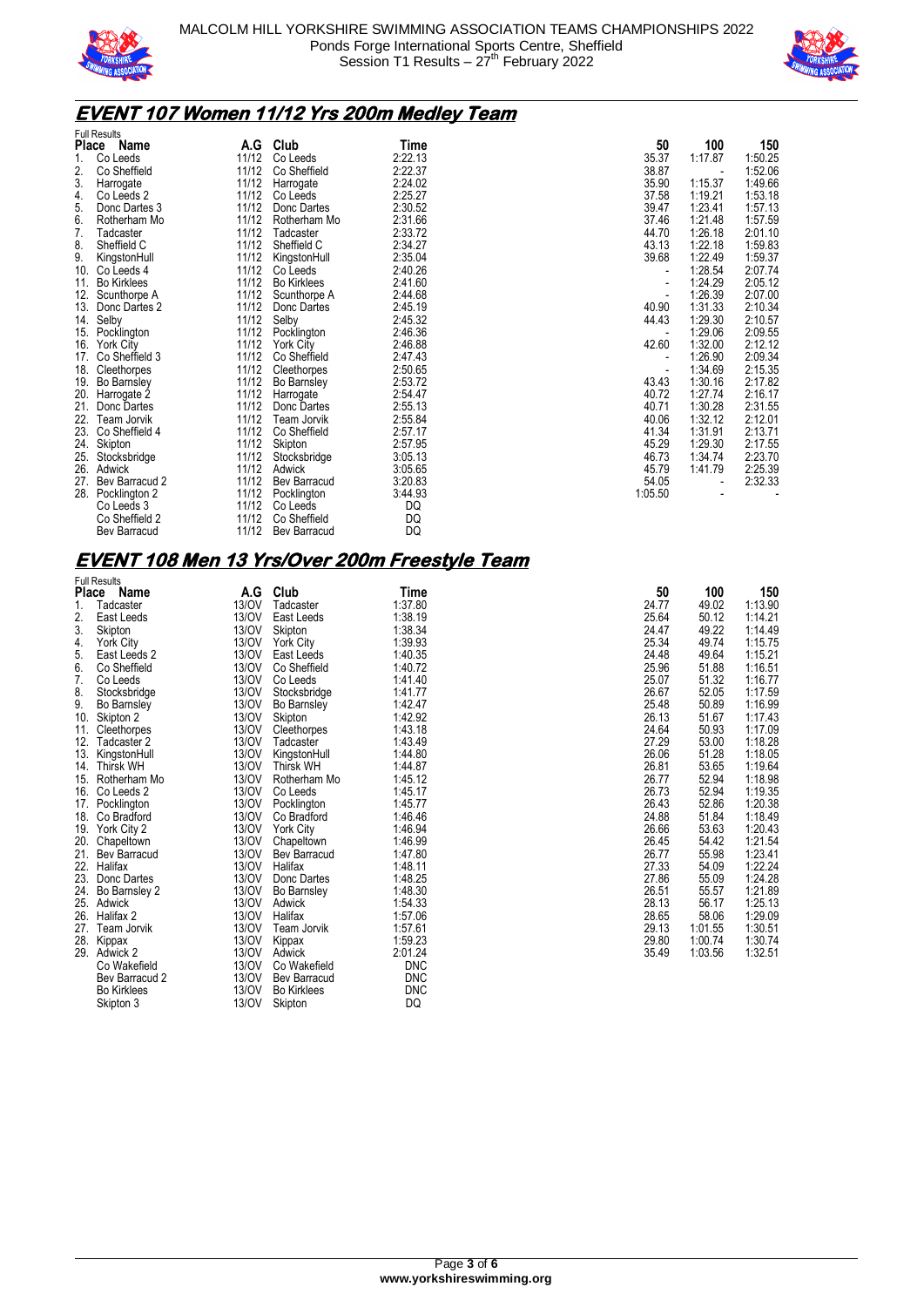# EVENT 107 Women 11/12 Yrs 200m Medley Team

Full Results

| Place | Name | A.G | Club | Time | 50 | 100 | 150 |
|---|---|---|---|---|---|---|---|
| 1. | Co Leeds | 11/12 | Co Leeds | 2:22.13 | 35.37 | 1:17.87 | 1:50.25 |
| 2. | Co Sheffield | 11/12 | Co Sheffield | 2:22.37 | 38.87 | - | 1:52.06 |
| 3. | Harrogate | 11/12 | Harrogate | 2:24.02 | 35.90 | 1:15.37 | 1:49.66 |
| 4. | Co Leeds 2 | 11/12 | Co Leeds | 2:25.27 | 37.58 | 1:19.21 | 1:53.18 |
| 5. | Donc Dartes 3 | 11/12 | Donc Dartes | 2:30.52 | 39.47 | 1:23.41 | 1:57.13 |
| 6. | Rotherham Mo | 11/12 | Rotherham Mo | 2:31.66 | 37.46 | 1:21.48 | 1:57.59 |
| 7. | Tadcaster | 11/12 | Tadcaster | 2:33.72 | 44.70 | 1:26.18 | 2:01.10 |
| 8. | Sheffield C | 11/12 | Sheffield C | 2:34.27 | 43.13 | 1:22.18 | 1:59.83 |
| 9. | KingstonHull | 11/12 | KingstonHull | 2:35.04 | 39.68 | 1:22.49 | 1:59.37 |
| 10. | Co Leeds 4 | 11/12 | Co Leeds | 2:40.26 | - | 1:28.54 | 2:07.74 |
| 11. | Bo Kirklees | 11/12 | Bo Kirklees | 2:41.60 | - | 1:24.29 | 2:05.12 |
| 12. | Scunthorpe A | 11/12 | Scunthorpe A | 2:44.68 | - | 1:26.39 | 2:07.00 |
| 13. | Donc Dartes 2 | 11/12 | Donc Dartes | 2:45.19 | 40.90 | 1:31.33 | 2:10.34 |
| 14. | Selby | 11/12 | Selby | 2:45.32 | 44.43 | 1:29.30 | 2:10.57 |
| 15. | Pocklington | 11/12 | Pocklington | 2:46.36 | - | 1:29.06 | 2:09.55 |
| 16. | York City | 11/12 | York City | 2:46.88 | 42.60 | 1:32.00 | 2:12.12 |
| 17. | Co Sheffield 3 | 11/12 | Co Sheffield | 2:47.43 | - | 1:26.90 | 2:09.34 |
| 18. | Cleethorpes | 11/12 | Cleethorpes | 2:50.65 | - | 1:34.69 | 2:15.35 |
| 19. | Bo Barnsley | 11/12 | Bo Barnsley | 2:53.72 | 43.43 | 1:30.16 | 2:17.82 |
| 20. | Harrogate 2 | 11/12 | Harrogate | 2:54.47 | 40.72 | 1:27.74 | 2:16.17 |
| 21. | Donc Dartes | 11/12 | Donc Dartes | 2:55.13 | 40.71 | 1:30.28 | 2:31.55 |
| 22. | Team Jorvik | 11/12 | Team Jorvik | 2:55.84 | 40.06 | 1:32.12 | 2:12.01 |
| 23. | Co Sheffield 4 | 11/12 | Co Sheffield | 2:57.17 | 41.34 | 1:31.91 | 2:13.71 |
| 24. | Skipton | 11/12 | Skipton | 2:57.95 | 45.29 | 1:29.30 | 2:17.55 |
| 25. | Stocksbridge | 11/12 | Stocksbridge | 3:05.13 | 46.73 | 1:34.74 | 2:23.70 |
| 26. | Adwick | 11/12 | Adwick | 3:05.65 | 45.79 | 1:41.79 | 2:25.39 |
| 27. | Bev Barracud 2 | 11/12 | Bev Barracud | 3:20.83 | 54.05 | - | 2:32.33 |
| 28. | Pocklington 2 | 11/12 | Pocklington | 3:44.93 | 1:05.50 | - | - |
| | Co Leeds 3 | 11/12 | Co Leeds | DQ | | | |
| | Co Sheffield 2 | 11/12 | Co Sheffield | DQ | | | |
| | Bev Barracud | 11/12 | Bev Barracud | DQ | | | |

# EVENT 108 Men 13 Yrs/Over 200m Freestyle Team

Full Results

| Place | Name | A.G | Club | Time | 50 | 100 | 150 |
|---|---|---|---|---|---|---|---|
| 1. | Tadcaster | 13/OV | Tadcaster | 1:37.80 | 24.77 | 49.02 | 1:13.90 |
| 2. | East Leeds | 13/OV | East Leeds | 1:38.19 | 25.64 | 50.12 | 1:14.21 |
| 3. | Skipton | 13/OV | Skipton | 1:38.34 | 24.47 | 49.22 | 1:14.49 |
| 4. | York City | 13/OV | York City | 1:39.93 | 25.34 | 49.74 | 1:15.75 |
| 5. | East Leeds 2 | 13/OV | East Leeds | 1:40.35 | 24.48 | 49.64 | 1:15.21 |
| 6. | Co Sheffield | 13/OV | Co Sheffield | 1:40.72 | 25.96 | 51.88 | 1:16.51 |
| 7. | Co Leeds | 13/OV | Co Leeds | 1:41.40 | 25.07 | 51.32 | 1:16.77 |
| 8. | Stocksbridge | 13/OV | Stocksbridge | 1:41.77 | 26.67 | 52.05 | 1:17.59 |
| 9. | Bo Barnsley | 13/OV | Bo Barnsley | 1:42.47 | 25.48 | 50.89 | 1:16.99 |
| 10. | Skipton 2 | 13/OV | Skipton | 1:42.92 | 26.13 | 51.67 | 1:17.43 |
| 11. | Cleethorpes | 13/OV | Cleethorpes | 1:43.18 | 24.64 | 50.93 | 1:17.09 |
| 12. | Tadcaster 2 | 13/OV | Tadcaster | 1:43.49 | 27.29 | 53.00 | 1:18.28 |
| 13. | KingstonHull | 13/OV | KingstonHull | 1:44.80 | 26.06 | 51.28 | 1:18.05 |
| 14. | Thirsk WH | 13/OV | Thirsk WH | 1:44.87 | 26.81 | 53.65 | 1:19.64 |
| 15. | Rotherham Mo | 13/OV | Rotherham Mo | 1:45.12 | 26.77 | 52.94 | 1:18.98 |
| 16. | Co Leeds 2 | 13/OV | Co Leeds | 1:45.17 | 26.73 | 52.94 | 1:19.35 |
| 17. | Pocklington | 13/OV | Pocklington | 1:45.77 | 26.43 | 52.86 | 1:20.38 |
| 18. | Co Bradford | 13/OV | Co Bradford | 1:46.46 | 24.88 | 51.84 | 1:18.49 |
| 19. | York City 2 | 13/OV | York City | 1:46.94 | 26.66 | 53.63 | 1:20.43 |
| 20. | Chapeltown | 13/OV | Chapeltown | 1:46.99 | 26.45 | 54.42 | 1:21.54 |
| 21. | Bev Barracud | 13/OV | Bev Barracud | 1:47.80 | 26.77 | 55.98 | 1:23.41 |
| 22. | Halifax | 13/OV | Halifax | 1:48.11 | 27.33 | 54.09 | 1:22.24 |
| 23. | Donc Dartes | 13/OV | Donc Dartes | 1:48.25 | 27.86 | 55.09 | 1:24.28 |
| 24. | Bo Barnsley 2 | 13/OV | Bo Barnsley | 1:48.30 | 26.51 | 55.57 | 1:21.89 |
| 25. | Adwick | 13/OV | Adwick | 1:54.33 | 28.13 | 56.17 | 1:25.13 |
| 26. | Halifax 2 | 13/OV | Halifax | 1:57.06 | 28.65 | 58.06 | 1:29.09 |
| 27. | Team Jorvik | 13/OV | Team Jorvik | 1:57.61 | 29.13 | 1:01.55 | 1:30.51 |
| 28. | Kippax | 13/OV | Kippax | 1:59.23 | 29.80 | 1:00.74 | 1:30.74 |
| 29. | Adwick 2 | 13/OV | Adwick | 2:01.24 | 35.49 | 1:03.56 | 1:32.51 |
| | Co Wakefield | 13/OV | Co Wakefield | DNC | | | |
| | Bev Barracud 2 | 13/OV | Bev Barracud | DNC | | | |
| | Bo Kirklees | 13/OV | Bo Kirklees | DNC | | | |
| | Skipton 3 | 13/OV | Skipton | DQ | | | |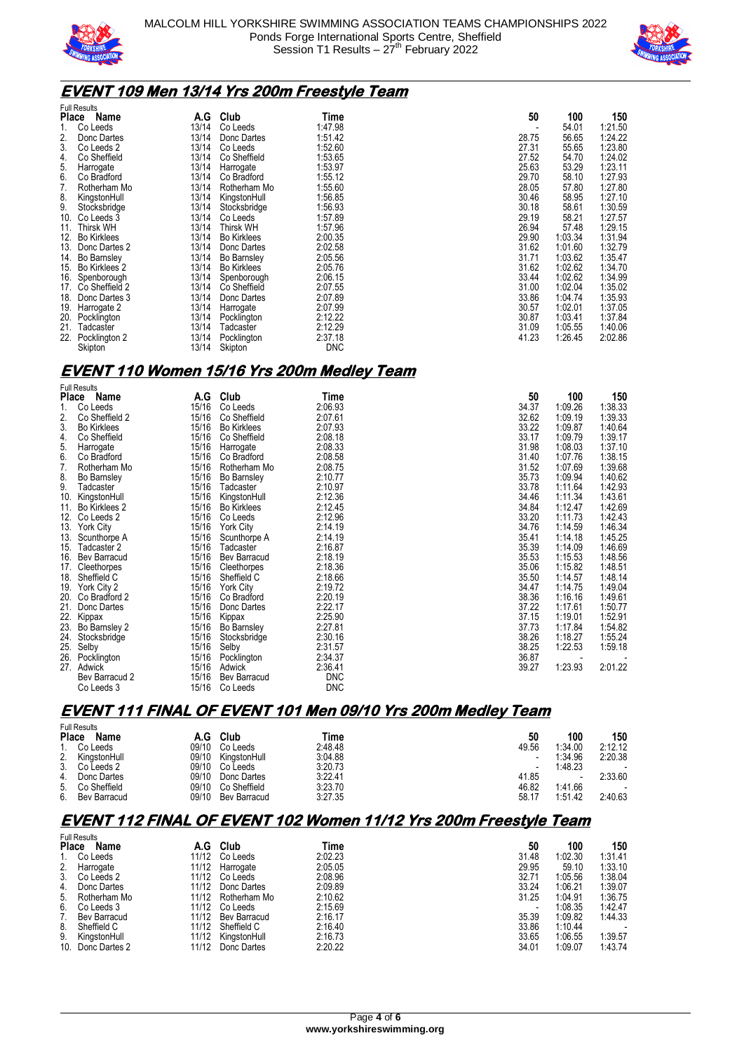MALCOLM HILL YORKSHIRE SWIMMING ASSOCIATION TEAMS CHAMPIONSHIPS 2022
Ponds Forge International Sports Centre, Sheffield
Session T1 Results – 27th February 2022

## EVENT 109 Men 13/14 Yrs 200m Freestyle Team

Full Results

| Place | Name | A.G | Club | Time | 50 | 100 | 150 |
|---|---|---|---|---|---|---|---|
| 1. | Co Leeds | 13/14 | Co Leeds | 1:47.98 | - | 54.01 | 1:21.50 |
| 2. | Donc Dartes | 13/14 | Donc Dartes | 1:51.42 | 28.75 | 56.65 | 1:24.22 |
| 3. | Co Leeds 2 | 13/14 | Co Leeds | 1:52.60 | 27.31 | 55.65 | 1:23.80 |
| 4. | Co Sheffield | 13/14 | Co Sheffield | 1:53.65 | 27.52 | 54.70 | 1:24.02 |
| 5. | Harrogate | 13/14 | Harrogate | 1:53.97 | 25.63 | 53.29 | 1:23.11 |
| 6. | Co Bradford | 13/14 | Co Bradford | 1:55.12 | 29.70 | 58.10 | 1:27.93 |
| 7. | Rotherham Mo | 13/14 | Rotherham Mo | 1:55.60 | 28.05 | 57.80 | 1:27.80 |
| 8. | KingstonHull | 13/14 | KingstonHull | 1:56.85 | 30.46 | 58.95 | 1:27.10 |
| 9. | Stocksbridge | 13/14 | Stocksbridge | 1:56.93 | 30.18 | 58.61 | 1:30.59 |
| 10. | Co Leeds 3 | 13/14 | Co Leeds | 1:57.89 | 29.19 | 58.21 | 1:27.57 |
| 11. | Thirsk WH | 13/14 | Thirsk WH | 1:57.96 | 26.94 | 57.48 | 1:29.15 |
| 12. | Bo Kirklees | 13/14 | Bo Kirklees | 2:00.35 | 29.90 | 1:03.34 | 1:31.94 |
| 13. | Donc Dartes 2 | 13/14 | Donc Dartes | 2:02.58 | 31.62 | 1:01.60 | 1:32.79 |
| 14. | Bo Barnsley | 13/14 | Bo Barnsley | 2:05.56 | 31.71 | 1:03.62 | 1:35.47 |
| 15. | Bo Kirklees 2 | 13/14 | Bo Kirklees | 2:05.76 | 31.62 | 1:02.62 | 1:34.70 |
| 16. | Spenborough | 13/14 | Spenborough | 2:06.15 | 33.44 | 1:02.62 | 1:34.99 |
| 17. | Co Sheffield 2 | 13/14 | Co Sheffield | 2:07.55 | 31.00 | 1:02.04 | 1:35.02 |
| 18. | Donc Dartes 3 | 13/14 | Donc Dartes | 2:07.89 | 33.86 | 1:04.74 | 1:35.93 |
| 19. | Harrogate 2 | 13/14 | Harrogate | 2:07.99 | 30.57 | 1:02.01 | 1:37.05 |
| 20. | Pocklington | 13/14 | Pocklington | 2:12.22 | 30.87 | 1:03.41 | 1:37.84 |
| 21. | Tadcaster | 13/14 | Tadcaster | 2:12.29 | 31.09 | 1:05.55 | 1:40.06 |
| 22. | Pocklington 2 | 13/14 | Pocklington | 2:37.18 | 41.23 | 1:26.45 | 2:02.86 |
| | Skipton | 13/14 | Skipton | DNC | | | |

## EVENT 110 Women 15/16 Yrs 200m Medley Team

Full Results

| Place | Name | A.G | Club | Time | 50 | 100 | 150 |
|---|---|---|---|---|---|---|---|
| 1. | Co Leeds | 15/16 | Co Leeds | 2:06.93 | 34.37 | 1:09.26 | 1:38.33 |
| 2. | Co Sheffield 2 | 15/16 | Co Sheffield | 2:07.61 | 32.62 | 1:09.19 | 1:39.33 |
| 3. | Bo Kirklees | 15/16 | Bo Kirklees | 2:07.93 | 33.22 | 1:09.87 | 1:40.64 |
| 4. | Co Sheffield | 15/16 | Co Sheffield | 2:08.18 | 33.17 | 1:09.79 | 1:39.17 |
| 5. | Harrogate | 15/16 | Harrogate | 2:08.33 | 31.98 | 1:08.03 | 1:37.10 |
| 6. | Co Bradford | 15/16 | Co Bradford | 2:08.58 | 31.40 | 1:07.76 | 1:38.15 |
| 7. | Rotherham Mo | 15/16 | Rotherham Mo | 2:08.75 | 31.52 | 1:07.69 | 1:39.68 |
| 8. | Bo Barnsley | 15/16 | Bo Barnsley | 2:10.77 | 35.73 | 1:09.94 | 1:40.62 |
| 9. | Tadcaster | 15/16 | Tadcaster | 2:10.97 | 33.78 | 1:11.64 | 1:42.93 |
| 10. | KingstonHull | 15/16 | KingstonHull | 2:12.36 | 34.46 | 1:11.34 | 1:43.61 |
| 11. | Bo Kirklees 2 | 15/16 | Bo Kirklees | 2:12.45 | 34.84 | 1:12.47 | 1:42.69 |
| 12. | Co Leeds 2 | 15/16 | Co Leeds | 2:12.96 | 33.20 | 1:11.73 | 1:42.43 |
| 13. | York City | 15/16 | York City | 2:14.19 | 34.76 | 1:14.59 | 1:46.34 |
| 13. | Scunthorpe A | 15/16 | Scunthorpe A | 2:14.19 | 35.41 | 1:14.18 | 1:45.25 |
| 15. | Tadcaster 2 | 15/16 | Tadcaster | 2:16.87 | 35.39 | 1:14.09 | 1:46.69 |
| 16. | Bev Barracud | 15/16 | Bev Barracud | 2:18.19 | 35.53 | 1:15.53 | 1:48.56 |
| 17. | Cleethorpes | 15/16 | Cleethorpes | 2:18.36 | 35.06 | 1:15.82 | 1:48.51 |
| 18. | Sheffield C | 15/16 | Sheffield C | 2:18.66 | 35.50 | 1:14.57 | 1:48.14 |
| 19. | York City 2 | 15/16 | York City | 2:19.72 | 34.47 | 1:14.75 | 1:49.04 |
| 20. | Co Bradford 2 | 15/16 | Co Bradford | 2:20.19 | 38.36 | 1:16.16 | 1:49.61 |
| 21. | Donc Dartes | 15/16 | Donc Dartes | 2:22.17 | 37.22 | 1:17.61 | 1:50.77 |
| 22. | Kippax | 15/16 | Kippax | 2:25.90 | 37.15 | 1:19.01 | 1:52.91 |
| 23. | Bo Barnsley 2 | 15/16 | Bo Barnsley | 2:27.81 | 37.73 | 1:17.84 | 1:54.82 |
| 24. | Stocksbridge | 15/16 | Stocksbridge | 2:30.16 | 38.26 | 1:18.27 | 1:55.24 |
| 25. | Selby | 15/16 | Selby | 2:31.57 | 38.25 | 1:22.53 | 1:59.18 |
| 26. | Pocklington | 15/16 | Pocklington | 2:34.37 | 36.87 | - | - |
| 27. | Adwick | 15/16 | Adwick | 2:36.41 | 39.27 | 1:23.93 | 2:01.22 |
| | Bev Barracud 2 | 15/16 | Bev Barracud | DNC | | | |
| | Co Leeds 3 | 15/16 | Co Leeds | DNC | | | |

## EVENT 111 FINAL OF EVENT 101 Men 09/10 Yrs 200m Medley Team

Full Results

| Place | Name | A.G | Club | Time | 50 | 100 | 150 |
|---|---|---|---|---|---|---|---|
| 1. | Co Leeds | 09/10 | Co Leeds | 2:48.48 | 49.56 | 1:34.00 | 2:12.12 |
| 2. | KingstonHull | 09/10 | KingstonHull | 3:04.88 | - | 1:34.96 | 2:20.38 |
| 3. | Co Leeds 2 | 09/10 | Co Leeds | 3:20.73 | - | 1:48.23 | - |
| 4. | Donc Dartes | 09/10 | Donc Dartes | 3:22.41 | 41.85 | - | 2:33.60 |
| 5. | Co Sheffield | 09/10 | Co Sheffield | 3:23.70 | 46.82 | 1:41.66 | - |
| 6. | Bev Barracud | 09/10 | Bev Barracud | 3:27.35 | 58.17 | 1:51.42 | 2:40.63 |

## EVENT 112 FINAL OF EVENT 102 Women 11/12 Yrs 200m Freestyle Team

Full Results

| Place | Name | A.G | Club | Time | 50 | 100 | 150 |
|---|---|---|---|---|---|---|---|
| 1. | Co Leeds | 11/12 | Co Leeds | 2:02.23 | 31.48 | 1:02.30 | 1:31.41 |
| 2. | Harrogate | 11/12 | Harrogate | 2:05.05 | 29.95 | 59.10 | 1:33.10 |
| 3. | Co Leeds 2 | 11/12 | Co Leeds | 2:08.96 | 32.71 | 1:05.56 | 1:38.04 |
| 4. | Donc Dartes | 11/12 | Donc Dartes | 2:09.89 | 33.24 | 1:06.21 | 1:39.07 |
| 5. | Rotherham Mo | 11/12 | Rotherham Mo | 2:10.62 | 31.25 | 1:04.91 | 1:36.75 |
| 6. | Co Leeds 3 | 11/12 | Co Leeds | 2:15.69 | - | 1:08.35 | 1:42.47 |
| 7. | Bev Barracud | 11/12 | Bev Barracud | 2:16.17 | 35.39 | 1:09.82 | 1:44.33 |
| 8. | Sheffield C | 11/12 | Sheffield C | 2:16.40 | 33.86 | 1:10.44 | - |
| 9. | KingstonHull | 11/12 | KingstonHull | 2:16.73 | 33.65 | 1:06.55 | 1:39.57 |
| 10. | Donc Dartes 2 | 11/12 | Donc Dartes | 2:20.22 | 34.01 | 1:09.07 | 1:43.74 |

www.yorkshireswimming.org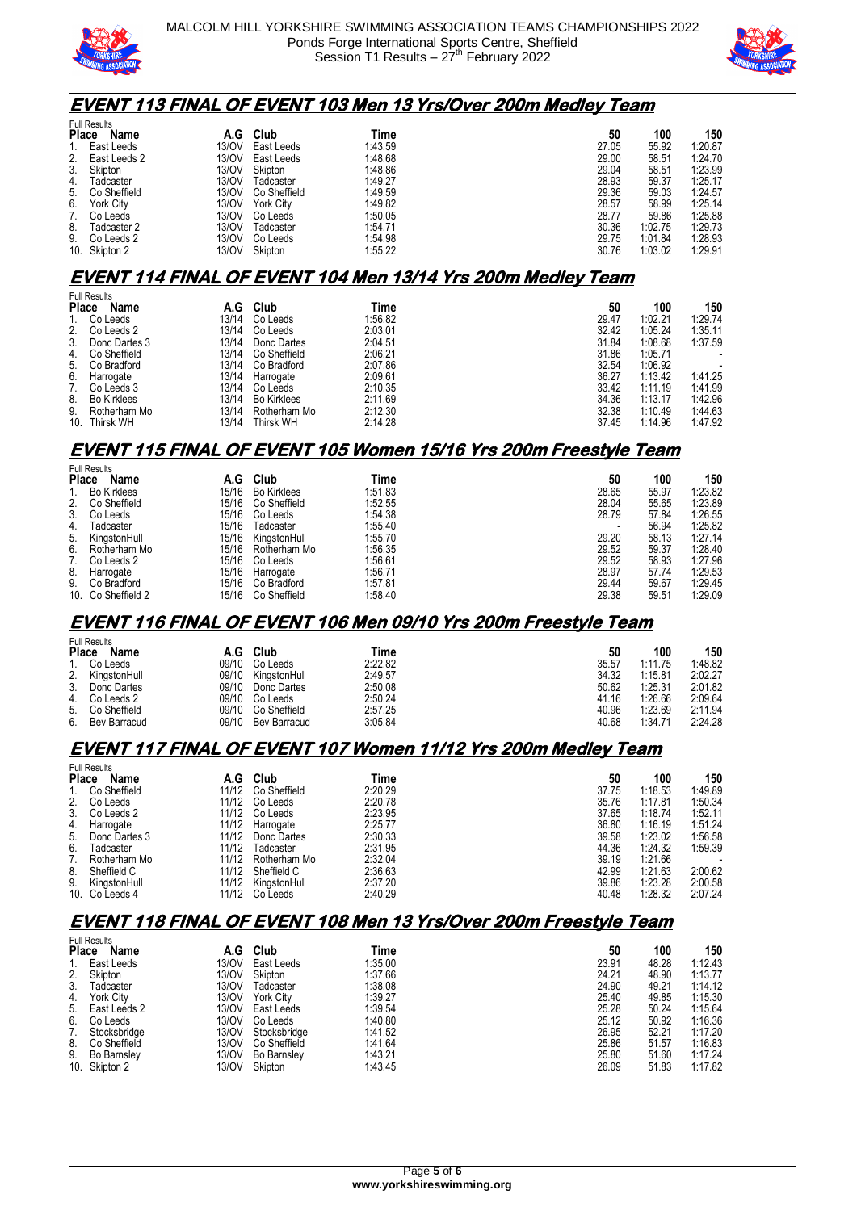MALCOLM HILL YORKSHIRE SWIMMING ASSOCIATION TEAMS CHAMPIONSHIPS 2022
Ponds Forge International Sports Centre, Sheffield
Session T1 Results – 27th February 2022

## EVENT 113 FINAL OF EVENT 103 Men 13 Yrs/Over 200m Medley Team

Full Results

| Place | Name | A.G | Club | Time | 50 | 100 | 150 |
|---|---|---|---|---|---|---|---|
| 1. | East Leeds | 13/OV | East Leeds | 1:43.59 | 27.05 | 55.92 | 1:20.87 |
| 2. | East Leeds 2 | 13/OV | East Leeds | 1:48.68 | 29.00 | 58.51 | 1:24.70 |
| 3. | Skipton | 13/OV | Skipton | 1:48.86 | 29.04 | 58.51 | 1:23.99 |
| 4. | Tadcaster | 13/OV | Tadcaster | 1:49.27 | 28.93 | 59.37 | 1:25.17 |
| 5. | Co Sheffield | 13/OV | Co Sheffield | 1:49.59 | 29.36 | 59.03 | 1:24.57 |
| 6. | York City | 13/OV | York City | 1:49.82 | 28.57 | 58.99 | 1:25.14 |
| 7. | Co Leeds | 13/OV | Co Leeds | 1:50.05 | 28.77 | 59.86 | 1:25.88 |
| 8. | Tadcaster 2 | 13/OV | Tadcaster | 1:54.71 | 30.36 | 1:02.75 | 1:29.73 |
| 9. | Co Leeds 2 | 13/OV | Co Leeds | 1:54.98 | 29.75 | 1:01.84 | 1:28.93 |
| 10. | Skipton 2 | 13/OV | Skipton | 1:55.22 | 30.76 | 1:03.02 | 1:29.91 |

## EVENT 114 FINAL OF EVENT 104 Men 13/14 Yrs 200m Medley Team

Full Results

| Place | Name | A.G | Club | Time | 50 | 100 | 150 |
|---|---|---|---|---|---|---|---|
| 1. | Co Leeds | 13/14 | Co Leeds | 1:56.82 | 29.47 | 1:02.21 | 1:29.74 |
| 2. | Co Leeds 2 | 13/14 | Co Leeds | 2:03.01 | 32.42 | 1:05.24 | 1:35.11 |
| 3. | Donc Dartes 3 | 13/14 | Donc Dartes | 2:04.51 | 31.84 | 1:08.68 | 1:37.59 |
| 4. | Co Sheffield | 13/14 | Co Sheffield | 2:06.21 | 31.86 | 1:05.71 | - |
| 5. | Co Bradford | 13/14 | Co Bradford | 2:07.86 | 32.54 | 1:06.92 | - |
| 6. | Harrogate | 13/14 | Harrogate | 2:09.61 | 36.27 | 1:13.42 | 1:41.25 |
| 7. | Co Leeds 3 | 13/14 | Co Leeds | 2:10.35 | 33.42 | 1:11.19 | 1:41.99 |
| 8. | Bo Kirklees | 13/14 | Bo Kirklees | 2:11.69 | 34.36 | 1:13.17 | 1:42.96 |
| 9. | Rotherham Mo | 13/14 | Rotherham Mo | 2:12.30 | 32.38 | 1:10.49 | 1:44.63 |
| 10. | Thirsk WH | 13/14 | Thirsk WH | 2:14.28 | 37.45 | 1:14.96 | 1:47.92 |

## EVENT 115 FINAL OF EVENT 105 Women 15/16 Yrs 200m Freestyle Team

Full Results

| Place | Name | A.G | Club | Time | 50 | 100 | 150 |
|---|---|---|---|---|---|---|---|
| 1. | Bo Kirklees | 15/16 | Bo Kirklees | 1:51.83 | 28.65 | 55.97 | 1:23.82 |
| 2. | Co Sheffield | 15/16 | Co Sheffield | 1:52.55 | 28.04 | 55.65 | 1:23.89 |
| 3. | Co Leeds | 15/16 | Co Leeds | 1:54.38 | 28.79 | 57.84 | 1:26.55 |
| 4. | Tadcaster | 15/16 | Tadcaster | 1:55.40 | - | 56.94 | 1:25.82 |
| 5. | KingstonHull | 15/16 | KingstonHull | 1:55.70 | 29.20 | 58.13 | 1:27.14 |
| 6. | Rotherham Mo | 15/16 | Rotherham Mo | 1:56.35 | 29.52 | 59.37 | 1:28.40 |
| 7. | Co Leeds 2 | 15/16 | Co Leeds | 1:56.61 | 29.52 | 58.93 | 1:27.96 |
| 8. | Harrogate | 15/16 | Harrogate | 1:56.71 | 28.97 | 57.74 | 1:29.53 |
| 9. | Co Bradford | 15/16 | Co Bradford | 1:57.81 | 29.44 | 59.67 | 1:29.45 |
| 10. | Co Sheffield 2 | 15/16 | Co Sheffield | 1:58.40 | 29.38 | 59.51 | 1:29.09 |

## EVENT 116 FINAL OF EVENT 106 Men 09/10 Yrs 200m Freestyle Team

Full Results

| Place | Name | A.G | Club | Time | 50 | 100 | 150 |
|---|---|---|---|---|---|---|---|
| 1. | Co Leeds | 09/10 | Co Leeds | 2:22.82 | 35.57 | 1:11.75 | 1:48.82 |
| 2. | KingstonHull | 09/10 | KingstonHull | 2:49.57 | 34.32 | 1:15.81 | 2:02.27 |
| 3. | Donc Dartes | 09/10 | Donc Dartes | 2:50.08 | 50.62 | 1:25.31 | 2:01.82 |
| 4. | Co Leeds 2 | 09/10 | Co Leeds | 2:50.24 | 41.16 | 1:26.66 | 2:09.64 |
| 5. | Co Sheffield | 09/10 | Co Sheffield | 2:57.25 | 40.96 | 1:23.69 | 2:11.94 |
| 6. | Bev Barracud | 09/10 | Bev Barracud | 3:05.84 | 40.68 | 1:34.71 | 2:24.28 |

## EVENT 117 FINAL OF EVENT 107 Women 11/12 Yrs 200m Medley Team

Full Results

| Place | Name | A.G | Club | Time | 50 | 100 | 150 |
|---|---|---|---|---|---|---|---|
| 1. | Co Sheffield | 11/12 | Co Sheffield | 2:20.29 | 37.75 | 1:18.53 | 1:49.89 |
| 2. | Co Leeds | 11/12 | Co Leeds | 2:20.78 | 35.76 | 1:17.81 | 1:50.34 |
| 3. | Co Leeds 2 | 11/12 | Co Leeds | 2:23.95 | 37.65 | 1:18.74 | 1:52.11 |
| 4. | Harrogate | 11/12 | Harrogate | 2:25.77 | 36.80 | 1:16.19 | 1:51.24 |
| 5. | Donc Dartes 3 | 11/12 | Donc Dartes | 2:30.33 | 39.58 | 1:23.02 | 1:56.58 |
| 6. | Tadcaster | 11/12 | Tadcaster | 2:31.95 | 44.36 | 1:24.32 | 1:59.39 |
| 7. | Rotherham Mo | 11/12 | Rotherham Mo | 2:32.04 | 39.19 | 1:21.66 | - |
| 8. | Sheffield C | 11/12 | Sheffield C | 2:36.63 | 42.99 | 1:21.63 | 2:00.62 |
| 9. | KingstonHull | 11/12 | KingstonHull | 2:37.20 | 39.86 | 1:23.28 | 2:00.58 |
| 10. | Co Leeds 4 | 11/12 | Co Leeds | 2:40.29 | 40.48 | 1:28.32 | 2:07.24 |

## EVENT 118 FINAL OF EVENT 108 Men 13 Yrs/Over 200m Freestyle Team

Full Results

| Place | Name | A.G | Club | Time | 50 | 100 | 150 |
|---|---|---|---|---|---|---|---|
| 1. | East Leeds | 13/OV | East Leeds | 1:35.00 | 23.91 | 48.28 | 1:12.43 |
| 2. | Skipton | 13/OV | Skipton | 1:37.66 | 24.21 | 48.90 | 1:13.77 |
| 3. | Tadcaster | 13/OV | Tadcaster | 1:38.08 | 24.90 | 49.21 | 1:14.12 |
| 4. | York City | 13/OV | York City | 1:39.27 | 25.40 | 49.85 | 1:15.30 |
| 5. | East Leeds 2 | 13/OV | East Leeds | 1:39.54 | 25.28 | 50.24 | 1:15.64 |
| 6. | Co Leeds | 13/OV | Co Leeds | 1:40.80 | 25.12 | 50.92 | 1:16.36 |
| 7. | Stocksbridge | 13/OV | Stocksbridge | 1:41.52 | 26.95 | 52.21 | 1:17.20 |
| 8. | Co Sheffield | 13/OV | Co Sheffield | 1:41.64 | 25.86 | 51.57 | 1:16.83 |
| 9. | Bo Barnsley | 13/OV | Bo Barnsley | 1:43.21 | 25.80 | 51.60 | 1:17.24 |
| 10. | Skipton 2 | 13/OV | Skipton | 1:43.45 | 26.09 | 51.83 | 1:17.82 |

www.yorkshireswimming.org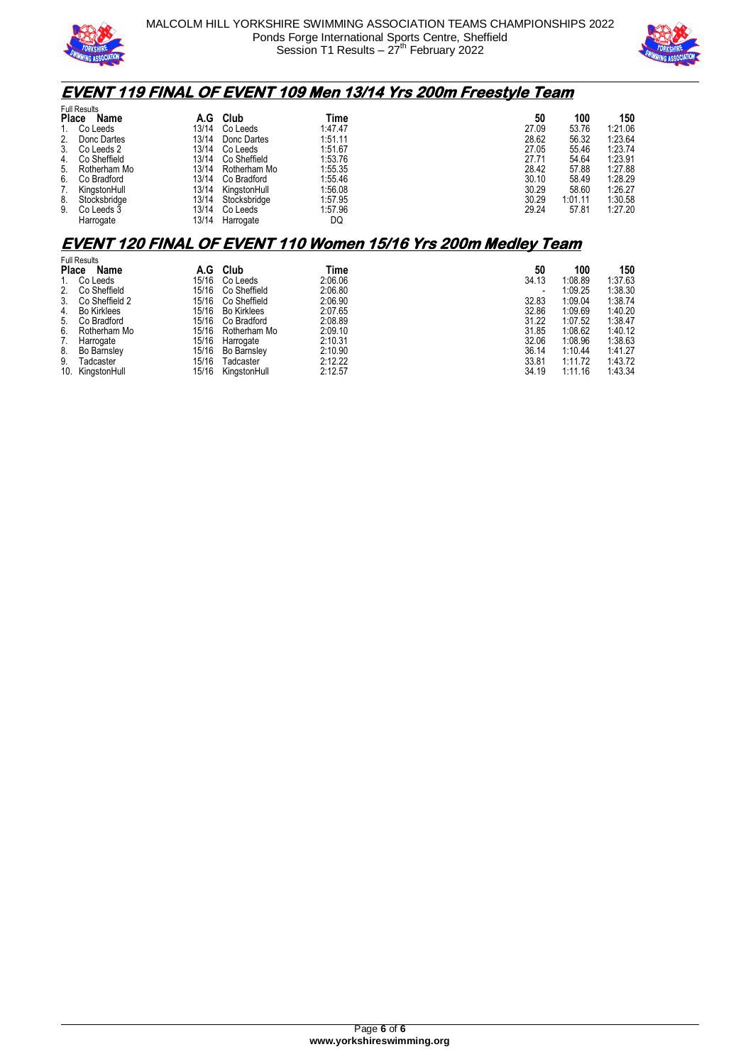## EVENT 119 FINAL OF EVENT 109 Men 13/14 Yrs 200m Freestyle Team

Full Results

| Place | Name | A.G | Club | Time | 50 | 100 | 150 |
|---|---|---|---|---|---|---|---|
| 1. | Co Leeds | 13/14 | Co Leeds | 1:47.47 | 27.09 | 53.76 | 1:21.06 |
| 2. | Donc Dartes | 13/14 | Donc Dartes | 1:51.11 | 28.62 | 56.32 | 1:23.64 |
| 3. | Co Leeds 2 | 13/14 | Co Leeds | 1:51.67 | 27.05 | 55.46 | 1:23.74 |
| 4. | Co Sheffield | 13/14 | Co Sheffield | 1:53.76 | 27.71 | 54.64 | 1:23.91 |
| 5. | Rotherham Mo | 13/14 | Rotherham Mo | 1:55.35 | 28.42 | 57.88 | 1:27.88 |
| 6. | Co Bradford | 13/14 | Co Bradford | 1:55.46 | 30.10 | 58.49 | 1:28.29 |
| 7. | KingstonHull | 13/14 | KingstonHull | 1:56.08 | 30.29 | 58.60 | 1:26.27 |
| 8. | Stocksbridge | 13/14 | Stocksbridge | 1:57.95 | 30.29 | 1:01.11 | 1:30.58 |
| 9. | Co Leeds 3 | 13/14 | Co Leeds | 1:57.96 | 29.24 | 57.81 | 1:27.20 |
| | Harrogate | 13/14 | Harrogate | DQ | | | |

## EVENT 120 FINAL OF EVENT 110 Women 15/16 Yrs 200m Medley Team

Full Results

| Place | Name | A.G | Club | Time | 50 | 100 | 150 |
|---|---|---|---|---|---|---|---|
| 1. | Co Leeds | 15/16 | Co Leeds | 2:06.06 | 34.13 | 1:08.89 | 1:37.63 |
| 2. | Co Sheffield | 15/16 | Co Sheffield | 2:06.80 | - | 1:09.25 | 1:38.30 |
| 3. | Co Sheffield 2 | 15/16 | Co Sheffield | 2:06.90 | 32.83 | 1:09.04 | 1:38.74 |
| 4. | Bo Kirklees | 15/16 | Bo Kirklees | 2:07.65 | 32.86 | 1:09.69 | 1:40.20 |
| 5. | Co Bradford | 15/16 | Co Bradford | 2:08.89 | 31.22 | 1:07.52 | 1:38.47 |
| 6. | Rotherham Mo | 15/16 | Rotherham Mo | 2:09.10 | 31.85 | 1:08.62 | 1:40.12 |
| 7. | Harrogate | 15/16 | Harrogate | 2:10.31 | 32.06 | 1:08.96 | 1:38.63 |
| 8. | Bo Barnsley | 15/16 | Bo Barnsley | 2:10.90 | 36.14 | 1:10.44 | 1:41.27 |
| 9. | Tadcaster | 15/16 | Tadcaster | 2:12.22 | 33.81 | 1:11.72 | 1:43.72 |
| 10. | KingstonHull | 15/16 | KingstonHull | 2:12.57 | 34.19 | 1:11.16 | 1:43.34 |